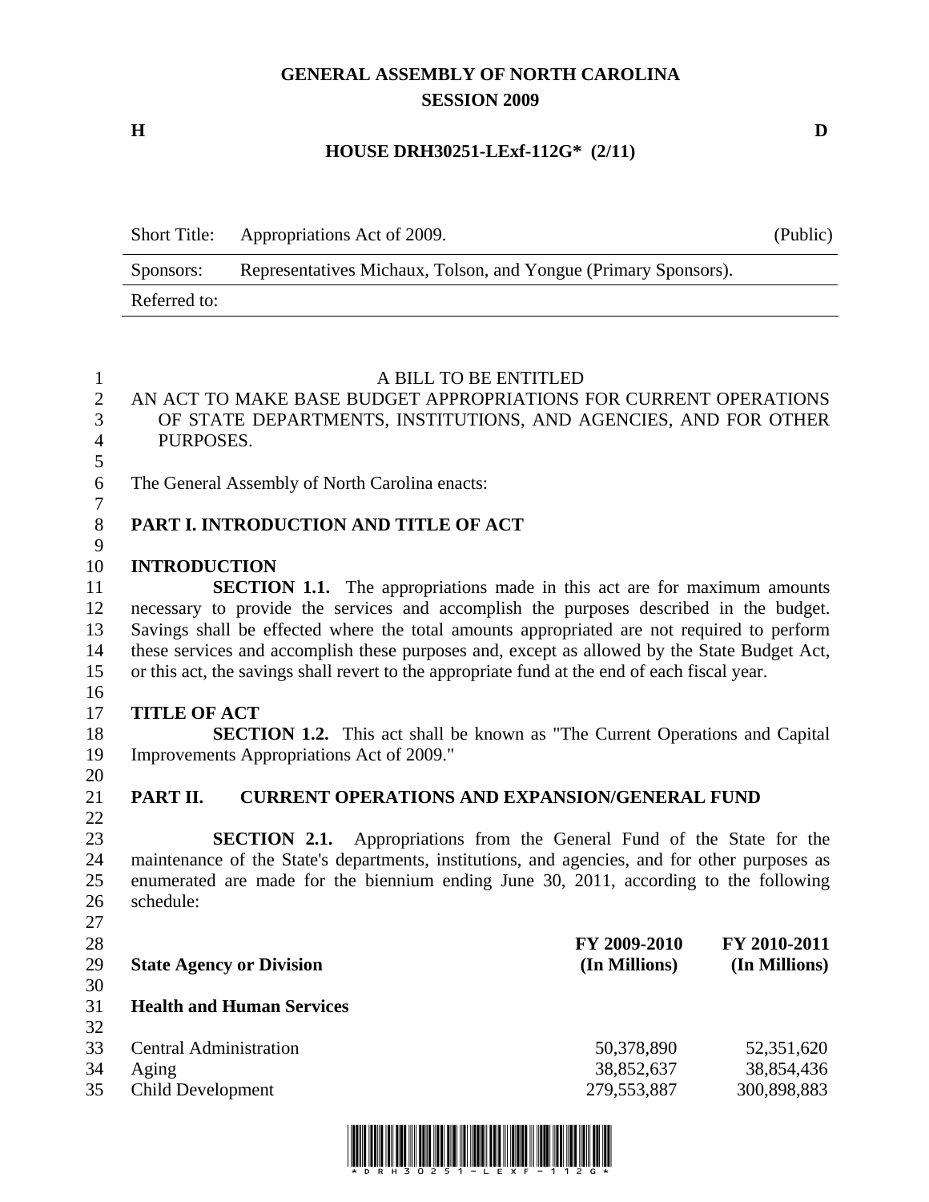**GENERAL ASSEMBLY OF NORTH CAROLINA**
**SESSION 2009**

**H** **D**

**HOUSE DRH30251-LExf-112G* (2/11)**

| Short Title: | Appropriations Act of 2009. | (Public) |
|---|---|---|
| Sponsors: | Representatives Michaux, Tolson, and Yongue (Primary Sponsors). | |
| Referred to: | | |

A BILL TO BE ENTITLED

AN ACT TO MAKE BASE BUDGET APPROPRIATIONS FOR CURRENT OPERATIONS OF STATE DEPARTMENTS, INSTITUTIONS, AND AGENCIES, AND FOR OTHER PURPOSES.

The General Assembly of North Carolina enacts:

## PART I. INTRODUCTION AND TITLE OF ACT

### INTRODUCTION

**SECTION 1.1.** The appropriations made in this act are for maximum amounts necessary to provide the services and accomplish the purposes described in the budget. Savings shall be effected where the total amounts appropriated are not required to perform these services and accomplish these purposes and, except as allowed by the State Budget Act, or this act, the savings shall revert to the appropriate fund at the end of each fiscal year.

### TITLE OF ACT

**SECTION 1.2.** This act shall be known as "The Current Operations and Capital Improvements Appropriations Act of 2009."

## PART II. CURRENT OPERATIONS AND EXPANSION/GENERAL FUND

**SECTION 2.1.** Appropriations from the General Fund of the State for the maintenance of the State's departments, institutions, and agencies, and for other purposes as enumerated are made for the biennium ending June 30, 2011, according to the following schedule:

| State Agency or Division | FY 2009-2010 (In Millions) | FY 2010-2011 (In Millions) |
|---|---|---|
| **Health and Human Services** | | |
| Central Administration | 50,378,890 | 52,351,620 |
| Aging | 38,852,637 | 38,854,436 |
| Child Development | 279,553,887 | 300,898,883 |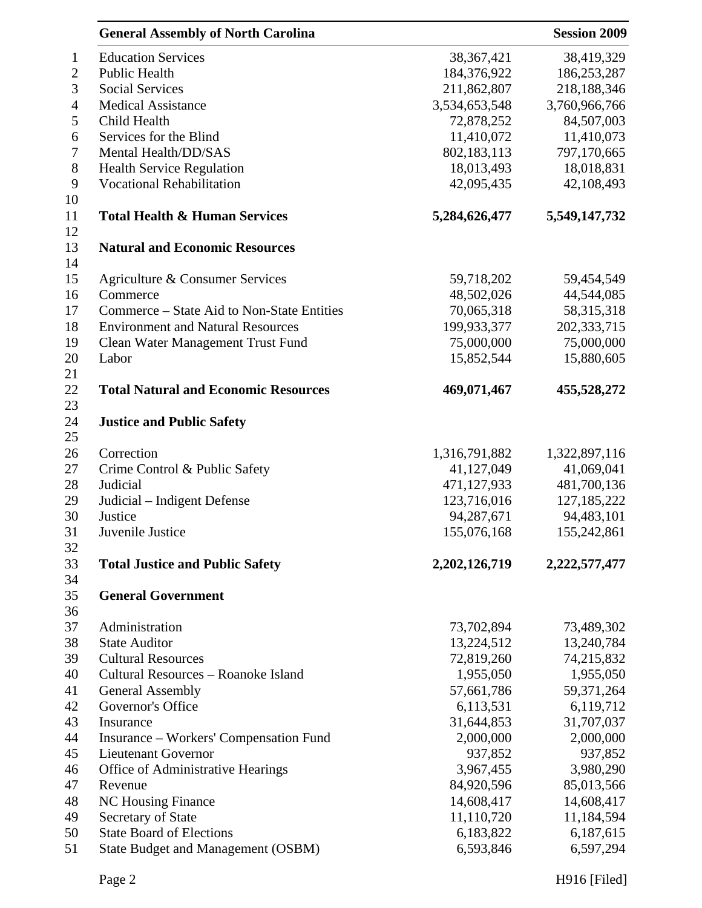| | | |
|---|---|---|
| Education Services | 38,367,421 | 38,419,329 |
| Public Health | 184,376,922 | 186,253,287 |
| Social Services | 211,862,807 | 218,188,346 |
| Medical Assistance | 3,534,653,548 | 3,760,966,766 |
| Child Health | 72,878,252 | 84,507,003 |
| Services for the Blind | 11,410,072 | 11,410,073 |
| Mental Health/DD/SAS | 802,183,113 | 797,170,665 |
| Health Service Regulation | 18,013,493 | 18,018,831 |
| Vocational Rehabilitation | 42,095,435 | 42,108,493 |
| | | |
| **Total Health & Human Services** | **5,284,626,477** | **5,549,147,732** |
| | | |
| **Natural and Economic Resources** | | |
| | | |
| Agriculture & Consumer Services | 59,718,202 | 59,454,549 |
| Commerce | 48,502,026 | 44,544,085 |
| Commerce – State Aid to Non-State Entities | 70,065,318 | 58,315,318 |
| Environment and Natural Resources | 199,933,377 | 202,333,715 |
| Clean Water Management Trust Fund | 75,000,000 | 75,000,000 |
| Labor | 15,852,544 | 15,880,605 |
| | | |
| **Total Natural and Economic Resources** | **469,071,467** | **455,528,272** |
| | | |
| **Justice and Public Safety** | | |
| | | |
| Correction | 1,316,791,882 | 1,322,897,116 |
| Crime Control & Public Safety | 41,127,049 | 41,069,041 |
| Judicial | 471,127,933 | 481,700,136 |
| Judicial – Indigent Defense | 123,716,016 | 127,185,222 |
| Justice | 94,287,671 | 94,483,101 |
| Juvenile Justice | 155,076,168 | 155,242,861 |
| | | |
| **Total Justice and Public Safety** | **2,202,126,719** | **2,222,577,477** |
| | | |
| **General Government** | | |
| | | |
| Administration | 73,702,894 | 73,489,302 |
| State Auditor | 13,224,512 | 13,240,784 |
| Cultural Resources | 72,819,260 | 74,215,832 |
| Cultural Resources – Roanoke Island | 1,955,050 | 1,955,050 |
| General Assembly | 57,661,786 | 59,371,264 |
| Governor's Office | 6,113,531 | 6,119,712 |
| Insurance | 31,644,853 | 31,707,037 |
| Insurance – Workers' Compensation Fund | 2,000,000 | 2,000,000 |
| Lieutenant Governor | 937,852 | 937,852 |
| Office of Administrative Hearings | 3,967,455 | 3,980,290 |
| Revenue | 84,920,596 | 85,013,566 |
| NC Housing Finance | 14,608,417 | 14,608,417 |
| Secretary of State | 11,110,720 | 11,184,594 |
| State Board of Elections | 6,183,822 | 6,187,615 |
| State Budget and Management (OSBM) | 6,593,846 | 6,597,294 |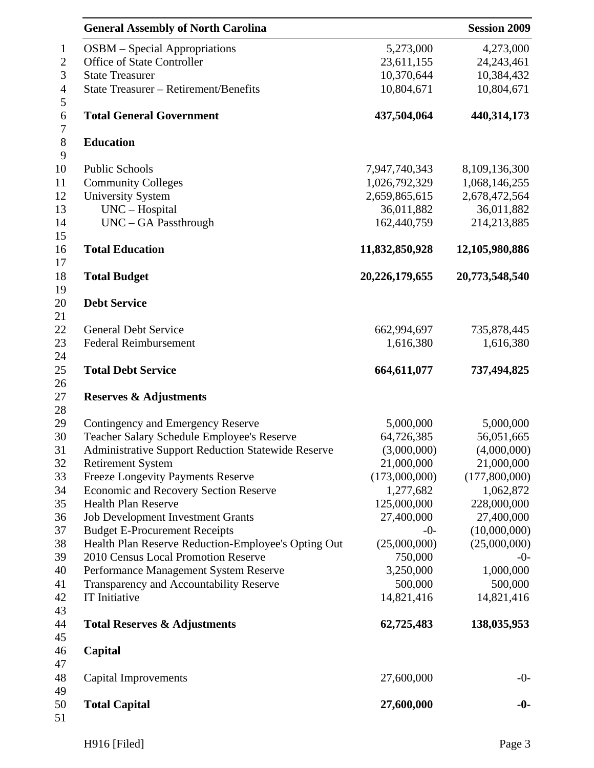| | | |
|---|---|---|
| OSBM – Special Appropriations | 5,273,000 | 4,273,000 |
| Office of State Controller | 23,611,155 | 24,243,461 |
| State Treasurer | 10,370,644 | 10,384,432 |
| State Treasurer – Retirement/Benefits | 10,804,671 | 10,804,671 |
| | | |
| **Total General Government** | **437,504,064** | **440,314,173** |
| | | |
| **Education** | | |
| | | |
| Public Schools | 7,947,740,343 | 8,109,136,300 |
| Community Colleges | 1,026,792,329 | 1,068,146,255 |
| University System | 2,659,865,615 | 2,678,472,564 |
| UNC – Hospital | 36,011,882 | 36,011,882 |
| UNC – GA Passthrough | 162,440,759 | 214,213,885 |
| | | |
| **Total Education** | **11,832,850,928** | **12,105,980,886** |
| | | |
| **Total Budget** | **20,226,179,655** | **20,773,548,540** |
| | | |
| **Debt Service** | | |
| | | |
| General Debt Service | 662,994,697 | 735,878,445 |
| Federal Reimbursement | 1,616,380 | 1,616,380 |
| | | |
| **Total Debt Service** | **664,611,077** | **737,494,825** |
| | | |
| **Reserves & Adjustments** | | |
| | | |
| Contingency and Emergency Reserve | 5,000,000 | 5,000,000 |
| Teacher Salary Schedule Employee's Reserve | 64,726,385 | 56,051,665 |
| Administrative Support Reduction Statewide Reserve | (3,000,000) | (4,000,000) |
| Retirement System | 21,000,000 | 21,000,000 |
| Freeze Longevity Payments Reserve | (173,000,000) | (177,800,000) |
| Economic and Recovery Section Reserve | 1,277,682 | 1,062,872 |
| Health Plan Reserve | 125,000,000 | 228,000,000 |
| Job Development Investment Grants | 27,400,000 | 27,400,000 |
| Budget E-Procurement Receipts | -0- | (10,000,000) |
| Health Plan Reserve Reduction-Employee's Opting Out | (25,000,000) | (25,000,000) |
| 2010 Census Local Promotion Reserve | 750,000 | -0- |
| Performance Management System Reserve | 3,250,000 | 1,000,000 |
| Transparency and Accountability Reserve | 500,000 | 500,000 |
| IT Initiative | 14,821,416 | 14,821,416 |
| | | |
| **Total Reserves & Adjustments** | **62,725,483** | **138,035,953** |
| | | |
| **Capital** | | |
| | | |
| Capital Improvements | 27,600,000 | -0- |
| | | |
| **Total Capital** | **27,600,000** | **-0-** |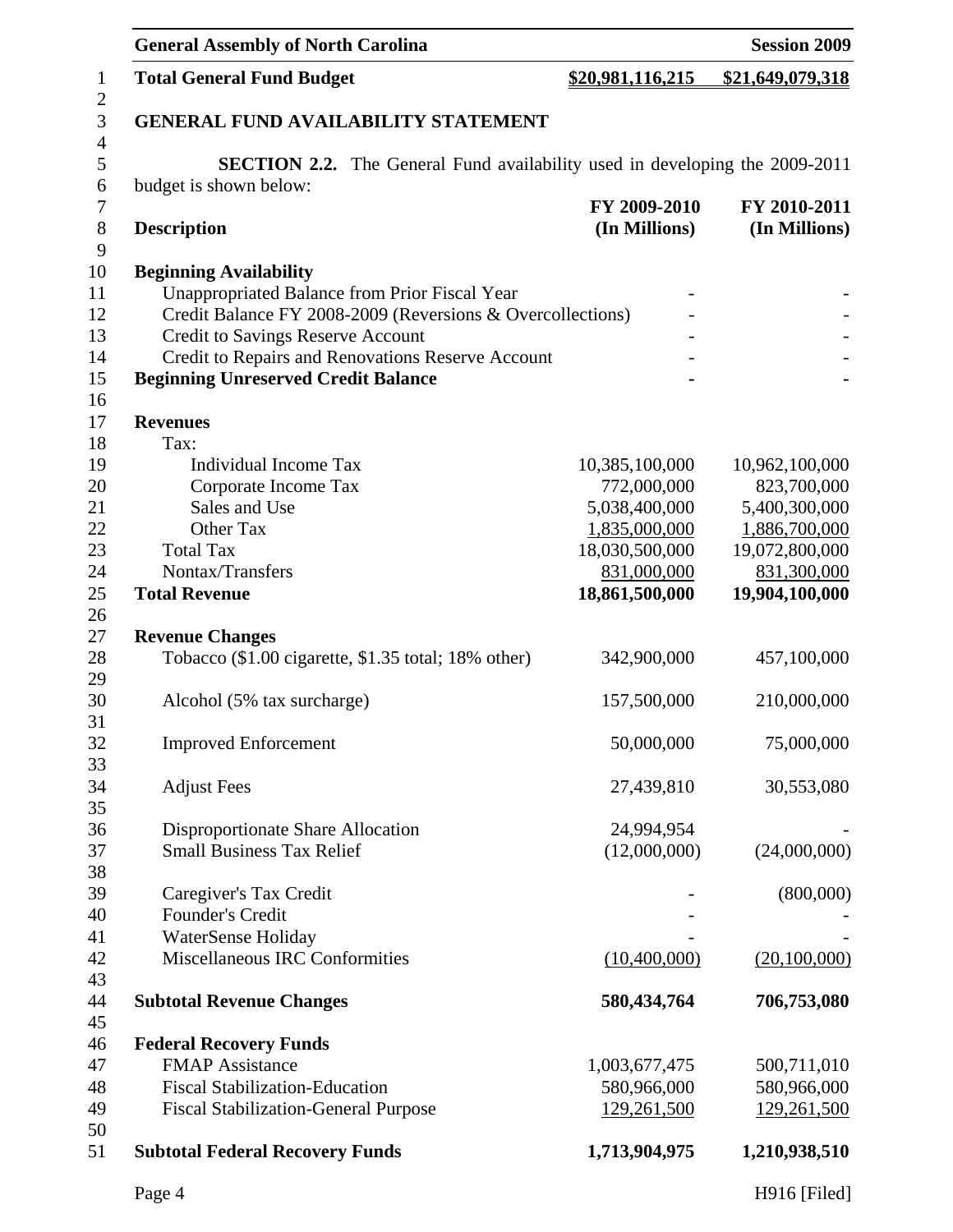| **Total General Fund Budget** | **$20,981,116,215** | **$21,649,079,318** |
|---|---|---|

## GENERAL FUND AVAILABILITY STATEMENT

**SECTION 2.2.** The General Fund availability used in developing the 2009-2011 budget is shown below:

| **Description** | **FY 2009-2010 (In Millions)** | **FY 2010-2011 (In Millions)** |
|---|---|---|
| **Beginning Availability** | | |
| Unappropriated Balance from Prior Fiscal Year | - | - |
| Credit Balance FY 2008-2009 (Reversions & Overcollections) | - | - |
| Credit to Savings Reserve Account | - | - |
| Credit to Repairs and Renovations Reserve Account | - | - |
| **Beginning Unreserved Credit Balance** | **-** | **-** |
| | | |
| **Revenues** | | |
| Tax: | | |
| Individual Income Tax | 10,385,100,000 | 10,962,100,000 |
| Corporate Income Tax | 772,000,000 | 823,700,000 |
| Sales and Use | 5,038,400,000 | 5,400,300,000 |
| Other Tax | 1,835,000,000 | 1,886,700,000 |
| Total Tax | 18,030,500,000 | 19,072,800,000 |
| Nontax/Transfers | 831,000,000 | 831,300,000 |
| **Total Revenue** | **18,861,500,000** | **19,904,100,000** |
| | | |
| **Revenue Changes** | | |
| Tobacco ($1.00 cigarette, $1.35 total; 18% other) | 342,900,000 | 457,100,000 |
| Alcohol (5% tax surcharge) | 157,500,000 | 210,000,000 |
| Improved Enforcement | 50,000,000 | 75,000,000 |
| Adjust Fees | 27,439,810 | 30,553,080 |
| Disproportionate Share Allocation | 24,994,954 | - |
| Small Business Tax Relief | (12,000,000) | (24,000,000) |
| Caregiver's Tax Credit | - | (800,000) |
| Founder's Credit | - | - |
| WaterSense Holiday | - | - |
| Miscellaneous IRC Conformities | (10,400,000) | (20,100,000) |
| | | |
| **Subtotal Revenue Changes** | **580,434,764** | **706,753,080** |
| | | |
| **Federal Recovery Funds** | | |
| FMAP Assistance | 1,003,677,475 | 500,711,010 |
| Fiscal Stabilization-Education | 580,966,000 | 580,966,000 |
| Fiscal Stabilization-General Purpose | 129,261,500 | 129,261,500 |
| | | |
| **Subtotal Federal Recovery Funds** | **1,713,904,975** | **1,210,938,510** |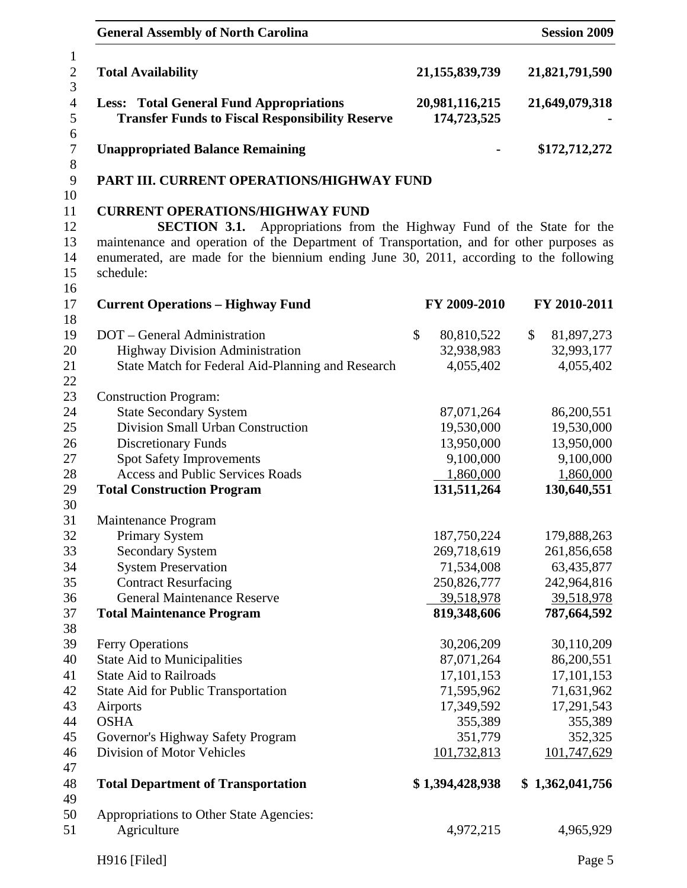| | | |
|---|---|---|
| **Total Availability** | **21,155,839,739** | **21,821,791,590** |
| **Less: Total General Fund Appropriations** | **20,981,116,215** | **21,649,079,318** |
| **Transfer Funds to Fiscal Responsibility Reserve** | **174,723,525** | **-** |
| **Unappropriated Balance Remaining** | **-** | **$172,712,272** |

## PART III. CURRENT OPERATIONS/HIGHWAY FUND

### CURRENT OPERATIONS/HIGHWAY FUND

**SECTION 3.1.** Appropriations from the Highway Fund of the State for the maintenance and operation of the Department of Transportation, and for other purposes as enumerated, are made for the biennium ending June 30, 2011, according to the following schedule:

| **Current Operations – Highway Fund** | **FY 2009-2010** | **FY 2010-2011** |
|---|---|---|
| DOT – General Administration | $ 80,810,522 | $ 81,897,273 |
| Highway Division Administration | 32,938,983 | 32,993,177 |
| State Match for Federal Aid-Planning and Research | 4,055,402 | 4,055,402 |
| Construction Program: | | |
| State Secondary System | 87,071,264 | 86,200,551 |
| Division Small Urban Construction | 19,530,000 | 19,530,000 |
| Discretionary Funds | 13,950,000 | 13,950,000 |
| Spot Safety Improvements | 9,100,000 | 9,100,000 |
| Access and Public Services Roads | 1,860,000 | 1,860,000 |
| **Total Construction Program** | **131,511,264** | **130,640,551** |
| Maintenance Program | | |
| Primary System | 187,750,224 | 179,888,263 |
| Secondary System | 269,718,619 | 261,856,658 |
| System Preservation | 71,534,008 | 63,435,877 |
| Contract Resurfacing | 250,826,777 | 242,964,816 |
| General Maintenance Reserve | 39,518,978 | 39,518,978 |
| **Total Maintenance Program** | **819,348,606** | **787,664,592** |
| Ferry Operations | 30,206,209 | 30,110,209 |
| State Aid to Municipalities | 87,071,264 | 86,200,551 |
| State Aid to Railroads | 17,101,153 | 17,101,153 |
| State Aid for Public Transportation | 71,595,962 | 71,631,962 |
| Airports | 17,349,592 | 17,291,543 |
| OSHA | 355,389 | 355,389 |
| Governor's Highway Safety Program | 351,779 | 352,325 |
| Division of Motor Vehicles | 101,732,813 | 101,747,629 |
| **Total Department of Transportation** | **$ 1,394,428,938** | **$ 1,362,041,756** |
| Appropriations to Other State Agencies: | | |
| Agriculture | 4,972,215 | 4,965,929 |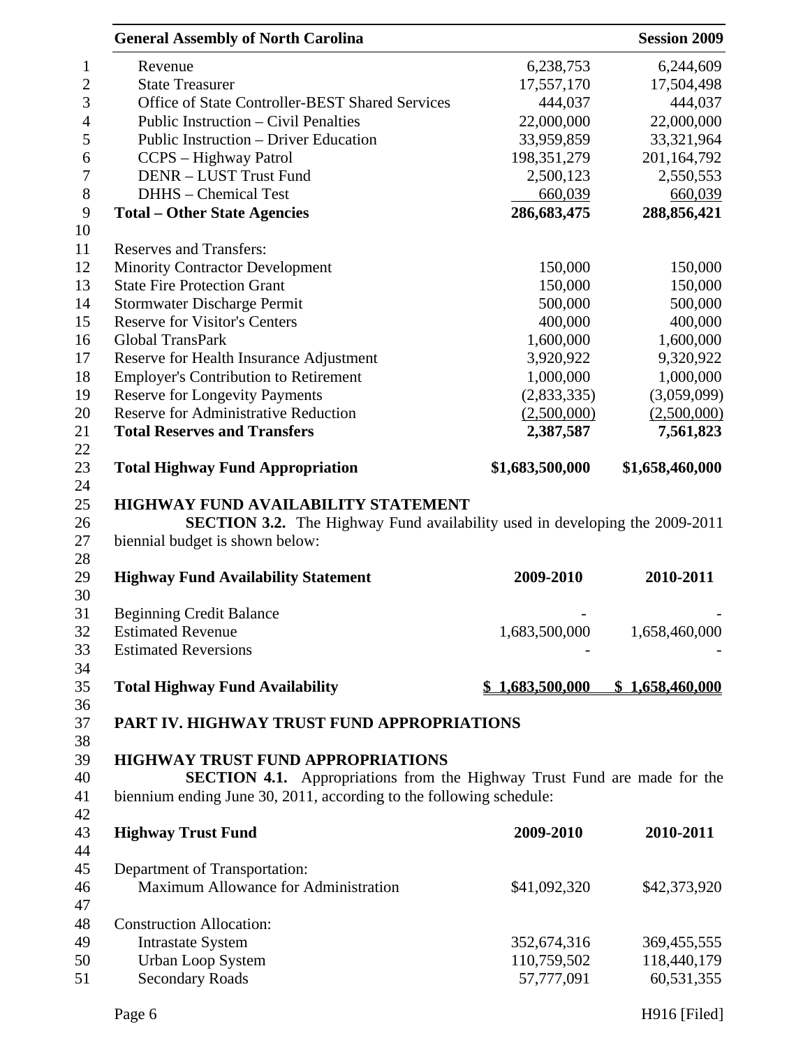| | 2009-2010 | 2010-2011 |
|---|---|---|
| Revenue | 6,238,753 | 6,244,609 |
| State Treasurer | 17,557,170 | 17,504,498 |
| Office of State Controller-BEST Shared Services | 444,037 | 444,037 |
| Public Instruction – Civil Penalties | 22,000,000 | 22,000,000 |
| Public Instruction – Driver Education | 33,959,859 | 33,321,964 |
| CCPS – Highway Patrol | 198,351,279 | 201,164,792 |
| DENR – LUST Trust Fund | 2,500,123 | 2,550,553 |
| DHHS – Chemical Test | 660,039 | 660,039 |
| **Total – Other State Agencies** | **286,683,475** | **288,856,421** |
| | | |
| Reserves and Transfers: | | |
| Minority Contractor Development | 150,000 | 150,000 |
| State Fire Protection Grant | 150,000 | 150,000 |
| Stormwater Discharge Permit | 500,000 | 500,000 |
| Reserve for Visitor's Centers | 400,000 | 400,000 |
| Global TransPark | 1,600,000 | 1,600,000 |
| Reserve for Health Insurance Adjustment | 3,920,922 | 9,320,922 |
| Employer's Contribution to Retirement | 1,000,000 | 1,000,000 |
| Reserve for Longevity Payments | (2,833,335) | (3,059,099) |
| Reserve for Administrative Reduction | (2,500,000) | (2,500,000) |
| **Total Reserves and Transfers** | **2,387,587** | **7,561,823** |
| | | |
| **Total Highway Fund Appropriation** | **$1,683,500,000** | **$1,658,460,000** |

### HIGHWAY FUND AVAILABILITY STATEMENT

**SECTION 3.2.** The Highway Fund availability used in developing the 2009-2011 biennial budget is shown below:

| **Highway Fund Availability Statement** | **2009-2010** | **2010-2011** |
|---|---|---|
| Beginning Credit Balance | - | - |
| Estimated Revenue | 1,683,500,000 | 1,658,460,000 |
| Estimated Reversions | - | - |
| | | |
| **Total Highway Fund Availability** | **$ 1,683,500,000** | **$ 1,658,460,000** |

## PART IV. HIGHWAY TRUST FUND APPROPRIATIONS

### HIGHWAY TRUST FUND APPROPRIATIONS

**SECTION 4.1.** Appropriations from the Highway Trust Fund are made for the biennium ending June 30, 2011, according to the following schedule:

| **Highway Trust Fund** | **2009-2010** | **2010-2011** |
|---|---|---|
| Department of Transportation: | | |
| Maximum Allowance for Administration | $41,092,320 | $42,373,920 |
| | | |
| Construction Allocation: | | |
| Intrastate System | 352,674,316 | 369,455,555 |
| Urban Loop System | 110,759,502 | 118,440,179 |
| Secondary Roads | 57,777,091 | 60,531,355 |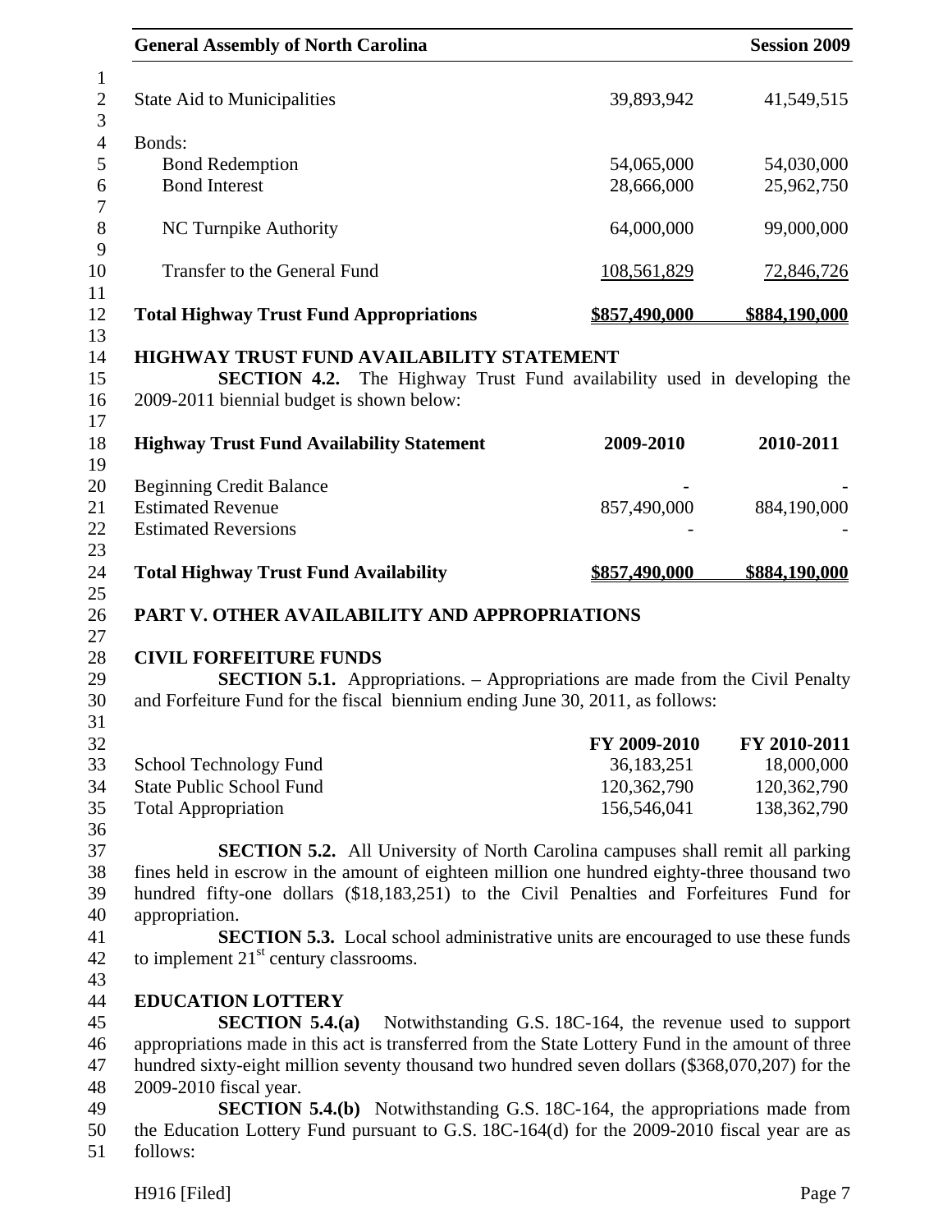| | | |
|---|---|---|
| State Aid to Municipalities | 39,893,942 | 41,549,515 |
| Bonds: | | |
| Bond Redemption | 54,065,000 | 54,030,000 |
| Bond Interest | 28,666,000 | 25,962,750 |
| NC Turnpike Authority | 64,000,000 | 99,000,000 |
| Transfer to the General Fund | 108,561,829 | 72,846,726 |
| **Total Highway Trust Fund Appropriations** | **\$857,490,000** | **\$884,190,000** |

**HIGHWAY TRUST FUND AVAILABILITY STATEMENT**

**SECTION 4.2.** The Highway Trust Fund availability used in developing the 2009-2011 biennial budget is shown below:

| **Highway Trust Fund Availability Statement** | **2009-2010** | **2010-2011** |
|---|---|---|
| Beginning Credit Balance | - | - |
| Estimated Revenue | 857,490,000 | 884,190,000 |
| Estimated Reversions | - | - |
| **Total Highway Trust Fund Availability** | **\$857,490,000** | **\$884,190,000** |

## PART V. OTHER AVAILABILITY AND APPROPRIATIONS

**CIVIL FORFEITURE FUNDS**

**SECTION 5.1.** Appropriations. – Appropriations are made from the Civil Penalty and Forfeiture Fund for the fiscal biennium ending June 30, 2011, as follows:

| | **FY 2009-2010** | **FY 2010-2011** |
|---|---|---|
| School Technology Fund | 36,183,251 | 18,000,000 |
| State Public School Fund | 120,362,790 | 120,362,790 |
| Total Appropriation | 156,546,041 | 138,362,790 |

**SECTION 5.2.** All University of North Carolina campuses shall remit all parking fines held in escrow in the amount of eighteen million one hundred eighty-three thousand two hundred fifty-one dollars (\$18,183,251) to the Civil Penalties and Forfeitures Fund for appropriation.

**SECTION 5.3.** Local school administrative units are encouraged to use these funds to implement 21st century classrooms.

**EDUCATION LOTTERY**

**SECTION 5.4.(a)** Notwithstanding G.S. 18C-164, the revenue used to support appropriations made in this act is transferred from the State Lottery Fund in the amount of three hundred sixty-eight million seventy thousand two hundred seven dollars (\$368,070,207) for the 2009-2010 fiscal year.

**SECTION 5.4.(b)** Notwithstanding G.S. 18C-164, the appropriations made from the Education Lottery Fund pursuant to G.S. 18C-164(d) for the 2009-2010 fiscal year are as follows: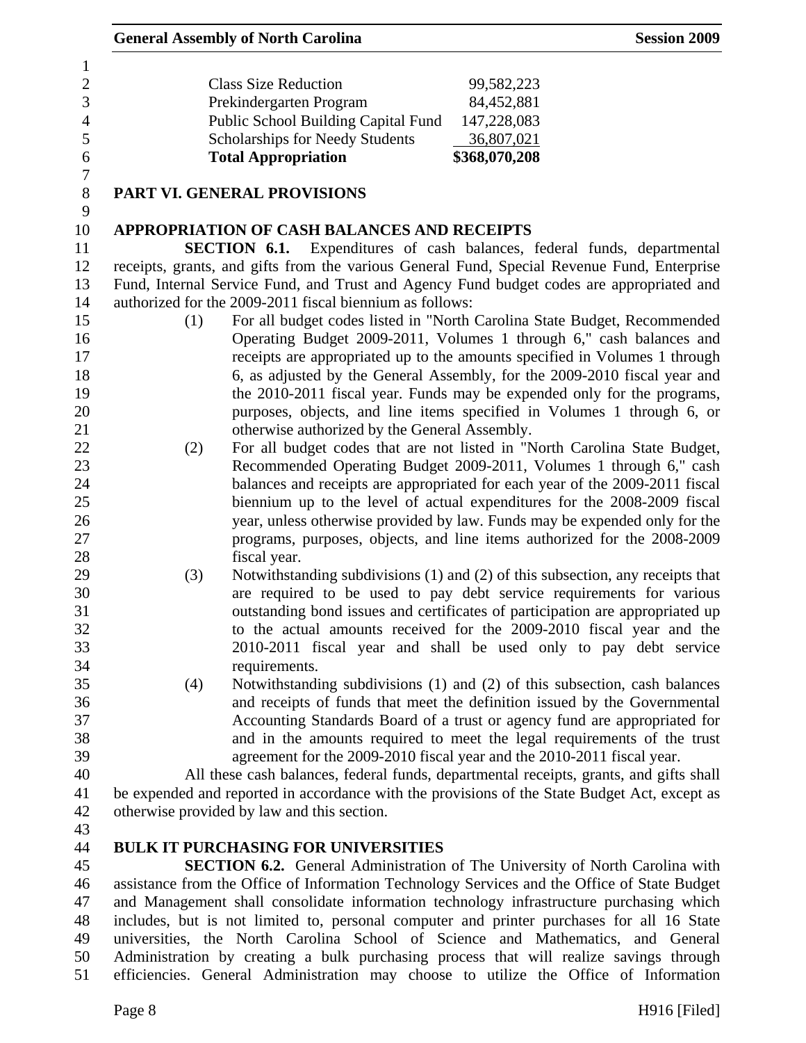| | |
|---|---|
| Class Size Reduction | 99,582,223 |
| Prekindergarten Program | 84,452,881 |
| Public School Building Capital Fund | 147,228,083 |
| Scholarships for Needy Students | 36,807,021 |
| **Total Appropriation** | **$368,070,208** |

## PART VI. GENERAL PROVISIONS

### APPROPRIATION OF CASH BALANCES AND RECEIPTS

**SECTION 6.1.** Expenditures of cash balances, federal funds, departmental receipts, grants, and gifts from the various General Fund, Special Revenue Fund, Enterprise Fund, Internal Service Fund, and Trust and Agency Fund budget codes are appropriated and authorized for the 2009-2011 fiscal biennium as follows:

(1) For all budget codes listed in "North Carolina State Budget, Recommended Operating Budget 2009-2011, Volumes 1 through 6," cash balances and receipts are appropriated up to the amounts specified in Volumes 1 through 6, as adjusted by the General Assembly, for the 2009-2010 fiscal year and the 2010-2011 fiscal year. Funds may be expended only for the programs, purposes, objects, and line items specified in Volumes 1 through 6, or otherwise authorized by the General Assembly.

(2) For all budget codes that are not listed in "North Carolina State Budget, Recommended Operating Budget 2009-2011, Volumes 1 through 6," cash balances and receipts are appropriated for each year of the 2009-2011 fiscal biennium up to the level of actual expenditures for the 2008-2009 fiscal year, unless otherwise provided by law. Funds may be expended only for the programs, purposes, objects, and line items authorized for the 2008-2009 fiscal year.

(3) Notwithstanding subdivisions (1) and (2) of this subsection, any receipts that are required to be used to pay debt service requirements for various outstanding bond issues and certificates of participation are appropriated up to the actual amounts received for the 2009-2010 fiscal year and the 2010-2011 fiscal year and shall be used only to pay debt service requirements.

(4) Notwithstanding subdivisions (1) and (2) of this subsection, cash balances and receipts of funds that meet the definition issued by the Governmental Accounting Standards Board of a trust or agency fund are appropriated for and in the amounts required to meet the legal requirements of the trust agreement for the 2009-2010 fiscal year and the 2010-2011 fiscal year.

All these cash balances, federal funds, departmental receipts, grants, and gifts shall be expended and reported in accordance with the provisions of the State Budget Act, except as otherwise provided by law and this section.

### BULK IT PURCHASING FOR UNIVERSITIES

**SECTION 6.2.** General Administration of The University of North Carolina with assistance from the Office of Information Technology Services and the Office of State Budget and Management shall consolidate information technology infrastructure purchasing which includes, but is not limited to, personal computer and printer purchases for all 16 State universities, the North Carolina School of Science and Mathematics, and General Administration by creating a bulk purchasing process that will realize savings through efficiencies. General Administration may choose to utilize the Office of Information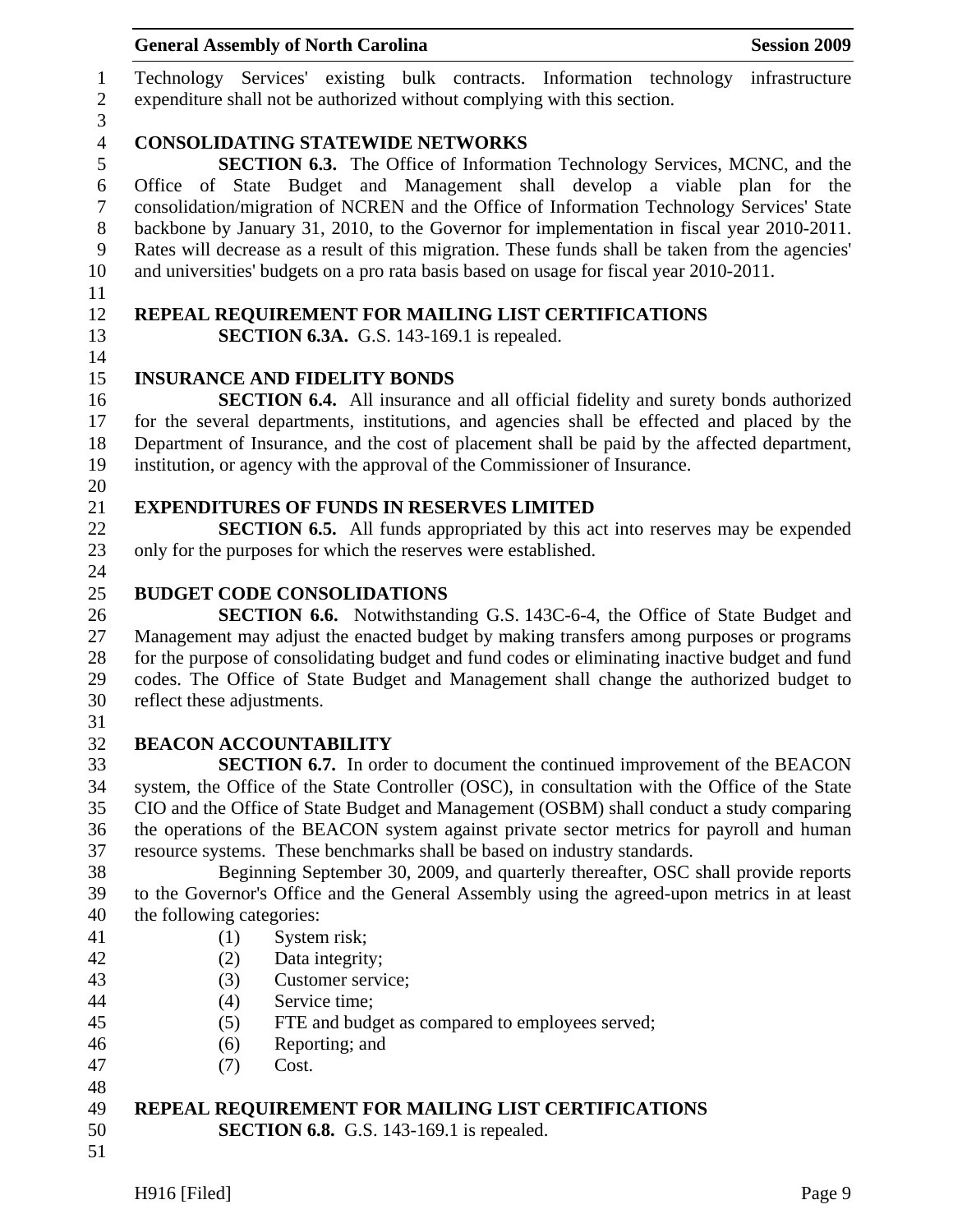Technology Services' existing bulk contracts. Information technology infrastructure expenditure shall not be authorized without complying with this section.

**CONSOLIDATING STATEWIDE NETWORKS**

**SECTION 6.3.** The Office of Information Technology Services, MCNC, and the Office of State Budget and Management shall develop a viable plan for the consolidation/migration of NCREN and the Office of Information Technology Services' State backbone by January 31, 2010, to the Governor for implementation in fiscal year 2010-2011. Rates will decrease as a result of this migration. These funds shall be taken from the agencies' and universities' budgets on a pro rata basis based on usage for fiscal year 2010-2011.

**REPEAL REQUIREMENT FOR MAILING LIST CERTIFICATIONS**

**SECTION 6.3A.** G.S. 143-169.1 is repealed.

**INSURANCE AND FIDELITY BONDS**

**SECTION 6.4.** All insurance and all official fidelity and surety bonds authorized for the several departments, institutions, and agencies shall be effected and placed by the Department of Insurance, and the cost of placement shall be paid by the affected department, institution, or agency with the approval of the Commissioner of Insurance.

**EXPENDITURES OF FUNDS IN RESERVES LIMITED**

**SECTION 6.5.** All funds appropriated by this act into reserves may be expended only for the purposes for which the reserves were established.

**BUDGET CODE CONSOLIDATIONS**

**SECTION 6.6.** Notwithstanding G.S. 143C-6-4, the Office of State Budget and Management may adjust the enacted budget by making transfers among purposes or programs for the purpose of consolidating budget and fund codes or eliminating inactive budget and fund codes. The Office of State Budget and Management shall change the authorized budget to reflect these adjustments.

**BEACON ACCOUNTABILITY**

**SECTION 6.7.** In order to document the continued improvement of the BEACON system, the Office of the State Controller (OSC), in consultation with the Office of the State CIO and the Office of State Budget and Management (OSBM) shall conduct a study comparing the operations of the BEACON system against private sector metrics for payroll and human resource systems. These benchmarks shall be based on industry standards.

Beginning September 30, 2009, and quarterly thereafter, OSC shall provide reports to the Governor's Office and the General Assembly using the agreed-upon metrics in at least the following categories:

(1) System risk;
(2) Data integrity;
(3) Customer service;
(4) Service time;
(5) FTE and budget as compared to employees served;
(6) Reporting; and
(7) Cost.

**REPEAL REQUIREMENT FOR MAILING LIST CERTIFICATIONS**

**SECTION 6.8.** G.S. 143-169.1 is repealed.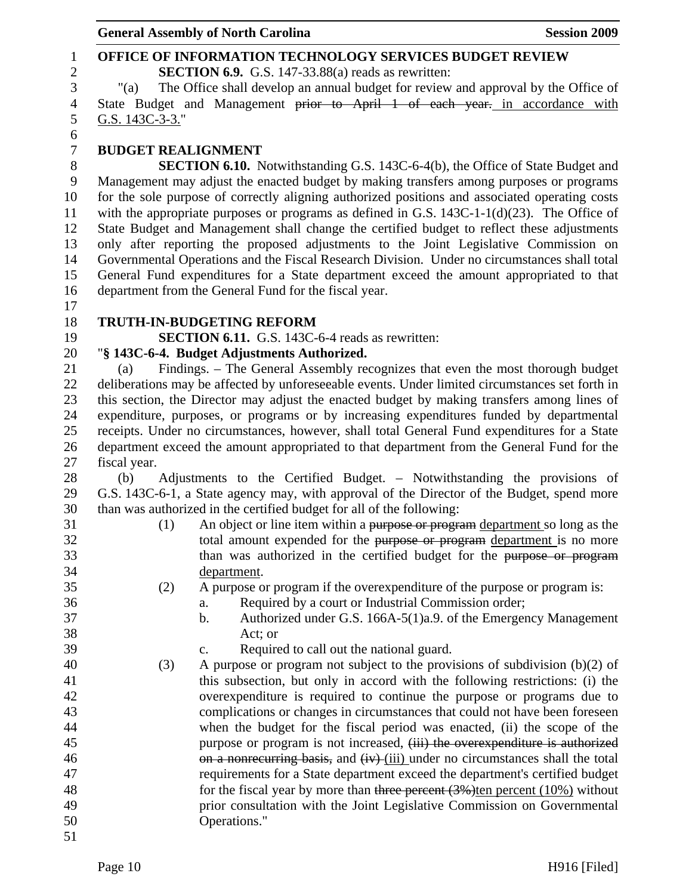**OFFICE OF INFORMATION TECHNOLOGY SERVICES BUDGET REVIEW**

**SECTION 6.9.** G.S. 147-33.88(a) reads as rewritten:

"(a) The Office shall develop an annual budget for review and approval by the Office of State Budget and Management ~~prior to April 1 of each year.~~ in accordance with G.S. 143C-3-3."

**BUDGET REALIGNMENT**

**SECTION 6.10.** Notwithstanding G.S. 143C-6-4(b), the Office of State Budget and Management may adjust the enacted budget by making transfers among purposes or programs for the sole purpose of correctly aligning authorized positions and associated operating costs with the appropriate purposes or programs as defined in G.S. 143C-1-1(d)(23). The Office of State Budget and Management shall change the certified budget to reflect these adjustments only after reporting the proposed adjustments to the Joint Legislative Commission on Governmental Operations and the Fiscal Research Division. Under no circumstances shall total General Fund expenditures for a State department exceed the amount appropriated to that department from the General Fund for the fiscal year.

**TRUTH-IN-BUDGETING REFORM**

**SECTION 6.11.** G.S. 143C-6-4 reads as rewritten:

"**§ 143C-6-4. Budget Adjustments Authorized.**

(a) Findings. – The General Assembly recognizes that even the most thorough budget deliberations may be affected by unforeseeable events. Under limited circumstances set forth in this section, the Director may adjust the enacted budget by making transfers among lines of expenditure, purposes, or programs or by increasing expenditures funded by departmental receipts. Under no circumstances, however, shall total General Fund expenditures for a State department exceed the amount appropriated to that department from the General Fund for the fiscal year.

(b) Adjustments to the Certified Budget. – Notwithstanding the provisions of G.S. 143C-6-1, a State agency may, with approval of the Director of the Budget, spend more than was authorized in the certified budget for all of the following:

(1) An object or line item within a ~~purpose or program~~ department so long as the total amount expended for the ~~purpose or program~~ department is no more than was authorized in the certified budget for the ~~purpose or program~~ department.

(2) A purpose or program if the overexpenditure of the purpose or program is:

a. Required by a court or Industrial Commission order;

b. Authorized under G.S. 166A-5(1)a.9. of the Emergency Management Act; or

c. Required to call out the national guard.

(3) A purpose or program not subject to the provisions of subdivision (b)(2) of this subsection, but only in accord with the following restrictions: (i) the overexpenditure is required to continue the purpose or programs due to complications or changes in circumstances that could not have been foreseen when the budget for the fiscal period was enacted, (ii) the scope of the purpose or program is not increased, ~~(iii) the overexpenditure is authorized on a nonrecurring basis,~~ and ~~(iv)~~ (iii) under no circumstances shall the total requirements for a State department exceed the department's certified budget for the fiscal year by more than ~~three percent (3%)~~ten percent (10%) without prior consultation with the Joint Legislative Commission on Governmental Operations."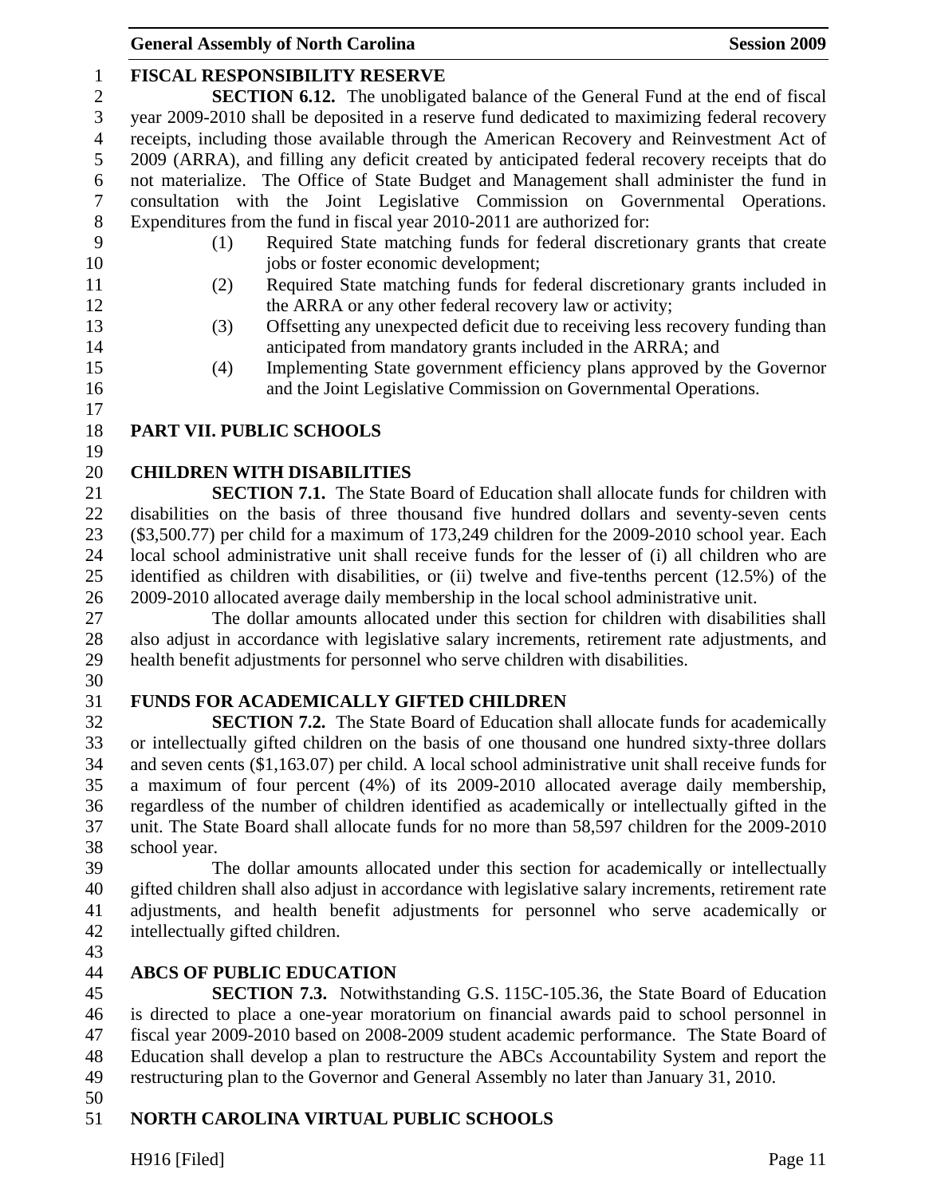### FISCAL RESPONSIBILITY RESERVE

**SECTION 6.12.** The unobligated balance of the General Fund at the end of fiscal year 2009-2010 shall be deposited in a reserve fund dedicated to maximizing federal recovery receipts, including those available through the American Recovery and Reinvestment Act of 2009 (ARRA), and filling any deficit created by anticipated federal recovery receipts that do not materialize. The Office of State Budget and Management shall administer the fund in consultation with the Joint Legislative Commission on Governmental Operations. Expenditures from the fund in fiscal year 2010-2011 are authorized for:

(1) Required State matching funds for federal discretionary grants that create jobs or foster economic development;
(2) Required State matching funds for federal discretionary grants included in the ARRA or any other federal recovery law or activity;
(3) Offsetting any unexpected deficit due to receiving less recovery funding than anticipated from mandatory grants included in the ARRA; and
(4) Implementing State government efficiency plans approved by the Governor and the Joint Legislative Commission on Governmental Operations.

## PART VII. PUBLIC SCHOOLS

### CHILDREN WITH DISABILITIES

**SECTION 7.1.** The State Board of Education shall allocate funds for children with disabilities on the basis of three thousand five hundred dollars and seventy-seven cents ($3,500.77) per child for a maximum of 173,249 children for the 2009-2010 school year. Each local school administrative unit shall receive funds for the lesser of (i) all children who are identified as children with disabilities, or (ii) twelve and five-tenths percent (12.5%) of the 2009-2010 allocated average daily membership in the local school administrative unit.

The dollar amounts allocated under this section for children with disabilities shall also adjust in accordance with legislative salary increments, retirement rate adjustments, and health benefit adjustments for personnel who serve children with disabilities.

### FUNDS FOR ACADEMICALLY GIFTED CHILDREN

**SECTION 7.2.** The State Board of Education shall allocate funds for academically or intellectually gifted children on the basis of one thousand one hundred sixty-three dollars and seven cents ($1,163.07) per child. A local school administrative unit shall receive funds for a maximum of four percent (4%) of its 2009-2010 allocated average daily membership, regardless of the number of children identified as academically or intellectually gifted in the unit. The State Board shall allocate funds for no more than 58,597 children for the 2009-2010 school year.

The dollar amounts allocated under this section for academically or intellectually gifted children shall also adjust in accordance with legislative salary increments, retirement rate adjustments, and health benefit adjustments for personnel who serve academically or intellectually gifted children.

### ABCS OF PUBLIC EDUCATION

**SECTION 7.3.** Notwithstanding G.S. 115C-105.36, the State Board of Education is directed to place a one-year moratorium on financial awards paid to school personnel in fiscal year 2009-2010 based on 2008-2009 student academic performance. The State Board of Education shall develop a plan to restructure the ABCs Accountability System and report the restructuring plan to the Governor and General Assembly no later than January 31, 2010.

### NORTH CAROLINA VIRTUAL PUBLIC SCHOOLS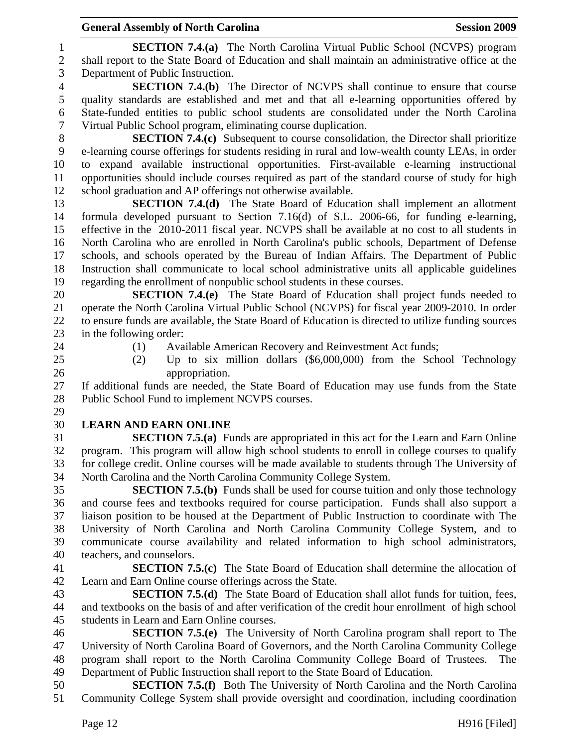**SECTION 7.4.(a)** The North Carolina Virtual Public School (NCVPS) program shall report to the State Board of Education and shall maintain an administrative office at the Department of Public Instruction.

**SECTION 7.4.(b)** The Director of NCVPS shall continue to ensure that course quality standards are established and met and that all e-learning opportunities offered by State-funded entities to public school students are consolidated under the North Carolina Virtual Public School program, eliminating course duplication.

**SECTION 7.4.(c)** Subsequent to course consolidation, the Director shall prioritize e-learning course offerings for students residing in rural and low-wealth county LEAs, in order to expand available instructional opportunities. First-available e-learning instructional opportunities should include courses required as part of the standard course of study for high school graduation and AP offerings not otherwise available.

**SECTION 7.4.(d)** The State Board of Education shall implement an allotment formula developed pursuant to Section 7.16(d) of S.L. 2006-66, for funding e-learning, effective in the 2010-2011 fiscal year. NCVPS shall be available at no cost to all students in North Carolina who are enrolled in North Carolina's public schools, Department of Defense schools, and schools operated by the Bureau of Indian Affairs. The Department of Public Instruction shall communicate to local school administrative units all applicable guidelines regarding the enrollment of nonpublic school students in these courses.

**SECTION 7.4.(e)** The State Board of Education shall project funds needed to operate the North Carolina Virtual Public School (NCVPS) for fiscal year 2009-2010. In order to ensure funds are available, the State Board of Education is directed to utilize funding sources in the following order:

(1) Available American Recovery and Reinvestment Act funds;

(2) Up to six million dollars ($6,000,000) from the School Technology appropriation.

If additional funds are needed, the State Board of Education may use funds from the State Public School Fund to implement NCVPS courses.

**LEARN AND EARN ONLINE**

**SECTION 7.5.(a)** Funds are appropriated in this act for the Learn and Earn Online program. This program will allow high school students to enroll in college courses to qualify for college credit. Online courses will be made available to students through The University of North Carolina and the North Carolina Community College System.

**SECTION 7.5.(b)** Funds shall be used for course tuition and only those technology and course fees and textbooks required for course participation. Funds shall also support a liaison position to be housed at the Department of Public Instruction to coordinate with The University of North Carolina and North Carolina Community College System, and to communicate course availability and related information to high school administrators, teachers, and counselors.

**SECTION 7.5.(c)** The State Board of Education shall determine the allocation of Learn and Earn Online course offerings across the State.

**SECTION 7.5.(d)** The State Board of Education shall allot funds for tuition, fees, and textbooks on the basis of and after verification of the credit hour enrollment of high school students in Learn and Earn Online courses.

**SECTION 7.5.(e)** The University of North Carolina program shall report to The University of North Carolina Board of Governors, and the North Carolina Community College program shall report to the North Carolina Community College Board of Trustees. The Department of Public Instruction shall report to the State Board of Education.

**SECTION 7.5.(f)** Both The University of North Carolina and the North Carolina Community College System shall provide oversight and coordination, including coordination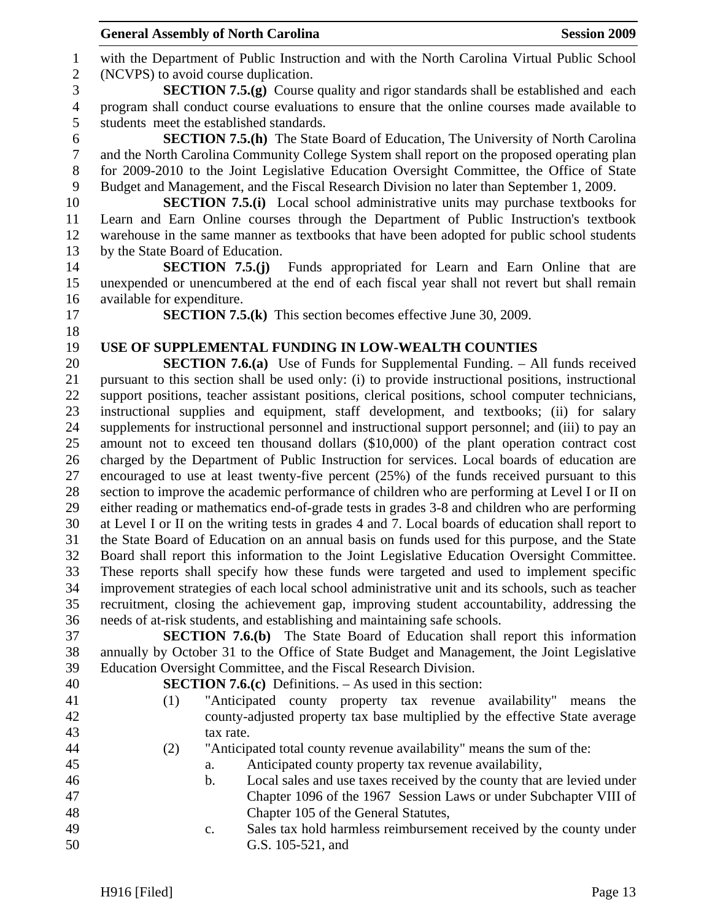with the Department of Public Instruction and with the North Carolina Virtual Public School (NCVPS) to avoid course duplication.

**SECTION 7.5.(g)** Course quality and rigor standards shall be established and each program shall conduct course evaluations to ensure that the online courses made available to students meet the established standards.

**SECTION 7.5.(h)** The State Board of Education, The University of North Carolina and the North Carolina Community College System shall report on the proposed operating plan for 2009-2010 to the Joint Legislative Education Oversight Committee, the Office of State Budget and Management, and the Fiscal Research Division no later than September 1, 2009.

**SECTION 7.5.(i)** Local school administrative units may purchase textbooks for Learn and Earn Online courses through the Department of Public Instruction's textbook warehouse in the same manner as textbooks that have been adopted for public school students by the State Board of Education.

**SECTION 7.5.(j)** Funds appropriated for Learn and Earn Online that are unexpended or unencumbered at the end of each fiscal year shall not revert but shall remain available for expenditure.

**SECTION 7.5.(k)** This section becomes effective June 30, 2009.

**USE OF SUPPLEMENTAL FUNDING IN LOW-WEALTH COUNTIES**

**SECTION 7.6.(a)** Use of Funds for Supplemental Funding. – All funds received pursuant to this section shall be used only: (i) to provide instructional positions, instructional support positions, teacher assistant positions, clerical positions, school computer technicians, instructional supplies and equipment, staff development, and textbooks; (ii) for salary supplements for instructional personnel and instructional support personnel; and (iii) to pay an amount not to exceed ten thousand dollars ($10,000) of the plant operation contract cost charged by the Department of Public Instruction for services. Local boards of education are encouraged to use at least twenty-five percent (25%) of the funds received pursuant to this section to improve the academic performance of children who are performing at Level I or II on either reading or mathematics end-of-grade tests in grades 3-8 and children who are performing at Level I or II on the writing tests in grades 4 and 7. Local boards of education shall report to the State Board of Education on an annual basis on funds used for this purpose, and the State Board shall report this information to the Joint Legislative Education Oversight Committee. These reports shall specify how these funds were targeted and used to implement specific improvement strategies of each local school administrative unit and its schools, such as teacher recruitment, closing the achievement gap, improving student accountability, addressing the needs of at-risk students, and establishing and maintaining safe schools.

**SECTION 7.6.(b)** The State Board of Education shall report this information annually by October 31 to the Office of State Budget and Management, the Joint Legislative Education Oversight Committee, and the Fiscal Research Division.

**SECTION 7.6.(c)** Definitions. – As used in this section:

(1) "Anticipated county property tax revenue availability" means the county-adjusted property tax base multiplied by the effective State average tax rate.

(2) "Anticipated total county revenue availability" means the sum of the:

a. Anticipated county property tax revenue availability,

b. Local sales and use taxes received by the county that are levied under Chapter 1096 of the 1967 Session Laws or under Subchapter VIII of Chapter 105 of the General Statutes,

c. Sales tax hold harmless reimbursement received by the county under G.S. 105-521, and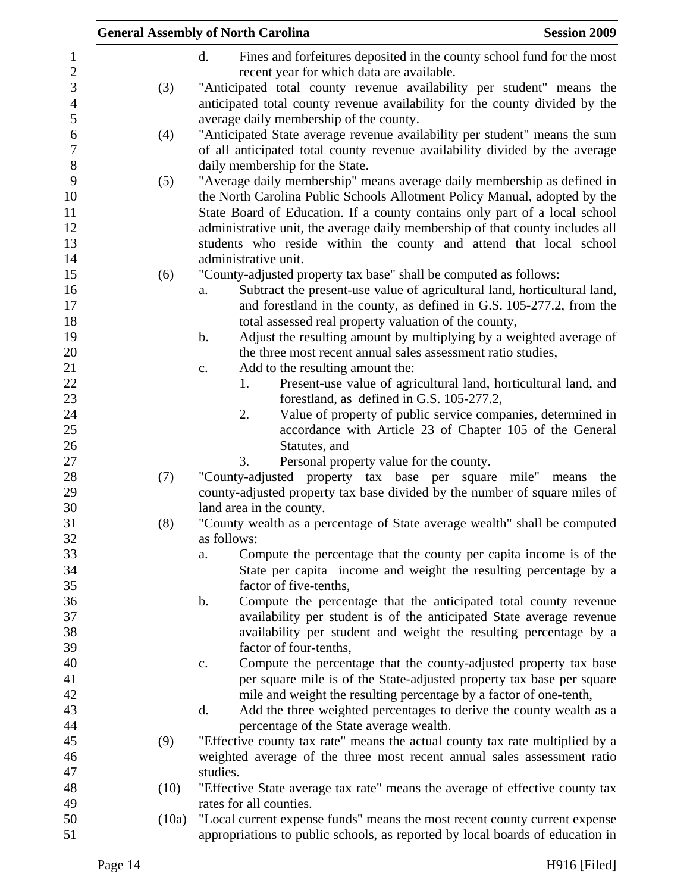d. Fines and forfeitures deposited in the county school fund for the most recent year for which data are available.

(3) "Anticipated total county revenue availability per student" means the anticipated total county revenue availability for the county divided by the average daily membership of the county.

(4) "Anticipated State average revenue availability per student" means the sum of all anticipated total county revenue availability divided by the average daily membership for the State.

(5) "Average daily membership" means average daily membership as defined in the North Carolina Public Schools Allotment Policy Manual, adopted by the State Board of Education. If a county contains only part of a local school administrative unit, the average daily membership of that county includes all students who reside within the county and attend that local school administrative unit.

(6) "County-adjusted property tax base" shall be computed as follows:

a. Subtract the present-use value of agricultural land, horticultural land, and forestland in the county, as defined in G.S. 105-277.2, from the total assessed real property valuation of the county,

b. Adjust the resulting amount by multiplying by a weighted average of the three most recent annual sales assessment ratio studies,

c. Add to the resulting amount the:

1. Present-use value of agricultural land, horticultural land, and forestland, as defined in G.S. 105-277.2,

2. Value of property of public service companies, determined in accordance with Article 23 of Chapter 105 of the General Statutes, and

3. Personal property value for the county.

(7) "County-adjusted property tax base per square mile" means the county-adjusted property tax base divided by the number of square miles of land area in the county.

(8) "County wealth as a percentage of State average wealth" shall be computed as follows:

a. Compute the percentage that the county per capita income is of the State per capita income and weight the resulting percentage by a factor of five-tenths,

b. Compute the percentage that the anticipated total county revenue availability per student is of the anticipated State average revenue availability per student and weight the resulting percentage by a factor of four-tenths,

c. Compute the percentage that the county-adjusted property tax base per square mile is of the State-adjusted property tax base per square mile and weight the resulting percentage by a factor of one-tenth,

d. Add the three weighted percentages to derive the county wealth as a percentage of the State average wealth.

(9) "Effective county tax rate" means the actual county tax rate multiplied by a weighted average of the three most recent annual sales assessment ratio studies.

(10) "Effective State average tax rate" means the average of effective county tax rates for all counties.

(10a) "Local current expense funds" means the most recent county current expense appropriations to public schools, as reported by local boards of education in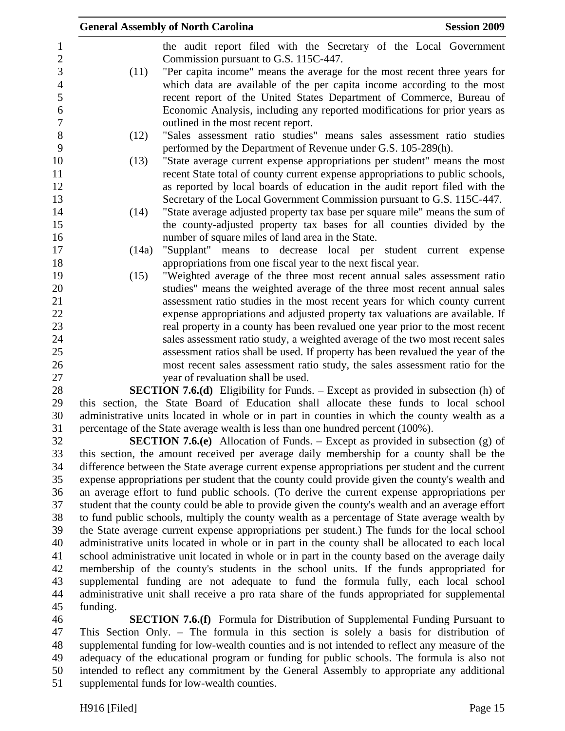the audit report filed with the Secretary of the Local Government Commission pursuant to G.S. 115C-447.

(11) "Per capita income" means the average for the most recent three years for which data are available of the per capita income according to the most recent report of the United States Department of Commerce, Bureau of Economic Analysis, including any reported modifications for prior years as outlined in the most recent report.

(12) "Sales assessment ratio studies" means sales assessment ratio studies performed by the Department of Revenue under G.S. 105-289(h).

(13) "State average current expense appropriations per student" means the most recent State total of county current expense appropriations to public schools, as reported by local boards of education in the audit report filed with the Secretary of the Local Government Commission pursuant to G.S. 115C-447.

(14) "State average adjusted property tax base per square mile" means the sum of the county-adjusted property tax bases for all counties divided by the number of square miles of land area in the State.

(14a) "Supplant" means to decrease local per student current expense appropriations from one fiscal year to the next fiscal year.

(15) "Weighted average of the three most recent annual sales assessment ratio studies" means the weighted average of the three most recent annual sales assessment ratio studies in the most recent years for which county current expense appropriations and adjusted property tax valuations are available. If real property in a county has been revalued one year prior to the most recent sales assessment ratio study, a weighted average of the two most recent sales assessment ratios shall be used. If property has been revalued the year of the most recent sales assessment ratio study, the sales assessment ratio for the year of revaluation shall be used.

**SECTION 7.6.(d)** Eligibility for Funds. – Except as provided in subsection (h) of this section, the State Board of Education shall allocate these funds to local school administrative units located in whole or in part in counties in which the county wealth as a percentage of the State average wealth is less than one hundred percent (100%).

**SECTION 7.6.(e)** Allocation of Funds. – Except as provided in subsection (g) of this section, the amount received per average daily membership for a county shall be the difference between the State average current expense appropriations per student and the current expense appropriations per student that the county could provide given the county's wealth and an average effort to fund public schools. (To derive the current expense appropriations per student that the county could be able to provide given the county's wealth and an average effort to fund public schools, multiply the county wealth as a percentage of State average wealth by the State average current expense appropriations per student.) The funds for the local school administrative units located in whole or in part in the county shall be allocated to each local school administrative unit located in whole or in part in the county based on the average daily membership of the county's students in the school units. If the funds appropriated for supplemental funding are not adequate to fund the formula fully, each local school administrative unit shall receive a pro rata share of the funds appropriated for supplemental funding.

**SECTION 7.6.(f)** Formula for Distribution of Supplemental Funding Pursuant to This Section Only. – The formula in this section is solely a basis for distribution of supplemental funding for low-wealth counties and is not intended to reflect any measure of the adequacy of the educational program or funding for public schools. The formula is also not intended to reflect any commitment by the General Assembly to appropriate any additional supplemental funds for low-wealth counties.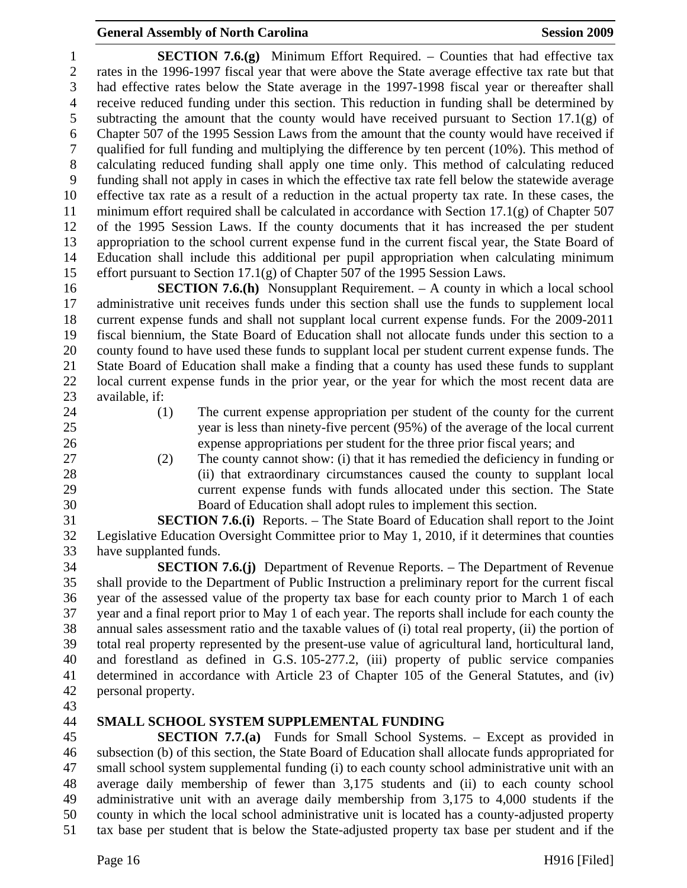**SECTION 7.6.(g)** Minimum Effort Required. – Counties that had effective tax rates in the 1996-1997 fiscal year that were above the State average effective tax rate but that had effective rates below the State average in the 1997-1998 fiscal year or thereafter shall receive reduced funding under this section. This reduction in funding shall be determined by subtracting the amount that the county would have received pursuant to Section 17.1(g) of Chapter 507 of the 1995 Session Laws from the amount that the county would have received if qualified for full funding and multiplying the difference by ten percent (10%). This method of calculating reduced funding shall apply one time only. This method of calculating reduced funding shall not apply in cases in which the effective tax rate fell below the statewide average effective tax rate as a result of a reduction in the actual property tax rate. In these cases, the minimum effort required shall be calculated in accordance with Section 17.1(g) of Chapter 507 of the 1995 Session Laws. If the county documents that it has increased the per student appropriation to the school current expense fund in the current fiscal year, the State Board of Education shall include this additional per pupil appropriation when calculating minimum effort pursuant to Section 17.1(g) of Chapter 507 of the 1995 Session Laws.

**SECTION 7.6.(h)** Nonsupplant Requirement. – A county in which a local school administrative unit receives funds under this section shall use the funds to supplement local current expense funds and shall not supplant local current expense funds. For the 2009-2011 fiscal biennium, the State Board of Education shall not allocate funds under this section to a county found to have used these funds to supplant local per student current expense funds. The State Board of Education shall make a finding that a county has used these funds to supplant local current expense funds in the prior year, or the year for which the most recent data are available, if:

(1) The current expense appropriation per student of the county for the current year is less than ninety-five percent (95%) of the average of the local current expense appropriations per student for the three prior fiscal years; and

(2) The county cannot show: (i) that it has remedied the deficiency in funding or (ii) that extraordinary circumstances caused the county to supplant local current expense funds with funds allocated under this section. The State Board of Education shall adopt rules to implement this section.

**SECTION 7.6.(i)** Reports. – The State Board of Education shall report to the Joint Legislative Education Oversight Committee prior to May 1, 2010, if it determines that counties have supplanted funds.

**SECTION 7.6.(j)** Department of Revenue Reports. – The Department of Revenue shall provide to the Department of Public Instruction a preliminary report for the current fiscal year of the assessed value of the property tax base for each county prior to March 1 of each year and a final report prior to May 1 of each year. The reports shall include for each county the annual sales assessment ratio and the taxable values of (i) total real property, (ii) the portion of total real property represented by the present-use value of agricultural land, horticultural land, and forestland as defined in G.S. 105-277.2, (iii) property of public service companies determined in accordance with Article 23 of Chapter 105 of the General Statutes, and (iv) personal property.

## SMALL SCHOOL SYSTEM SUPPLEMENTAL FUNDING

**SECTION 7.7.(a)** Funds for Small School Systems. – Except as provided in subsection (b) of this section, the State Board of Education shall allocate funds appropriated for small school system supplemental funding (i) to each county school administrative unit with an average daily membership of fewer than 3,175 students and (ii) to each county school administrative unit with an average daily membership from 3,175 to 4,000 students if the county in which the local school administrative unit is located has a county-adjusted property tax base per student that is below the State-adjusted property tax base per student and if the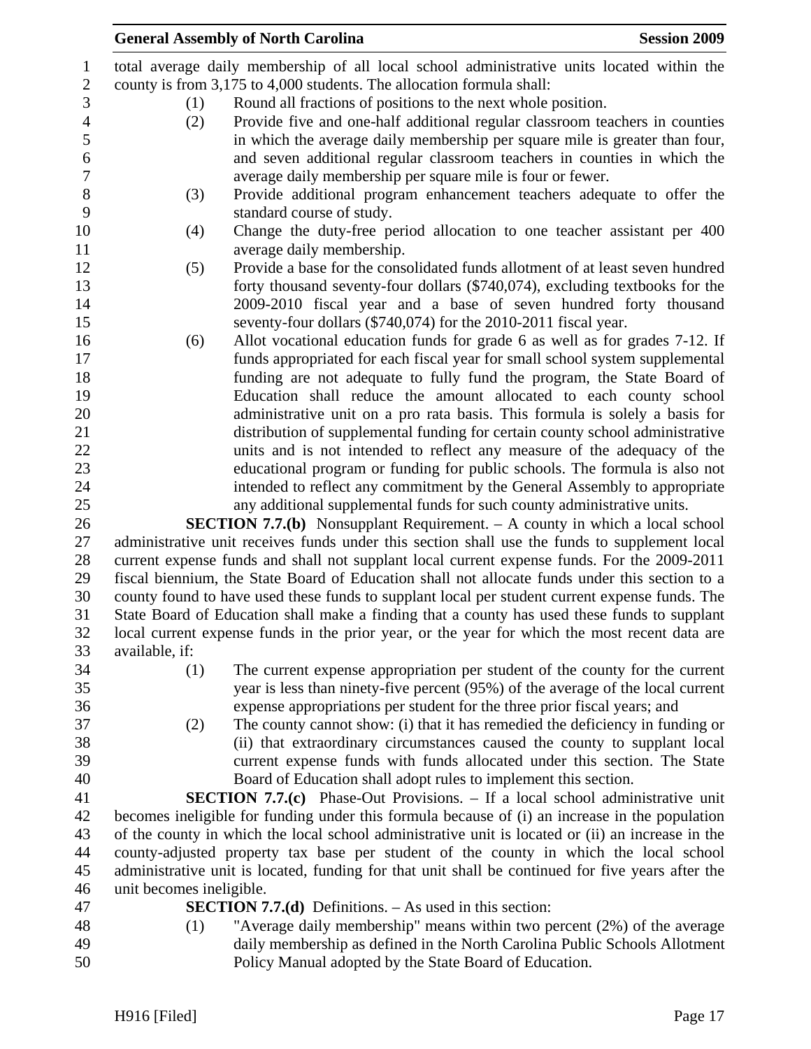total average daily membership of all local school administrative units located within the county is from 3,175 to 4,000 students. The allocation formula shall:

(1) Round all fractions of positions to the next whole position.

(2) Provide five and one-half additional regular classroom teachers in counties in which the average daily membership per square mile is greater than four, and seven additional regular classroom teachers in counties in which the average daily membership per square mile is four or fewer.

(3) Provide additional program enhancement teachers adequate to offer the standard course of study.

(4) Change the duty-free period allocation to one teacher assistant per 400 average daily membership.

(5) Provide a base for the consolidated funds allotment of at least seven hundred forty thousand seventy-four dollars ($740,074), excluding textbooks for the 2009-2010 fiscal year and a base of seven hundred forty thousand seventy-four dollars ($740,074) for the 2010-2011 fiscal year.

(6) Allot vocational education funds for grade 6 as well as for grades 7-12. If funds appropriated for each fiscal year for small school system supplemental funding are not adequate to fully fund the program, the State Board of Education shall reduce the amount allocated to each county school administrative unit on a pro rata basis. This formula is solely a basis for distribution of supplemental funding for certain county school administrative units and is not intended to reflect any measure of the adequacy of the educational program or funding for public schools. The formula is also not intended to reflect any commitment by the General Assembly to appropriate any additional supplemental funds for such county administrative units.

**SECTION 7.7.(b)** Nonsupplant Requirement. – A county in which a local school administrative unit receives funds under this section shall use the funds to supplement local current expense funds and shall not supplant local current expense funds. For the 2009-2011 fiscal biennium, the State Board of Education shall not allocate funds under this section to a county found to have used these funds to supplant local per student current expense funds. The State Board of Education shall make a finding that a county has used these funds to supplant local current expense funds in the prior year, or the year for which the most recent data are available, if:

(1) The current expense appropriation per student of the county for the current year is less than ninety-five percent (95%) of the average of the local current expense appropriations per student for the three prior fiscal years; and

(2) The county cannot show: (i) that it has remedied the deficiency in funding or (ii) that extraordinary circumstances caused the county to supplant local current expense funds with funds allocated under this section. The State Board of Education shall adopt rules to implement this section.

**SECTION 7.7.(c)** Phase-Out Provisions. – If a local school administrative unit becomes ineligible for funding under this formula because of (i) an increase in the population of the county in which the local school administrative unit is located or (ii) an increase in the county-adjusted property tax base per student of the county in which the local school administrative unit is located, funding for that unit shall be continued for five years after the unit becomes ineligible.

**SECTION 7.7.(d)** Definitions. – As used in this section:

(1) "Average daily membership" means within two percent (2%) of the average daily membership as defined in the North Carolina Public Schools Allotment Policy Manual adopted by the State Board of Education.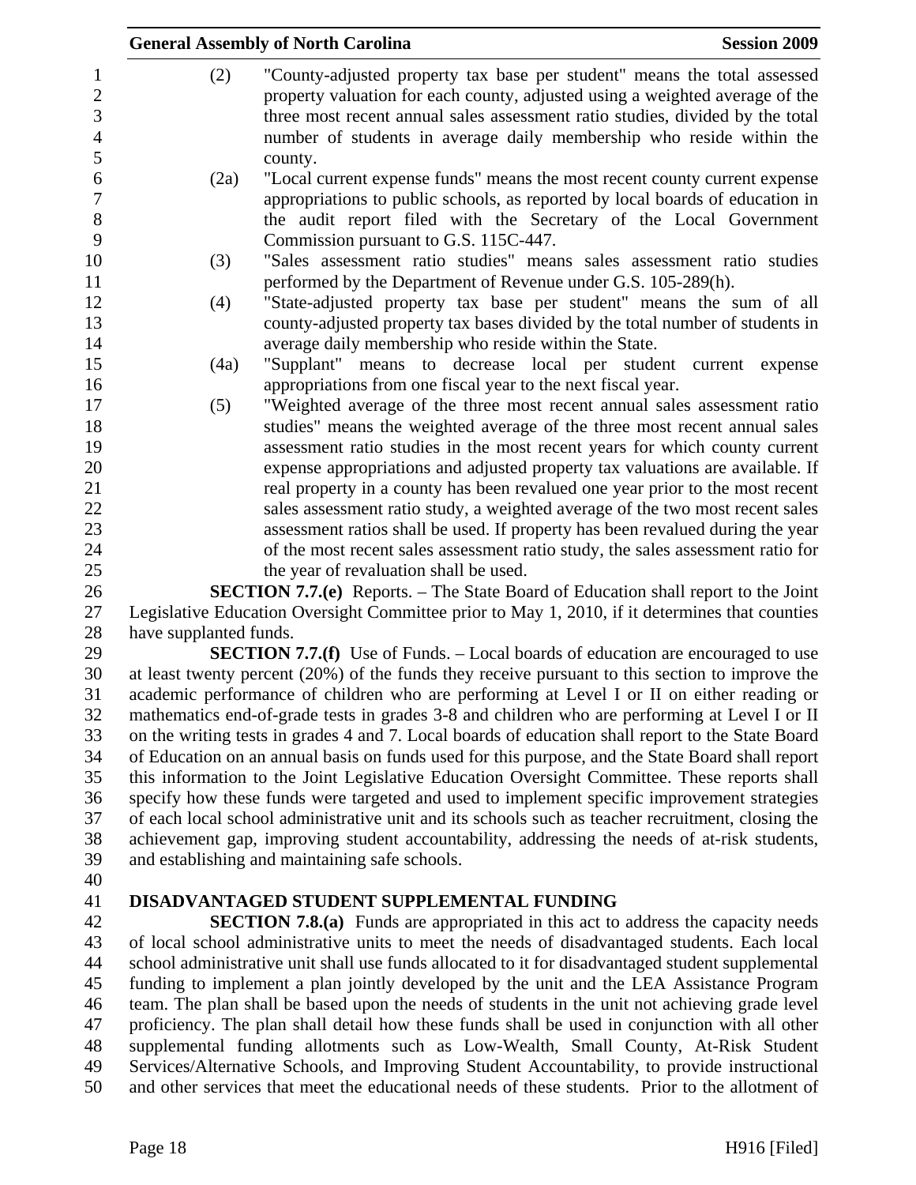(2) "County-adjusted property tax base per student" means the total assessed property valuation for each county, adjusted using a weighted average of the three most recent annual sales assessment ratio studies, divided by the total number of students in average daily membership who reside within the county.

(2a) "Local current expense funds" means the most recent county current expense appropriations to public schools, as reported by local boards of education in the audit report filed with the Secretary of the Local Government Commission pursuant to G.S. 115C-447.

(3) "Sales assessment ratio studies" means sales assessment ratio studies performed by the Department of Revenue under G.S. 105-289(h).

(4) "State-adjusted property tax base per student" means the sum of all county-adjusted property tax bases divided by the total number of students in average daily membership who reside within the State.

(4a) "Supplant" means to decrease local per student current expense appropriations from one fiscal year to the next fiscal year.

(5) "Weighted average of the three most recent annual sales assessment ratio studies" means the weighted average of the three most recent annual sales assessment ratio studies in the most recent years for which county current expense appropriations and adjusted property tax valuations are available. If real property in a county has been revalued one year prior to the most recent sales assessment ratio study, a weighted average of the two most recent sales assessment ratios shall be used. If property has been revalued during the year of the most recent sales assessment ratio study, the sales assessment ratio for the year of revaluation shall be used.

**SECTION 7.7.(e)** Reports. – The State Board of Education shall report to the Joint Legislative Education Oversight Committee prior to May 1, 2010, if it determines that counties have supplanted funds.

**SECTION 7.7.(f)** Use of Funds. – Local boards of education are encouraged to use at least twenty percent (20%) of the funds they receive pursuant to this section to improve the academic performance of children who are performing at Level I or II on either reading or mathematics end-of-grade tests in grades 3-8 and children who are performing at Level I or II on the writing tests in grades 4 and 7. Local boards of education shall report to the State Board of Education on an annual basis on funds used for this purpose, and the State Board shall report this information to the Joint Legislative Education Oversight Committee. These reports shall specify how these funds were targeted and used to implement specific improvement strategies of each local school administrative unit and its schools such as teacher recruitment, closing the achievement gap, improving student accountability, addressing the needs of at-risk students, and establishing and maintaining safe schools.

## DISADVANTAGED STUDENT SUPPLEMENTAL FUNDING

**SECTION 7.8.(a)** Funds are appropriated in this act to address the capacity needs of local school administrative units to meet the needs of disadvantaged students. Each local school administrative unit shall use funds allocated to it for disadvantaged student supplemental funding to implement a plan jointly developed by the unit and the LEA Assistance Program team. The plan shall be based upon the needs of students in the unit not achieving grade level proficiency. The plan shall detail how these funds shall be used in conjunction with all other supplemental funding allotments such as Low-Wealth, Small County, At-Risk Student Services/Alternative Schools, and Improving Student Accountability, to provide instructional and other services that meet the educational needs of these students. Prior to the allotment of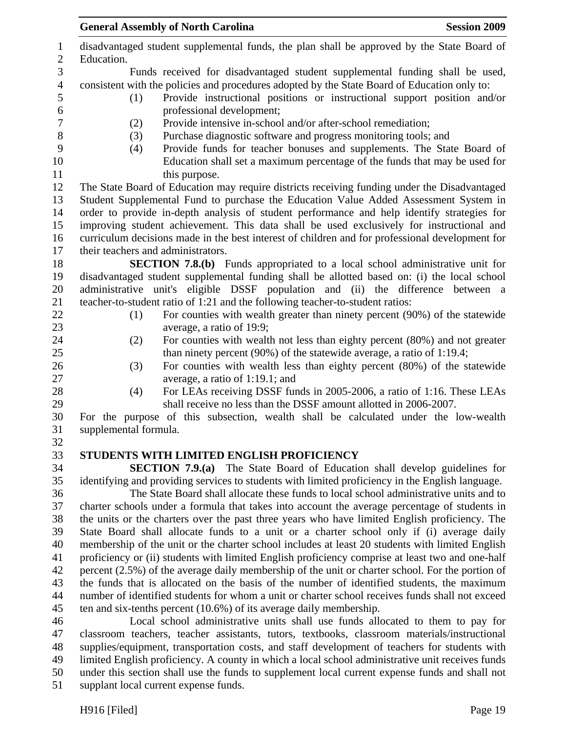disadvantaged student supplemental funds, the plan shall be approved by the State Board of Education.

Funds received for disadvantaged student supplemental funding shall be used, consistent with the policies and procedures adopted by the State Board of Education only to:

(1) Provide instructional positions or instructional support position and/or professional development;
(2) Provide intensive in-school and/or after-school remediation;
(3) Purchase diagnostic software and progress monitoring tools; and
(4) Provide funds for teacher bonuses and supplements. The State Board of Education shall set a maximum percentage of the funds that may be used for this purpose.

The State Board of Education may require districts receiving funding under the Disadvantaged Student Supplemental Fund to purchase the Education Value Added Assessment System in order to provide in-depth analysis of student performance and help identify strategies for improving student achievement. This data shall be used exclusively for instructional and curriculum decisions made in the best interest of children and for professional development for their teachers and administrators.

**SECTION 7.8.(b)** Funds appropriated to a local school administrative unit for disadvantaged student supplemental funding shall be allotted based on: (i) the local school administrative unit's eligible DSSF population and (ii) the difference between a teacher-to-student ratio of 1:21 and the following teacher-to-student ratios:

(1) For counties with wealth greater than ninety percent (90%) of the statewide average, a ratio of 19:9;
(2) For counties with wealth not less than eighty percent (80%) and not greater than ninety percent (90%) of the statewide average, a ratio of 1:19.4;
(3) For counties with wealth less than eighty percent (80%) of the statewide average, a ratio of 1:19.1; and
(4) For LEAs receiving DSSF funds in 2005-2006, a ratio of 1:16. These LEAs shall receive no less than the DSSF amount allotted in 2006-2007.

For the purpose of this subsection, wealth shall be calculated under the low-wealth supplemental formula.

**STUDENTS WITH LIMITED ENGLISH PROFICIENCY**

**SECTION 7.9.(a)** The State Board of Education shall develop guidelines for identifying and providing services to students with limited proficiency in the English language.

The State Board shall allocate these funds to local school administrative units and to charter schools under a formula that takes into account the average percentage of students in the units or the charters over the past three years who have limited English proficiency. The State Board shall allocate funds to a unit or a charter school only if (i) average daily membership of the unit or the charter school includes at least 20 students with limited English proficiency or (ii) students with limited English proficiency comprise at least two and one-half percent (2.5%) of the average daily membership of the unit or charter school. For the portion of the funds that is allocated on the basis of the number of identified students, the maximum number of identified students for whom a unit or charter school receives funds shall not exceed ten and six-tenths percent (10.6%) of its average daily membership.

Local school administrative units shall use funds allocated to them to pay for classroom teachers, teacher assistants, tutors, textbooks, classroom materials/instructional supplies/equipment, transportation costs, and staff development of teachers for students with limited English proficiency. A county in which a local school administrative unit receives funds under this section shall use the funds to supplement local current expense funds and shall not supplant local current expense funds.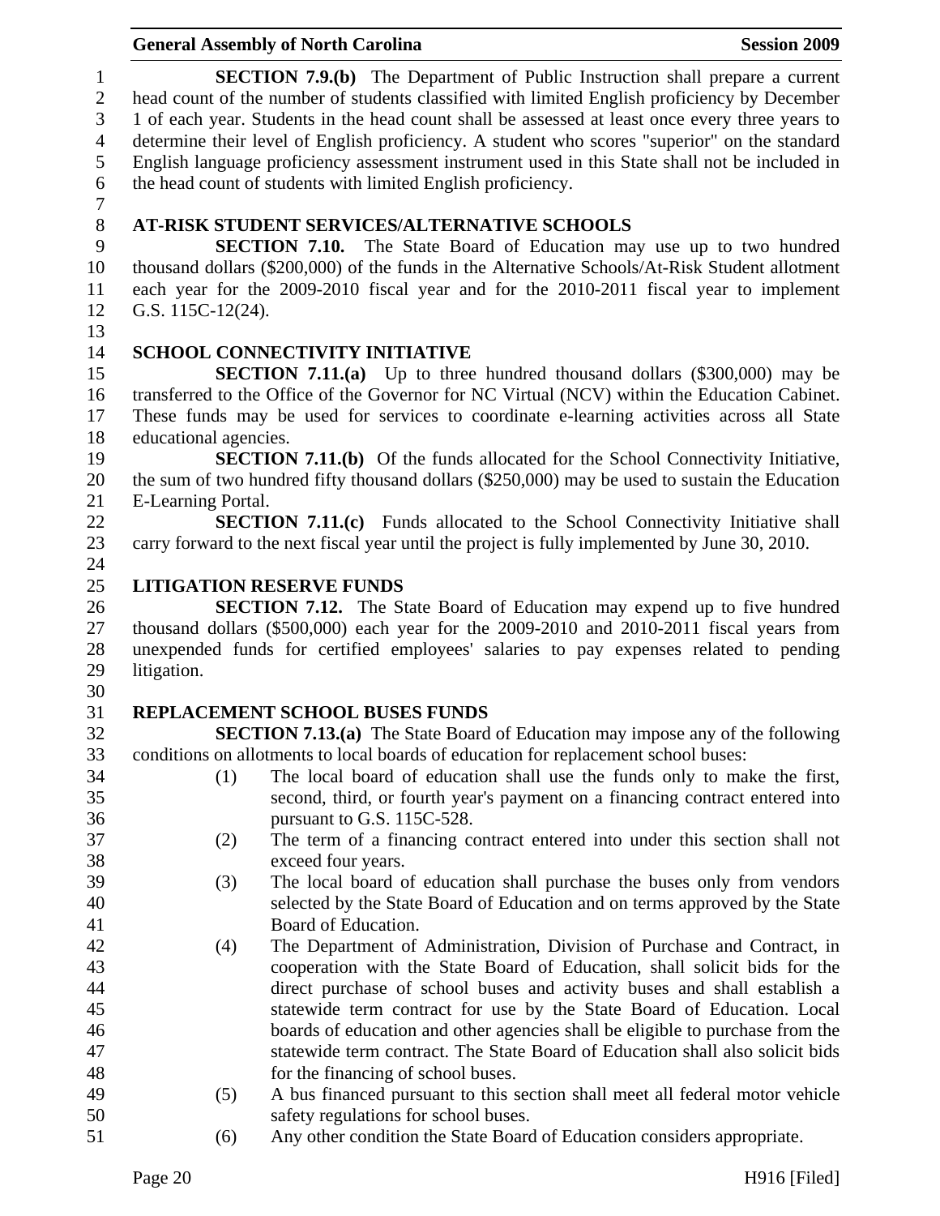**SECTION 7.9.(b)** The Department of Public Instruction shall prepare a current head count of the number of students classified with limited English proficiency by December 1 of each year. Students in the head count shall be assessed at least once every three years to determine their level of English proficiency. A student who scores "superior" on the standard English language proficiency assessment instrument used in this State shall not be included in the head count of students with limited English proficiency.

## AT-RISK STUDENT SERVICES/ALTERNATIVE SCHOOLS

**SECTION 7.10.** The State Board of Education may use up to two hundred thousand dollars ($200,000) of the funds in the Alternative Schools/At-Risk Student allotment each year for the 2009-2010 fiscal year and for the 2010-2011 fiscal year to implement G.S. 115C-12(24).

## SCHOOL CONNECTIVITY INITIATIVE

**SECTION 7.11.(a)** Up to three hundred thousand dollars ($300,000) may be transferred to the Office of the Governor for NC Virtual (NCV) within the Education Cabinet. These funds may be used for services to coordinate e-learning activities across all State educational agencies.

**SECTION 7.11.(b)** Of the funds allocated for the School Connectivity Initiative, the sum of two hundred fifty thousand dollars ($250,000) may be used to sustain the Education E-Learning Portal.

**SECTION 7.11.(c)** Funds allocated to the School Connectivity Initiative shall carry forward to the next fiscal year until the project is fully implemented by June 30, 2010.

## LITIGATION RESERVE FUNDS

**SECTION 7.12.** The State Board of Education may expend up to five hundred thousand dollars ($500,000) each year for the 2009-2010 and 2010-2011 fiscal years from unexpended funds for certified employees' salaries to pay expenses related to pending litigation.

## REPLACEMENT SCHOOL BUSES FUNDS

**SECTION 7.13.(a)** The State Board of Education may impose any of the following conditions on allotments to local boards of education for replacement school buses:

(1) The local board of education shall use the funds only to make the first, second, third, or fourth year's payment on a financing contract entered into pursuant to G.S. 115C-528.

(2) The term of a financing contract entered into under this section shall not exceed four years.

(3) The local board of education shall purchase the buses only from vendors selected by the State Board of Education and on terms approved by the State Board of Education.

(4) The Department of Administration, Division of Purchase and Contract, in cooperation with the State Board of Education, shall solicit bids for the direct purchase of school buses and activity buses and shall establish a statewide term contract for use by the State Board of Education. Local boards of education and other agencies shall be eligible to purchase from the statewide term contract. The State Board of Education shall also solicit bids for the financing of school buses.

(5) A bus financed pursuant to this section shall meet all federal motor vehicle safety regulations for school buses.

(6) Any other condition the State Board of Education considers appropriate.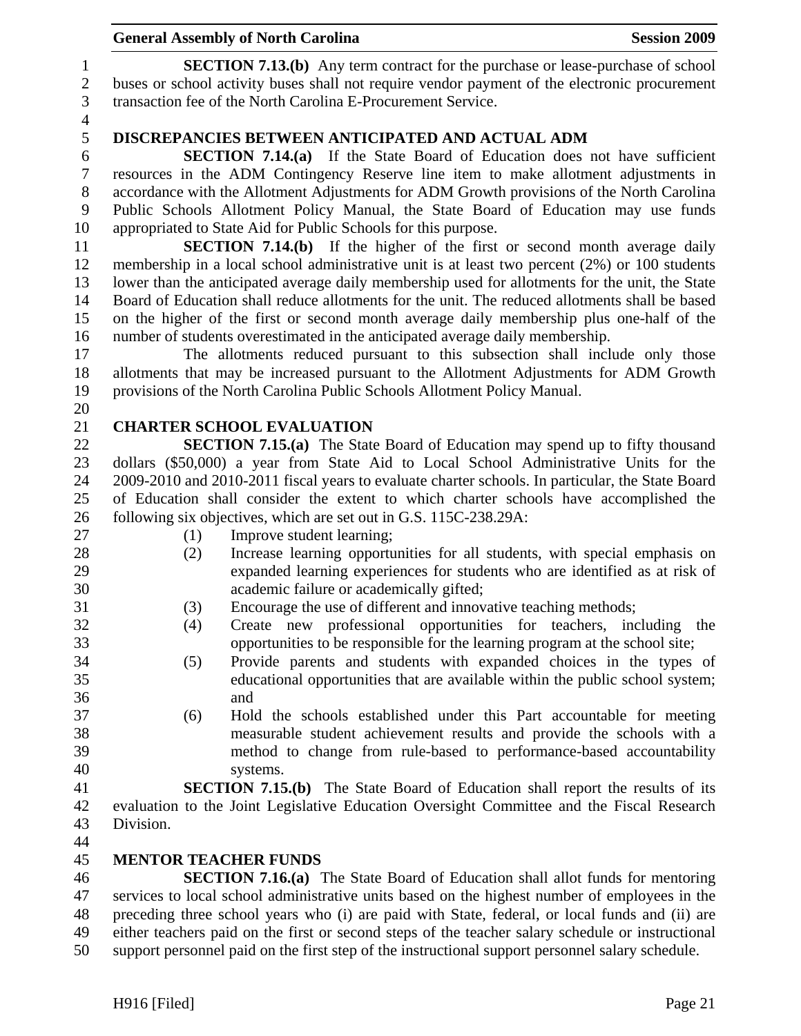**SECTION 7.13.(b)** Any term contract for the purchase or lease-purchase of school buses or school activity buses shall not require vendor payment of the electronic procurement transaction fee of the North Carolina E-Procurement Service.

## DISCREPANCIES BETWEEN ANTICIPATED AND ACTUAL ADM

**SECTION 7.14.(a)** If the State Board of Education does not have sufficient resources in the ADM Contingency Reserve line item to make allotment adjustments in accordance with the Allotment Adjustments for ADM Growth provisions of the North Carolina Public Schools Allotment Policy Manual, the State Board of Education may use funds appropriated to State Aid for Public Schools for this purpose.

**SECTION 7.14.(b)** If the higher of the first or second month average daily membership in a local school administrative unit is at least two percent (2%) or 100 students lower than the anticipated average daily membership used for allotments for the unit, the State Board of Education shall reduce allotments for the unit. The reduced allotments shall be based on the higher of the first or second month average daily membership plus one-half of the number of students overestimated in the anticipated average daily membership.

The allotments reduced pursuant to this subsection shall include only those allotments that may be increased pursuant to the Allotment Adjustments for ADM Growth provisions of the North Carolina Public Schools Allotment Policy Manual.

## CHARTER SCHOOL EVALUATION

**SECTION 7.15.(a)** The State Board of Education may spend up to fifty thousand dollars ($50,000) a year from State Aid to Local School Administrative Units for the 2009-2010 and 2010-2011 fiscal years to evaluate charter schools. In particular, the State Board of Education shall consider the extent to which charter schools have accomplished the following six objectives, which are set out in G.S. 115C-238.29A:

(1) Improve student learning;
(2) Increase learning opportunities for all students, with special emphasis on expanded learning experiences for students who are identified as at risk of academic failure or academically gifted;
(3) Encourage the use of different and innovative teaching methods;
(4) Create new professional opportunities for teachers, including the opportunities to be responsible for the learning program at the school site;
(5) Provide parents and students with expanded choices in the types of educational opportunities that are available within the public school system; and
(6) Hold the schools established under this Part accountable for meeting measurable student achievement results and provide the schools with a method to change from rule-based to performance-based accountability systems.

**SECTION 7.15.(b)** The State Board of Education shall report the results of its evaluation to the Joint Legislative Education Oversight Committee and the Fiscal Research Division.

## MENTOR TEACHER FUNDS

**SECTION 7.16.(a)** The State Board of Education shall allot funds for mentoring services to local school administrative units based on the highest number of employees in the preceding three school years who (i) are paid with State, federal, or local funds and (ii) are either teachers paid on the first or second steps of the teacher salary schedule or instructional support personnel paid on the first step of the instructional support personnel salary schedule.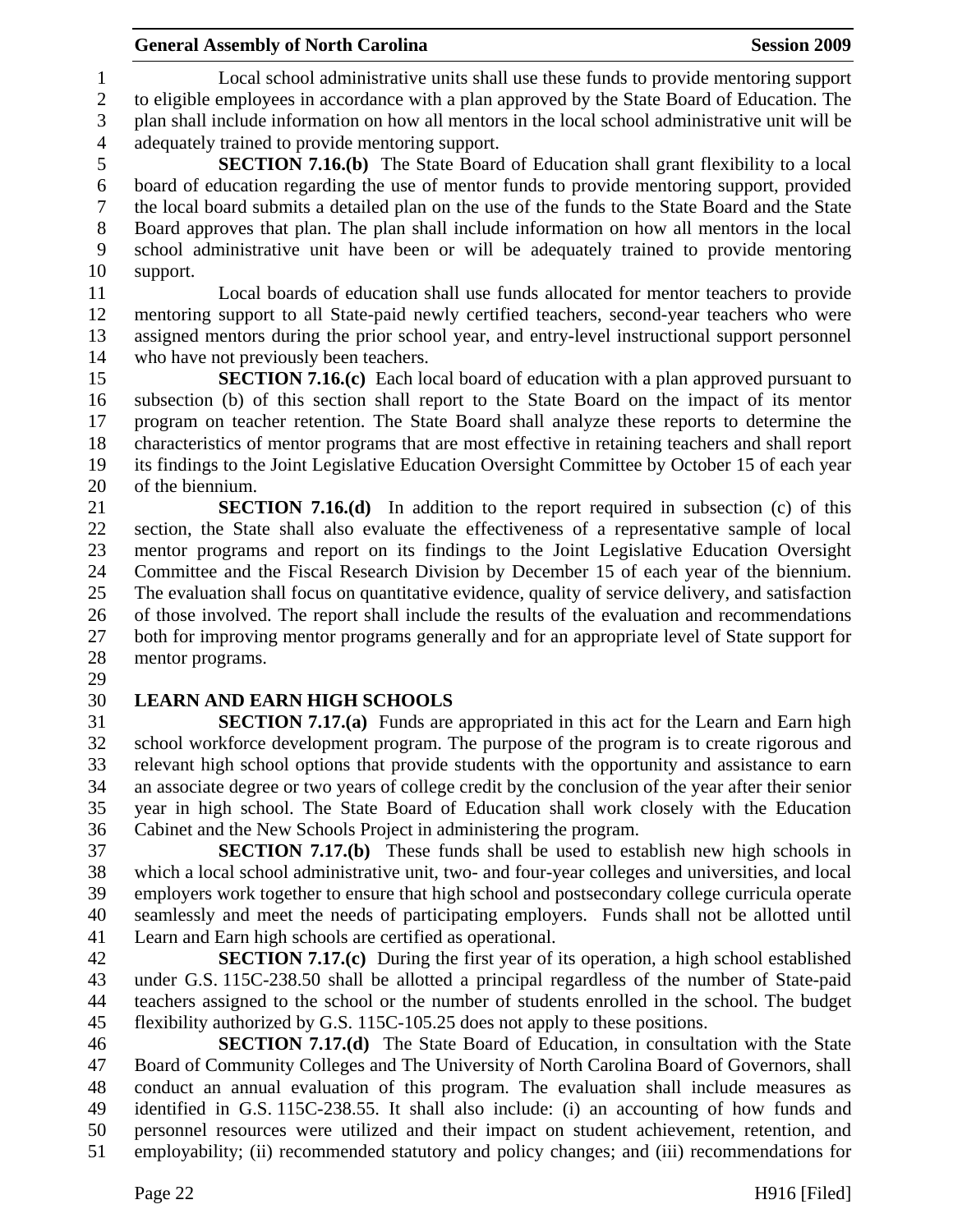Local school administrative units shall use these funds to provide mentoring support to eligible employees in accordance with a plan approved by the State Board of Education. The plan shall include information on how all mentors in the local school administrative unit will be adequately trained to provide mentoring support.

**SECTION 7.16.(b)** The State Board of Education shall grant flexibility to a local board of education regarding the use of mentor funds to provide mentoring support, provided the local board submits a detailed plan on the use of the funds to the State Board and the State Board approves that plan. The plan shall include information on how all mentors in the local school administrative unit have been or will be adequately trained to provide mentoring support.

Local boards of education shall use funds allocated for mentor teachers to provide mentoring support to all State-paid newly certified teachers, second-year teachers who were assigned mentors during the prior school year, and entry-level instructional support personnel who have not previously been teachers.

**SECTION 7.16.(c)** Each local board of education with a plan approved pursuant to subsection (b) of this section shall report to the State Board on the impact of its mentor program on teacher retention. The State Board shall analyze these reports to determine the characteristics of mentor programs that are most effective in retaining teachers and shall report its findings to the Joint Legislative Education Oversight Committee by October 15 of each year of the biennium.

**SECTION 7.16.(d)** In addition to the report required in subsection (c) of this section, the State shall also evaluate the effectiveness of a representative sample of local mentor programs and report on its findings to the Joint Legislative Education Oversight Committee and the Fiscal Research Division by December 15 of each year of the biennium. The evaluation shall focus on quantitative evidence, quality of service delivery, and satisfaction of those involved. The report shall include the results of the evaluation and recommendations both for improving mentor programs generally and for an appropriate level of State support for mentor programs.

**LEARN AND EARN HIGH SCHOOLS**

**SECTION 7.17.(a)** Funds are appropriated in this act for the Learn and Earn high school workforce development program. The purpose of the program is to create rigorous and relevant high school options that provide students with the opportunity and assistance to earn an associate degree or two years of college credit by the conclusion of the year after their senior year in high school. The State Board of Education shall work closely with the Education Cabinet and the New Schools Project in administering the program.

**SECTION 7.17.(b)** These funds shall be used to establish new high schools in which a local school administrative unit, two- and four-year colleges and universities, and local employers work together to ensure that high school and postsecondary college curricula operate seamlessly and meet the needs of participating employers. Funds shall not be allotted until Learn and Earn high schools are certified as operational.

**SECTION 7.17.(c)** During the first year of its operation, a high school established under G.S. 115C-238.50 shall be allotted a principal regardless of the number of State-paid teachers assigned to the school or the number of students enrolled in the school. The budget flexibility authorized by G.S. 115C-105.25 does not apply to these positions.

**SECTION 7.17.(d)** The State Board of Education, in consultation with the State Board of Community Colleges and The University of North Carolina Board of Governors, shall conduct an annual evaluation of this program. The evaluation shall include measures as identified in G.S. 115C-238.55. It shall also include: (i) an accounting of how funds and personnel resources were utilized and their impact on student achievement, retention, and employability; (ii) recommended statutory and policy changes; and (iii) recommendations for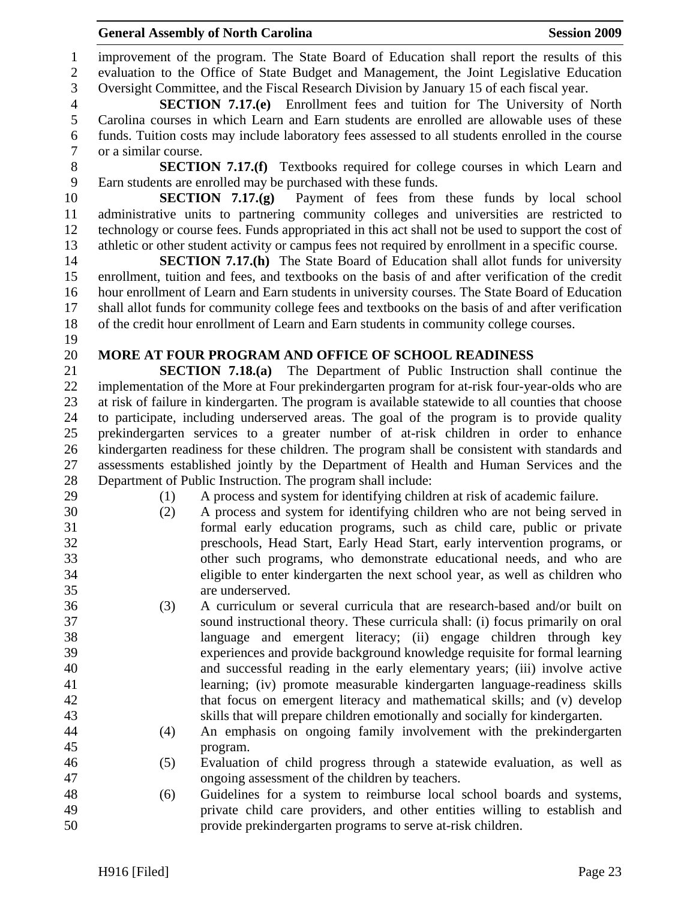improvement of the program. The State Board of Education shall report the results of this evaluation to the Office of State Budget and Management, the Joint Legislative Education Oversight Committee, and the Fiscal Research Division by January 15 of each fiscal year.

**SECTION 7.17.(e)** Enrollment fees and tuition for The University of North Carolina courses in which Learn and Earn students are enrolled are allowable uses of these funds. Tuition costs may include laboratory fees assessed to all students enrolled in the course or a similar course.

**SECTION 7.17.(f)** Textbooks required for college courses in which Learn and Earn students are enrolled may be purchased with these funds.

**SECTION 7.17.(g)** Payment of fees from these funds by local school administrative units to partnering community colleges and universities are restricted to technology or course fees. Funds appropriated in this act shall not be used to support the cost of athletic or other student activity or campus fees not required by enrollment in a specific course.

**SECTION 7.17.(h)** The State Board of Education shall allot funds for university enrollment, tuition and fees, and textbooks on the basis of and after verification of the credit hour enrollment of Learn and Earn students in university courses. The State Board of Education shall allot funds for community college fees and textbooks on the basis of and after verification of the credit hour enrollment of Learn and Earn students in community college courses.

## MORE AT FOUR PROGRAM AND OFFICE OF SCHOOL READINESS

**SECTION 7.18.(a)** The Department of Public Instruction shall continue the implementation of the More at Four prekindergarten program for at-risk four-year-olds who are at risk of failure in kindergarten. The program is available statewide to all counties that choose to participate, including underserved areas. The goal of the program is to provide quality prekindergarten services to a greater number of at-risk children in order to enhance kindergarten readiness for these children. The program shall be consistent with standards and assessments established jointly by the Department of Health and Human Services and the Department of Public Instruction. The program shall include:

(1) A process and system for identifying children at risk of academic failure.

(2) A process and system for identifying children who are not being served in formal early education programs, such as child care, public or private preschools, Head Start, Early Head Start, early intervention programs, or other such programs, who demonstrate educational needs, and who are eligible to enter kindergarten the next school year, as well as children who are underserved.

(3) A curriculum or several curricula that are research-based and/or built on sound instructional theory. These curricula shall: (i) focus primarily on oral language and emergent literacy; (ii) engage children through key experiences and provide background knowledge requisite for formal learning and successful reading in the early elementary years; (iii) involve active learning; (iv) promote measurable kindergarten language-readiness skills that focus on emergent literacy and mathematical skills; and (v) develop skills that will prepare children emotionally and socially for kindergarten.

(4) An emphasis on ongoing family involvement with the prekindergarten program.

(5) Evaluation of child progress through a statewide evaluation, as well as ongoing assessment of the children by teachers.

(6) Guidelines for a system to reimburse local school boards and systems, private child care providers, and other entities willing to establish and provide prekindergarten programs to serve at-risk children.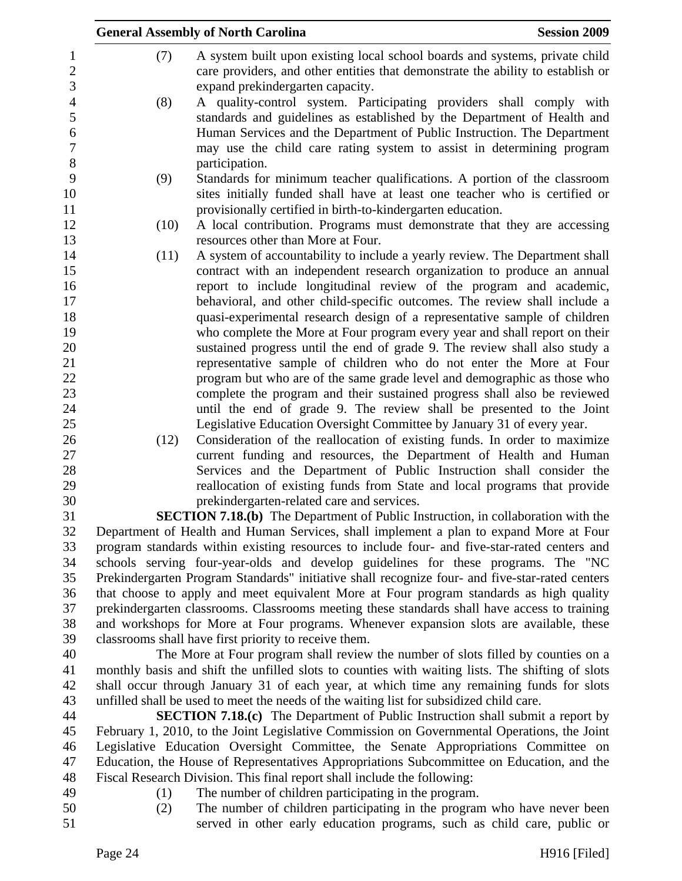(7) A system built upon existing local school boards and systems, private child care providers, and other entities that demonstrate the ability to establish or expand prekindergarten capacity.

(8) A quality-control system. Participating providers shall comply with standards and guidelines as established by the Department of Health and Human Services and the Department of Public Instruction. The Department may use the child care rating system to assist in determining program participation.

(9) Standards for minimum teacher qualifications. A portion of the classroom sites initially funded shall have at least one teacher who is certified or provisionally certified in birth-to-kindergarten education.

(10) A local contribution. Programs must demonstrate that they are accessing resources other than More at Four.

(11) A system of accountability to include a yearly review. The Department shall contract with an independent research organization to produce an annual report to include longitudinal review of the program and academic, behavioral, and other child-specific outcomes. The review shall include a quasi-experimental research design of a representative sample of children who complete the More at Four program every year and shall report on their sustained progress until the end of grade 9. The review shall also study a representative sample of children who do not enter the More at Four program but who are of the same grade level and demographic as those who complete the program and their sustained progress shall also be reviewed until the end of grade 9. The review shall be presented to the Joint Legislative Education Oversight Committee by January 31 of every year.

(12) Consideration of the reallocation of existing funds. In order to maximize current funding and resources, the Department of Health and Human Services and the Department of Public Instruction shall consider the reallocation of existing funds from State and local programs that provide prekindergarten-related care and services.

**SECTION 7.18.(b)** The Department of Public Instruction, in collaboration with the Department of Health and Human Services, shall implement a plan to expand More at Four program standards within existing resources to include four- and five-star-rated centers and schools serving four-year-olds and develop guidelines for these programs. The "NC Prekindergarten Program Standards" initiative shall recognize four- and five-star-rated centers that choose to apply and meet equivalent More at Four program standards as high quality prekindergarten classrooms. Classrooms meeting these standards shall have access to training and workshops for More at Four programs. Whenever expansion slots are available, these classrooms shall have first priority to receive them.

The More at Four program shall review the number of slots filled by counties on a monthly basis and shift the unfilled slots to counties with waiting lists. The shifting of slots shall occur through January 31 of each year, at which time any remaining funds for slots unfilled shall be used to meet the needs of the waiting list for subsidized child care.

**SECTION 7.18.(c)** The Department of Public Instruction shall submit a report by February 1, 2010, to the Joint Legislative Commission on Governmental Operations, the Joint Legislative Education Oversight Committee, the Senate Appropriations Committee on Education, the House of Representatives Appropriations Subcommittee on Education, and the Fiscal Research Division. This final report shall include the following:

(1) The number of children participating in the program.

(2) The number of children participating in the program who have never been served in other early education programs, such as child care, public or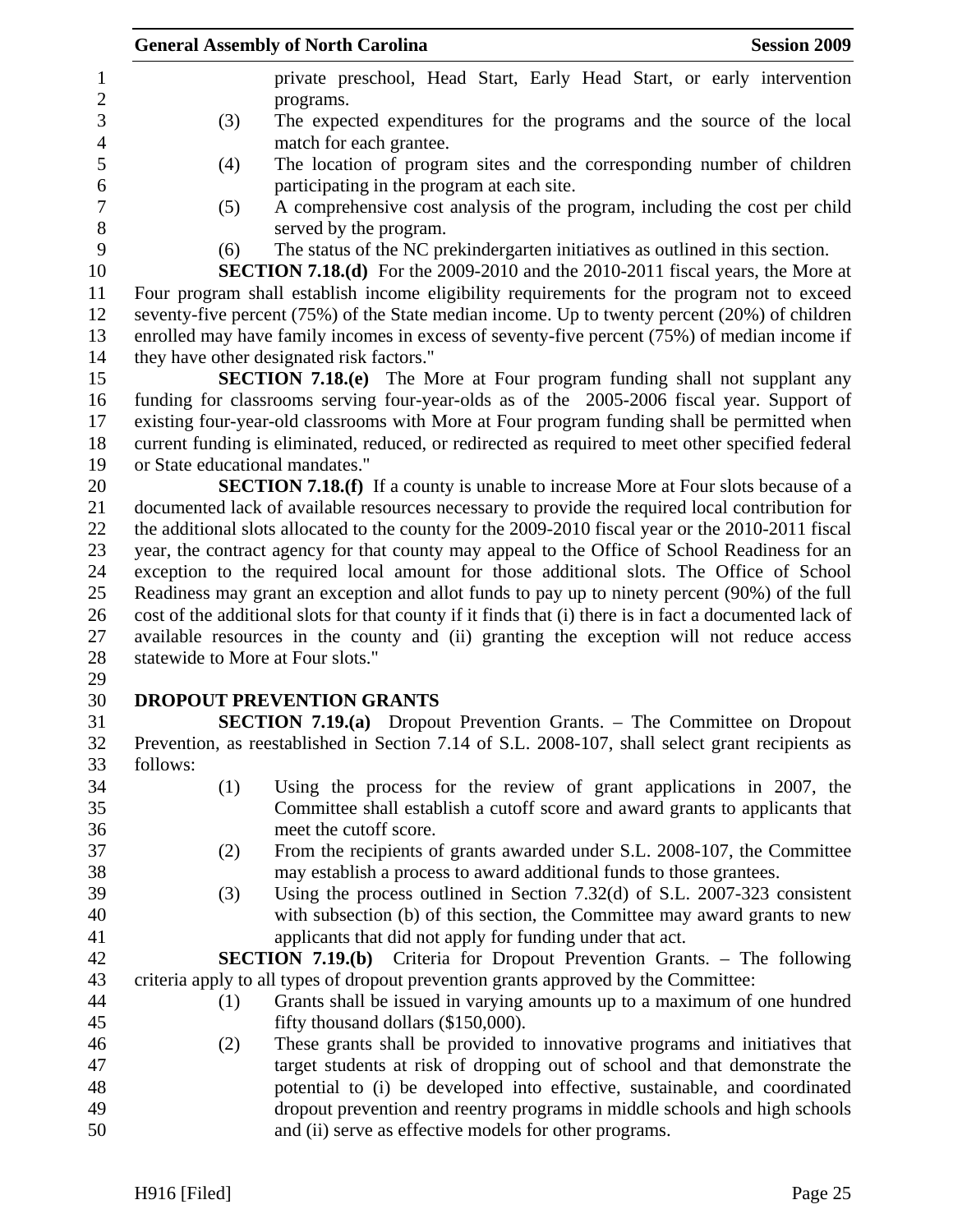private preschool, Head Start, Early Head Start, or early intervention programs.

(3) The expected expenditures for the programs and the source of the local match for each grantee.

(4) The location of program sites and the corresponding number of children participating in the program at each site.

(5) A comprehensive cost analysis of the program, including the cost per child served by the program.

(6) The status of the NC prekindergarten initiatives as outlined in this section.

**SECTION 7.18.(d)** For the 2009-2010 and the 2010-2011 fiscal years, the More at Four program shall establish income eligibility requirements for the program not to exceed seventy-five percent (75%) of the State median income. Up to twenty percent (20%) of children enrolled may have family incomes in excess of seventy-five percent (75%) of median income if they have other designated risk factors."

**SECTION 7.18.(e)** The More at Four program funding shall not supplant any funding for classrooms serving four-year-olds as of the 2005-2006 fiscal year. Support of existing four-year-old classrooms with More at Four program funding shall be permitted when current funding is eliminated, reduced, or redirected as required to meet other specified federal or State educational mandates."

**SECTION 7.18.(f)** If a county is unable to increase More at Four slots because of a documented lack of available resources necessary to provide the required local contribution for the additional slots allocated to the county for the 2009-2010 fiscal year or the 2010-2011 fiscal year, the contract agency for that county may appeal to the Office of School Readiness for an exception to the required local amount for those additional slots. The Office of School Readiness may grant an exception and allot funds to pay up to ninety percent (90%) of the full cost of the additional slots for that county if it finds that (i) there is in fact a documented lack of available resources in the county and (ii) granting the exception will not reduce access statewide to More at Four slots."

**DROPOUT PREVENTION GRANTS**

**SECTION 7.19.(a)** Dropout Prevention Grants. – The Committee on Dropout Prevention, as reestablished in Section 7.14 of S.L. 2008-107, shall select grant recipients as follows:

(1) Using the process for the review of grant applications in 2007, the Committee shall establish a cutoff score and award grants to applicants that meet the cutoff score.

(2) From the recipients of grants awarded under S.L. 2008-107, the Committee may establish a process to award additional funds to those grantees.

(3) Using the process outlined in Section 7.32(d) of S.L. 2007-323 consistent with subsection (b) of this section, the Committee may award grants to new applicants that did not apply for funding under that act.

**SECTION 7.19.(b)** Criteria for Dropout Prevention Grants. – The following criteria apply to all types of dropout prevention grants approved by the Committee:

(1) Grants shall be issued in varying amounts up to a maximum of one hundred fifty thousand dollars ($150,000).

(2) These grants shall be provided to innovative programs and initiatives that target students at risk of dropping out of school and that demonstrate the potential to (i) be developed into effective, sustainable, and coordinated dropout prevention and reentry programs in middle schools and high schools and (ii) serve as effective models for other programs.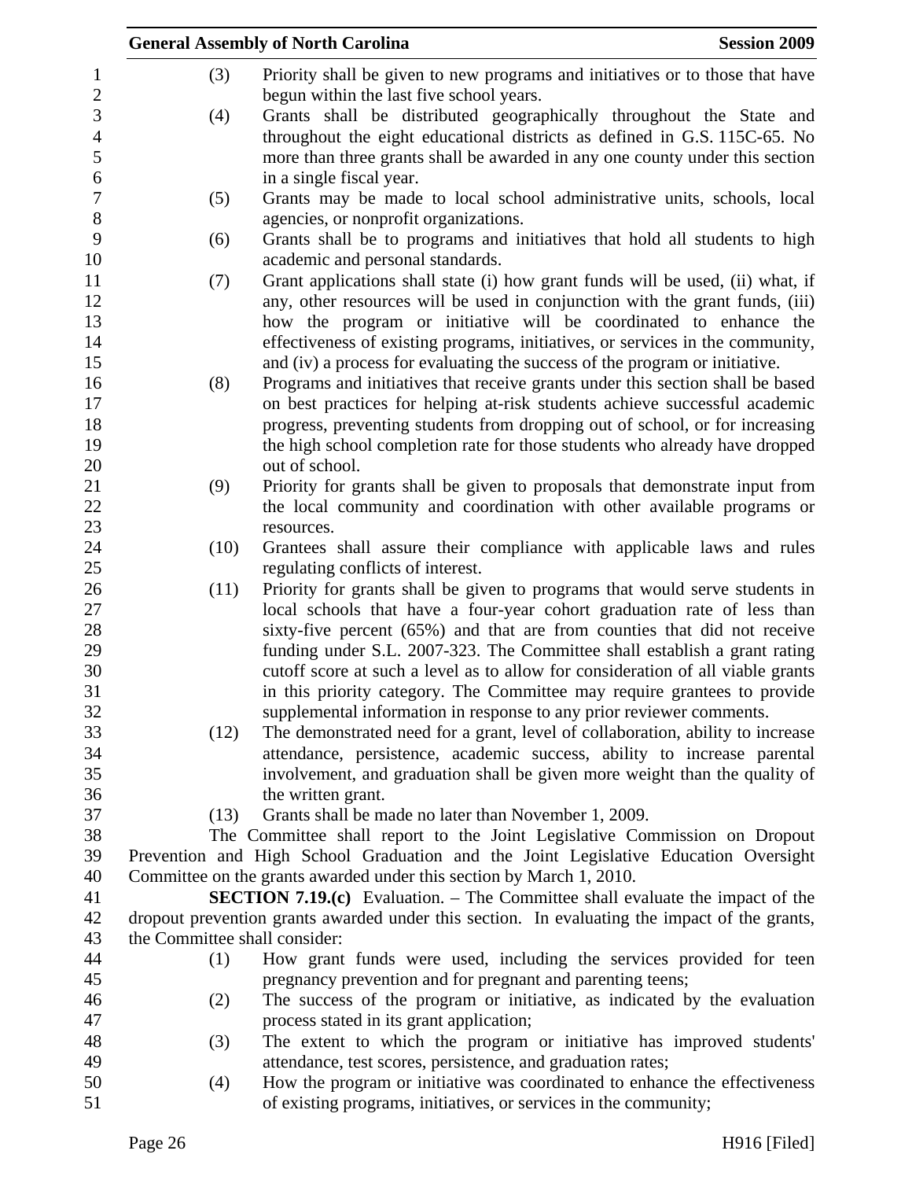(3) Priority shall be given to new programs and initiatives or to those that have begun within the last five school years.

(4) Grants shall be distributed geographically throughout the State and throughout the eight educational districts as defined in G.S. 115C-65. No more than three grants shall be awarded in any one county under this section in a single fiscal year.

(5) Grants may be made to local school administrative units, schools, local agencies, or nonprofit organizations.

(6) Grants shall be to programs and initiatives that hold all students to high academic and personal standards.

(7) Grant applications shall state (i) how grant funds will be used, (ii) what, if any, other resources will be used in conjunction with the grant funds, (iii) how the program or initiative will be coordinated to enhance the effectiveness of existing programs, initiatives, or services in the community, and (iv) a process for evaluating the success of the program or initiative.

(8) Programs and initiatives that receive grants under this section shall be based on best practices for helping at-risk students achieve successful academic progress, preventing students from dropping out of school, or for increasing the high school completion rate for those students who already have dropped out of school.

(9) Priority for grants shall be given to proposals that demonstrate input from the local community and coordination with other available programs or resources.

(10) Grantees shall assure their compliance with applicable laws and rules regulating conflicts of interest.

(11) Priority for grants shall be given to programs that would serve students in local schools that have a four-year cohort graduation rate of less than sixty-five percent (65%) and that are from counties that did not receive funding under S.L. 2007-323. The Committee shall establish a grant rating cutoff score at such a level as to allow for consideration of all viable grants in this priority category. The Committee may require grantees to provide supplemental information in response to any prior reviewer comments.

(12) The demonstrated need for a grant, level of collaboration, ability to increase attendance, persistence, academic success, ability to increase parental involvement, and graduation shall be given more weight than the quality of the written grant.

(13) Grants shall be made no later than November 1, 2009.

The Committee shall report to the Joint Legislative Commission on Dropout Prevention and High School Graduation and the Joint Legislative Education Oversight Committee on the grants awarded under this section by March 1, 2010.

**SECTION 7.19.(c)** Evaluation. – The Committee shall evaluate the impact of the dropout prevention grants awarded under this section. In evaluating the impact of the grants, the Committee shall consider:

(1) How grant funds were used, including the services provided for teen pregnancy prevention and for pregnant and parenting teens;

(2) The success of the program or initiative, as indicated by the evaluation process stated in its grant application;

(3) The extent to which the program or initiative has improved students' attendance, test scores, persistence, and graduation rates;

(4) How the program or initiative was coordinated to enhance the effectiveness of existing programs, initiatives, or services in the community;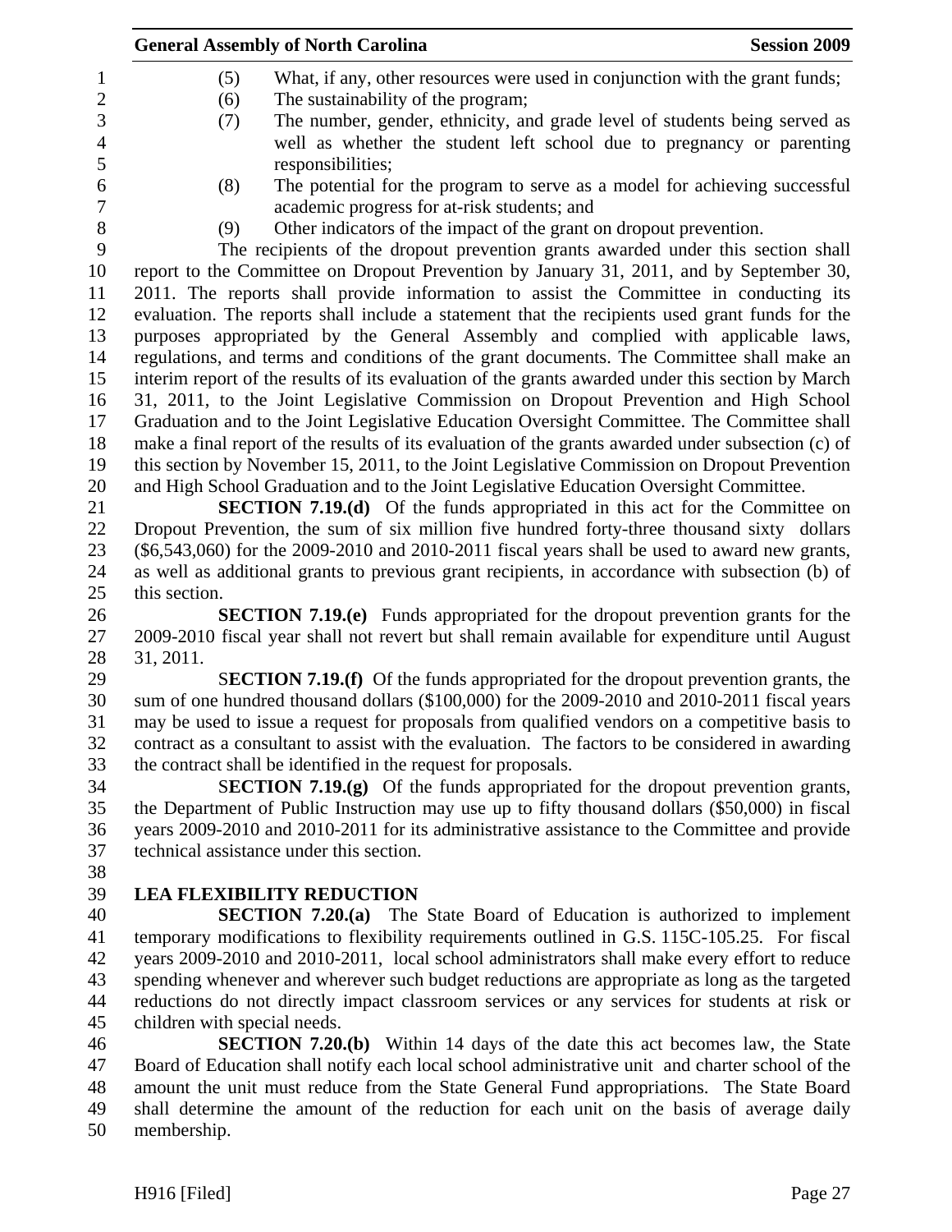(5) What, if any, other resources were used in conjunction with the grant funds;

(6) The sustainability of the program;

(7) The number, gender, ethnicity, and grade level of students being served as well as whether the student left school due to pregnancy or parenting responsibilities;

(8) The potential for the program to serve as a model for achieving successful academic progress for at-risk students; and

(9) Other indicators of the impact of the grant on dropout prevention.

The recipients of the dropout prevention grants awarded under this section shall report to the Committee on Dropout Prevention by January 31, 2011, and by September 30, 2011. The reports shall provide information to assist the Committee in conducting its evaluation. The reports shall include a statement that the recipients used grant funds for the purposes appropriated by the General Assembly and complied with applicable laws, regulations, and terms and conditions of the grant documents. The Committee shall make an interim report of the results of its evaluation of the grants awarded under this section by March 31, 2011, to the Joint Legislative Commission on Dropout Prevention and High School Graduation and to the Joint Legislative Education Oversight Committee. The Committee shall make a final report of the results of its evaluation of the grants awarded under subsection (c) of this section by November 15, 2011, to the Joint Legislative Commission on Dropout Prevention and High School Graduation and to the Joint Legislative Education Oversight Committee.

**SECTION 7.19.(d)** Of the funds appropriated in this act for the Committee on Dropout Prevention, the sum of six million five hundred forty-three thousand sixty dollars ($6,543,060) for the 2009-2010 and 2010-2011 fiscal years shall be used to award new grants, as well as additional grants to previous grant recipients, in accordance with subsection (b) of this section.

**SECTION 7.19.(e)** Funds appropriated for the dropout prevention grants for the 2009-2010 fiscal year shall not revert but shall remain available for expenditure until August 31, 2011.

**SECTION 7.19.(f)** Of the funds appropriated for the dropout prevention grants, the sum of one hundred thousand dollars ($100,000) for the 2009-2010 and 2010-2011 fiscal years may be used to issue a request for proposals from qualified vendors on a competitive basis to contract as a consultant to assist with the evaluation. The factors to be considered in awarding the contract shall be identified in the request for proposals.

**SECTION 7.19.(g)** Of the funds appropriated for the dropout prevention grants, the Department of Public Instruction may use up to fifty thousand dollars ($50,000) in fiscal years 2009-2010 and 2010-2011 for its administrative assistance to the Committee and provide technical assistance under this section.

**LEA FLEXIBILITY REDUCTION**

**SECTION 7.20.(a)** The State Board of Education is authorized to implement temporary modifications to flexibility requirements outlined in G.S. 115C-105.25. For fiscal years 2009-2010 and 2010-2011, local school administrators shall make every effort to reduce spending whenever and wherever such budget reductions are appropriate as long as the targeted reductions do not directly impact classroom services or any services for students at risk or children with special needs.

**SECTION 7.20.(b)** Within 14 days of the date this act becomes law, the State Board of Education shall notify each local school administrative unit and charter school of the amount the unit must reduce from the State General Fund appropriations. The State Board shall determine the amount of the reduction for each unit on the basis of average daily membership.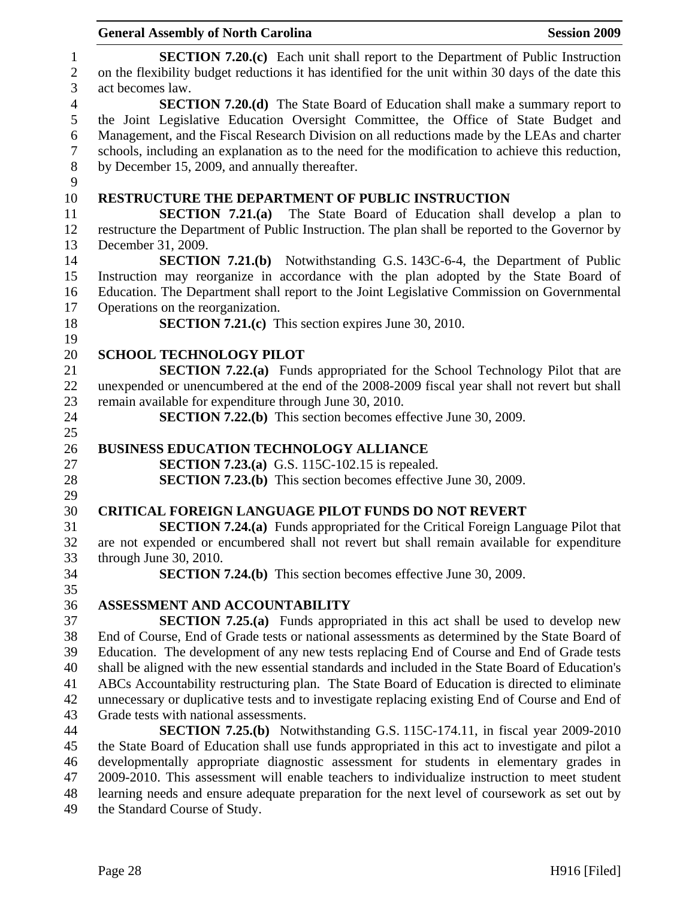**SECTION 7.20.(c)** Each unit shall report to the Department of Public Instruction on the flexibility budget reductions it has identified for the unit within 30 days of the date this act becomes law.

**SECTION 7.20.(d)** The State Board of Education shall make a summary report to the Joint Legislative Education Oversight Committee, the Office of State Budget and Management, and the Fiscal Research Division on all reductions made by the LEAs and charter schools, including an explanation as to the need for the modification to achieve this reduction, by December 15, 2009, and annually thereafter.

**RESTRUCTURE THE DEPARTMENT OF PUBLIC INSTRUCTION**

**SECTION 7.21.(a)** The State Board of Education shall develop a plan to restructure the Department of Public Instruction. The plan shall be reported to the Governor by December 31, 2009.

**SECTION 7.21.(b)** Notwithstanding G.S. 143C-6-4, the Department of Public Instruction may reorganize in accordance with the plan adopted by the State Board of Education. The Department shall report to the Joint Legislative Commission on Governmental Operations on the reorganization.

**SECTION 7.21.(c)** This section expires June 30, 2010.

**SCHOOL TECHNOLOGY PILOT**

**SECTION 7.22.(a)** Funds appropriated for the School Technology Pilot that are unexpended or unencumbered at the end of the 2008-2009 fiscal year shall not revert but shall remain available for expenditure through June 30, 2010.

**SECTION 7.22.(b)** This section becomes effective June 30, 2009.

**BUSINESS EDUCATION TECHNOLOGY ALLIANCE**

**SECTION 7.23.(a)** G.S. 115C-102.15 is repealed.

**SECTION 7.23.(b)** This section becomes effective June 30, 2009.

**CRITICAL FOREIGN LANGUAGE PILOT FUNDS DO NOT REVERT**

**SECTION 7.24.(a)** Funds appropriated for the Critical Foreign Language Pilot that are not expended or encumbered shall not revert but shall remain available for expenditure through June 30, 2010.

**SECTION 7.24.(b)** This section becomes effective June 30, 2009.

**ASSESSMENT AND ACCOUNTABILITY**

**SECTION 7.25.(a)** Funds appropriated in this act shall be used to develop new End of Course, End of Grade tests or national assessments as determined by the State Board of Education. The development of any new tests replacing End of Course and End of Grade tests shall be aligned with the new essential standards and included in the State Board of Education's ABCs Accountability restructuring plan. The State Board of Education is directed to eliminate unnecessary or duplicative tests and to investigate replacing existing End of Course and End of Grade tests with national assessments.

**SECTION 7.25.(b)** Notwithstanding G.S. 115C-174.11, in fiscal year 2009-2010 the State Board of Education shall use funds appropriated in this act to investigate and pilot a developmentally appropriate diagnostic assessment for students in elementary grades in 2009-2010. This assessment will enable teachers to individualize instruction to meet student learning needs and ensure adequate preparation for the next level of coursework as set out by the Standard Course of Study.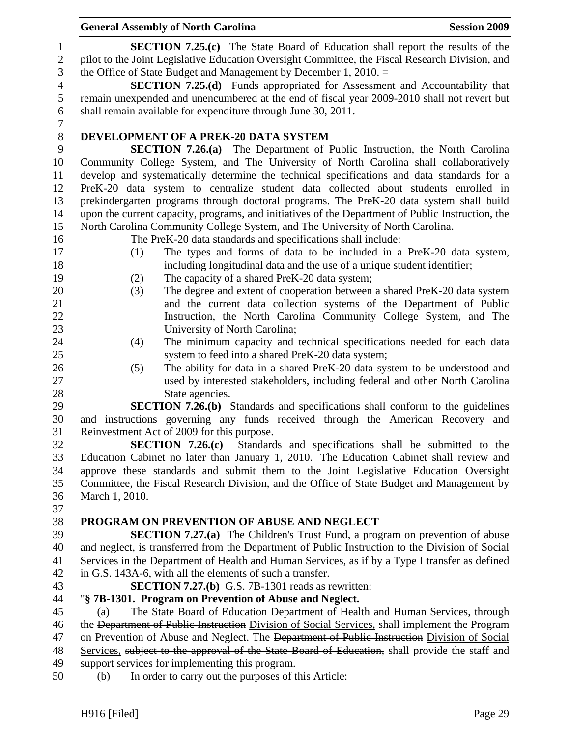**SECTION 7.25.(c)** The State Board of Education shall report the results of the pilot to the Joint Legislative Education Oversight Committee, the Fiscal Research Division, and the Office of State Budget and Management by December 1, 2010. =

**SECTION 7.25.(d)** Funds appropriated for Assessment and Accountability that remain unexpended and unencumbered at the end of fiscal year 2009-2010 shall not revert but shall remain available for expenditure through June 30, 2011.

## DEVELOPMENT OF A PREK-20 DATA SYSTEM

**SECTION 7.26.(a)** The Department of Public Instruction, the North Carolina Community College System, and The University of North Carolina shall collaboratively develop and systematically determine the technical specifications and data standards for a PreK-20 data system to centralize student data collected about students enrolled in prekindergarten programs through doctoral programs. The PreK-20 data system shall build upon the current capacity, programs, and initiatives of the Department of Public Instruction, the North Carolina Community College System, and The University of North Carolina.

The PreK-20 data standards and specifications shall include:

(1) The types and forms of data to be included in a PreK-20 data system, including longitudinal data and the use of a unique student identifier;

(2) The capacity of a shared PreK-20 data system;

(3) The degree and extent of cooperation between a shared PreK-20 data system and the current data collection systems of the Department of Public Instruction, the North Carolina Community College System, and The University of North Carolina;

(4) The minimum capacity and technical specifications needed for each data system to feed into a shared PreK-20 data system;

(5) The ability for data in a shared PreK-20 data system to be understood and used by interested stakeholders, including federal and other North Carolina State agencies.

**SECTION 7.26.(b)** Standards and specifications shall conform to the guidelines and instructions governing any funds received through the American Recovery and Reinvestment Act of 2009 for this purpose.

**SECTION 7.26.(c)** Standards and specifications shall be submitted to the Education Cabinet no later than January 1, 2010. The Education Cabinet shall review and approve these standards and submit them to the Joint Legislative Education Oversight Committee, the Fiscal Research Division, and the Office of State Budget and Management by March 1, 2010.

## PROGRAM ON PREVENTION OF ABUSE AND NEGLECT

**SECTION 7.27.(a)** The Children's Trust Fund, a program on prevention of abuse and neglect, is transferred from the Department of Public Instruction to the Division of Social Services in the Department of Health and Human Services, as if by a Type I transfer as defined in G.S. 143A-6, with all the elements of such a transfer.

**SECTION 7.27.(b)** G.S. 7B-1301 reads as rewritten:

"**§ 7B-1301. Program on Prevention of Abuse and Neglect.**

(a) The ~~State Board of Education~~ Department of Health and Human Services, through the ~~Department of Public Instruction~~ Division of Social Services, shall implement the Program on Prevention of Abuse and Neglect. The ~~Department of Public Instruction~~ Division of Social Services, ~~subject to the approval of the State Board of Education,~~ shall provide the staff and support services for implementing this program.

(b) In order to carry out the purposes of this Article: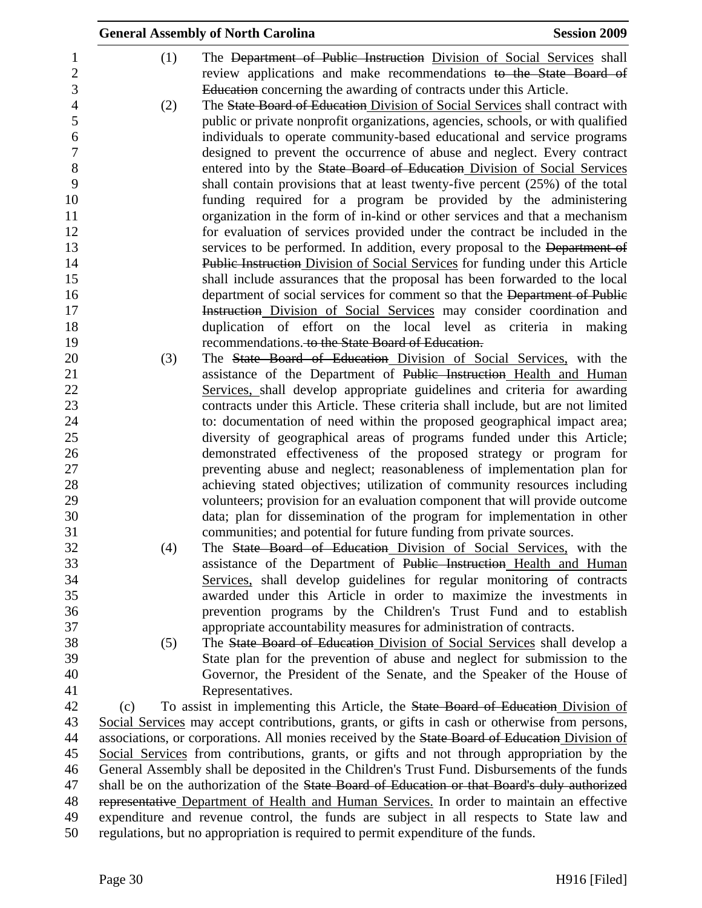(1) The ~~Department of Public Instruction~~ Division of Social Services shall review applications and make recommendations ~~to the State Board of Education~~ concerning the awarding of contracts under this Article.

(2) The ~~State Board of Education~~ Division of Social Services shall contract with public or private nonprofit organizations, agencies, schools, or with qualified individuals to operate community-based educational and service programs designed to prevent the occurrence of abuse and neglect. Every contract entered into by the ~~State Board of Education~~ Division of Social Services shall contain provisions that at least twenty-five percent (25%) of the total funding required for a program be provided by the administering organization in the form of in-kind or other services and that a mechanism for evaluation of services provided under the contract be included in the services to be performed. In addition, every proposal to the ~~Department of Public Instruction~~ Division of Social Services for funding under this Article shall include assurances that the proposal has been forwarded to the local department of social services for comment so that the ~~Department of Public Instruction~~ Division of Social Services may consider coordination and duplication of effort on the local level as criteria in making recommendations. ~~to the State Board of Education.~~

(3) The ~~State Board of Education~~ Division of Social Services, with the assistance of the Department of ~~Public Instruction~~ Health and Human Services, shall develop appropriate guidelines and criteria for awarding contracts under this Article. These criteria shall include, but are not limited to: documentation of need within the proposed geographical impact area; diversity of geographical areas of programs funded under this Article; demonstrated effectiveness of the proposed strategy or program for preventing abuse and neglect; reasonableness of implementation plan for achieving stated objectives; utilization of community resources including volunteers; provision for an evaluation component that will provide outcome data; plan for dissemination of the program for implementation in other communities; and potential for future funding from private sources.

(4) The ~~State Board of Education~~ Division of Social Services, with the assistance of the Department of ~~Public Instruction~~ Health and Human Services, shall develop guidelines for regular monitoring of contracts awarded under this Article in order to maximize the investments in prevention programs by the Children's Trust Fund and to establish appropriate accountability measures for administration of contracts.

(5) The ~~State Board of Education~~ Division of Social Services shall develop a State plan for the prevention of abuse and neglect for submission to the Governor, the President of the Senate, and the Speaker of the House of Representatives.

(c) To assist in implementing this Article, the ~~State Board of Education~~ Division of Social Services may accept contributions, grants, or gifts in cash or otherwise from persons, associations, or corporations. All monies received by the ~~State Board of Education~~ Division of Social Services from contributions, grants, or gifts and not through appropriation by the General Assembly shall be deposited in the Children's Trust Fund. Disbursements of the funds shall be on the authorization of the ~~State Board of Education or that Board's duly authorized representative~~ Department of Health and Human Services. In order to maintain an effective expenditure and revenue control, the funds are subject in all respects to State law and regulations, but no appropriation is required to permit expenditure of the funds.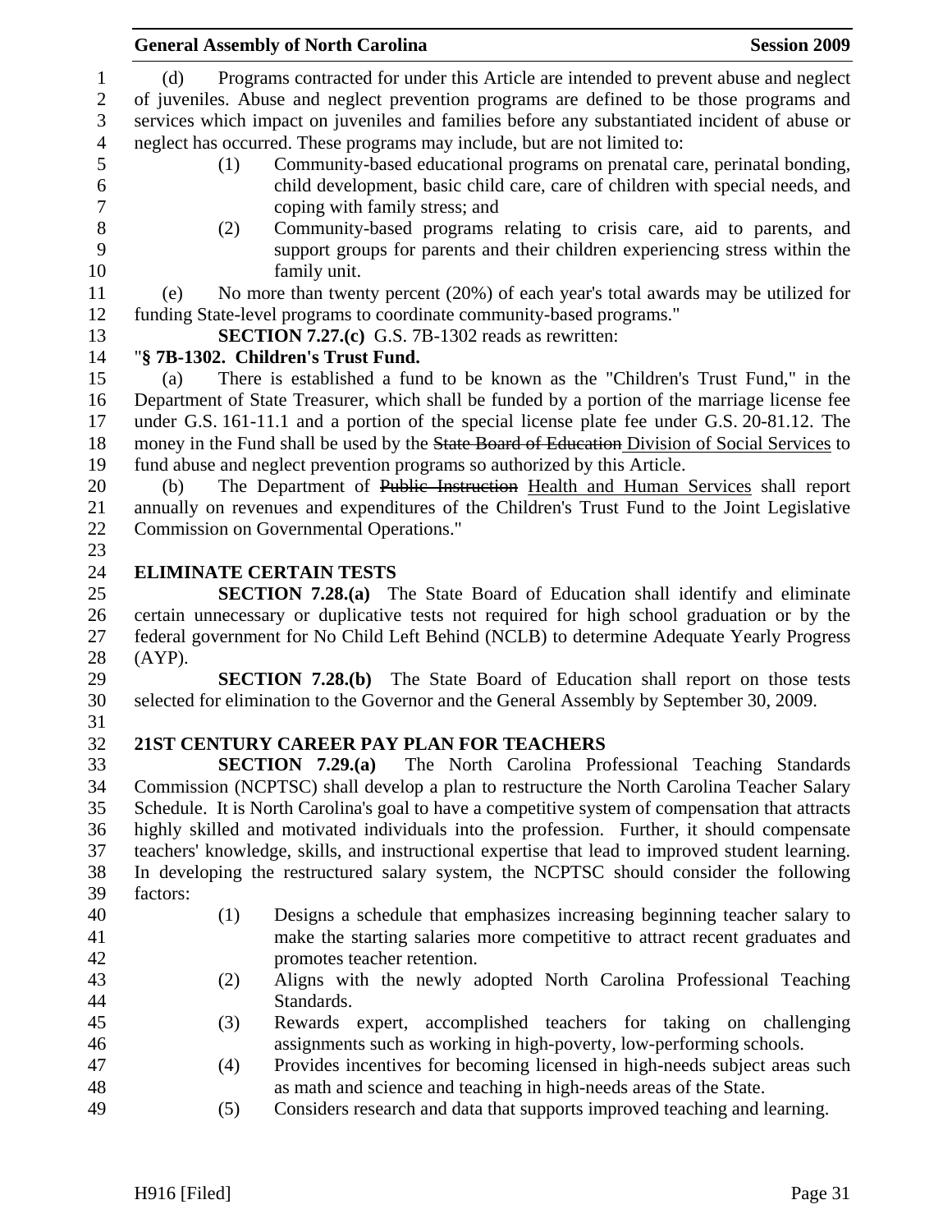(d) Programs contracted for under this Article are intended to prevent abuse and neglect of juveniles. Abuse and neglect prevention programs are defined to be those programs and services which impact on juveniles and families before any substantiated incident of abuse or neglect has occurred. These programs may include, but are not limited to:

(1) Community-based educational programs on prenatal care, perinatal bonding, child development, basic child care, care of children with special needs, and coping with family stress; and

(2) Community-based programs relating to crisis care, aid to parents, and support groups for parents and their children experiencing stress within the family unit.

(e) No more than twenty percent (20%) of each year's total awards may be utilized for funding State-level programs to coordinate community-based programs."

**SECTION 7.27.(c)** G.S. 7B-1302 reads as rewritten:

"**§ 7B-1302. Children's Trust Fund.**

(a) There is established a fund to be known as the "Children's Trust Fund," in the Department of State Treasurer, which shall be funded by a portion of the marriage license fee under G.S. 161-11.1 and a portion of the special license plate fee under G.S. 20-81.12. The money in the Fund shall be used by the ~~State Board of Education~~ Division of Social Services to fund abuse and neglect prevention programs so authorized by this Article.

(b) The Department of ~~Public Instruction~~ Health and Human Services shall report annually on revenues and expenditures of the Children's Trust Fund to the Joint Legislative Commission on Governmental Operations."

**ELIMINATE CERTAIN TESTS**

**SECTION 7.28.(a)** The State Board of Education shall identify and eliminate certain unnecessary or duplicative tests not required for high school graduation or by the federal government for No Child Left Behind (NCLB) to determine Adequate Yearly Progress (AYP).

**SECTION 7.28.(b)** The State Board of Education shall report on those tests selected for elimination to the Governor and the General Assembly by September 30, 2009.

**21ST CENTURY CAREER PAY PLAN FOR TEACHERS**

**SECTION 7.29.(a)** The North Carolina Professional Teaching Standards Commission (NCPTSC) shall develop a plan to restructure the North Carolina Teacher Salary Schedule. It is North Carolina's goal to have a competitive system of compensation that attracts highly skilled and motivated individuals into the profession. Further, it should compensate teachers' knowledge, skills, and instructional expertise that lead to improved student learning. In developing the restructured salary system, the NCPTSC should consider the following factors:

(1) Designs a schedule that emphasizes increasing beginning teacher salary to make the starting salaries more competitive to attract recent graduates and promotes teacher retention.

(2) Aligns with the newly adopted North Carolina Professional Teaching Standards.

(3) Rewards expert, accomplished teachers for taking on challenging assignments such as working in high-poverty, low-performing schools.

(4) Provides incentives for becoming licensed in high-needs subject areas such as math and science and teaching in high-needs areas of the State.

(5) Considers research and data that supports improved teaching and learning.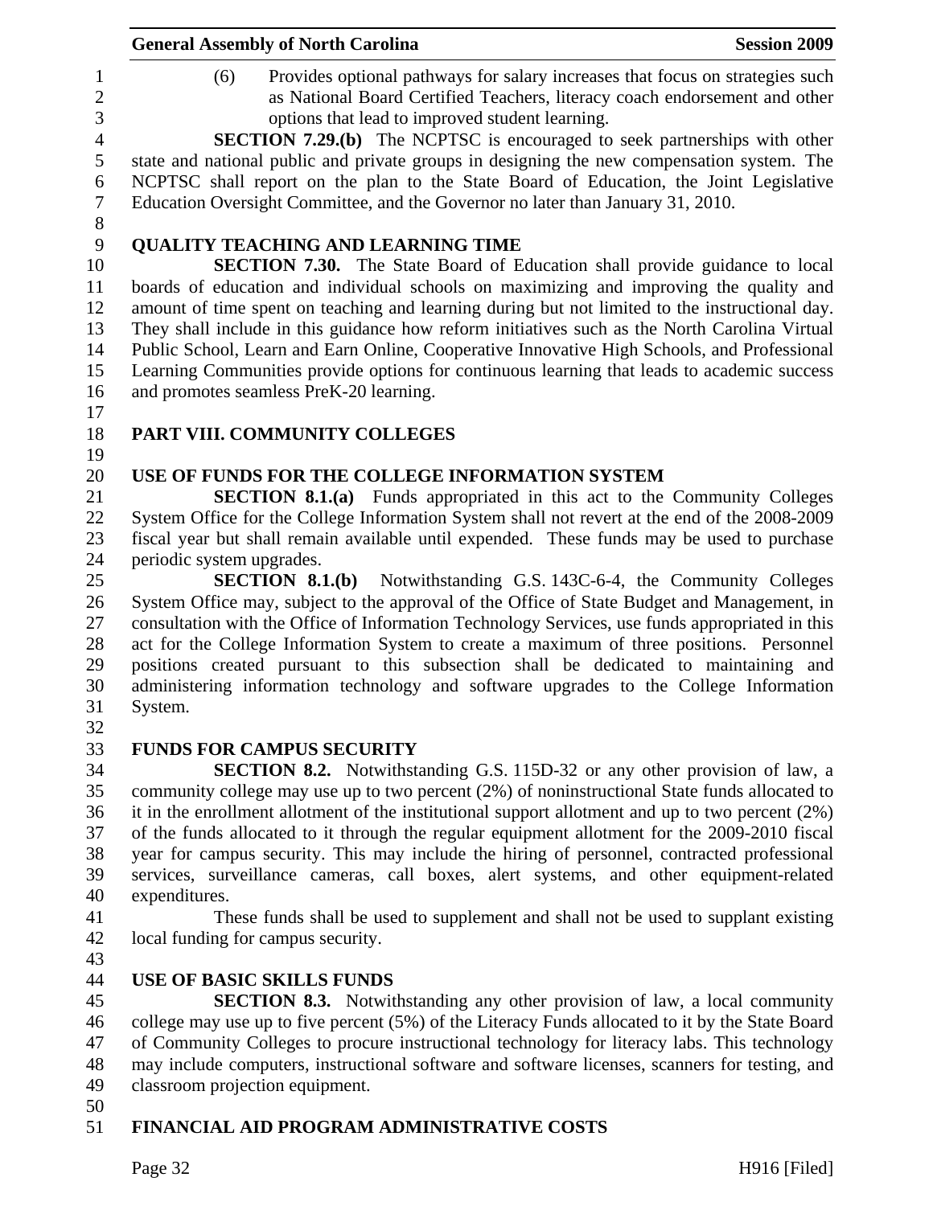(6) Provides optional pathways for salary increases that focus on strategies such as National Board Certified Teachers, literacy coach endorsement and other options that lead to improved student learning.

**SECTION 7.29.(b)** The NCPTSC is encouraged to seek partnerships with other state and national public and private groups in designing the new compensation system. The NCPTSC shall report on the plan to the State Board of Education, the Joint Legislative Education Oversight Committee, and the Governor no later than January 31, 2010.

**QUALITY TEACHING AND LEARNING TIME**

**SECTION 7.30.** The State Board of Education shall provide guidance to local boards of education and individual schools on maximizing and improving the quality and amount of time spent on teaching and learning during but not limited to the instructional day. They shall include in this guidance how reform initiatives such as the North Carolina Virtual Public School, Learn and Earn Online, Cooperative Innovative High Schools, and Professional Learning Communities provide options for continuous learning that leads to academic success and promotes seamless PreK-20 learning.

## PART VIII. COMMUNITY COLLEGES

**USE OF FUNDS FOR THE COLLEGE INFORMATION SYSTEM**

**SECTION 8.1.(a)** Funds appropriated in this act to the Community Colleges System Office for the College Information System shall not revert at the end of the 2008-2009 fiscal year but shall remain available until expended. These funds may be used to purchase periodic system upgrades.

**SECTION 8.1.(b)** Notwithstanding G.S. 143C-6-4, the Community Colleges System Office may, subject to the approval of the Office of State Budget and Management, in consultation with the Office of Information Technology Services, use funds appropriated in this act for the College Information System to create a maximum of three positions. Personnel positions created pursuant to this subsection shall be dedicated to maintaining and administering information technology and software upgrades to the College Information System.

**FUNDS FOR CAMPUS SECURITY**

**SECTION 8.2.** Notwithstanding G.S. 115D-32 or any other provision of law, a community college may use up to two percent (2%) of noninstructional State funds allocated to it in the enrollment allotment of the institutional support allotment and up to two percent (2%) of the funds allocated to it through the regular equipment allotment for the 2009-2010 fiscal year for campus security. This may include the hiring of personnel, contracted professional services, surveillance cameras, call boxes, alert systems, and other equipment-related expenditures.

These funds shall be used to supplement and shall not be used to supplant existing local funding for campus security.

**USE OF BASIC SKILLS FUNDS**

**SECTION 8.3.** Notwithstanding any other provision of law, a local community college may use up to five percent (5%) of the Literacy Funds allocated to it by the State Board of Community Colleges to procure instructional technology for literacy labs. This technology may include computers, instructional software and software licenses, scanners for testing, and classroom projection equipment.

**FINANCIAL AID PROGRAM ADMINISTRATIVE COSTS**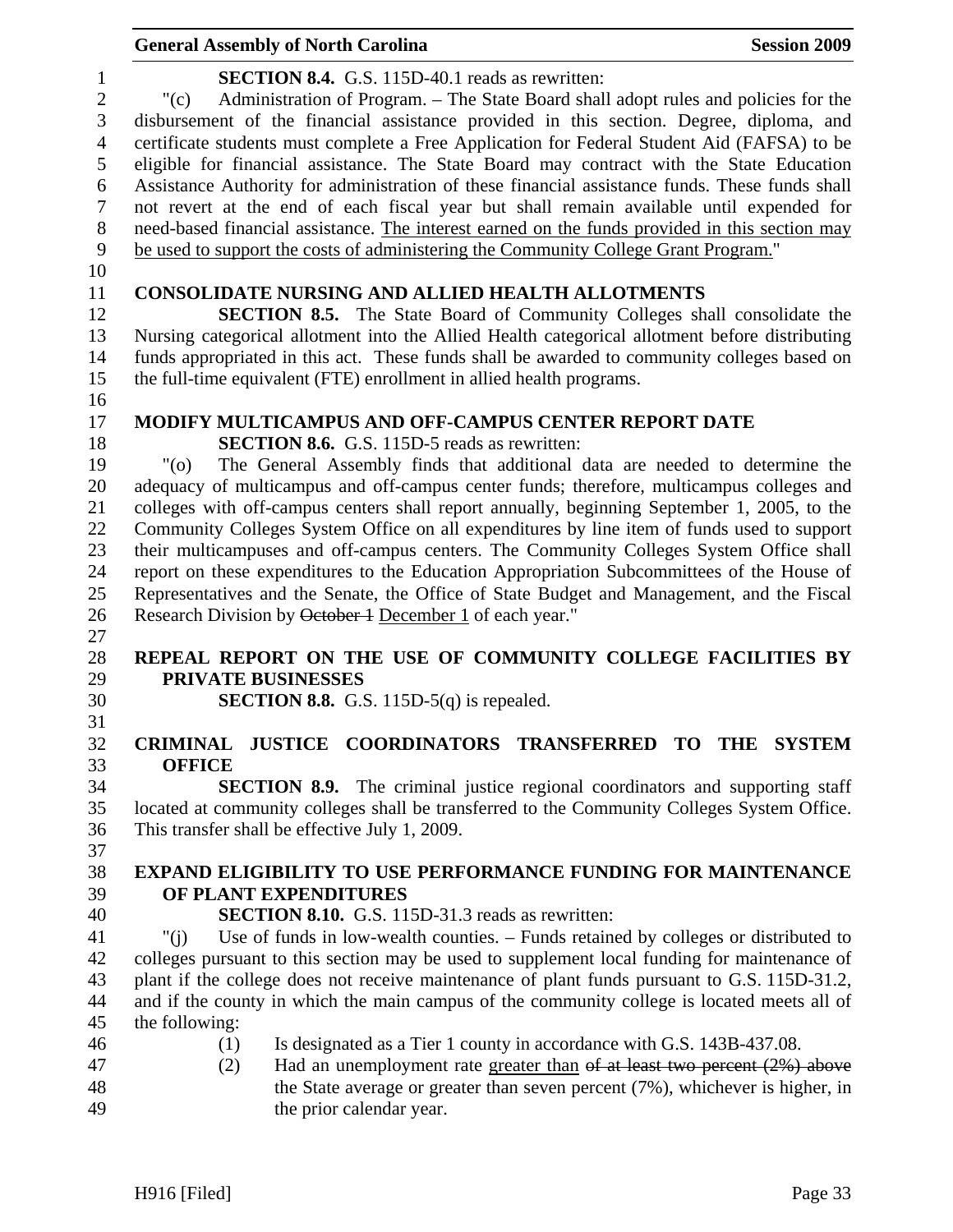**SECTION 8.4.** G.S. 115D-40.1 reads as rewritten:

"(c) Administration of Program. – The State Board shall adopt rules and policies for the disbursement of the financial assistance provided in this section. Degree, diploma, and certificate students must complete a Free Application for Federal Student Aid (FAFSA) to be eligible for financial assistance. The State Board may contract with the State Education Assistance Authority for administration of these financial assistance funds. These funds shall not revert at the end of each fiscal year but shall remain available until expended for need-based financial assistance. <u>The interest earned on the funds provided in this section may be used to support the costs of administering the Community College Grant Program.</u>"

**CONSOLIDATE NURSING AND ALLIED HEALTH ALLOTMENTS**

**SECTION 8.5.** The State Board of Community Colleges shall consolidate the Nursing categorical allotment into the Allied Health categorical allotment before distributing funds appropriated in this act. These funds shall be awarded to community colleges based on the full-time equivalent (FTE) enrollment in allied health programs.

**MODIFY MULTICAMPUS AND OFF-CAMPUS CENTER REPORT DATE**

**SECTION 8.6.** G.S. 115D-5 reads as rewritten:

"(o) The General Assembly finds that additional data are needed to determine the adequacy of multicampus and off-campus center funds; therefore, multicampus colleges and colleges with off-campus centers shall report annually, beginning September 1, 2005, to the Community Colleges System Office on all expenditures by line item of funds used to support their multicampuses and off-campus centers. The Community Colleges System Office shall report on these expenditures to the Education Appropriation Subcommittees of the House of Representatives and the Senate, the Office of State Budget and Management, and the Fiscal Research Division by ~~October 1~~ <u>December 1</u> of each year."

**REPEAL REPORT ON THE USE OF COMMUNITY COLLEGE FACILITIES BY PRIVATE BUSINESSES**

**SECTION 8.8.** G.S. 115D-5(q) is repealed.

**CRIMINAL JUSTICE COORDINATORS TRANSFERRED TO THE SYSTEM OFFICE**

**SECTION 8.9.** The criminal justice regional coordinators and supporting staff located at community colleges shall be transferred to the Community Colleges System Office. This transfer shall be effective July 1, 2009.

**EXPAND ELIGIBILITY TO USE PERFORMANCE FUNDING FOR MAINTENANCE OF PLANT EXPENDITURES**

**SECTION 8.10.** G.S. 115D-31.3 reads as rewritten:

"(j) Use of funds in low-wealth counties. – Funds retained by colleges or distributed to colleges pursuant to this section may be used to supplement local funding for maintenance of plant if the college does not receive maintenance of plant funds pursuant to G.S. 115D-31.2, and if the county in which the main campus of the community college is located meets all of the following:

(1) Is designated as a Tier 1 county in accordance with G.S. 143B-437.08.

(2) Had an unemployment rate <u>greater than</u> ~~of at least two percent (2%) above~~ the State average or greater than seven percent (7%), whichever is higher, in the prior calendar year.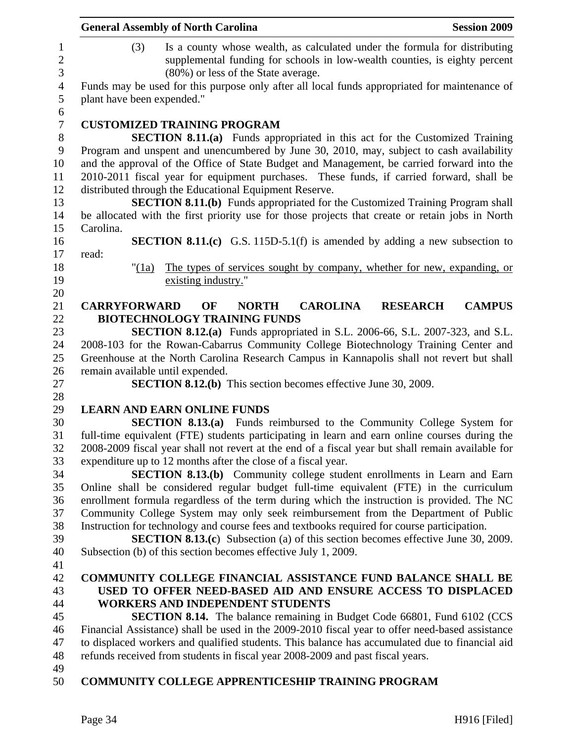(3) Is a county whose wealth, as calculated under the formula for distributing supplemental funding for schools in low-wealth counties, is eighty percent (80%) or less of the State average.

Funds may be used for this purpose only after all local funds appropriated for maintenance of plant have been expended."

## CUSTOMIZED TRAINING PROGRAM

**SECTION 8.11.(a)** Funds appropriated in this act for the Customized Training Program and unspent and unencumbered by June 30, 2010, may, subject to cash availability and the approval of the Office of State Budget and Management, be carried forward into the 2010-2011 fiscal year for equipment purchases. These funds, if carried forward, shall be distributed through the Educational Equipment Reserve.

**SECTION 8.11.(b)** Funds appropriated for the Customized Training Program shall be allocated with the first priority use for those projects that create or retain jobs in North Carolina.

**SECTION 8.11.(c)** G.S. 115D-5.1(f) is amended by adding a new subsection to read:

"(1a) The types of services sought by company, whether for new, expanding, or existing industry."

## CARRYFORWARD OF NORTH CAROLINA RESEARCH CAMPUS BIOTECHNOLOGY TRAINING FUNDS

**SECTION 8.12.(a)** Funds appropriated in S.L. 2006-66, S.L. 2007-323, and S.L. 2008-103 for the Rowan-Cabarrus Community College Biotechnology Training Center and Greenhouse at the North Carolina Research Campus in Kannapolis shall not revert but shall remain available until expended.

**SECTION 8.12.(b)** This section becomes effective June 30, 2009.

## LEARN AND EARN ONLINE FUNDS

**SECTION 8.13.(a)** Funds reimbursed to the Community College System for full-time equivalent (FTE) students participating in learn and earn online courses during the 2008-2009 fiscal year shall not revert at the end of a fiscal year but shall remain available for expenditure up to 12 months after the close of a fiscal year.

**SECTION 8.13.(b)** Community college student enrollments in Learn and Earn Online shall be considered regular budget full-time equivalent (FTE) in the curriculum enrollment formula regardless of the term during which the instruction is provided. The NC Community College System may only seek reimbursement from the Department of Public Instruction for technology and course fees and textbooks required for course participation.

**SECTION 8.13.(c)** Subsection (a) of this section becomes effective June 30, 2009. Subsection (b) of this section becomes effective July 1, 2009.

## COMMUNITY COLLEGE FINANCIAL ASSISTANCE FUND BALANCE SHALL BE USED TO OFFER NEED-BASED AID AND ENSURE ACCESS TO DISPLACED WORKERS AND INDEPENDENT STUDENTS

**SECTION 8.14.** The balance remaining in Budget Code 66801, Fund 6102 (CCS Financial Assistance) shall be used in the 2009-2010 fiscal year to offer need-based assistance to displaced workers and qualified students. This balance has accumulated due to financial aid refunds received from students in fiscal year 2008-2009 and past fiscal years.

## COMMUNITY COLLEGE APPRENTICESHIP TRAINING PROGRAM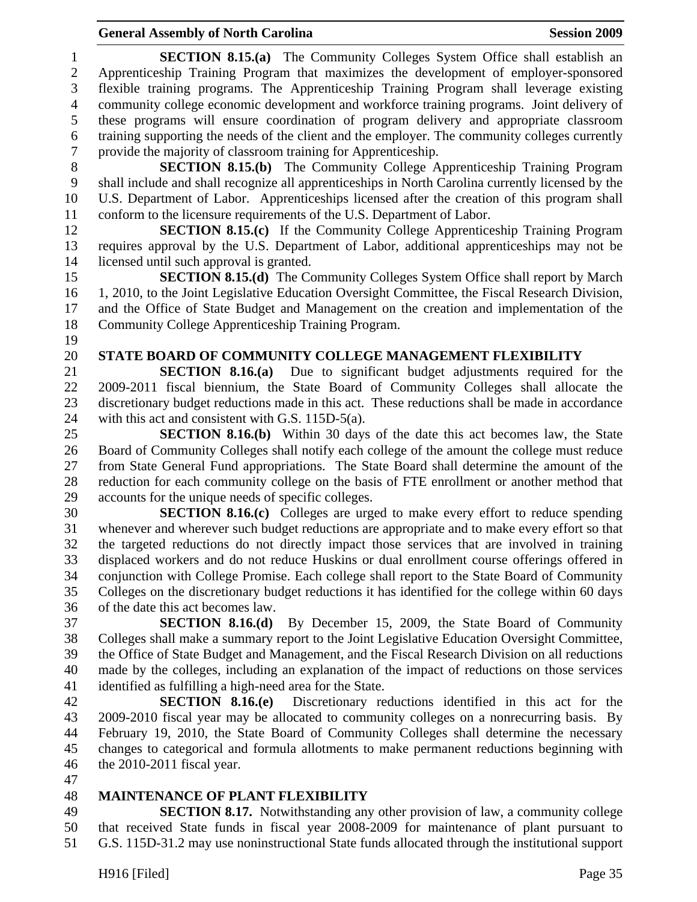**SECTION 8.15.(a)** The Community Colleges System Office shall establish an Apprenticeship Training Program that maximizes the development of employer-sponsored flexible training programs. The Apprenticeship Training Program shall leverage existing community college economic development and workforce training programs. Joint delivery of these programs will ensure coordination of program delivery and appropriate classroom training supporting the needs of the client and the employer. The community colleges currently provide the majority of classroom training for Apprenticeship.

**SECTION 8.15.(b)** The Community College Apprenticeship Training Program shall include and shall recognize all apprenticeships in North Carolina currently licensed by the U.S. Department of Labor. Apprenticeships licensed after the creation of this program shall conform to the licensure requirements of the U.S. Department of Labor.

**SECTION 8.15.(c)** If the Community College Apprenticeship Training Program requires approval by the U.S. Department of Labor, additional apprenticeships may not be licensed until such approval is granted.

**SECTION 8.15.(d)** The Community Colleges System Office shall report by March 1, 2010, to the Joint Legislative Education Oversight Committee, the Fiscal Research Division, and the Office of State Budget and Management on the creation and implementation of the Community College Apprenticeship Training Program.

## STATE BOARD OF COMMUNITY COLLEGE MANAGEMENT FLEXIBILITY

**SECTION 8.16.(a)** Due to significant budget adjustments required for the 2009-2011 fiscal biennium, the State Board of Community Colleges shall allocate the discretionary budget reductions made in this act. These reductions shall be made in accordance with this act and consistent with G.S. 115D-5(a).

**SECTION 8.16.(b)** Within 30 days of the date this act becomes law, the State Board of Community Colleges shall notify each college of the amount the college must reduce from State General Fund appropriations. The State Board shall determine the amount of the reduction for each community college on the basis of FTE enrollment or another method that accounts for the unique needs of specific colleges.

**SECTION 8.16.(c)** Colleges are urged to make every effort to reduce spending whenever and wherever such budget reductions are appropriate and to make every effort so that the targeted reductions do not directly impact those services that are involved in training displaced workers and do not reduce Huskins or dual enrollment course offerings offered in conjunction with College Promise. Each college shall report to the State Board of Community Colleges on the discretionary budget reductions it has identified for the college within 60 days of the date this act becomes law.

**SECTION 8.16.(d)** By December 15, 2009, the State Board of Community Colleges shall make a summary report to the Joint Legislative Education Oversight Committee, the Office of State Budget and Management, and the Fiscal Research Division on all reductions made by the colleges, including an explanation of the impact of reductions on those services identified as fulfilling a high-need area for the State.

**SECTION 8.16.(e)** Discretionary reductions identified in this act for the 2009-2010 fiscal year may be allocated to community colleges on a nonrecurring basis. By February 19, 2010, the State Board of Community Colleges shall determine the necessary changes to categorical and formula allotments to make permanent reductions beginning with the 2010-2011 fiscal year.

## MAINTENANCE OF PLANT FLEXIBILITY

**SECTION 8.17.** Notwithstanding any other provision of law, a community college that received State funds in fiscal year 2008-2009 for maintenance of plant pursuant to G.S. 115D-31.2 may use noninstructional State funds allocated through the institutional support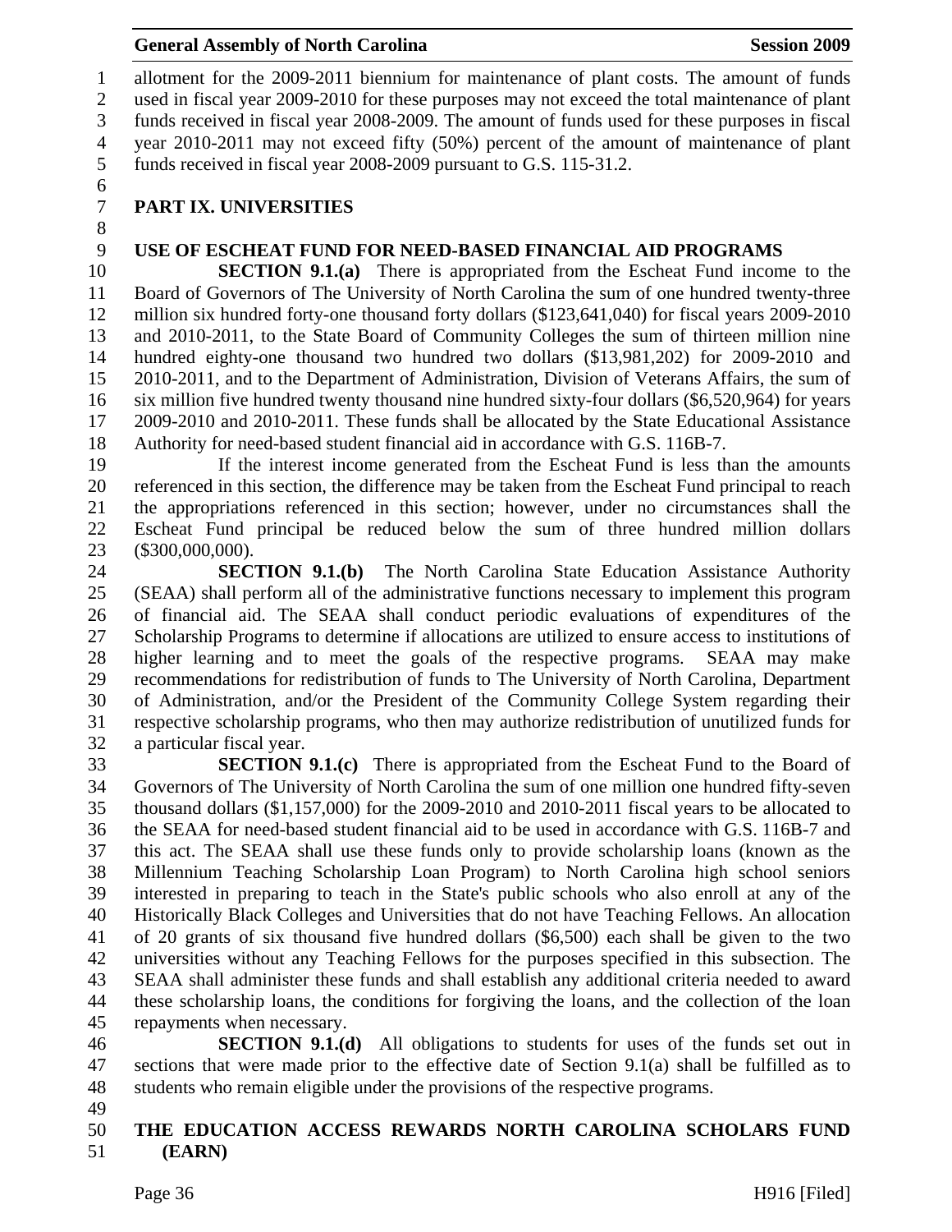allotment for the 2009-2011 biennium for maintenance of plant costs. The amount of funds used in fiscal year 2009-2010 for these purposes may not exceed the total maintenance of plant funds received in fiscal year 2008-2009. The amount of funds used for these purposes in fiscal year 2010-2011 may not exceed fifty (50%) percent of the amount of maintenance of plant funds received in fiscal year 2008-2009 pursuant to G.S. 115-31.2.

## PART IX. UNIVERSITIES

### USE OF ESCHEAT FUND FOR NEED-BASED FINANCIAL AID PROGRAMS

**SECTION 9.1.(a)** There is appropriated from the Escheat Fund income to the Board of Governors of The University of North Carolina the sum of one hundred twenty-three million six hundred forty-one thousand forty dollars ($123,641,040) for fiscal years 2009-2010 and 2010-2011, to the State Board of Community Colleges the sum of thirteen million nine hundred eighty-one thousand two hundred two dollars ($13,981,202) for 2009-2010 and 2010-2011, and to the Department of Administration, Division of Veterans Affairs, the sum of six million five hundred twenty thousand nine hundred sixty-four dollars ($6,520,964) for years 2009-2010 and 2010-2011. These funds shall be allocated by the State Educational Assistance Authority for need-based student financial aid in accordance with G.S. 116B-7.

If the interest income generated from the Escheat Fund is less than the amounts referenced in this section, the difference may be taken from the Escheat Fund principal to reach the appropriations referenced in this section; however, under no circumstances shall the Escheat Fund principal be reduced below the sum of three hundred million dollars ($300,000,000).

**SECTION 9.1.(b)** The North Carolina State Education Assistance Authority (SEAA) shall perform all of the administrative functions necessary to implement this program of financial aid. The SEAA shall conduct periodic evaluations of expenditures of the Scholarship Programs to determine if allocations are utilized to ensure access to institutions of higher learning and to meet the goals of the respective programs. SEAA may make recommendations for redistribution of funds to The University of North Carolina, Department of Administration, and/or the President of the Community College System regarding their respective scholarship programs, who then may authorize redistribution of unutilized funds for a particular fiscal year.

**SECTION 9.1.(c)** There is appropriated from the Escheat Fund to the Board of Governors of The University of North Carolina the sum of one million one hundred fifty-seven thousand dollars ($1,157,000) for the 2009-2010 and 2010-2011 fiscal years to be allocated to the SEAA for need-based student financial aid to be used in accordance with G.S. 116B-7 and this act. The SEAA shall use these funds only to provide scholarship loans (known as the Millennium Teaching Scholarship Loan Program) to North Carolina high school seniors interested in preparing to teach in the State's public schools who also enroll at any of the Historically Black Colleges and Universities that do not have Teaching Fellows. An allocation of 20 grants of six thousand five hundred dollars ($6,500) each shall be given to the two universities without any Teaching Fellows for the purposes specified in this subsection. The SEAA shall administer these funds and shall establish any additional criteria needed to award these scholarship loans, the conditions for forgiving the loans, and the collection of the loan repayments when necessary.

**SECTION 9.1.(d)** All obligations to students for uses of the funds set out in sections that were made prior to the effective date of Section 9.1(a) shall be fulfilled as to students who remain eligible under the provisions of the respective programs.

### THE EDUCATION ACCESS REWARDS NORTH CAROLINA SCHOLARS FUND (EARN)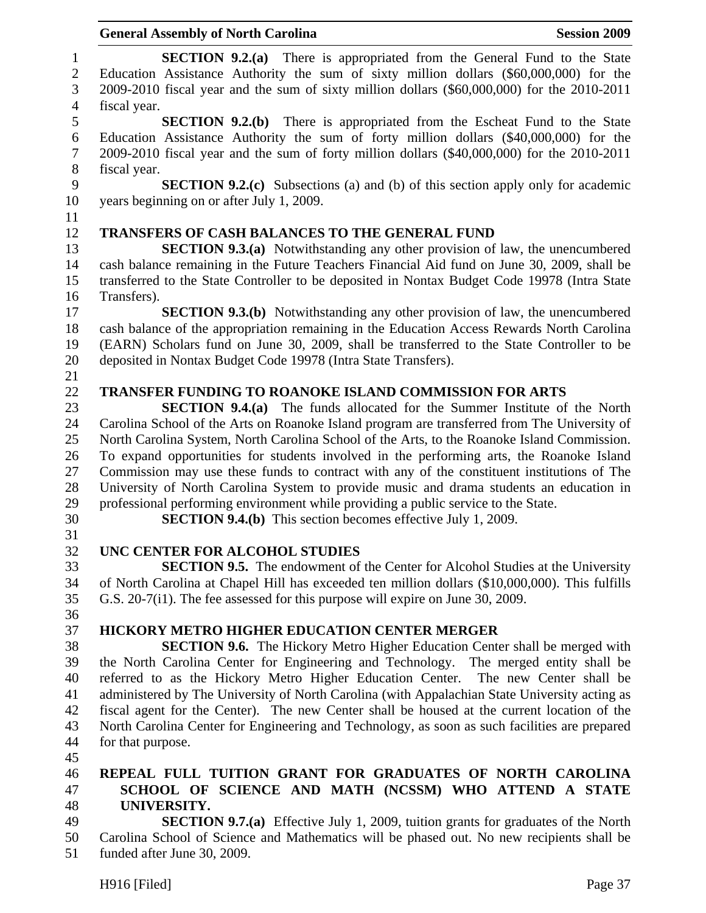**SECTION 9.2.(a)** There is appropriated from the General Fund to the State Education Assistance Authority the sum of sixty million dollars ($60,000,000) for the 2009-2010 fiscal year and the sum of sixty million dollars ($60,000,000) for the 2010-2011 fiscal year.

**SECTION 9.2.(b)** There is appropriated from the Escheat Fund to the State Education Assistance Authority the sum of forty million dollars ($40,000,000) for the 2009-2010 fiscal year and the sum of forty million dollars ($40,000,000) for the 2010-2011 fiscal year.

**SECTION 9.2.(c)** Subsections (a) and (b) of this section apply only for academic years beginning on or after July 1, 2009.

**TRANSFERS OF CASH BALANCES TO THE GENERAL FUND**

**SECTION 9.3.(a)** Notwithstanding any other provision of law, the unencumbered cash balance remaining in the Future Teachers Financial Aid fund on June 30, 2009, shall be transferred to the State Controller to be deposited in Nontax Budget Code 19978 (Intra State Transfers).

**SECTION 9.3.(b)** Notwithstanding any other provision of law, the unencumbered cash balance of the appropriation remaining in the Education Access Rewards North Carolina (EARN) Scholars fund on June 30, 2009, shall be transferred to the State Controller to be deposited in Nontax Budget Code 19978 (Intra State Transfers).

**TRANSFER FUNDING TO ROANOKE ISLAND COMMISSION FOR ARTS**

**SECTION 9.4.(a)** The funds allocated for the Summer Institute of the North Carolina School of the Arts on Roanoke Island program are transferred from The University of North Carolina System, North Carolina School of the Arts, to the Roanoke Island Commission. To expand opportunities for students involved in the performing arts, the Roanoke Island Commission may use these funds to contract with any of the constituent institutions of The University of North Carolina System to provide music and drama students an education in professional performing environment while providing a public service to the State.

**SECTION 9.4.(b)** This section becomes effective July 1, 2009.

**UNC CENTER FOR ALCOHOL STUDIES**

**SECTION 9.5.** The endowment of the Center for Alcohol Studies at the University of North Carolina at Chapel Hill has exceeded ten million dollars ($10,000,000). This fulfills G.S. 20-7(i1). The fee assessed for this purpose will expire on June 30, 2009.

**HICKORY METRO HIGHER EDUCATION CENTER MERGER**

**SECTION 9.6.** The Hickory Metro Higher Education Center shall be merged with the North Carolina Center for Engineering and Technology. The merged entity shall be referred to as the Hickory Metro Higher Education Center. The new Center shall be administered by The University of North Carolina (with Appalachian State University acting as fiscal agent for the Center). The new Center shall be housed at the current location of the North Carolina Center for Engineering and Technology, as soon as such facilities are prepared for that purpose.

**REPEAL FULL TUITION GRANT FOR GRADUATES OF NORTH CAROLINA SCHOOL OF SCIENCE AND MATH (NCSSM) WHO ATTEND A STATE UNIVERSITY.**

**SECTION 9.7.(a)** Effective July 1, 2009, tuition grants for graduates of the North Carolina School of Science and Mathematics will be phased out. No new recipients shall be funded after June 30, 2009.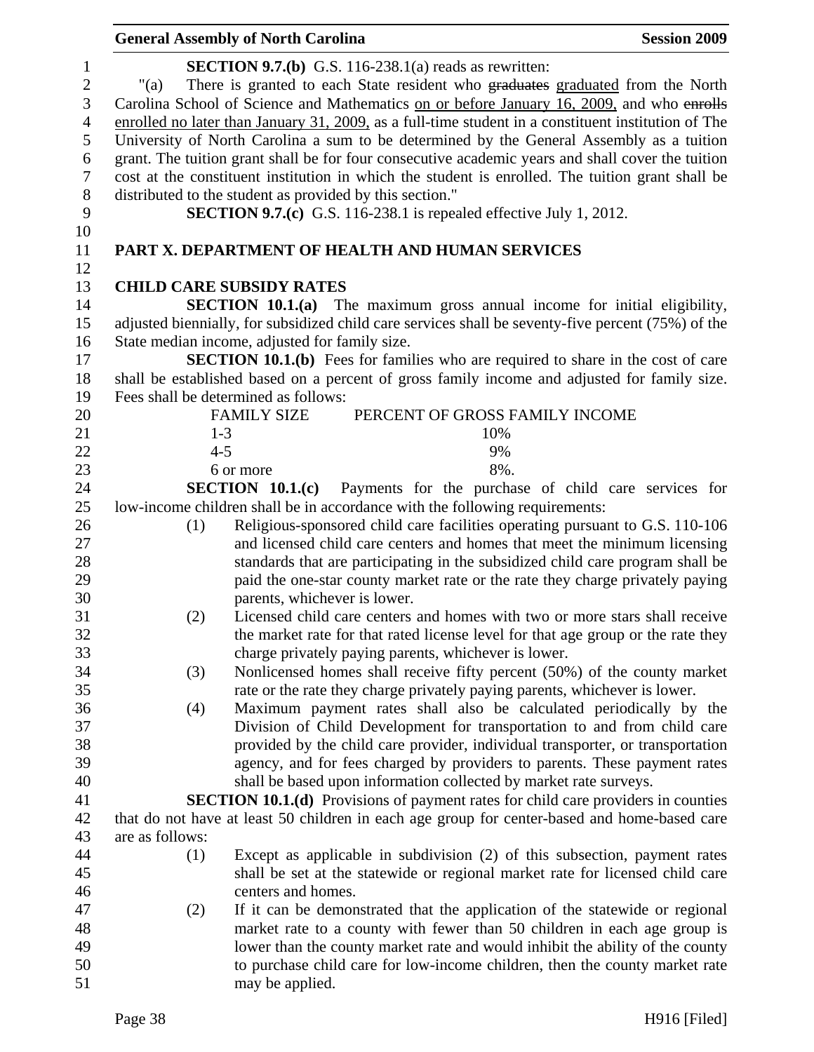**SECTION 9.7.(b)** G.S. 116-238.1(a) reads as rewritten:

"(a) There is granted to each State resident who ~~graduates~~ graduated from the North Carolina School of Science and Mathematics on or before January 16, 2009, and who ~~enrolls~~ enrolled no later than January 31, 2009, as a full-time student in a constituent institution of The University of North Carolina a sum to be determined by the General Assembly as a tuition grant. The tuition grant shall be for four consecutive academic years and shall cover the tuition cost at the constituent institution in which the student is enrolled. The tuition grant shall be distributed to the student as provided by this section."

**SECTION 9.7.(c)** G.S. 116-238.1 is repealed effective July 1, 2012.

## PART X. DEPARTMENT OF HEALTH AND HUMAN SERVICES

### CHILD CARE SUBSIDY RATES

**SECTION 10.1.(a)** The maximum gross annual income for initial eligibility, adjusted biennially, for subsidized child care services shall be seventy-five percent (75%) of the State median income, adjusted for family size.

**SECTION 10.1.(b)** Fees for families who are required to share in the cost of care shall be established based on a percent of gross family income and adjusted for family size. Fees shall be determined as follows:

| FAMILY SIZE | PERCENT OF GROSS FAMILY INCOME |
|---|---|
| 1-3 | 10% |
| 4-5 | 9% |
| 6 or more | 8%. |

**SECTION 10.1.(c)** Payments for the purchase of child care services for low-income children shall be in accordance with the following requirements:

(1) Religious-sponsored child care facilities operating pursuant to G.S. 110-106 and licensed child care centers and homes that meet the minimum licensing standards that are participating in the subsidized child care program shall be paid the one-star county market rate or the rate they charge privately paying parents, whichever is lower.

(2) Licensed child care centers and homes with two or more stars shall receive the market rate for that rated license level for that age group or the rate they charge privately paying parents, whichever is lower.

(3) Nonlicensed homes shall receive fifty percent (50%) of the county market rate or the rate they charge privately paying parents, whichever is lower.

(4) Maximum payment rates shall also be calculated periodically by the Division of Child Development for transportation to and from child care provided by the child care provider, individual transporter, or transportation agency, and for fees charged by providers to parents. These payment rates shall be based upon information collected by market rate surveys.

**SECTION 10.1.(d)** Provisions of payment rates for child care providers in counties that do not have at least 50 children in each age group for center-based and home-based care are as follows:

(1) Except as applicable in subdivision (2) of this subsection, payment rates shall be set at the statewide or regional market rate for licensed child care centers and homes.

(2) If it can be demonstrated that the application of the statewide or regional market rate to a county with fewer than 50 children in each age group is lower than the county market rate and would inhibit the ability of the county to purchase child care for low-income children, then the county market rate may be applied.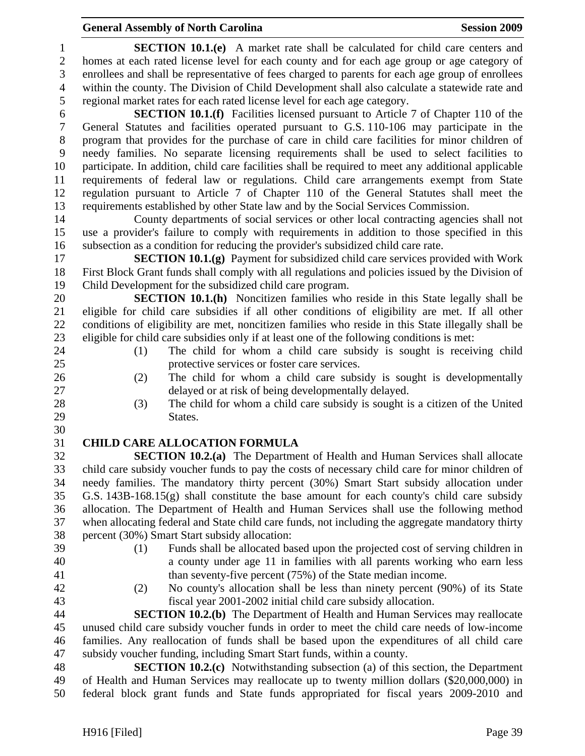**SECTION 10.1.(e)** A market rate shall be calculated for child care centers and homes at each rated license level for each county and for each age group or age category of enrollees and shall be representative of fees charged to parents for each age group of enrollees within the county. The Division of Child Development shall also calculate a statewide rate and regional market rates for each rated license level for each age category.

**SECTION 10.1.(f)** Facilities licensed pursuant to Article 7 of Chapter 110 of the General Statutes and facilities operated pursuant to G.S. 110-106 may participate in the program that provides for the purchase of care in child care facilities for minor children of needy families. No separate licensing requirements shall be used to select facilities to participate. In addition, child care facilities shall be required to meet any additional applicable requirements of federal law or regulations. Child care arrangements exempt from State regulation pursuant to Article 7 of Chapter 110 of the General Statutes shall meet the requirements established by other State law and by the Social Services Commission.

County departments of social services or other local contracting agencies shall not use a provider's failure to comply with requirements in addition to those specified in this subsection as a condition for reducing the provider's subsidized child care rate.

**SECTION 10.1.(g)** Payment for subsidized child care services provided with Work First Block Grant funds shall comply with all regulations and policies issued by the Division of Child Development for the subsidized child care program.

**SECTION 10.1.(h)** Noncitizen families who reside in this State legally shall be eligible for child care subsidies if all other conditions of eligibility are met. If all other conditions of eligibility are met, noncitizen families who reside in this State illegally shall be eligible for child care subsidies only if at least one of the following conditions is met:

(1) The child for whom a child care subsidy is sought is receiving child protective services or foster care services.

(2) The child for whom a child care subsidy is sought is developmentally delayed or at risk of being developmentally delayed.

(3) The child for whom a child care subsidy is sought is a citizen of the United States.

**CHILD CARE ALLOCATION FORMULA**

**SECTION 10.2.(a)** The Department of Health and Human Services shall allocate child care subsidy voucher funds to pay the costs of necessary child care for minor children of needy families. The mandatory thirty percent (30%) Smart Start subsidy allocation under G.S. 143B-168.15(g) shall constitute the base amount for each county's child care subsidy allocation. The Department of Health and Human Services shall use the following method when allocating federal and State child care funds, not including the aggregate mandatory thirty percent (30%) Smart Start subsidy allocation:

(1) Funds shall be allocated based upon the projected cost of serving children in a county under age 11 in families with all parents working who earn less than seventy-five percent (75%) of the State median income.

(2) No county's allocation shall be less than ninety percent (90%) of its State fiscal year 2001-2002 initial child care subsidy allocation.

**SECTION 10.2.(b)** The Department of Health and Human Services may reallocate unused child care subsidy voucher funds in order to meet the child care needs of low-income families. Any reallocation of funds shall be based upon the expenditures of all child care subsidy voucher funding, including Smart Start funds, within a county.

**SECTION 10.2.(c)** Notwithstanding subsection (a) of this section, the Department of Health and Human Services may reallocate up to twenty million dollars ($20,000,000) in federal block grant funds and State funds appropriated for fiscal years 2009-2010 and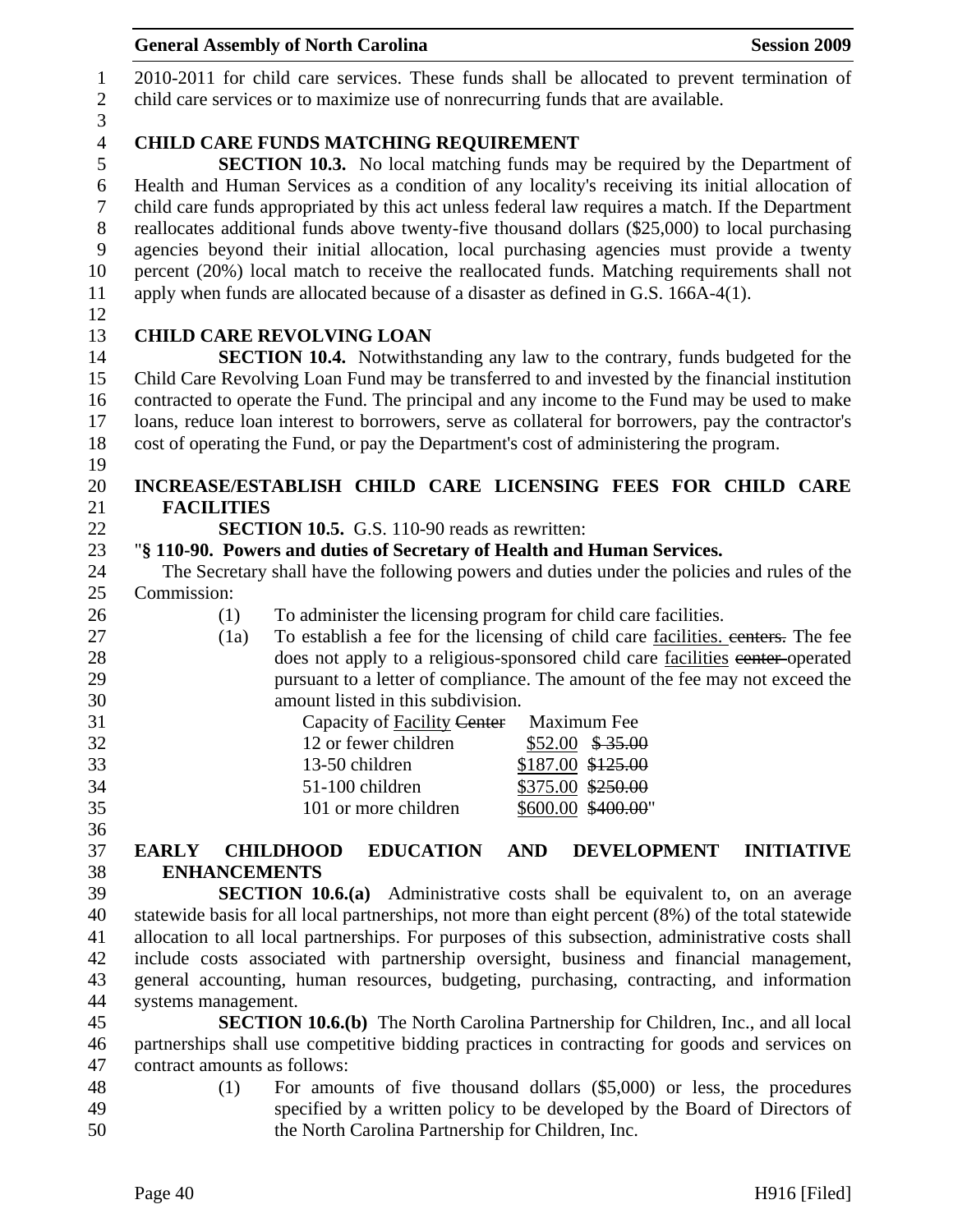2010-2011 for child care services. These funds shall be allocated to prevent termination of child care services or to maximize use of nonrecurring funds that are available.

**CHILD CARE FUNDS MATCHING REQUIREMENT**

**SECTION 10.3.** No local matching funds may be required by the Department of Health and Human Services as a condition of any locality's receiving its initial allocation of child care funds appropriated by this act unless federal law requires a match. If the Department reallocates additional funds above twenty-five thousand dollars ($25,000) to local purchasing agencies beyond their initial allocation, local purchasing agencies must provide a twenty percent (20%) local match to receive the reallocated funds. Matching requirements shall not apply when funds are allocated because of a disaster as defined in G.S. 166A-4(1).

**CHILD CARE REVOLVING LOAN**

**SECTION 10.4.** Notwithstanding any law to the contrary, funds budgeted for the Child Care Revolving Loan Fund may be transferred to and invested by the financial institution contracted to operate the Fund. The principal and any income to the Fund may be used to make loans, reduce loan interest to borrowers, serve as collateral for borrowers, pay the contractor's cost of operating the Fund, or pay the Department's cost of administering the program.

**INCREASE/ESTABLISH CHILD CARE LICENSING FEES FOR CHILD CARE FACILITIES**

**SECTION 10.5.** G.S. 110-90 reads as rewritten:

"**§ 110-90. Powers and duties of Secretary of Health and Human Services.**

The Secretary shall have the following powers and duties under the policies and rules of the Commission:

(1) To administer the licensing program for child care facilities.

(1a) To establish a fee for the licensing of child care facilities. ~~centers.~~ The fee does not apply to a religious-sponsored child care facilities ~~center~~ operated pursuant to a letter of compliance. The amount of the fee may not exceed the amount listed in this subdivision.

| Capacity of Facility ~~Center~~ | Maximum Fee |
|---|---|
| 12 or fewer children | $52.00 ~~$ 35.00~~ |
| 13-50 children | $187.00 ~~$125.00~~ |
| 51-100 children | $375.00 ~~$250.00~~ |
| 101 or more children | $600.00 ~~$400.00~~" |

**EARLY CHILDHOOD EDUCATION AND DEVELOPMENT INITIATIVE ENHANCEMENTS**

**SECTION 10.6.(a)** Administrative costs shall be equivalent to, on an average statewide basis for all local partnerships, not more than eight percent (8%) of the total statewide allocation to all local partnerships. For purposes of this subsection, administrative costs shall include costs associated with partnership oversight, business and financial management, general accounting, human resources, budgeting, purchasing, contracting, and information systems management.

**SECTION 10.6.(b)** The North Carolina Partnership for Children, Inc., and all local partnerships shall use competitive bidding practices in contracting for goods and services on contract amounts as follows:

(1) For amounts of five thousand dollars ($5,000) or less, the procedures specified by a written policy to be developed by the Board of Directors of the North Carolina Partnership for Children, Inc.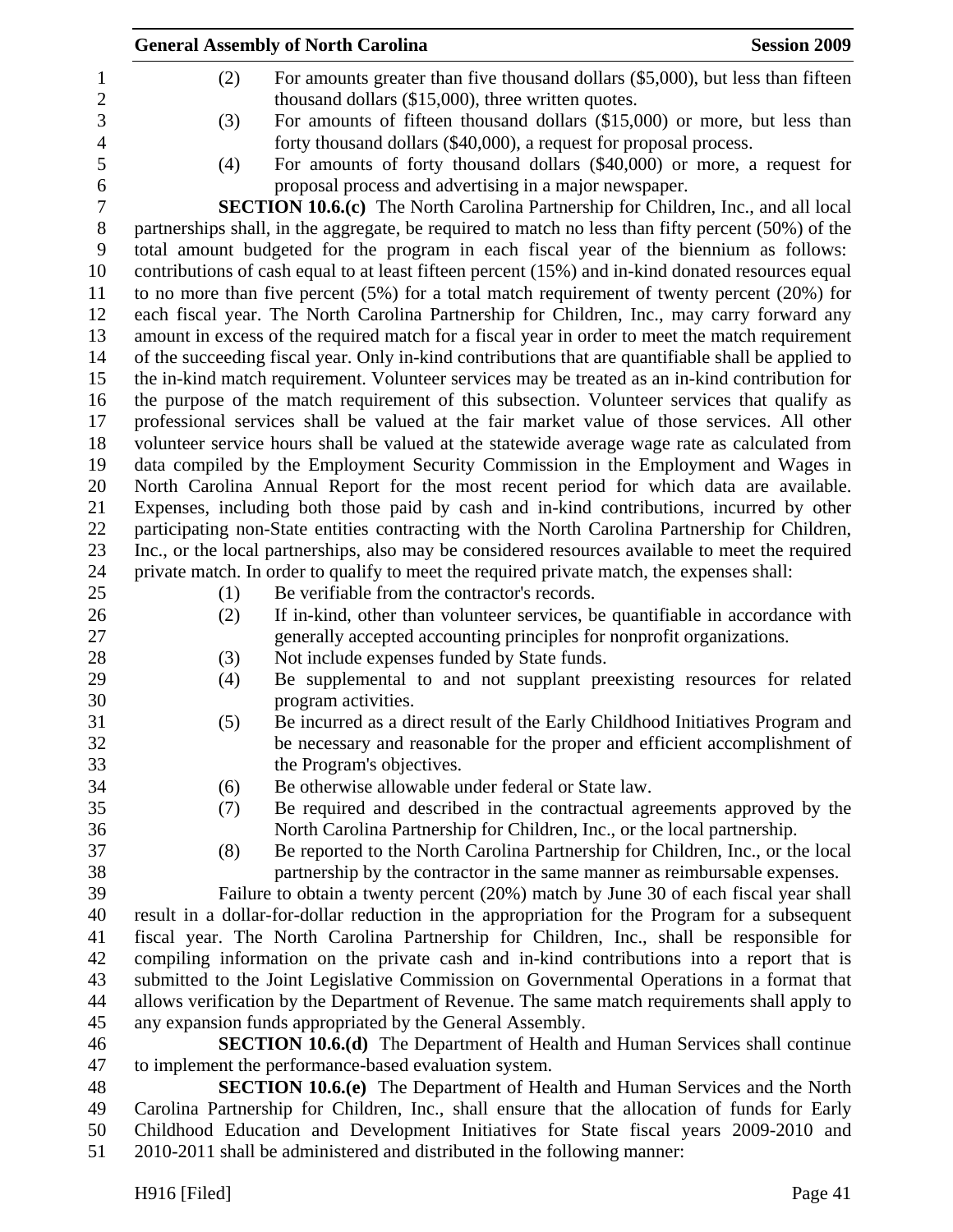(2) For amounts greater than five thousand dollars ($5,000), but less than fifteen thousand dollars ($15,000), three written quotes.

(3) For amounts of fifteen thousand dollars ($15,000) or more, but less than forty thousand dollars ($40,000), a request for proposal process.

(4) For amounts of forty thousand dollars ($40,000) or more, a request for proposal process and advertising in a major newspaper.

**SECTION 10.6.(c)** The North Carolina Partnership for Children, Inc., and all local partnerships shall, in the aggregate, be required to match no less than fifty percent (50%) of the total amount budgeted for the program in each fiscal year of the biennium as follows: contributions of cash equal to at least fifteen percent (15%) and in-kind donated resources equal to no more than five percent (5%) for a total match requirement of twenty percent (20%) for each fiscal year. The North Carolina Partnership for Children, Inc., may carry forward any amount in excess of the required match for a fiscal year in order to meet the match requirement of the succeeding fiscal year. Only in-kind contributions that are quantifiable shall be applied to the in-kind match requirement. Volunteer services may be treated as an in-kind contribution for the purpose of the match requirement of this subsection. Volunteer services that qualify as professional services shall be valued at the fair market value of those services. All other volunteer service hours shall be valued at the statewide average wage rate as calculated from data compiled by the Employment Security Commission in the Employment and Wages in North Carolina Annual Report for the most recent period for which data are available. Expenses, including both those paid by cash and in-kind contributions, incurred by other participating non-State entities contracting with the North Carolina Partnership for Children, Inc., or the local partnerships, also may be considered resources available to meet the required private match. In order to qualify to meet the required private match, the expenses shall:

(1) Be verifiable from the contractor's records.

(2) If in-kind, other than volunteer services, be quantifiable in accordance with generally accepted accounting principles for nonprofit organizations.

(3) Not include expenses funded by State funds.

(4) Be supplemental to and not supplant preexisting resources for related program activities.

(5) Be incurred as a direct result of the Early Childhood Initiatives Program and be necessary and reasonable for the proper and efficient accomplishment of the Program's objectives.

(6) Be otherwise allowable under federal or State law.

(7) Be required and described in the contractual agreements approved by the North Carolina Partnership for Children, Inc., or the local partnership.

(8) Be reported to the North Carolina Partnership for Children, Inc., or the local partnership by the contractor in the same manner as reimbursable expenses.

Failure to obtain a twenty percent (20%) match by June 30 of each fiscal year shall result in a dollar-for-dollar reduction in the appropriation for the Program for a subsequent fiscal year. The North Carolina Partnership for Children, Inc., shall be responsible for compiling information on the private cash and in-kind contributions into a report that is submitted to the Joint Legislative Commission on Governmental Operations in a format that allows verification by the Department of Revenue. The same match requirements shall apply to any expansion funds appropriated by the General Assembly.

**SECTION 10.6.(d)** The Department of Health and Human Services shall continue to implement the performance-based evaluation system.

**SECTION 10.6.(e)** The Department of Health and Human Services and the North Carolina Partnership for Children, Inc., shall ensure that the allocation of funds for Early Childhood Education and Development Initiatives for State fiscal years 2009-2010 and 2010-2011 shall be administered and distributed in the following manner: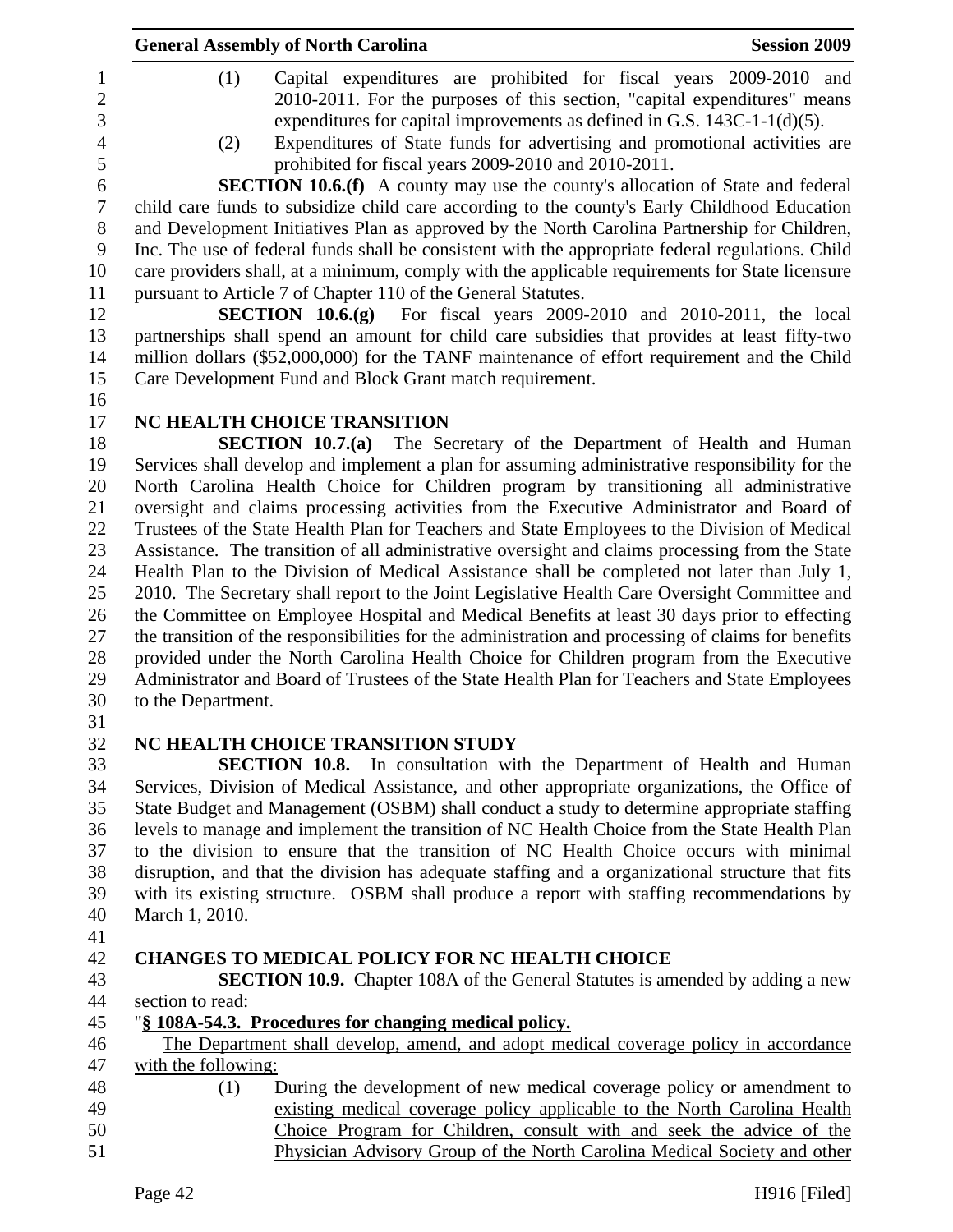(1) Capital expenditures are prohibited for fiscal years 2009-2010 and 2010-2011. For the purposes of this section, "capital expenditures" means expenditures for capital improvements as defined in G.S. 143C-1-1(d)(5).

(2) Expenditures of State funds for advertising and promotional activities are prohibited for fiscal years 2009-2010 and 2010-2011.

**SECTION 10.6.(f)** A county may use the county's allocation of State and federal child care funds to subsidize child care according to the county's Early Childhood Education and Development Initiatives Plan as approved by the North Carolina Partnership for Children, Inc. The use of federal funds shall be consistent with the appropriate federal regulations. Child care providers shall, at a minimum, comply with the applicable requirements for State licensure pursuant to Article 7 of Chapter 110 of the General Statutes.

**SECTION 10.6.(g)** For fiscal years 2009-2010 and 2010-2011, the local partnerships shall spend an amount for child care subsidies that provides at least fifty-two million dollars ($52,000,000) for the TANF maintenance of effort requirement and the Child Care Development Fund and Block Grant match requirement.

## NC HEALTH CHOICE TRANSITION

**SECTION 10.7.(a)** The Secretary of the Department of Health and Human Services shall develop and implement a plan for assuming administrative responsibility for the North Carolina Health Choice for Children program by transitioning all administrative oversight and claims processing activities from the Executive Administrator and Board of Trustees of the State Health Plan for Teachers and State Employees to the Division of Medical Assistance. The transition of all administrative oversight and claims processing from the State Health Plan to the Division of Medical Assistance shall be completed not later than July 1, 2010. The Secretary shall report to the Joint Legislative Health Care Oversight Committee and the Committee on Employee Hospital and Medical Benefits at least 30 days prior to effecting the transition of the responsibilities for the administration and processing of claims for benefits provided under the North Carolina Health Choice for Children program from the Executive Administrator and Board of Trustees of the State Health Plan for Teachers and State Employees to the Department.

## NC HEALTH CHOICE TRANSITION STUDY

**SECTION 10.8.** In consultation with the Department of Health and Human Services, Division of Medical Assistance, and other appropriate organizations, the Office of State Budget and Management (OSBM) shall conduct a study to determine appropriate staffing levels to manage and implement the transition of NC Health Choice from the State Health Plan to the division to ensure that the transition of NC Health Choice occurs with minimal disruption, and that the division has adequate staffing and a organizational structure that fits with its existing structure. OSBM shall produce a report with staffing recommendations by March 1, 2010.

## CHANGES TO MEDICAL POLICY FOR NC HEALTH CHOICE

**SECTION 10.9.** Chapter 108A of the General Statutes is amended by adding a new section to read:

"**<u>§ 108A-54.3. Procedures for changing medical policy.</u>**

<u>The Department shall develop, amend, and adopt medical coverage policy in accordance with the following:</u>

<u>(1) During the development of new medical coverage policy or amendment to existing medical coverage policy applicable to the North Carolina Health Choice Program for Children, consult with and seek the advice of the Physician Advisory Group of the North Carolina Medical Society and other</u>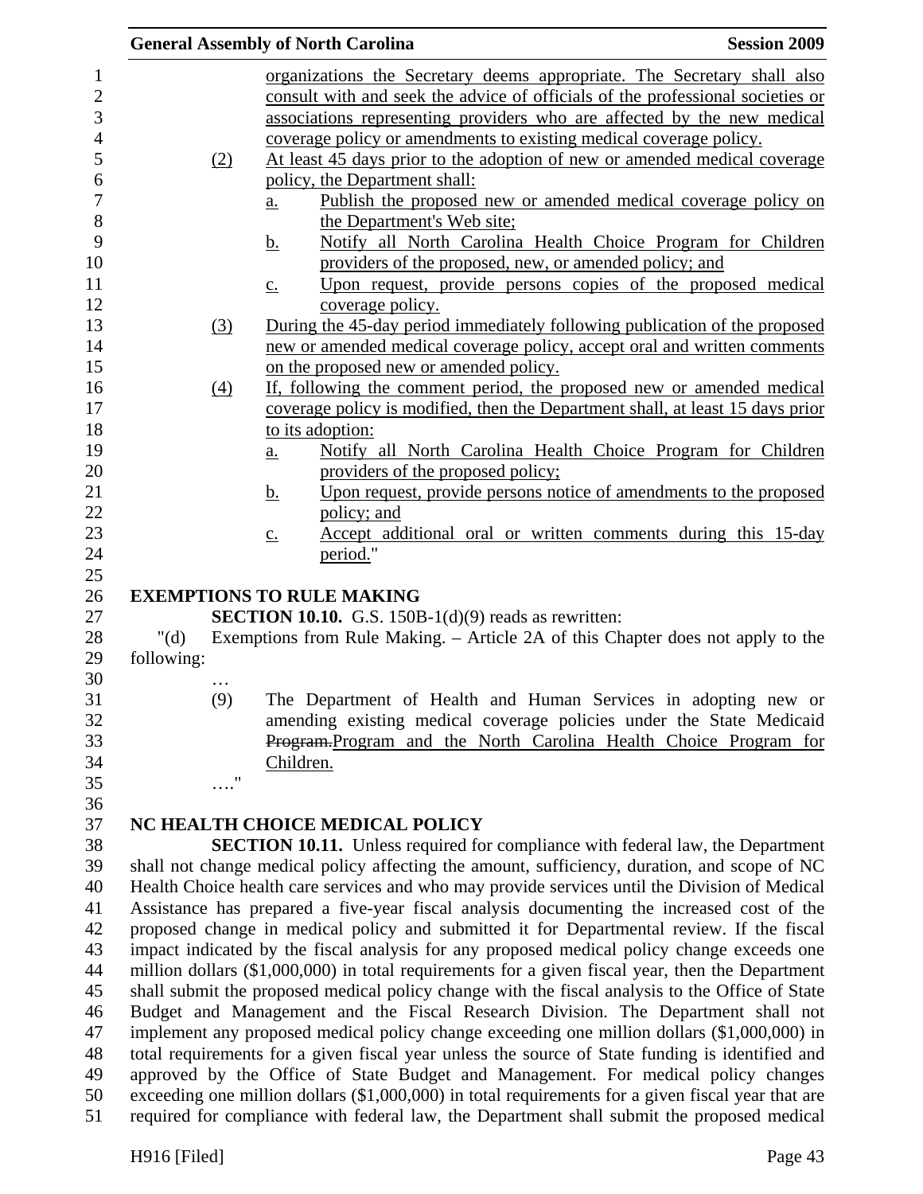organizations the Secretary deems appropriate. The Secretary shall also consult with and seek the advice of officials of the professional societies or associations representing providers who are affected by the new medical coverage policy or amendments to existing medical coverage policy.

(2) At least 45 days prior to the adoption of new or amended medical coverage policy, the Department shall:

a. Publish the proposed new or amended medical coverage policy on the Department's Web site;

b. Notify all North Carolina Health Choice Program for Children providers of the proposed, new, or amended policy; and

c. Upon request, provide persons copies of the proposed medical coverage policy.

(3) During the 45-day period immediately following publication of the proposed new or amended medical coverage policy, accept oral and written comments on the proposed new or amended policy.

(4) If, following the comment period, the proposed new or amended medical coverage policy is modified, then the Department shall, at least 15 days prior to its adoption:

a. Notify all North Carolina Health Choice Program for Children providers of the proposed policy;

b. Upon request, provide persons notice of amendments to the proposed policy; and

c. Accept additional oral or written comments during this 15-day period."

**EXEMPTIONS TO RULE MAKING**

**SECTION 10.10.** G.S. 150B-1(d)(9) reads as rewritten:

"(d) Exemptions from Rule Making. – Article 2A of this Chapter does not apply to the following:

…

(9) The Department of Health and Human Services in adopting new or amending existing medical coverage policies under the State Medicaid ~~Program.~~Program and the North Carolina Health Choice Program for Children.

…."

**NC HEALTH CHOICE MEDICAL POLICY**

**SECTION 10.11.** Unless required for compliance with federal law, the Department shall not change medical policy affecting the amount, sufficiency, duration, and scope of NC Health Choice health care services and who may provide services until the Division of Medical Assistance has prepared a five-year fiscal analysis documenting the increased cost of the proposed change in medical policy and submitted it for Departmental review. If the fiscal impact indicated by the fiscal analysis for any proposed medical policy change exceeds one million dollars ($1,000,000) in total requirements for a given fiscal year, then the Department shall submit the proposed medical policy change with the fiscal analysis to the Office of State Budget and Management and the Fiscal Research Division. The Department shall not implement any proposed medical policy change exceeding one million dollars ($1,000,000) in total requirements for a given fiscal year unless the source of State funding is identified and approved by the Office of State Budget and Management. For medical policy changes exceeding one million dollars ($1,000,000) in total requirements for a given fiscal year that are required for compliance with federal law, the Department shall submit the proposed medical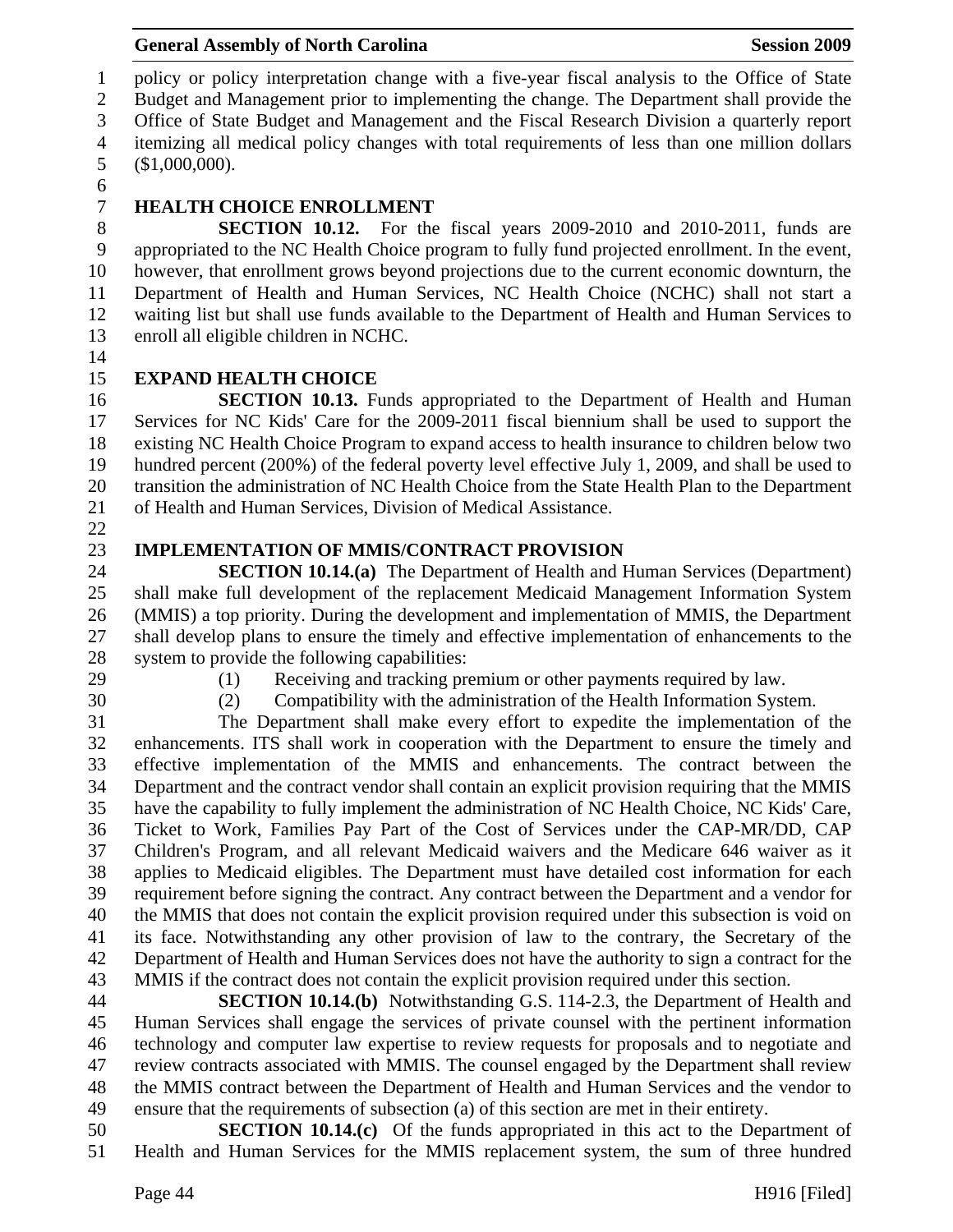policy or policy interpretation change with a five-year fiscal analysis to the Office of State Budget and Management prior to implementing the change. The Department shall provide the Office of State Budget and Management and the Fiscal Research Division a quarterly report itemizing all medical policy changes with total requirements of less than one million dollars ($1,000,000).

### HEALTH CHOICE ENROLLMENT

**SECTION 10.12.** For the fiscal years 2009-2010 and 2010-2011, funds are appropriated to the NC Health Choice program to fully fund projected enrollment. In the event, however, that enrollment grows beyond projections due to the current economic downturn, the Department of Health and Human Services, NC Health Choice (NCHC) shall not start a waiting list but shall use funds available to the Department of Health and Human Services to enroll all eligible children in NCHC.

### EXPAND HEALTH CHOICE

**SECTION 10.13.** Funds appropriated to the Department of Health and Human Services for NC Kids' Care for the 2009-2011 fiscal biennium shall be used to support the existing NC Health Choice Program to expand access to health insurance to children below two hundred percent (200%) of the federal poverty level effective July 1, 2009, and shall be used to transition the administration of NC Health Choice from the State Health Plan to the Department of Health and Human Services, Division of Medical Assistance.

### IMPLEMENTATION OF MMIS/CONTRACT PROVISION

**SECTION 10.14.(a)** The Department of Health and Human Services (Department) shall make full development of the replacement Medicaid Management Information System (MMIS) a top priority. During the development and implementation of MMIS, the Department shall develop plans to ensure the timely and effective implementation of enhancements to the system to provide the following capabilities:

(1) Receiving and tracking premium or other payments required by law.

(2) Compatibility with the administration of the Health Information System.

The Department shall make every effort to expedite the implementation of the enhancements. ITS shall work in cooperation with the Department to ensure the timely and effective implementation of the MMIS and enhancements. The contract between the Department and the contract vendor shall contain an explicit provision requiring that the MMIS have the capability to fully implement the administration of NC Health Choice, NC Kids' Care, Ticket to Work, Families Pay Part of the Cost of Services under the CAP-MR/DD, CAP Children's Program, and all relevant Medicaid waivers and the Medicare 646 waiver as it applies to Medicaid eligibles. The Department must have detailed cost information for each requirement before signing the contract. Any contract between the Department and a vendor for the MMIS that does not contain the explicit provision required under this subsection is void on its face. Notwithstanding any other provision of law to the contrary, the Secretary of the Department of Health and Human Services does not have the authority to sign a contract for the MMIS if the contract does not contain the explicit provision required under this section.

**SECTION 10.14.(b)** Notwithstanding G.S. 114-2.3, the Department of Health and Human Services shall engage the services of private counsel with the pertinent information technology and computer law expertise to review requests for proposals and to negotiate and review contracts associated with MMIS. The counsel engaged by the Department shall review the MMIS contract between the Department of Health and Human Services and the vendor to ensure that the requirements of subsection (a) of this section are met in their entirety.

**SECTION 10.14.(c)** Of the funds appropriated in this act to the Department of Health and Human Services for the MMIS replacement system, the sum of three hundred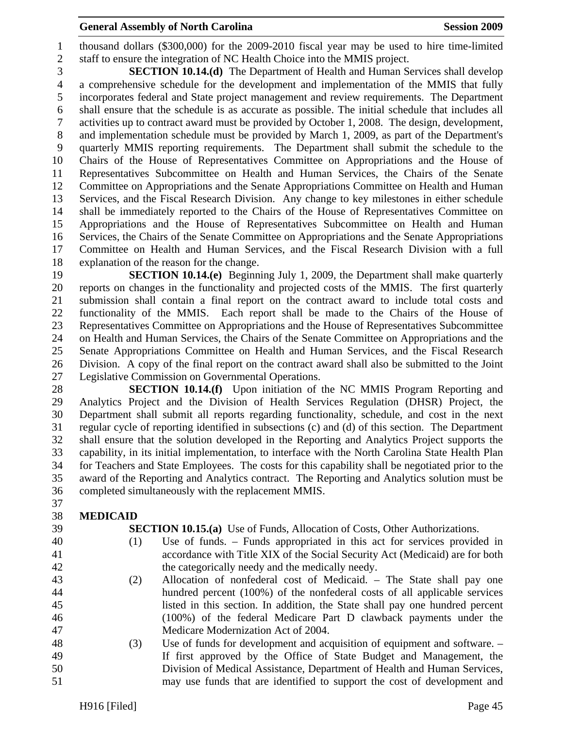thousand dollars ($300,000) for the 2009-2010 fiscal year may be used to hire time-limited staff to ensure the integration of NC Health Choice into the MMIS project.

**SECTION 10.14.(d)** The Department of Health and Human Services shall develop a comprehensive schedule for the development and implementation of the MMIS that fully incorporates federal and State project management and review requirements. The Department shall ensure that the schedule is as accurate as possible. The initial schedule that includes all activities up to contract award must be provided by October 1, 2008. The design, development, and implementation schedule must be provided by March 1, 2009, as part of the Department's quarterly MMIS reporting requirements. The Department shall submit the schedule to the Chairs of the House of Representatives Committee on Appropriations and the House of Representatives Subcommittee on Health and Human Services, the Chairs of the Senate Committee on Appropriations and the Senate Appropriations Committee on Health and Human Services, and the Fiscal Research Division. Any change to key milestones in either schedule shall be immediately reported to the Chairs of the House of Representatives Committee on Appropriations and the House of Representatives Subcommittee on Health and Human Services, the Chairs of the Senate Committee on Appropriations and the Senate Appropriations Committee on Health and Human Services, and the Fiscal Research Division with a full explanation of the reason for the change.

**SECTION 10.14.(e)** Beginning July 1, 2009, the Department shall make quarterly reports on changes in the functionality and projected costs of the MMIS. The first quarterly submission shall contain a final report on the contract award to include total costs and functionality of the MMIS. Each report shall be made to the Chairs of the House of Representatives Committee on Appropriations and the House of Representatives Subcommittee on Health and Human Services, the Chairs of the Senate Committee on Appropriations and the Senate Appropriations Committee on Health and Human Services, and the Fiscal Research Division. A copy of the final report on the contract award shall also be submitted to the Joint Legislative Commission on Governmental Operations.

**SECTION 10.14.(f)** Upon initiation of the NC MMIS Program Reporting and Analytics Project and the Division of Health Services Regulation (DHSR) Project, the Department shall submit all reports regarding functionality, schedule, and cost in the next regular cycle of reporting identified in subsections (c) and (d) of this section. The Department shall ensure that the solution developed in the Reporting and Analytics Project supports the capability, in its initial implementation, to interface with the North Carolina State Health Plan for Teachers and State Employees. The costs for this capability shall be negotiated prior to the award of the Reporting and Analytics contract. The Reporting and Analytics solution must be completed simultaneously with the replacement MMIS.

**MEDICAID**

**SECTION 10.15.(a)** Use of Funds, Allocation of Costs, Other Authorizations.

(1) Use of funds. – Funds appropriated in this act for services provided in accordance with Title XIX of the Social Security Act (Medicaid) are for both the categorically needy and the medically needy.

(2) Allocation of nonfederal cost of Medicaid. – The State shall pay one hundred percent (100%) of the nonfederal costs of all applicable services listed in this section. In addition, the State shall pay one hundred percent (100%) of the federal Medicare Part D clawback payments under the Medicare Modernization Act of 2004.

(3) Use of funds for development and acquisition of equipment and software. – If first approved by the Office of State Budget and Management, the Division of Medical Assistance, Department of Health and Human Services, may use funds that are identified to support the cost of development and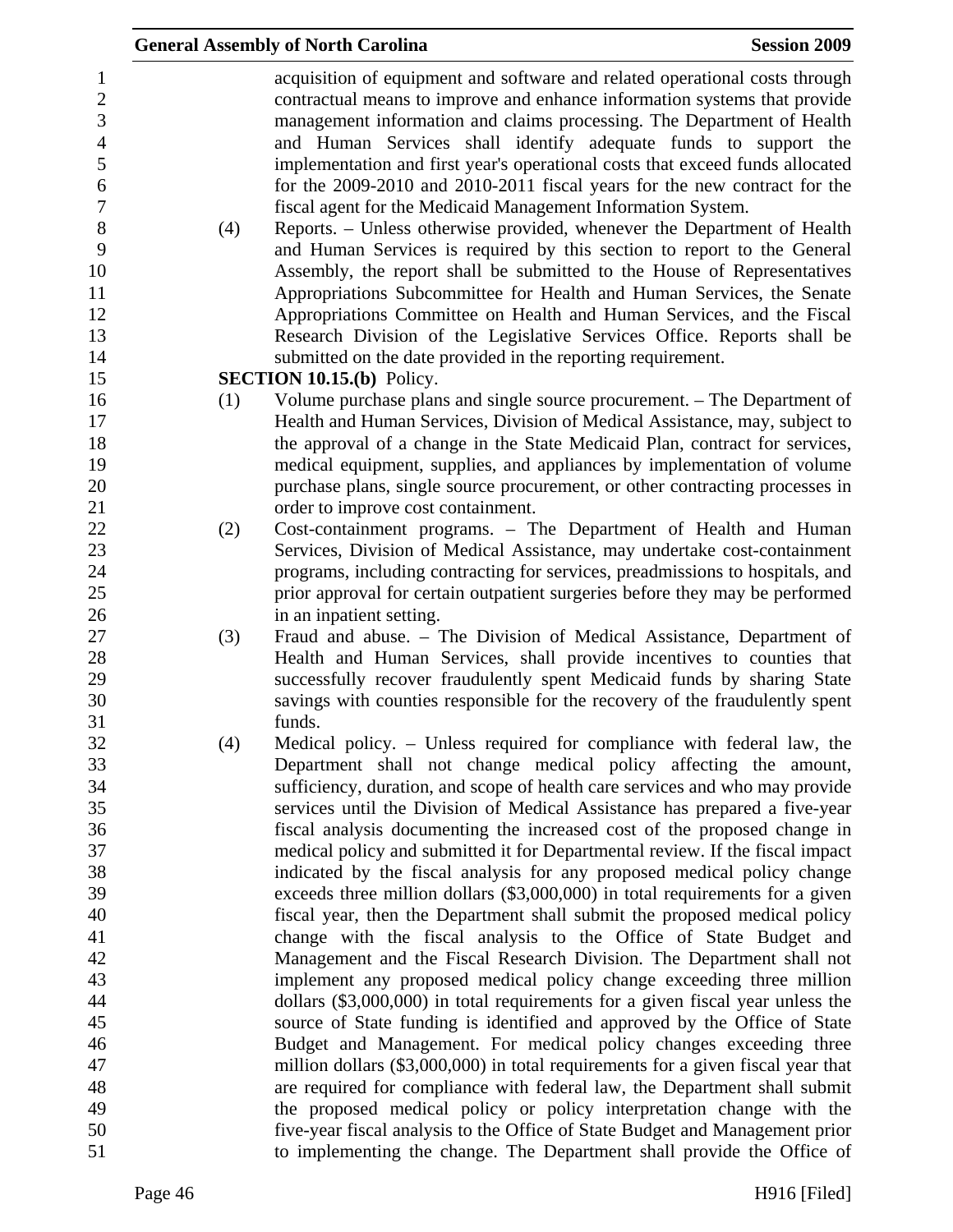acquisition of equipment and software and related operational costs through contractual means to improve and enhance information systems that provide management information and claims processing. The Department of Health and Human Services shall identify adequate funds to support the implementation and first year's operational costs that exceed funds allocated for the 2009-2010 and 2010-2011 fiscal years for the new contract for the fiscal agent for the Medicaid Management Information System.

(4) Reports. – Unless otherwise provided, whenever the Department of Health and Human Services is required by this section to report to the General Assembly, the report shall be submitted to the House of Representatives Appropriations Subcommittee for Health and Human Services, the Senate Appropriations Committee on Health and Human Services, and the Fiscal Research Division of the Legislative Services Office. Reports shall be submitted on the date provided in the reporting requirement.

**SECTION 10.15.(b)** Policy.

(1) Volume purchase plans and single source procurement. – The Department of Health and Human Services, Division of Medical Assistance, may, subject to the approval of a change in the State Medicaid Plan, contract for services, medical equipment, supplies, and appliances by implementation of volume purchase plans, single source procurement, or other contracting processes in order to improve cost containment.

(2) Cost-containment programs. – The Department of Health and Human Services, Division of Medical Assistance, may undertake cost-containment programs, including contracting for services, preadmissions to hospitals, and prior approval for certain outpatient surgeries before they may be performed in an inpatient setting.

(3) Fraud and abuse. – The Division of Medical Assistance, Department of Health and Human Services, shall provide incentives to counties that successfully recover fraudulently spent Medicaid funds by sharing State savings with counties responsible for the recovery of the fraudulently spent funds.

(4) Medical policy. – Unless required for compliance with federal law, the Department shall not change medical policy affecting the amount, sufficiency, duration, and scope of health care services and who may provide services until the Division of Medical Assistance has prepared a five-year fiscal analysis documenting the increased cost of the proposed change in medical policy and submitted it for Departmental review. If the fiscal impact indicated by the fiscal analysis for any proposed medical policy change exceeds three million dollars ($3,000,000) in total requirements for a given fiscal year, then the Department shall submit the proposed medical policy change with the fiscal analysis to the Office of State Budget and Management and the Fiscal Research Division. The Department shall not implement any proposed medical policy change exceeding three million dollars ($3,000,000) in total requirements for a given fiscal year unless the source of State funding is identified and approved by the Office of State Budget and Management. For medical policy changes exceeding three million dollars ($3,000,000) in total requirements for a given fiscal year that are required for compliance with federal law, the Department shall submit the proposed medical policy or policy interpretation change with the five-year fiscal analysis to the Office of State Budget and Management prior to implementing the change. The Department shall provide the Office of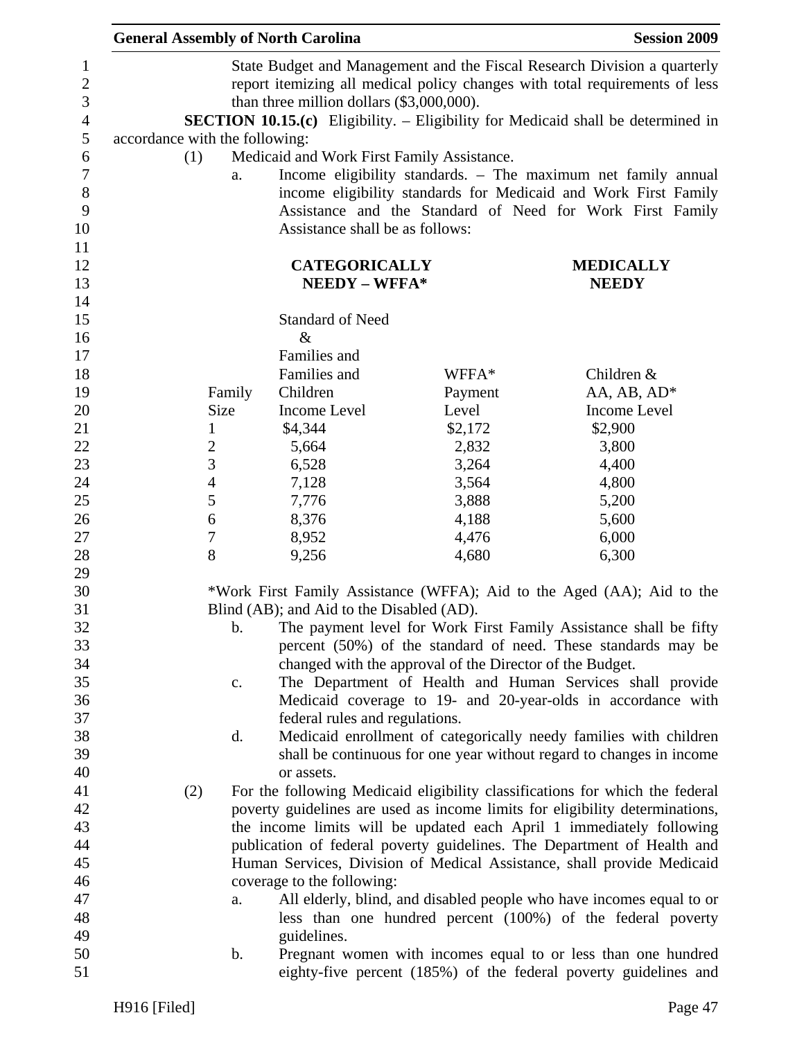State Budget and Management and the Fiscal Research Division a quarterly report itemizing all medical policy changes with total requirements of less than three million dollars ($3,000,000).

**SECTION 10.15.(c)** Eligibility. – Eligibility for Medicaid shall be determined in accordance with the following:

(1) Medicaid and Work First Family Assistance.

a. Income eligibility standards. – The maximum net family annual income eligibility standards for Medicaid and Work First Family Assistance and the Standard of Need for Work First Family Assistance shall be as follows:

| | **CATEGORICALLY NEEDY – WFFA*** | | **MEDICALLY NEEDY** |
|---|---|---|---|
| Family Size | Standard of Need & Families and Families and Children Income Level | WFFA* Payment Level | Children & AA, AB, AD* Income Level |
| 1 | $4,344 | $2,172 | $2,900 |
| 2 | 5,664 | 2,832 | 3,800 |
| 3 | 6,528 | 3,264 | 4,400 |
| 4 | 7,128 | 3,564 | 4,800 |
| 5 | 7,776 | 3,888 | 5,200 |
| 6 | 8,376 | 4,188 | 5,600 |
| 7 | 8,952 | 4,476 | 6,000 |
| 8 | 9,256 | 4,680 | 6,300 |

*Work First Family Assistance (WFFA); Aid to the Aged (AA); Aid to the Blind (AB); and Aid to the Disabled (AD).

b. The payment level for Work First Family Assistance shall be fifty percent (50%) of the standard of need. These standards may be changed with the approval of the Director of the Budget.

c. The Department of Health and Human Services shall provide Medicaid coverage to 19- and 20-year-olds in accordance with federal rules and regulations.

d. Medicaid enrollment of categorically needy families with children shall be continuous for one year without regard to changes in income or assets.

(2) For the following Medicaid eligibility classifications for which the federal poverty guidelines are used as income limits for eligibility determinations, the income limits will be updated each April 1 immediately following publication of federal poverty guidelines. The Department of Health and Human Services, Division of Medical Assistance, shall provide Medicaid coverage to the following:

a. All elderly, blind, and disabled people who have incomes equal to or less than one hundred percent (100%) of the federal poverty guidelines.

b. Pregnant women with incomes equal to or less than one hundred eighty-five percent (185%) of the federal poverty guidelines and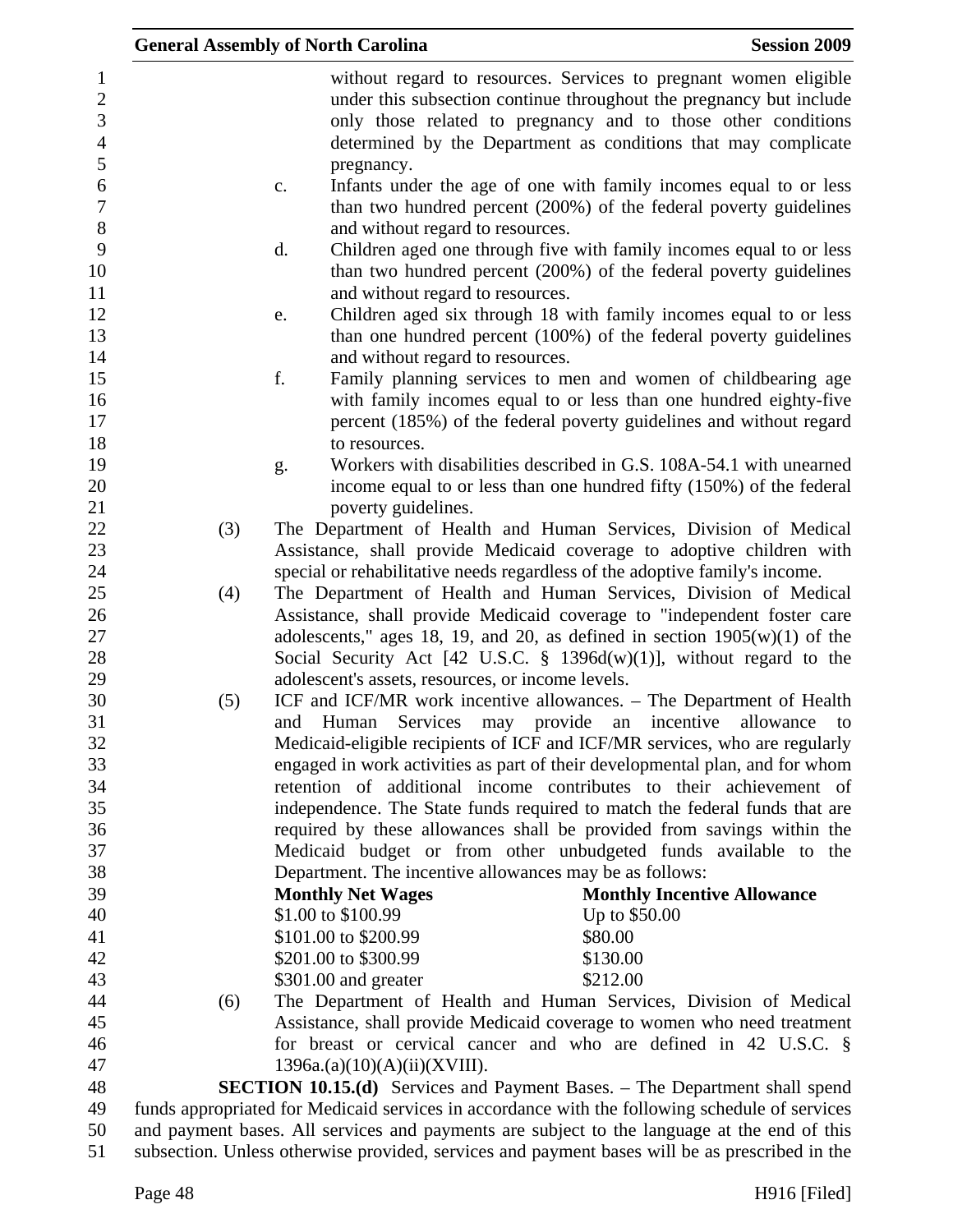without regard to resources. Services to pregnant women eligible under this subsection continue throughout the pregnancy but include only those related to pregnancy and to those other conditions determined by the Department as conditions that may complicate pregnancy.

c. Infants under the age of one with family incomes equal to or less than two hundred percent (200%) of the federal poverty guidelines and without regard to resources.

d. Children aged one through five with family incomes equal to or less than two hundred percent (200%) of the federal poverty guidelines and without regard to resources.

e. Children aged six through 18 with family incomes equal to or less than one hundred percent (100%) of the federal poverty guidelines and without regard to resources.

f. Family planning services to men and women of childbearing age with family incomes equal to or less than one hundred eighty-five percent (185%) of the federal poverty guidelines and without regard to resources.

g. Workers with disabilities described in G.S. 108A-54.1 with unearned income equal to or less than one hundred fifty (150%) of the federal poverty guidelines.

(3) The Department of Health and Human Services, Division of Medical Assistance, shall provide Medicaid coverage to adoptive children with special or rehabilitative needs regardless of the adoptive family's income.

(4) The Department of Health and Human Services, Division of Medical Assistance, shall provide Medicaid coverage to "independent foster care adolescents," ages 18, 19, and 20, as defined in section 1905(w)(1) of the Social Security Act [42 U.S.C. § 1396d(w)(1)], without regard to the adolescent's assets, resources, or income levels.

(5) ICF and ICF/MR work incentive allowances. – The Department of Health and Human Services may provide an incentive allowance to Medicaid-eligible recipients of ICF and ICF/MR services, who are regularly engaged in work activities as part of their developmental plan, and for whom retention of additional income contributes to their achievement of independence. The State funds required to match the federal funds that are required by these allowances shall be provided from savings within the Medicaid budget or from other unbudgeted funds available to the Department. The incentive allowances may be as follows:

| **Monthly Net Wages** | **Monthly Incentive Allowance** |
|---|---|
| $1.00 to $100.99 | Up to $50.00 |
| $101.00 to $200.99 | $80.00 |
| $201.00 to $300.99 | $130.00 |
| $301.00 and greater | $212.00 |

(6) The Department of Health and Human Services, Division of Medical Assistance, shall provide Medicaid coverage to women who need treatment for breast or cervical cancer and who are defined in 42 U.S.C. § 1396a.(a)(10)(A)(ii)(XVIII).

**SECTION 10.15.(d)** Services and Payment Bases. – The Department shall spend funds appropriated for Medicaid services in accordance with the following schedule of services and payment bases. All services and payments are subject to the language at the end of this subsection. Unless otherwise provided, services and payment bases will be as prescribed in the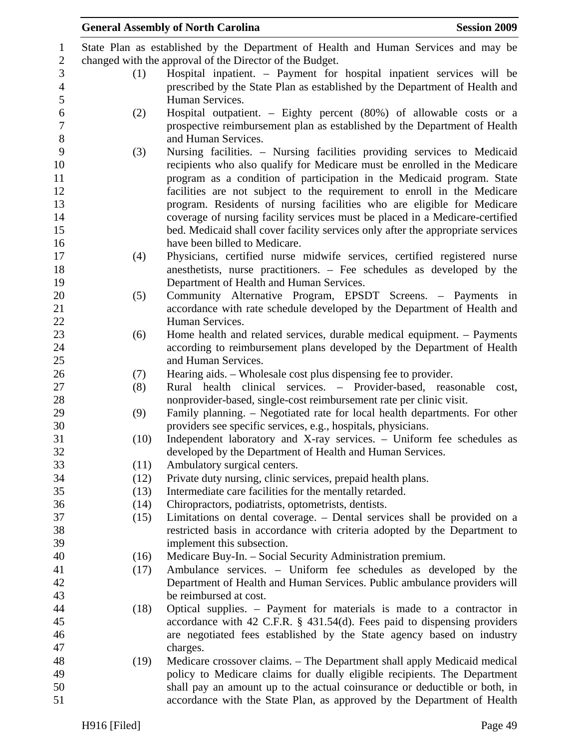State Plan as established by the Department of Health and Human Services and may be changed with the approval of the Director of the Budget.

(1) Hospital inpatient. – Payment for hospital inpatient services will be prescribed by the State Plan as established by the Department of Health and Human Services.

(2) Hospital outpatient. – Eighty percent (80%) of allowable costs or a prospective reimbursement plan as established by the Department of Health and Human Services.

(3) Nursing facilities. – Nursing facilities providing services to Medicaid recipients who also qualify for Medicare must be enrolled in the Medicare program as a condition of participation in the Medicaid program. State facilities are not subject to the requirement to enroll in the Medicare program. Residents of nursing facilities who are eligible for Medicare coverage of nursing facility services must be placed in a Medicare-certified bed. Medicaid shall cover facility services only after the appropriate services have been billed to Medicare.

(4) Physicians, certified nurse midwife services, certified registered nurse anesthetists, nurse practitioners. – Fee schedules as developed by the Department of Health and Human Services.

(5) Community Alternative Program, EPSDT Screens. – Payments in accordance with rate schedule developed by the Department of Health and Human Services.

(6) Home health and related services, durable medical equipment. – Payments according to reimbursement plans developed by the Department of Health and Human Services.

(7) Hearing aids. – Wholesale cost plus dispensing fee to provider.

(8) Rural health clinical services. – Provider-based, reasonable cost, nonprovider-based, single-cost reimbursement rate per clinic visit.

(9) Family planning. – Negotiated rate for local health departments. For other providers see specific services, e.g., hospitals, physicians.

(10) Independent laboratory and X-ray services. – Uniform fee schedules as developed by the Department of Health and Human Services.

(11) Ambulatory surgical centers.

(12) Private duty nursing, clinic services, prepaid health plans.

(13) Intermediate care facilities for the mentally retarded.

(14) Chiropractors, podiatrists, optometrists, dentists.

(15) Limitations on dental coverage. – Dental services shall be provided on a restricted basis in accordance with criteria adopted by the Department to implement this subsection.

(16) Medicare Buy-In. – Social Security Administration premium.

(17) Ambulance services. – Uniform fee schedules as developed by the Department of Health and Human Services. Public ambulance providers will be reimbursed at cost.

(18) Optical supplies. – Payment for materials is made to a contractor in accordance with 42 C.F.R. § 431.54(d). Fees paid to dispensing providers are negotiated fees established by the State agency based on industry charges.

(19) Medicare crossover claims. – The Department shall apply Medicaid medical policy to Medicare claims for dually eligible recipients. The Department shall pay an amount up to the actual coinsurance or deductible or both, in accordance with the State Plan, as approved by the Department of Health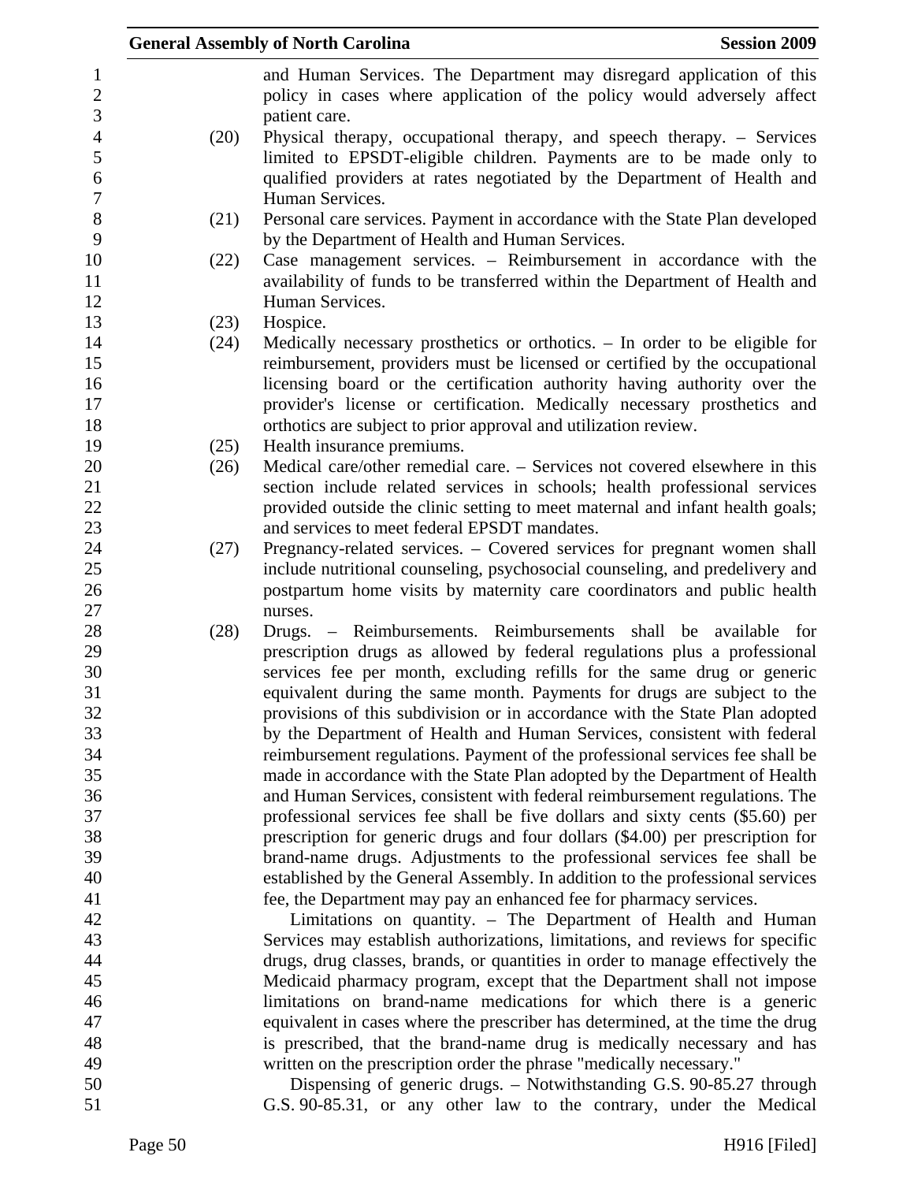and Human Services. The Department may disregard application of this policy in cases where application of the policy would adversely affect patient care.

(20) Physical therapy, occupational therapy, and speech therapy. – Services limited to EPSDT-eligible children. Payments are to be made only to qualified providers at rates negotiated by the Department of Health and Human Services.

(21) Personal care services. Payment in accordance with the State Plan developed by the Department of Health and Human Services.

(22) Case management services. – Reimbursement in accordance with the availability of funds to be transferred within the Department of Health and Human Services.

(23) Hospice.

(24) Medically necessary prosthetics or orthotics. – In order to be eligible for reimbursement, providers must be licensed or certified by the occupational licensing board or the certification authority having authority over the provider's license or certification. Medically necessary prosthetics and orthotics are subject to prior approval and utilization review.

(25) Health insurance premiums.

(26) Medical care/other remedial care. – Services not covered elsewhere in this section include related services in schools; health professional services provided outside the clinic setting to meet maternal and infant health goals; and services to meet federal EPSDT mandates.

(27) Pregnancy-related services. – Covered services for pregnant women shall include nutritional counseling, psychosocial counseling, and predelivery and postpartum home visits by maternity care coordinators and public health nurses.

(28) Drugs. – Reimbursements. Reimbursements shall be available for prescription drugs as allowed by federal regulations plus a professional services fee per month, excluding refills for the same drug or generic equivalent during the same month. Payments for drugs are subject to the provisions of this subdivision or in accordance with the State Plan adopted by the Department of Health and Human Services, consistent with federal reimbursement regulations. Payment of the professional services fee shall be made in accordance with the State Plan adopted by the Department of Health and Human Services, consistent with federal reimbursement regulations. The professional services fee shall be five dollars and sixty cents ($5.60) per prescription for generic drugs and four dollars ($4.00) per prescription for brand-name drugs. Adjustments to the professional services fee shall be established by the General Assembly. In addition to the professional services fee, the Department may pay an enhanced fee for pharmacy services.

Limitations on quantity. – The Department of Health and Human Services may establish authorizations, limitations, and reviews for specific drugs, drug classes, brands, or quantities in order to manage effectively the Medicaid pharmacy program, except that the Department shall not impose limitations on brand-name medications for which there is a generic equivalent in cases where the prescriber has determined, at the time the drug is prescribed, that the brand-name drug is medically necessary and has written on the prescription order the phrase "medically necessary."

Dispensing of generic drugs. – Notwithstanding G.S. 90-85.27 through G.S. 90-85.31, or any other law to the contrary, under the Medical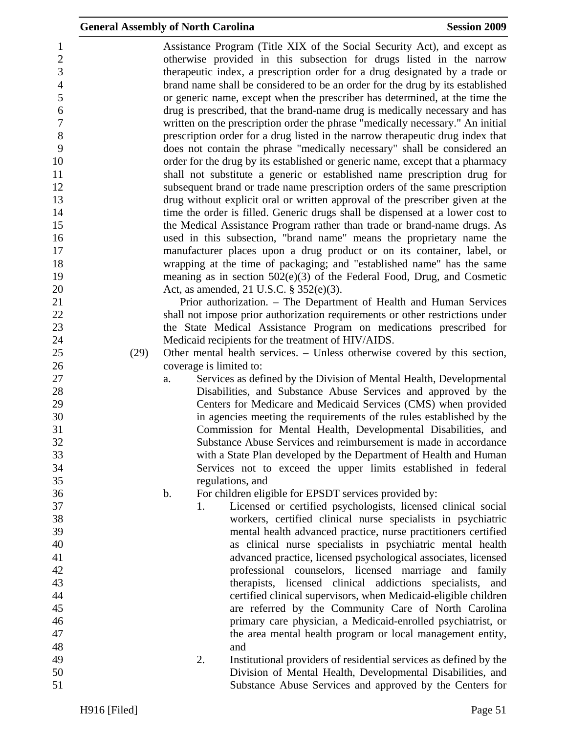Assistance Program (Title XIX of the Social Security Act), and except as otherwise provided in this subsection for drugs listed in the narrow therapeutic index, a prescription order for a drug designated by a trade or brand name shall be considered to be an order for the drug by its established or generic name, except when the prescriber has determined, at the time the drug is prescribed, that the brand-name drug is medically necessary and has written on the prescription order the phrase "medically necessary." An initial prescription order for a drug listed in the narrow therapeutic drug index that does not contain the phrase "medically necessary" shall be considered an order for the drug by its established or generic name, except that a pharmacy shall not substitute a generic or established name prescription drug for subsequent brand or trade name prescription orders of the same prescription drug without explicit oral or written approval of the prescriber given at the time the order is filled. Generic drugs shall be dispensed at a lower cost to the Medical Assistance Program rather than trade or brand-name drugs. As used in this subsection, "brand name" means the proprietary name the manufacturer places upon a drug product or on its container, label, or wrapping at the time of packaging; and "established name" has the same meaning as in section 502(e)(3) of the Federal Food, Drug, and Cosmetic Act, as amended, 21 U.S.C. § 352(e)(3).

Prior authorization. – The Department of Health and Human Services shall not impose prior authorization requirements or other restrictions under the State Medical Assistance Program on medications prescribed for Medicaid recipients for the treatment of HIV/AIDS.

(29) Other mental health services. – Unless otherwise covered by this section, coverage is limited to:

a. Services as defined by the Division of Mental Health, Developmental Disabilities, and Substance Abuse Services and approved by the Centers for Medicare and Medicaid Services (CMS) when provided in agencies meeting the requirements of the rules established by the Commission for Mental Health, Developmental Disabilities, and Substance Abuse Services and reimbursement is made in accordance with a State Plan developed by the Department of Health and Human Services not to exceed the upper limits established in federal regulations, and

b. For children eligible for EPSDT services provided by:

1. Licensed or certified psychologists, licensed clinical social workers, certified clinical nurse specialists in psychiatric mental health advanced practice, nurse practitioners certified as clinical nurse specialists in psychiatric mental health advanced practice, licensed psychological associates, licensed professional counselors, licensed marriage and family therapists, licensed clinical addictions specialists, and certified clinical supervisors, when Medicaid-eligible children are referred by the Community Care of North Carolina primary care physician, a Medicaid-enrolled psychiatrist, or the area mental health program or local management entity, and

2. Institutional providers of residential services as defined by the Division of Mental Health, Developmental Disabilities, and Substance Abuse Services and approved by the Centers for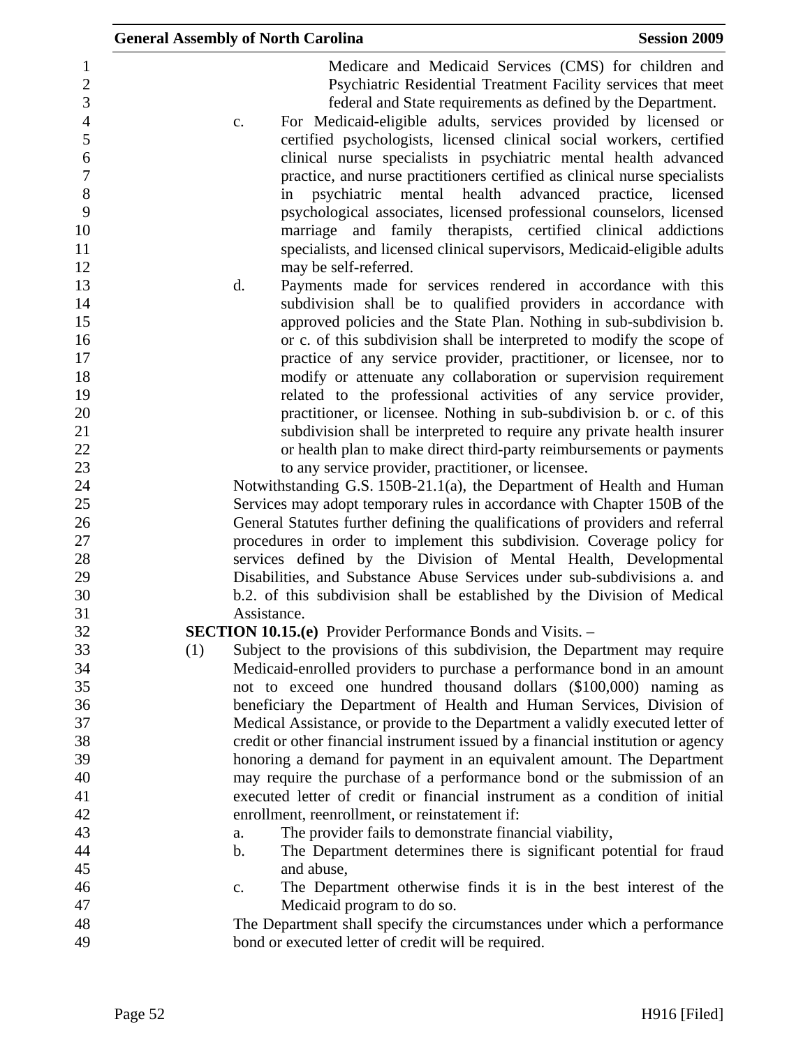Medicare and Medicaid Services (CMS) for children and Psychiatric Residential Treatment Facility services that meet federal and State requirements as defined by the Department.

c. For Medicaid-eligible adults, services provided by licensed or certified psychologists, licensed clinical social workers, certified clinical nurse specialists in psychiatric mental health advanced practice, and nurse practitioners certified as clinical nurse specialists in psychiatric mental health advanced practice, licensed psychological associates, licensed professional counselors, licensed marriage and family therapists, certified clinical addictions specialists, and licensed clinical supervisors, Medicaid-eligible adults may be self-referred.

d. Payments made for services rendered in accordance with this subdivision shall be to qualified providers in accordance with approved policies and the State Plan. Nothing in sub-subdivision b. or c. of this subdivision shall be interpreted to modify the scope of practice of any service provider, practitioner, or licensee, nor to modify or attenuate any collaboration or supervision requirement related to the professional activities of any service provider, practitioner, or licensee. Nothing in sub-subdivision b. or c. of this subdivision shall be interpreted to require any private health insurer or health plan to make direct third-party reimbursements or payments to any service provider, practitioner, or licensee.

Notwithstanding G.S. 150B-21.1(a), the Department of Health and Human Services may adopt temporary rules in accordance with Chapter 150B of the General Statutes further defining the qualifications of providers and referral procedures in order to implement this subdivision. Coverage policy for services defined by the Division of Mental Health, Developmental Disabilities, and Substance Abuse Services under sub-subdivisions a. and b.2. of this subdivision shall be established by the Division of Medical Assistance.

**SECTION 10.15.(e)** Provider Performance Bonds and Visits. –

(1) Subject to the provisions of this subdivision, the Department may require Medicaid-enrolled providers to purchase a performance bond in an amount not to exceed one hundred thousand dollars ($100,000) naming as beneficiary the Department of Health and Human Services, Division of Medical Assistance, or provide to the Department a validly executed letter of credit or other financial instrument issued by a financial institution or agency honoring a demand for payment in an equivalent amount. The Department may require the purchase of a performance bond or the submission of an executed letter of credit or financial instrument as a condition of initial enrollment, reenrollment, or reinstatement if:

a. The provider fails to demonstrate financial viability,

b. The Department determines there is significant potential for fraud and abuse,

c. The Department otherwise finds it is in the best interest of the Medicaid program to do so.

The Department shall specify the circumstances under which a performance bond or executed letter of credit will be required.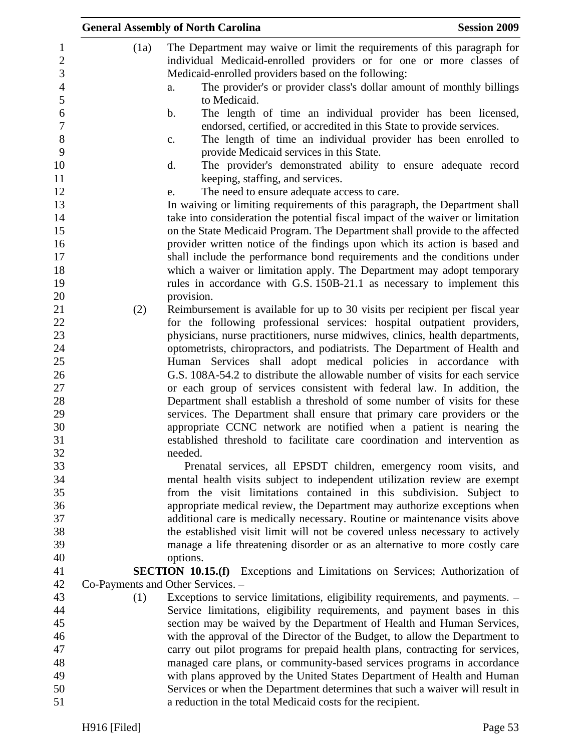(1a) The Department may waive or limit the requirements of this paragraph for individual Medicaid-enrolled providers or for one or more classes of Medicaid-enrolled providers based on the following:

a. The provider's or provider class's dollar amount of monthly billings to Medicaid.
b. The length of time an individual provider has been licensed, endorsed, certified, or accredited in this State to provide services.
c. The length of time an individual provider has been enrolled to provide Medicaid services in this State.
d. The provider's demonstrated ability to ensure adequate record keeping, staffing, and services.
e. The need to ensure adequate access to care.

In waiving or limiting requirements of this paragraph, the Department shall take into consideration the potential fiscal impact of the waiver or limitation on the State Medicaid Program. The Department shall provide to the affected provider written notice of the findings upon which its action is based and shall include the performance bond requirements and the conditions under which a waiver or limitation apply. The Department may adopt temporary rules in accordance with G.S. 150B-21.1 as necessary to implement this provision.

(2) Reimbursement is available for up to 30 visits per recipient per fiscal year for the following professional services: hospital outpatient providers, physicians, nurse practitioners, nurse midwives, clinics, health departments, optometrists, chiropractors, and podiatrists. The Department of Health and Human Services shall adopt medical policies in accordance with G.S. 108A-54.2 to distribute the allowable number of visits for each service or each group of services consistent with federal law. In addition, the Department shall establish a threshold of some number of visits for these services. The Department shall ensure that primary care providers or the appropriate CCNC network are notified when a patient is nearing the established threshold to facilitate care coordination and intervention as needed.

Prenatal services, all EPSDT children, emergency room visits, and mental health visits subject to independent utilization review are exempt from the visit limitations contained in this subdivision. Subject to appropriate medical review, the Department may authorize exceptions when additional care is medically necessary. Routine or maintenance visits above the established visit limit will not be covered unless necessary to actively manage a life threatening disorder or as an alternative to more costly care options.

**SECTION 10.15.(f)** Exceptions and Limitations on Services; Authorization of Co-Payments and Other Services. –

(1) Exceptions to service limitations, eligibility requirements, and payments. – Service limitations, eligibility requirements, and payment bases in this section may be waived by the Department of Health and Human Services, with the approval of the Director of the Budget, to allow the Department to carry out pilot programs for prepaid health plans, contracting for services, managed care plans, or community-based services programs in accordance with plans approved by the United States Department of Health and Human Services or when the Department determines that such a waiver will result in a reduction in the total Medicaid costs for the recipient.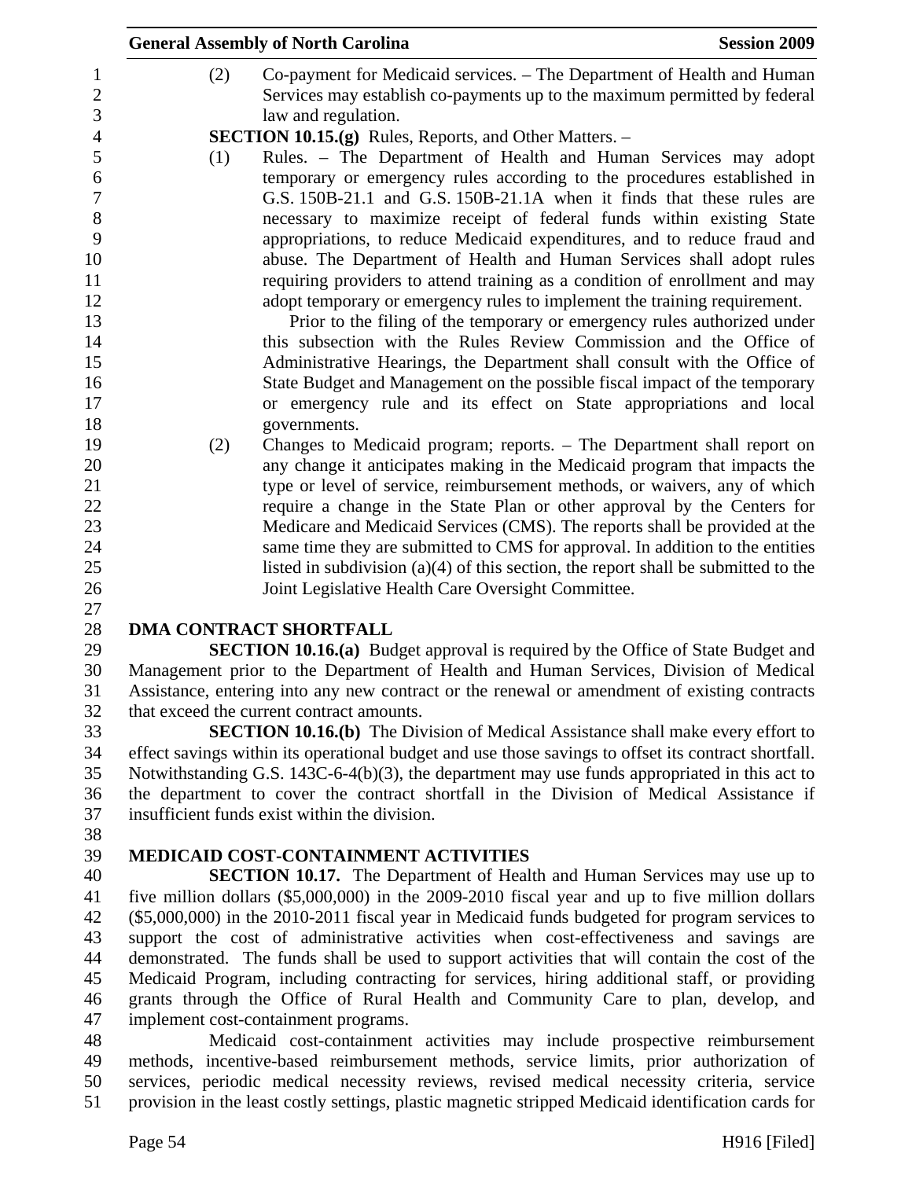(2) Co-payment for Medicaid services. – The Department of Health and Human Services may establish co-payments up to the maximum permitted by federal law and regulation.

**SECTION 10.15.(g)** Rules, Reports, and Other Matters. –

(1) Rules. – The Department of Health and Human Services may adopt temporary or emergency rules according to the procedures established in G.S. 150B-21.1 and G.S. 150B-21.1A when it finds that these rules are necessary to maximize receipt of federal funds within existing State appropriations, to reduce Medicaid expenditures, and to reduce fraud and abuse. The Department of Health and Human Services shall adopt rules requiring providers to attend training as a condition of enrollment and may adopt temporary or emergency rules to implement the training requirement.

Prior to the filing of the temporary or emergency rules authorized under this subsection with the Rules Review Commission and the Office of Administrative Hearings, the Department shall consult with the Office of State Budget and Management on the possible fiscal impact of the temporary or emergency rule and its effect on State appropriations and local governments.

(2) Changes to Medicaid program; reports. – The Department shall report on any change it anticipates making in the Medicaid program that impacts the type or level of service, reimbursement methods, or waivers, any of which require a change in the State Plan or other approval by the Centers for Medicare and Medicaid Services (CMS). The reports shall be provided at the same time they are submitted to CMS for approval. In addition to the entities listed in subdivision (a)(4) of this section, the report shall be submitted to the Joint Legislative Health Care Oversight Committee.

## DMA CONTRACT SHORTFALL

**SECTION 10.16.(a)** Budget approval is required by the Office of State Budget and Management prior to the Department of Health and Human Services, Division of Medical Assistance, entering into any new contract or the renewal or amendment of existing contracts that exceed the current contract amounts.

**SECTION 10.16.(b)** The Division of Medical Assistance shall make every effort to effect savings within its operational budget and use those savings to offset its contract shortfall. Notwithstanding G.S. 143C-6-4(b)(3), the department may use funds appropriated in this act to the department to cover the contract shortfall in the Division of Medical Assistance if insufficient funds exist within the division.

## MEDICAID COST-CONTAINMENT ACTIVITIES

**SECTION 10.17.** The Department of Health and Human Services may use up to five million dollars ($5,000,000) in the 2009-2010 fiscal year and up to five million dollars ($5,000,000) in the 2010-2011 fiscal year in Medicaid funds budgeted for program services to support the cost of administrative activities when cost-effectiveness and savings are demonstrated. The funds shall be used to support activities that will contain the cost of the Medicaid Program, including contracting for services, hiring additional staff, or providing grants through the Office of Rural Health and Community Care to plan, develop, and implement cost-containment programs.

Medicaid cost-containment activities may include prospective reimbursement methods, incentive-based reimbursement methods, service limits, prior authorization of services, periodic medical necessity reviews, revised medical necessity criteria, service provision in the least costly settings, plastic magnetic stripped Medicaid identification cards for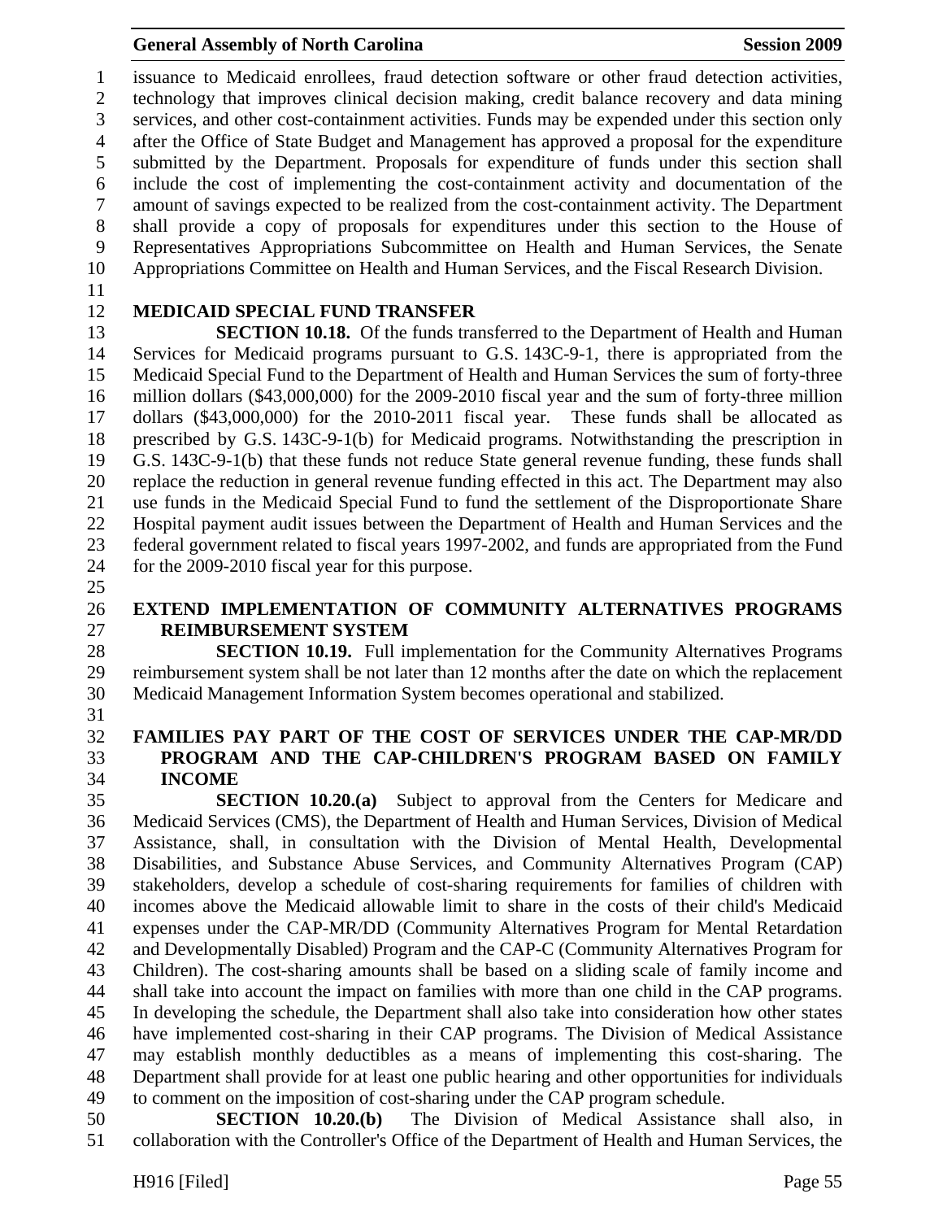issuance to Medicaid enrollees, fraud detection software or other fraud detection activities, technology that improves clinical decision making, credit balance recovery and data mining services, and other cost-containment activities. Funds may be expended under this section only after the Office of State Budget and Management has approved a proposal for the expenditure submitted by the Department. Proposals for expenditure of funds under this section shall include the cost of implementing the cost-containment activity and documentation of the amount of savings expected to be realized from the cost-containment activity. The Department shall provide a copy of proposals for expenditures under this section to the House of Representatives Appropriations Subcommittee on Health and Human Services, the Senate Appropriations Committee on Health and Human Services, and the Fiscal Research Division.

**MEDICAID SPECIAL FUND TRANSFER**

**SECTION 10.18.** Of the funds transferred to the Department of Health and Human Services for Medicaid programs pursuant to G.S. 143C-9-1, there is appropriated from the Medicaid Special Fund to the Department of Health and Human Services the sum of forty-three million dollars ($43,000,000) for the 2009-2010 fiscal year and the sum of forty-three million dollars ($43,000,000) for the 2010-2011 fiscal year. These funds shall be allocated as prescribed by G.S. 143C-9-1(b) for Medicaid programs. Notwithstanding the prescription in G.S. 143C-9-1(b) that these funds not reduce State general revenue funding, these funds shall replace the reduction in general revenue funding effected in this act. The Department may also use funds in the Medicaid Special Fund to fund the settlement of the Disproportionate Share Hospital payment audit issues between the Department of Health and Human Services and the federal government related to fiscal years 1997-2002, and funds are appropriated from the Fund for the 2009-2010 fiscal year for this purpose.

**EXTEND IMPLEMENTATION OF COMMUNITY ALTERNATIVES PROGRAMS REIMBURSEMENT SYSTEM**

**SECTION 10.19.** Full implementation for the Community Alternatives Programs reimbursement system shall be not later than 12 months after the date on which the replacement Medicaid Management Information System becomes operational and stabilized.

**FAMILIES PAY PART OF THE COST OF SERVICES UNDER THE CAP-MR/DD PROGRAM AND THE CAP-CHILDREN'S PROGRAM BASED ON FAMILY INCOME**

**SECTION 10.20.(a)** Subject to approval from the Centers for Medicare and Medicaid Services (CMS), the Department of Health and Human Services, Division of Medical Assistance, shall, in consultation with the Division of Mental Health, Developmental Disabilities, and Substance Abuse Services, and Community Alternatives Program (CAP) stakeholders, develop a schedule of cost-sharing requirements for families of children with incomes above the Medicaid allowable limit to share in the costs of their child's Medicaid expenses under the CAP-MR/DD (Community Alternatives Program for Mental Retardation and Developmentally Disabled) Program and the CAP-C (Community Alternatives Program for Children). The cost-sharing amounts shall be based on a sliding scale of family income and shall take into account the impact on families with more than one child in the CAP programs. In developing the schedule, the Department shall also take into consideration how other states have implemented cost-sharing in their CAP programs. The Division of Medical Assistance may establish monthly deductibles as a means of implementing this cost-sharing. The Department shall provide for at least one public hearing and other opportunities for individuals to comment on the imposition of cost-sharing under the CAP program schedule.

**SECTION 10.20.(b)** The Division of Medical Assistance shall also, in collaboration with the Controller's Office of the Department of Health and Human Services, the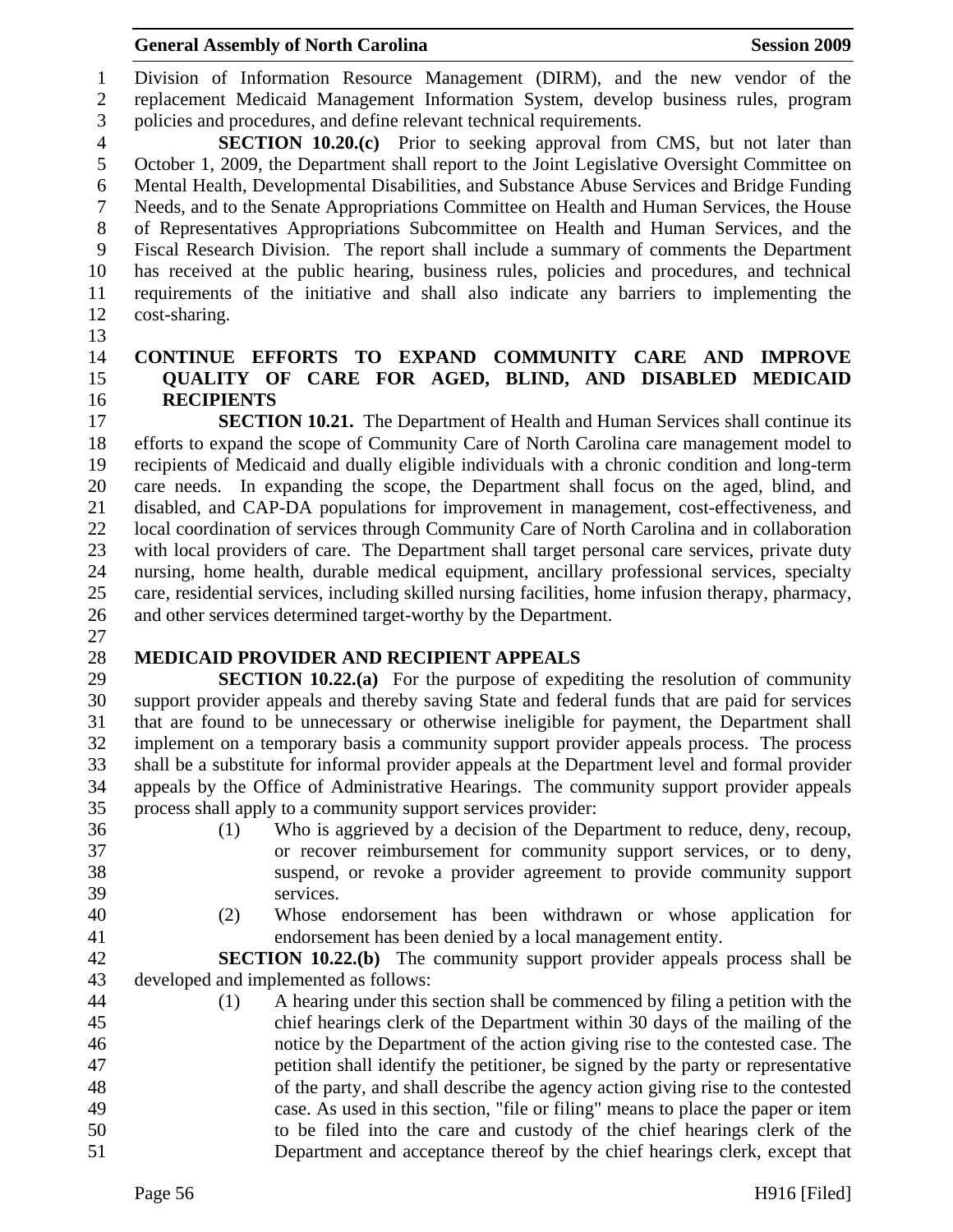Division of Information Resource Management (DIRM), and the new vendor of the replacement Medicaid Management Information System, develop business rules, program policies and procedures, and define relevant technical requirements.

**SECTION 10.20.(c)** Prior to seeking approval from CMS, but not later than October 1, 2009, the Department shall report to the Joint Legislative Oversight Committee on Mental Health, Developmental Disabilities, and Substance Abuse Services and Bridge Funding Needs, and to the Senate Appropriations Committee on Health and Human Services, the House of Representatives Appropriations Subcommittee on Health and Human Services, and the Fiscal Research Division. The report shall include a summary of comments the Department has received at the public hearing, business rules, policies and procedures, and technical requirements of the initiative and shall also indicate any barriers to implementing the cost-sharing.

**CONTINUE EFFORTS TO EXPAND COMMUNITY CARE AND IMPROVE QUALITY OF CARE FOR AGED, BLIND, AND DISABLED MEDICAID RECIPIENTS**

**SECTION 10.21.** The Department of Health and Human Services shall continue its efforts to expand the scope of Community Care of North Carolina care management model to recipients of Medicaid and dually eligible individuals with a chronic condition and long-term care needs. In expanding the scope, the Department shall focus on the aged, blind, and disabled, and CAP-DA populations for improvement in management, cost-effectiveness, and local coordination of services through Community Care of North Carolina and in collaboration with local providers of care. The Department shall target personal care services, private duty nursing, home health, durable medical equipment, ancillary professional services, specialty care, residential services, including skilled nursing facilities, home infusion therapy, pharmacy, and other services determined target-worthy by the Department.

**MEDICAID PROVIDER AND RECIPIENT APPEALS**

**SECTION 10.22.(a)** For the purpose of expediting the resolution of community support provider appeals and thereby saving State and federal funds that are paid for services that are found to be unnecessary or otherwise ineligible for payment, the Department shall implement on a temporary basis a community support provider appeals process. The process shall be a substitute for informal provider appeals at the Department level and formal provider appeals by the Office of Administrative Hearings. The community support provider appeals process shall apply to a community support services provider:

(1) Who is aggrieved by a decision of the Department to reduce, deny, recoup, or recover reimbursement for community support services, or to deny, suspend, or revoke a provider agreement to provide community support services.

(2) Whose endorsement has been withdrawn or whose application for endorsement has been denied by a local management entity.

**SECTION 10.22.(b)** The community support provider appeals process shall be developed and implemented as follows:

(1) A hearing under this section shall be commenced by filing a petition with the chief hearings clerk of the Department within 30 days of the mailing of the notice by the Department of the action giving rise to the contested case. The petition shall identify the petitioner, be signed by the party or representative of the party, and shall describe the agency action giving rise to the contested case. As used in this section, "file or filing" means to place the paper or item to be filed into the care and custody of the chief hearings clerk of the Department and acceptance thereof by the chief hearings clerk, except that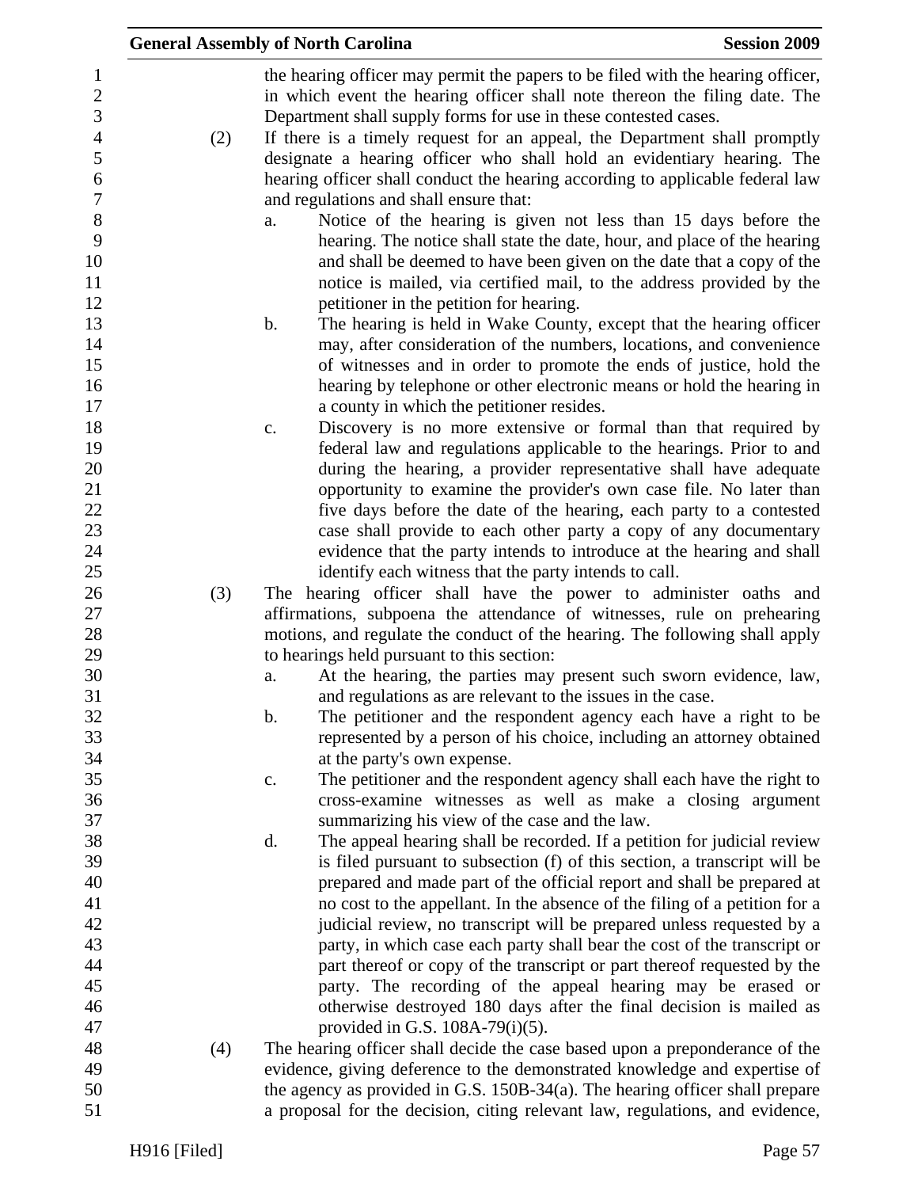the hearing officer may permit the papers to be filed with the hearing officer, in which event the hearing officer shall note thereon the filing date. The Department shall supply forms for use in these contested cases.

(2) If there is a timely request for an appeal, the Department shall promptly designate a hearing officer who shall hold an evidentiary hearing. The hearing officer shall conduct the hearing according to applicable federal law and regulations and shall ensure that:

a. Notice of the hearing is given not less than 15 days before the hearing. The notice shall state the date, hour, and place of the hearing and shall be deemed to have been given on the date that a copy of the notice is mailed, via certified mail, to the address provided by the petitioner in the petition for hearing.

b. The hearing is held in Wake County, except that the hearing officer may, after consideration of the numbers, locations, and convenience of witnesses and in order to promote the ends of justice, hold the hearing by telephone or other electronic means or hold the hearing in a county in which the petitioner resides.

c. Discovery is no more extensive or formal than that required by federal law and regulations applicable to the hearings. Prior to and during the hearing, a provider representative shall have adequate opportunity to examine the provider's own case file. No later than five days before the date of the hearing, each party to a contested case shall provide to each other party a copy of any documentary evidence that the party intends to introduce at the hearing and shall identify each witness that the party intends to call.

(3) The hearing officer shall have the power to administer oaths and affirmations, subpoena the attendance of witnesses, rule on prehearing motions, and regulate the conduct of the hearing. The following shall apply to hearings held pursuant to this section:

a. At the hearing, the parties may present such sworn evidence, law, and regulations as are relevant to the issues in the case.

b. The petitioner and the respondent agency each have a right to be represented by a person of his choice, including an attorney obtained at the party's own expense.

c. The petitioner and the respondent agency shall each have the right to cross-examine witnesses as well as make a closing argument summarizing his view of the case and the law.

d. The appeal hearing shall be recorded. If a petition for judicial review is filed pursuant to subsection (f) of this section, a transcript will be prepared and made part of the official report and shall be prepared at no cost to the appellant. In the absence of the filing of a petition for a judicial review, no transcript will be prepared unless requested by a party, in which case each party shall bear the cost of the transcript or part thereof or copy of the transcript or part thereof requested by the party. The recording of the appeal hearing may be erased or otherwise destroyed 180 days after the final decision is mailed as provided in G.S. 108A-79(i)(5).

(4) The hearing officer shall decide the case based upon a preponderance of the evidence, giving deference to the demonstrated knowledge and expertise of the agency as provided in G.S. 150B-34(a). The hearing officer shall prepare a proposal for the decision, citing relevant law, regulations, and evidence,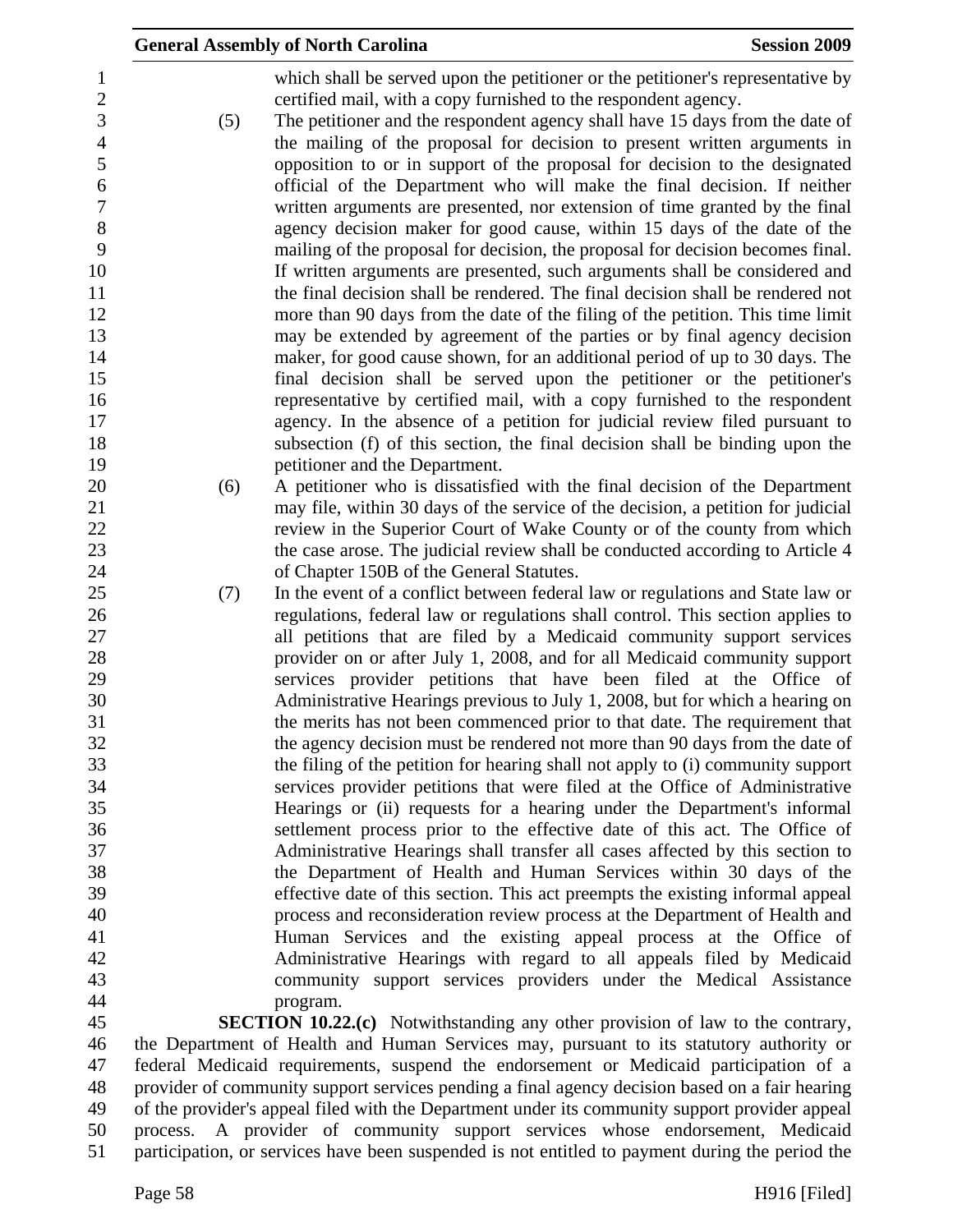which shall be served upon the petitioner or the petitioner's representative by certified mail, with a copy furnished to the respondent agency.

(5) The petitioner and the respondent agency shall have 15 days from the date of the mailing of the proposal for decision to present written arguments in opposition to or in support of the proposal for decision to the designated official of the Department who will make the final decision. If neither written arguments are presented, nor extension of time granted by the final agency decision maker for good cause, within 15 days of the date of the mailing of the proposal for decision, the proposal for decision becomes final. If written arguments are presented, such arguments shall be considered and the final decision shall be rendered. The final decision shall be rendered not more than 90 days from the date of the filing of the petition. This time limit may be extended by agreement of the parties or by final agency decision maker, for good cause shown, for an additional period of up to 30 days. The final decision shall be served upon the petitioner or the petitioner's representative by certified mail, with a copy furnished to the respondent agency. In the absence of a petition for judicial review filed pursuant to subsection (f) of this section, the final decision shall be binding upon the petitioner and the Department.

(6) A petitioner who is dissatisfied with the final decision of the Department may file, within 30 days of the service of the decision, a petition for judicial review in the Superior Court of Wake County or of the county from which the case arose. The judicial review shall be conducted according to Article 4 of Chapter 150B of the General Statutes.

(7) In the event of a conflict between federal law or regulations and State law or regulations, federal law or regulations shall control. This section applies to all petitions that are filed by a Medicaid community support services provider on or after July 1, 2008, and for all Medicaid community support services provider petitions that have been filed at the Office of Administrative Hearings previous to July 1, 2008, but for which a hearing on the merits has not been commenced prior to that date. The requirement that the agency decision must be rendered not more than 90 days from the date of the filing of the petition for hearing shall not apply to (i) community support services provider petitions that were filed at the Office of Administrative Hearings or (ii) requests for a hearing under the Department's informal settlement process prior to the effective date of this act. The Office of Administrative Hearings shall transfer all cases affected by this section to the Department of Health and Human Services within 30 days of the effective date of this section. This act preempts the existing informal appeal process and reconsideration review process at the Department of Health and Human Services and the existing appeal process at the Office of Administrative Hearings with regard to all appeals filed by Medicaid community support services providers under the Medical Assistance program.

**SECTION 10.22.(c)** Notwithstanding any other provision of law to the contrary, the Department of Health and Human Services may, pursuant to its statutory authority or federal Medicaid requirements, suspend the endorsement or Medicaid participation of a provider of community support services pending a final agency decision based on a fair hearing of the provider's appeal filed with the Department under its community support provider appeal process. A provider of community support services whose endorsement, Medicaid participation, or services have been suspended is not entitled to payment during the period the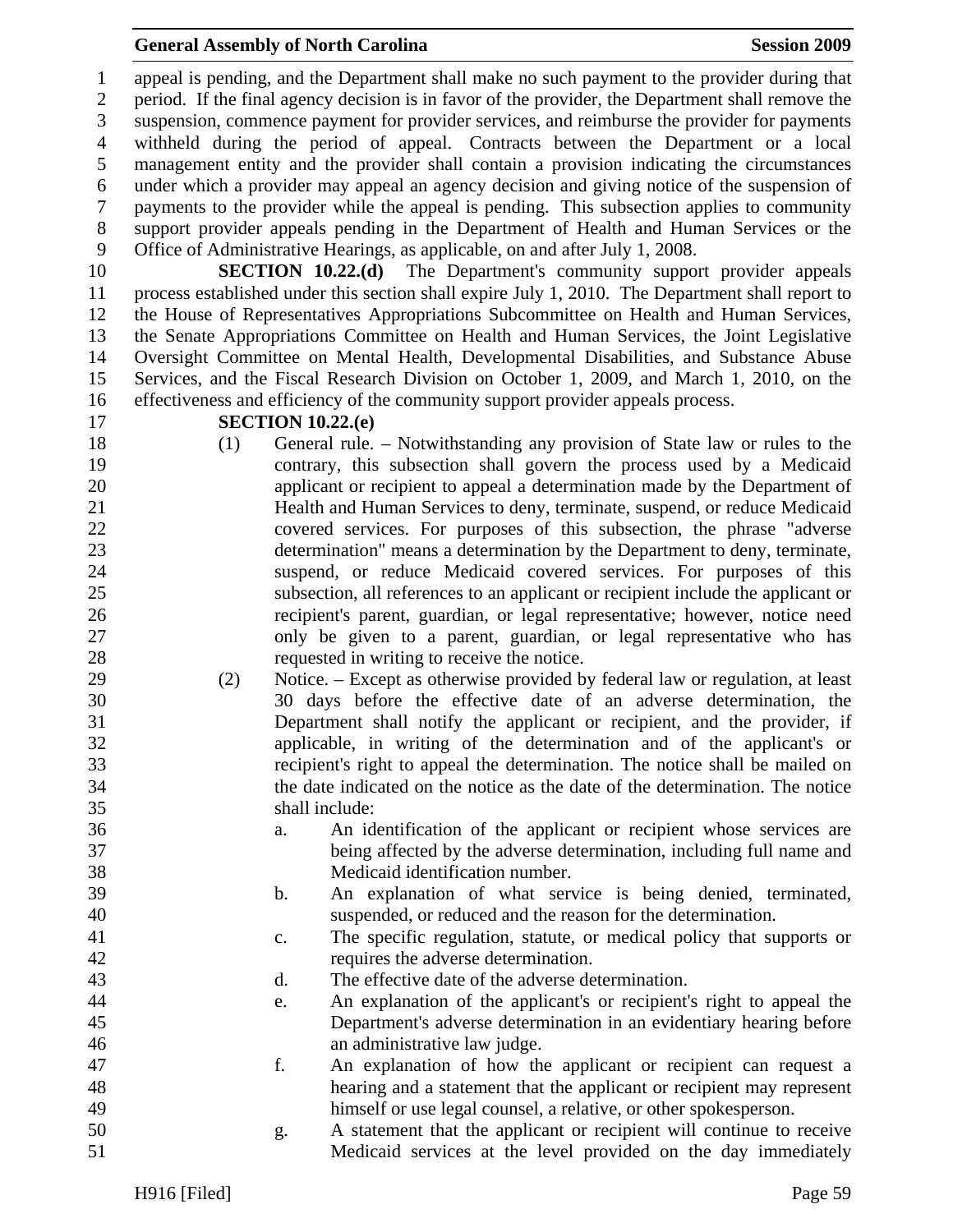appeal is pending, and the Department shall make no such payment to the provider during that period. If the final agency decision is in favor of the provider, the Department shall remove the suspension, commence payment for provider services, and reimburse the provider for payments withheld during the period of appeal. Contracts between the Department or a local management entity and the provider shall contain a provision indicating the circumstances under which a provider may appeal an agency decision and giving notice of the suspension of payments to the provider while the appeal is pending. This subsection applies to community support provider appeals pending in the Department of Health and Human Services or the Office of Administrative Hearings, as applicable, on and after July 1, 2008.

**SECTION 10.22.(d)** The Department's community support provider appeals process established under this section shall expire July 1, 2010. The Department shall report to the House of Representatives Appropriations Subcommittee on Health and Human Services, the Senate Appropriations Committee on Health and Human Services, the Joint Legislative Oversight Committee on Mental Health, Developmental Disabilities, and Substance Abuse Services, and the Fiscal Research Division on October 1, 2009, and March 1, 2010, on the effectiveness and efficiency of the community support provider appeals process.

**SECTION 10.22.(e)**

(1) General rule. – Notwithstanding any provision of State law or rules to the contrary, this subsection shall govern the process used by a Medicaid applicant or recipient to appeal a determination made by the Department of Health and Human Services to deny, terminate, suspend, or reduce Medicaid covered services. For purposes of this subsection, the phrase "adverse determination" means a determination by the Department to deny, terminate, suspend, or reduce Medicaid covered services. For purposes of this subsection, all references to an applicant or recipient include the applicant or recipient's parent, guardian, or legal representative; however, notice need only be given to a parent, guardian, or legal representative who has requested in writing to receive the notice.

(2) Notice. – Except as otherwise provided by federal law or regulation, at least 30 days before the effective date of an adverse determination, the Department shall notify the applicant or recipient, and the provider, if applicable, in writing of the determination and of the applicant's or recipient's right to appeal the determination. The notice shall be mailed on the date indicated on the notice as the date of the determination. The notice shall include:

a. An identification of the applicant or recipient whose services are being affected by the adverse determination, including full name and Medicaid identification number.
b. An explanation of what service is being denied, terminated, suspended, or reduced and the reason for the determination.
c. The specific regulation, statute, or medical policy that supports or requires the adverse determination.
d. The effective date of the adverse determination.
e. An explanation of the applicant's or recipient's right to appeal the Department's adverse determination in an evidentiary hearing before an administrative law judge.
f. An explanation of how the applicant or recipient can request a hearing and a statement that the applicant or recipient may represent himself or use legal counsel, a relative, or other spokesperson.
g. A statement that the applicant or recipient will continue to receive Medicaid services at the level provided on the day immediately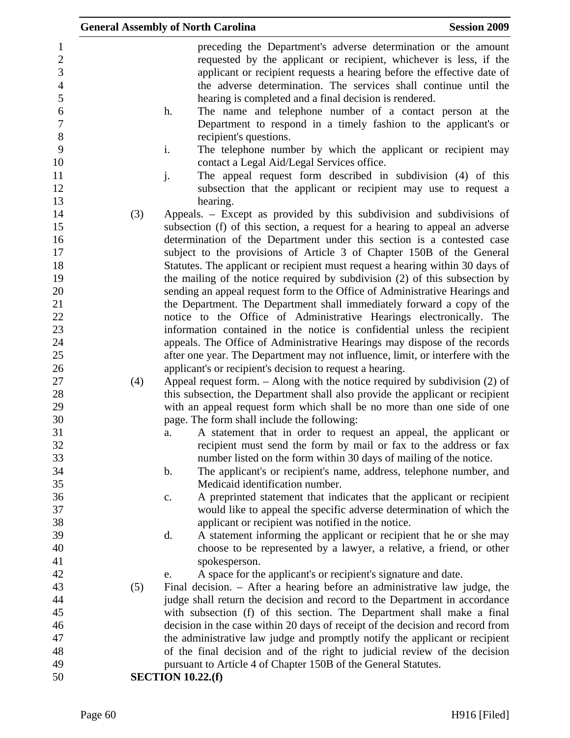preceding the Department's adverse determination or the amount requested by the applicant or recipient, whichever is less, if the applicant or recipient requests a hearing before the effective date of the adverse determination. The services shall continue until the hearing is completed and a final decision is rendered.

h. The name and telephone number of a contact person at the Department to respond in a timely fashion to the applicant's or recipient's questions.

i. The telephone number by which the applicant or recipient may contact a Legal Aid/Legal Services office.

j. The appeal request form described in subdivision (4) of this subsection that the applicant or recipient may use to request a hearing.

(3) Appeals. – Except as provided by this subdivision and subdivisions of subsection (f) of this section, a request for a hearing to appeal an adverse determination of the Department under this section is a contested case subject to the provisions of Article 3 of Chapter 150B of the General Statutes. The applicant or recipient must request a hearing within 30 days of the mailing of the notice required by subdivision (2) of this subsection by sending an appeal request form to the Office of Administrative Hearings and the Department. The Department shall immediately forward a copy of the notice to the Office of Administrative Hearings electronically. The information contained in the notice is confidential unless the recipient appeals. The Office of Administrative Hearings may dispose of the records after one year. The Department may not influence, limit, or interfere with the applicant's or recipient's decision to request a hearing.

(4) Appeal request form. – Along with the notice required by subdivision (2) of this subsection, the Department shall also provide the applicant or recipient with an appeal request form which shall be no more than one side of one page. The form shall include the following:

a. A statement that in order to request an appeal, the applicant or recipient must send the form by mail or fax to the address or fax number listed on the form within 30 days of mailing of the notice.

b. The applicant's or recipient's name, address, telephone number, and Medicaid identification number.

c. A preprinted statement that indicates that the applicant or recipient would like to appeal the specific adverse determination of which the applicant or recipient was notified in the notice.

d. A statement informing the applicant or recipient that he or she may choose to be represented by a lawyer, a relative, a friend, or other spokesperson.

e. A space for the applicant's or recipient's signature and date.

(5) Final decision. – After a hearing before an administrative law judge, the judge shall return the decision and record to the Department in accordance with subsection (f) of this section. The Department shall make a final decision in the case within 20 days of receipt of the decision and record from the administrative law judge and promptly notify the applicant or recipient of the final decision and of the right to judicial review of the decision pursuant to Article 4 of Chapter 150B of the General Statutes.

**SECTION 10.22.(f)**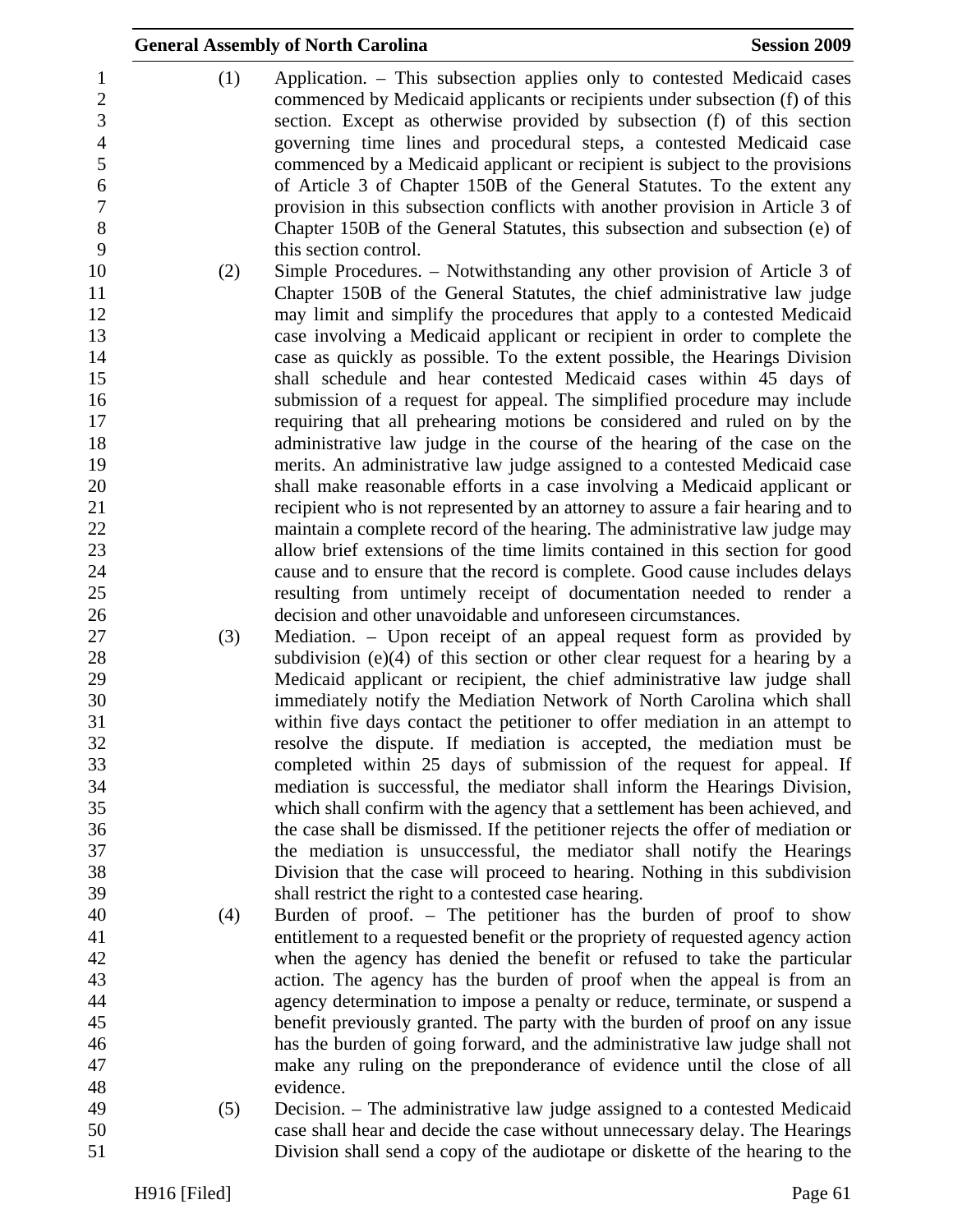(1) Application. – This subsection applies only to contested Medicaid cases commenced by Medicaid applicants or recipients under subsection (f) of this section. Except as otherwise provided by subsection (f) of this section governing time lines and procedural steps, a contested Medicaid case commenced by a Medicaid applicant or recipient is subject to the provisions of Article 3 of Chapter 150B of the General Statutes. To the extent any provision in this subsection conflicts with another provision in Article 3 of Chapter 150B of the General Statutes, this subsection and subsection (e) of this section control.

(2) Simple Procedures. – Notwithstanding any other provision of Article 3 of Chapter 150B of the General Statutes, the chief administrative law judge may limit and simplify the procedures that apply to a contested Medicaid case involving a Medicaid applicant or recipient in order to complete the case as quickly as possible. To the extent possible, the Hearings Division shall schedule and hear contested Medicaid cases within 45 days of submission of a request for appeal. The simplified procedure may include requiring that all prehearing motions be considered and ruled on by the administrative law judge in the course of the hearing of the case on the merits. An administrative law judge assigned to a contested Medicaid case shall make reasonable efforts in a case involving a Medicaid applicant or recipient who is not represented by an attorney to assure a fair hearing and to maintain a complete record of the hearing. The administrative law judge may allow brief extensions of the time limits contained in this section for good cause and to ensure that the record is complete. Good cause includes delays resulting from untimely receipt of documentation needed to render a decision and other unavoidable and unforeseen circumstances.

(3) Mediation. – Upon receipt of an appeal request form as provided by subdivision (e)(4) of this section or other clear request for a hearing by a Medicaid applicant or recipient, the chief administrative law judge shall immediately notify the Mediation Network of North Carolina which shall within five days contact the petitioner to offer mediation in an attempt to resolve the dispute. If mediation is accepted, the mediation must be completed within 25 days of submission of the request for appeal. If mediation is successful, the mediator shall inform the Hearings Division, which shall confirm with the agency that a settlement has been achieved, and the case shall be dismissed. If the petitioner rejects the offer of mediation or the mediation is unsuccessful, the mediator shall notify the Hearings Division that the case will proceed to hearing. Nothing in this subdivision shall restrict the right to a contested case hearing.

(4) Burden of proof. – The petitioner has the burden of proof to show entitlement to a requested benefit or the propriety of requested agency action when the agency has denied the benefit or refused to take the particular action. The agency has the burden of proof when the appeal is from an agency determination to impose a penalty or reduce, terminate, or suspend a benefit previously granted. The party with the burden of proof on any issue has the burden of going forward, and the administrative law judge shall not make any ruling on the preponderance of evidence until the close of all evidence.

(5) Decision. – The administrative law judge assigned to a contested Medicaid case shall hear and decide the case without unnecessary delay. The Hearings Division shall send a copy of the audiotape or diskette of the hearing to the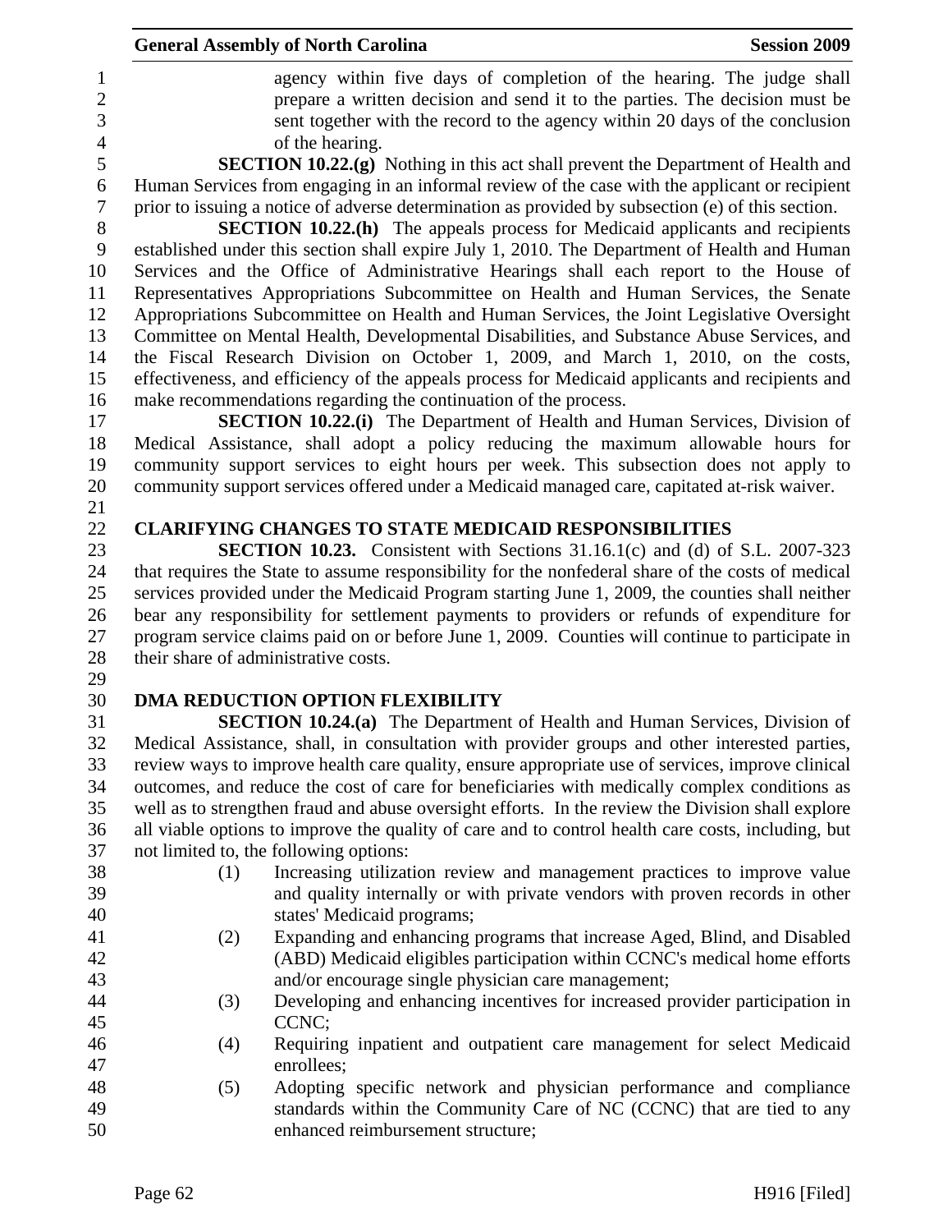agency within five days of completion of the hearing. The judge shall prepare a written decision and send it to the parties. The decision must be sent together with the record to the agency within 20 days of the conclusion of the hearing.

**SECTION 10.22.(g)** Nothing in this act shall prevent the Department of Health and Human Services from engaging in an informal review of the case with the applicant or recipient prior to issuing a notice of adverse determination as provided by subsection (e) of this section.

**SECTION 10.22.(h)** The appeals process for Medicaid applicants and recipients established under this section shall expire July 1, 2010. The Department of Health and Human Services and the Office of Administrative Hearings shall each report to the House of Representatives Appropriations Subcommittee on Health and Human Services, the Senate Appropriations Subcommittee on Health and Human Services, the Joint Legislative Oversight Committee on Mental Health, Developmental Disabilities, and Substance Abuse Services, and the Fiscal Research Division on October 1, 2009, and March 1, 2010, on the costs, effectiveness, and efficiency of the appeals process for Medicaid applicants and recipients and make recommendations regarding the continuation of the process.

**SECTION 10.22.(i)** The Department of Health and Human Services, Division of Medical Assistance, shall adopt a policy reducing the maximum allowable hours for community support services to eight hours per week. This subsection does not apply to community support services offered under a Medicaid managed care, capitated at-risk waiver.

**CLARIFYING CHANGES TO STATE MEDICAID RESPONSIBILITIES**

**SECTION 10.23.** Consistent with Sections 31.16.1(c) and (d) of S.L. 2007-323 that requires the State to assume responsibility for the nonfederal share of the costs of medical services provided under the Medicaid Program starting June 1, 2009, the counties shall neither bear any responsibility for settlement payments to providers or refunds of expenditure for program service claims paid on or before June 1, 2009. Counties will continue to participate in their share of administrative costs.

**DMA REDUCTION OPTION FLEXIBILITY**

**SECTION 10.24.(a)** The Department of Health and Human Services, Division of Medical Assistance, shall, in consultation with provider groups and other interested parties, review ways to improve health care quality, ensure appropriate use of services, improve clinical outcomes, and reduce the cost of care for beneficiaries with medically complex conditions as well as to strengthen fraud and abuse oversight efforts. In the review the Division shall explore all viable options to improve the quality of care and to control health care costs, including, but not limited to, the following options:

(1) Increasing utilization review and management practices to improve value and quality internally or with private vendors with proven records in other states' Medicaid programs;

(2) Expanding and enhancing programs that increase Aged, Blind, and Disabled (ABD) Medicaid eligibles participation within CCNC's medical home efforts and/or encourage single physician care management;

(3) Developing and enhancing incentives for increased provider participation in CCNC;

(4) Requiring inpatient and outpatient care management for select Medicaid enrollees;

(5) Adopting specific network and physician performance and compliance standards within the Community Care of NC (CCNC) that are tied to any enhanced reimbursement structure;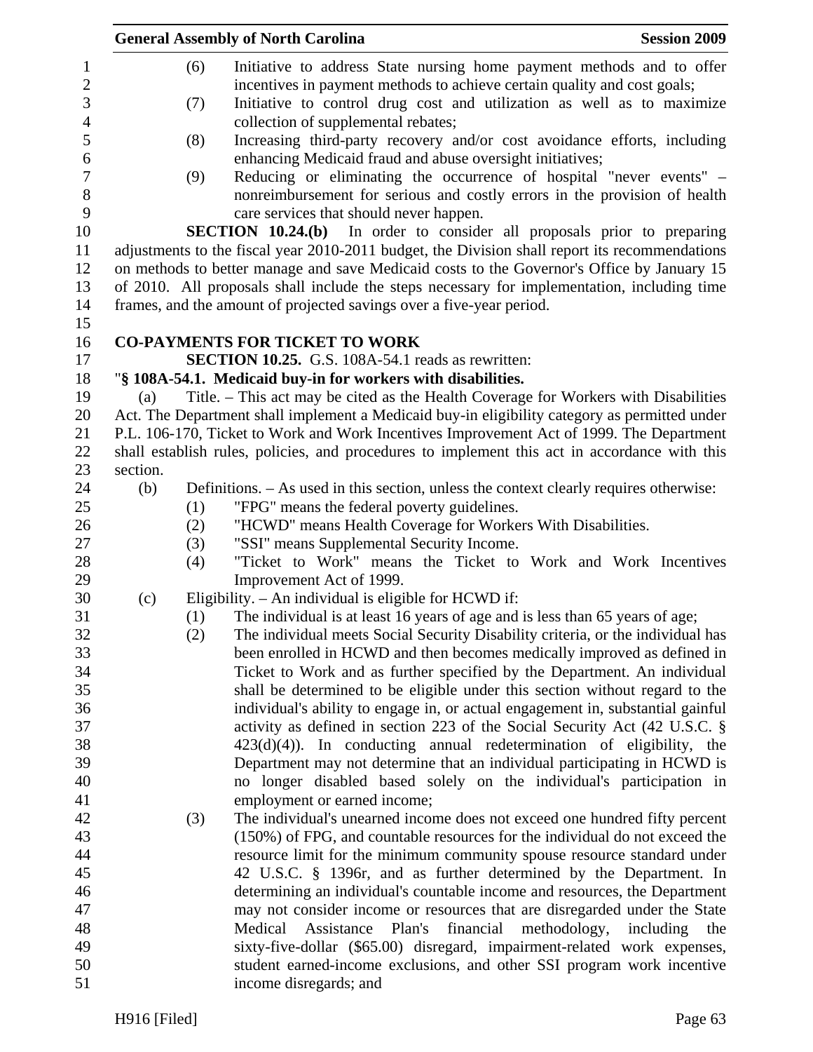(6) Initiative to address State nursing home payment methods and to offer incentives in payment methods to achieve certain quality and cost goals;

(7) Initiative to control drug cost and utilization as well as to maximize collection of supplemental rebates;

(8) Increasing third-party recovery and/or cost avoidance efforts, including enhancing Medicaid fraud and abuse oversight initiatives;

(9) Reducing or eliminating the occurrence of hospital "never events" – nonreimbursement for serious and costly errors in the provision of health care services that should never happen.

**SECTION 10.24.(b)** In order to consider all proposals prior to preparing adjustments to the fiscal year 2010-2011 budget, the Division shall report its recommendations on methods to better manage and save Medicaid costs to the Governor's Office by January 15 of 2010. All proposals shall include the steps necessary for implementation, including time frames, and the amount of projected savings over a five-year period.

**CO-PAYMENTS FOR TICKET TO WORK**

**SECTION 10.25.** G.S. 108A-54.1 reads as rewritten:

"**§ 108A-54.1. Medicaid buy-in for workers with disabilities.**

(a) Title. – This act may be cited as the Health Coverage for Workers with Disabilities Act. The Department shall implement a Medicaid buy-in eligibility category as permitted under P.L. 106-170, Ticket to Work and Work Incentives Improvement Act of 1999. The Department shall establish rules, policies, and procedures to implement this act in accordance with this section.

(b) Definitions. – As used in this section, unless the context clearly requires otherwise:

(1) "FPG" means the federal poverty guidelines.

(2) "HCWD" means Health Coverage for Workers With Disabilities.

(3) "SSI" means Supplemental Security Income.

(4) "Ticket to Work" means the Ticket to Work and Work Incentives Improvement Act of 1999.

(c) Eligibility. – An individual is eligible for HCWD if:

(1) The individual is at least 16 years of age and is less than 65 years of age;

(2) The individual meets Social Security Disability criteria, or the individual has been enrolled in HCWD and then becomes medically improved as defined in Ticket to Work and as further specified by the Department. An individual shall be determined to be eligible under this section without regard to the individual's ability to engage in, or actual engagement in, substantial gainful activity as defined in section 223 of the Social Security Act (42 U.S.C. § 423(d)(4)). In conducting annual redetermination of eligibility, the Department may not determine that an individual participating in HCWD is no longer disabled based solely on the individual's participation in employment or earned income;

(3) The individual's unearned income does not exceed one hundred fifty percent (150%) of FPG, and countable resources for the individual do not exceed the resource limit for the minimum community spouse resource standard under 42 U.S.C. § 1396r, and as further determined by the Department. In determining an individual's countable income and resources, the Department may not consider income or resources that are disregarded under the State Medical Assistance Plan's financial methodology, including the sixty-five-dollar ($65.00) disregard, impairment-related work expenses, student earned-income exclusions, and other SSI program work incentive income disregards; and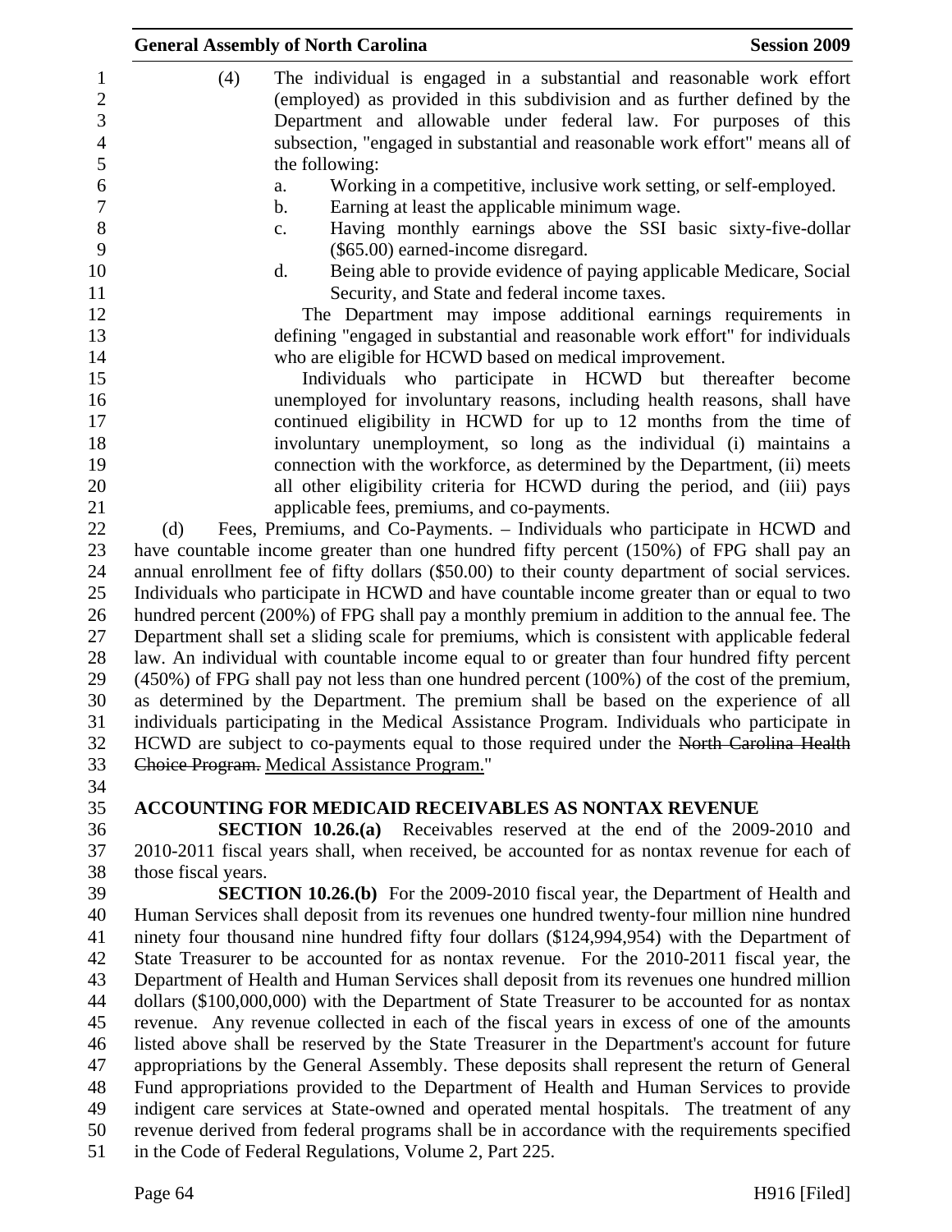(4) The individual is engaged in a substantial and reasonable work effort (employed) as provided in this subdivision and as further defined by the Department and allowable under federal law. For purposes of this subsection, "engaged in substantial and reasonable work effort" means all of the following:

a. Working in a competitive, inclusive work setting, or self-employed.
b. Earning at least the applicable minimum wage.
c. Having monthly earnings above the SSI basic sixty-five-dollar ($65.00) earned-income disregard.
d. Being able to provide evidence of paying applicable Medicare, Social Security, and State and federal income taxes.

The Department may impose additional earnings requirements in defining "engaged in substantial and reasonable work effort" for individuals who are eligible for HCWD based on medical improvement.

Individuals who participate in HCWD but thereafter become unemployed for involuntary reasons, including health reasons, shall have continued eligibility in HCWD for up to 12 months from the time of involuntary unemployment, so long as the individual (i) maintains a connection with the workforce, as determined by the Department, (ii) meets all other eligibility criteria for HCWD during the period, and (iii) pays applicable fees, premiums, and co-payments.

(d) Fees, Premiums, and Co-Payments. – Individuals who participate in HCWD and have countable income greater than one hundred fifty percent (150%) of FPG shall pay an annual enrollment fee of fifty dollars ($50.00) to their county department of social services. Individuals who participate in HCWD and have countable income greater than or equal to two hundred percent (200%) of FPG shall pay a monthly premium in addition to the annual fee. The Department shall set a sliding scale for premiums, which is consistent with applicable federal law. An individual with countable income equal to or greater than four hundred fifty percent (450%) of FPG shall pay not less than one hundred percent (100%) of the cost of the premium, as determined by the Department. The premium shall be based on the experience of all individuals participating in the Medical Assistance Program. Individuals who participate in HCWD are subject to co-payments equal to those required under the ~~North Carolina Health Choice Program.~~ Medical Assistance Program."

**ACCOUNTING FOR MEDICAID RECEIVABLES AS NONTAX REVENUE**

**SECTION 10.26.(a)** Receivables reserved at the end of the 2009-2010 and 2010-2011 fiscal years shall, when received, be accounted for as nontax revenue for each of those fiscal years.

**SECTION 10.26.(b)** For the 2009-2010 fiscal year, the Department of Health and Human Services shall deposit from its revenues one hundred twenty-four million nine hundred ninety four thousand nine hundred fifty four dollars ($124,994,954) with the Department of State Treasurer to be accounted for as nontax revenue. For the 2010-2011 fiscal year, the Department of Health and Human Services shall deposit from its revenues one hundred million dollars ($100,000,000) with the Department of State Treasurer to be accounted for as nontax revenue. Any revenue collected in each of the fiscal years in excess of one of the amounts listed above shall be reserved by the State Treasurer in the Department's account for future appropriations by the General Assembly. These deposits shall represent the return of General Fund appropriations provided to the Department of Health and Human Services to provide indigent care services at State-owned and operated mental hospitals. The treatment of any revenue derived from federal programs shall be in accordance with the requirements specified in the Code of Federal Regulations, Volume 2, Part 225.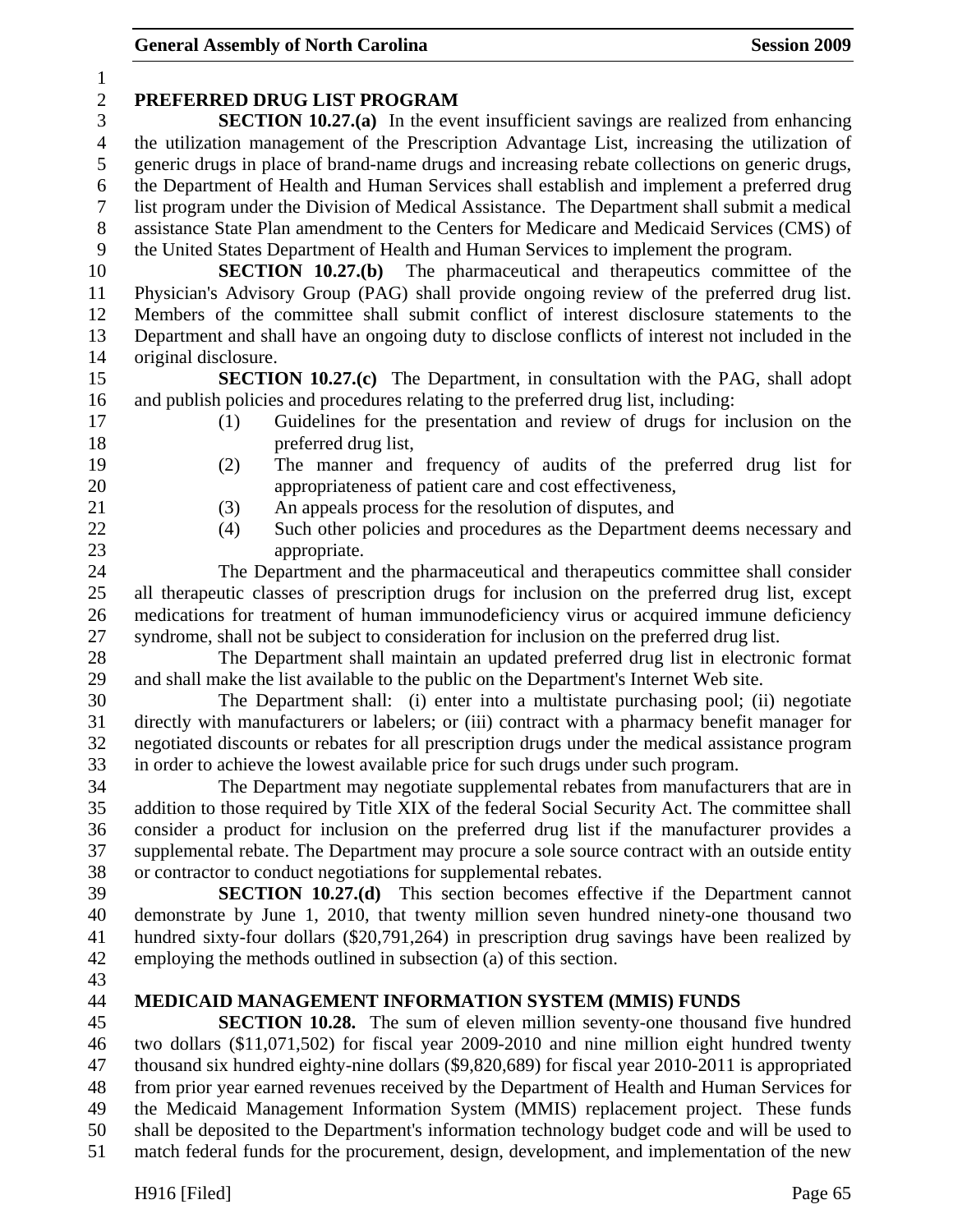## PREFERRED DRUG LIST PROGRAM

**SECTION 10.27.(a)** In the event insufficient savings are realized from enhancing the utilization management of the Prescription Advantage List, increasing the utilization of generic drugs in place of brand-name drugs and increasing rebate collections on generic drugs, the Department of Health and Human Services shall establish and implement a preferred drug list program under the Division of Medical Assistance. The Department shall submit a medical assistance State Plan amendment to the Centers for Medicare and Medicaid Services (CMS) of the United States Department of Health and Human Services to implement the program.

**SECTION 10.27.(b)** The pharmaceutical and therapeutics committee of the Physician's Advisory Group (PAG) shall provide ongoing review of the preferred drug list. Members of the committee shall submit conflict of interest disclosure statements to the Department and shall have an ongoing duty to disclose conflicts of interest not included in the original disclosure.

**SECTION 10.27.(c)** The Department, in consultation with the PAG, shall adopt and publish policies and procedures relating to the preferred drug list, including:

(1) Guidelines for the presentation and review of drugs for inclusion on the preferred drug list,

(2) The manner and frequency of audits of the preferred drug list for appropriateness of patient care and cost effectiveness,

(3) An appeals process for the resolution of disputes, and

(4) Such other policies and procedures as the Department deems necessary and appropriate.

The Department and the pharmaceutical and therapeutics committee shall consider all therapeutic classes of prescription drugs for inclusion on the preferred drug list, except medications for treatment of human immunodeficiency virus or acquired immune deficiency syndrome, shall not be subject to consideration for inclusion on the preferred drug list.

The Department shall maintain an updated preferred drug list in electronic format and shall make the list available to the public on the Department's Internet Web site.

The Department shall: (i) enter into a multistate purchasing pool; (ii) negotiate directly with manufacturers or labelers; or (iii) contract with a pharmacy benefit manager for negotiated discounts or rebates for all prescription drugs under the medical assistance program in order to achieve the lowest available price for such drugs under such program.

The Department may negotiate supplemental rebates from manufacturers that are in addition to those required by Title XIX of the federal Social Security Act. The committee shall consider a product for inclusion on the preferred drug list if the manufacturer provides a supplemental rebate. The Department may procure a sole source contract with an outside entity or contractor to conduct negotiations for supplemental rebates.

**SECTION 10.27.(d)** This section becomes effective if the Department cannot demonstrate by June 1, 2010, that twenty million seven hundred ninety-one thousand two hundred sixty-four dollars ($20,791,264) in prescription drug savings have been realized by employing the methods outlined in subsection (a) of this section.

## MEDICAID MANAGEMENT INFORMATION SYSTEM (MMIS) FUNDS

**SECTION 10.28.** The sum of eleven million seventy-one thousand five hundred two dollars ($11,071,502) for fiscal year 2009-2010 and nine million eight hundred twenty thousand six hundred eighty-nine dollars ($9,820,689) for fiscal year 2010-2011 is appropriated from prior year earned revenues received by the Department of Health and Human Services for the Medicaid Management Information System (MMIS) replacement project. These funds shall be deposited to the Department's information technology budget code and will be used to match federal funds for the procurement, design, development, and implementation of the new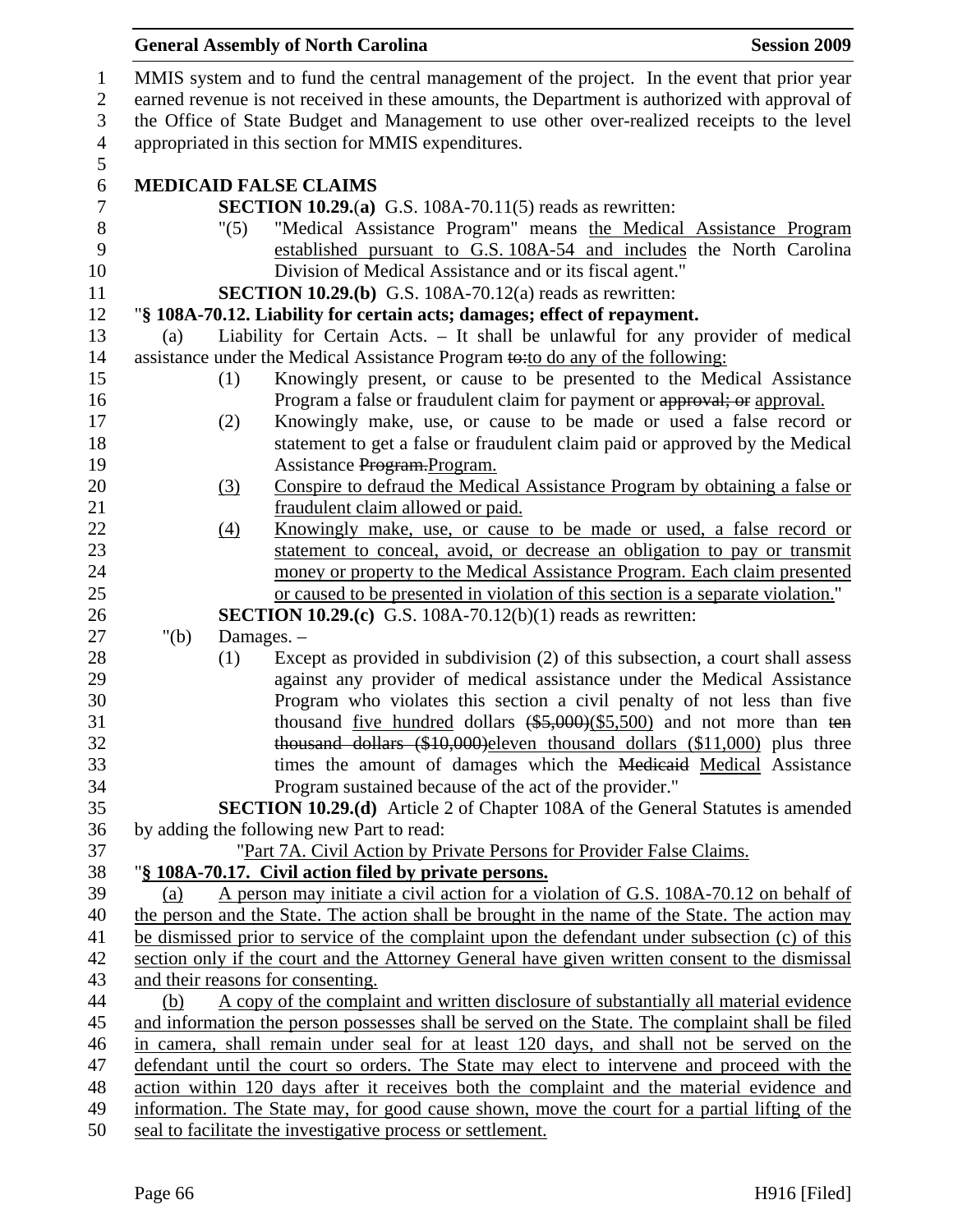MMIS system and to fund the central management of the project. In the event that prior year earned revenue is not received in these amounts, the Department is authorized with approval of the Office of State Budget and Management to use other over-realized receipts to the level appropriated in this section for MMIS expenditures.

**MEDICAID FALSE CLAIMS**

**SECTION 10.29.(a)** G.S. 108A-70.11(5) reads as rewritten:

"(5) "Medical Assistance Program" means the Medical Assistance Program established pursuant to G.S. 108A-54 and includes the North Carolina Division of Medical Assistance and or its fiscal agent."

**SECTION 10.29.(b)** G.S. 108A-70.12(a) reads as rewritten:

"**§ 108A-70.12. Liability for certain acts; damages; effect of repayment.**

(a) Liability for Certain Acts. – It shall be unlawful for any provider of medical assistance under the Medical Assistance Program to:to do any of the following:

(1) Knowingly present, or cause to be presented to the Medical Assistance Program a false or fraudulent claim for payment or approval; or approval.

(2) Knowingly make, use, or cause to be made or used a false record or statement to get a false or fraudulent claim paid or approved by the Medical Assistance Program.Program.

(3) Conspire to defraud the Medical Assistance Program by obtaining a false or fraudulent claim allowed or paid.

(4) Knowingly make, use, or cause to be made or used, a false record or statement to conceal, avoid, or decrease an obligation to pay or transmit money or property to the Medical Assistance Program. Each claim presented or caused to be presented in violation of this section is a separate violation."

**SECTION 10.29.(c)** G.S. 108A-70.12(b)(1) reads as rewritten:

"(b) Damages. –

(1) Except as provided in subdivision (2) of this subsection, a court shall assess against any provider of medical assistance under the Medical Assistance Program who violates this section a civil penalty of not less than five thousand five hundred dollars ($5,000)($5,500) and not more than ten thousand dollars ($10,000)eleven thousand dollars ($11,000) plus three times the amount of damages which the Medicaid Medical Assistance Program sustained because of the act of the provider."

**SECTION 10.29.(d)** Article 2 of Chapter 108A of the General Statutes is amended by adding the following new Part to read:

"Part 7A. Civil Action by Private Persons for Provider False Claims.

"**§ 108A-70.17. Civil action filed by private persons.**

(a) A person may initiate a civil action for a violation of G.S. 108A-70.12 on behalf of the person and the State. The action shall be brought in the name of the State. The action may be dismissed prior to service of the complaint upon the defendant under subsection (c) of this section only if the court and the Attorney General have given written consent to the dismissal and their reasons for consenting.

(b) A copy of the complaint and written disclosure of substantially all material evidence and information the person possesses shall be served on the State. The complaint shall be filed in camera, shall remain under seal for at least 120 days, and shall not be served on the defendant until the court so orders. The State may elect to intervene and proceed with the action within 120 days after it receives both the complaint and the material evidence and information. The State may, for good cause shown, move the court for a partial lifting of the seal to facilitate the investigative process or settlement.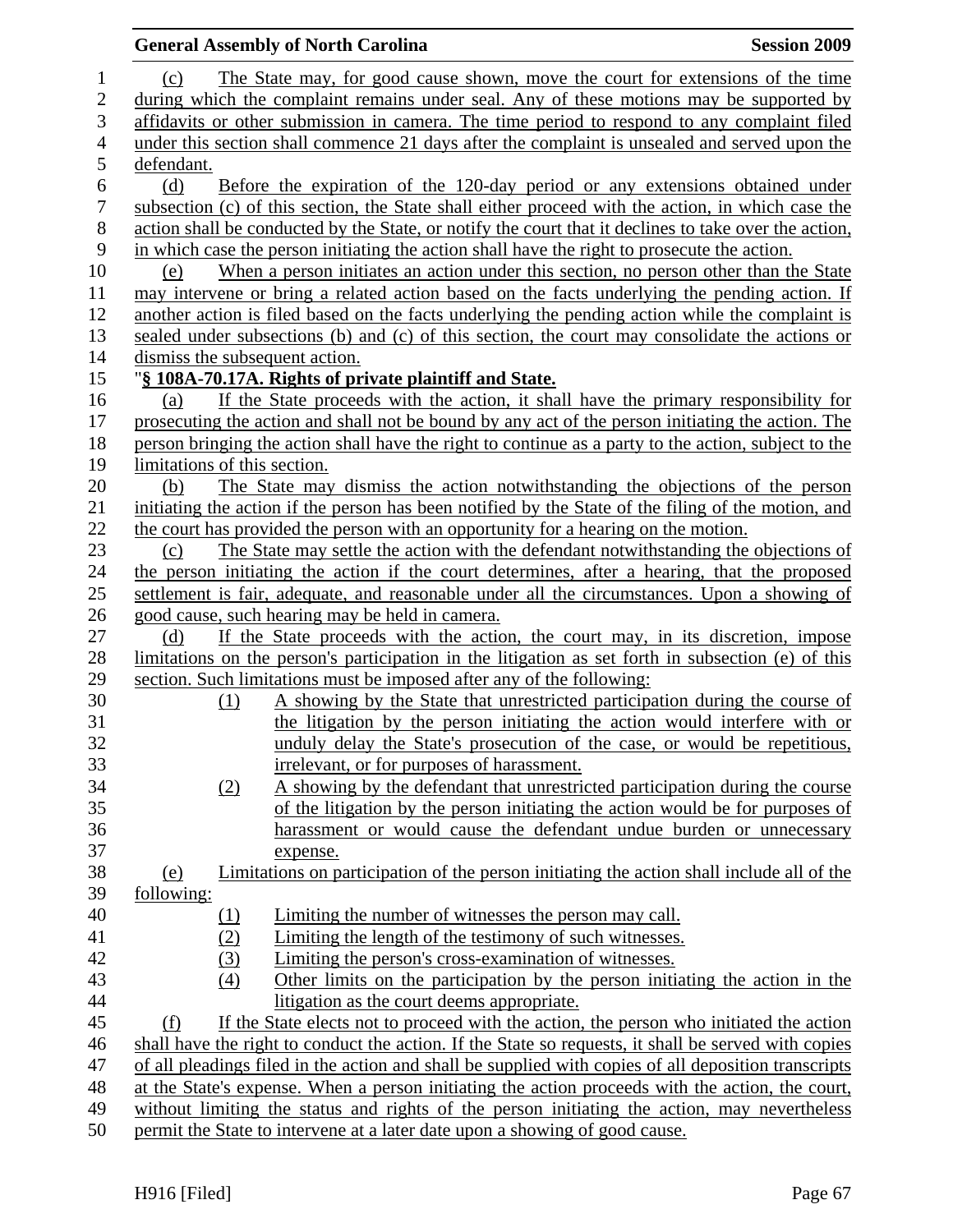(c) The State may, for good cause shown, move the court for extensions of the time during which the complaint remains under seal. Any of these motions may be supported by affidavits or other submission in camera. The time period to respond to any complaint filed under this section shall commence 21 days after the complaint is unsealed and served upon the defendant.

(d) Before the expiration of the 120-day period or any extensions obtained under subsection (c) of this section, the State shall either proceed with the action, in which case the action shall be conducted by the State, or notify the court that it declines to take over the action, in which case the person initiating the action shall have the right to prosecute the action.

(e) When a person initiates an action under this section, no person other than the State may intervene or bring a related action based on the facts underlying the pending action. If another action is filed based on the facts underlying the pending action while the complaint is sealed under subsections (b) and (c) of this section, the court may consolidate the actions or dismiss the subsequent action.

"**§ 108A-70.17A. Rights of private plaintiff and State.**

(a) If the State proceeds with the action, it shall have the primary responsibility for prosecuting the action and shall not be bound by any act of the person initiating the action. The person bringing the action shall have the right to continue as a party to the action, subject to the limitations of this section.

(b) The State may dismiss the action notwithstanding the objections of the person initiating the action if the person has been notified by the State of the filing of the motion, and the court has provided the person with an opportunity for a hearing on the motion.

(c) The State may settle the action with the defendant notwithstanding the objections of the person initiating the action if the court determines, after a hearing, that the proposed settlement is fair, adequate, and reasonable under all the circumstances. Upon a showing of good cause, such hearing may be held in camera.

(d) If the State proceeds with the action, the court may, in its discretion, impose limitations on the person's participation in the litigation as set forth in subsection (e) of this section. Such limitations must be imposed after any of the following:

(1) A showing by the State that unrestricted participation during the course of the litigation by the person initiating the action would interfere with or unduly delay the State's prosecution of the case, or would be repetitious, irrelevant, or for purposes of harassment.

(2) A showing by the defendant that unrestricted participation during the course of the litigation by the person initiating the action would be for purposes of harassment or would cause the defendant undue burden or unnecessary expense.

(e) Limitations on participation of the person initiating the action shall include all of the following:

(1) Limiting the number of witnesses the person may call.

(2) Limiting the length of the testimony of such witnesses.

(3) Limiting the person's cross-examination of witnesses.

(4) Other limits on the participation by the person initiating the action in the litigation as the court deems appropriate.

(f) If the State elects not to proceed with the action, the person who initiated the action shall have the right to conduct the action. If the State so requests, it shall be served with copies of all pleadings filed in the action and shall be supplied with copies of all deposition transcripts at the State's expense. When a person initiating the action proceeds with the action, the court, without limiting the status and rights of the person initiating the action, may nevertheless permit the State to intervene at a later date upon a showing of good cause.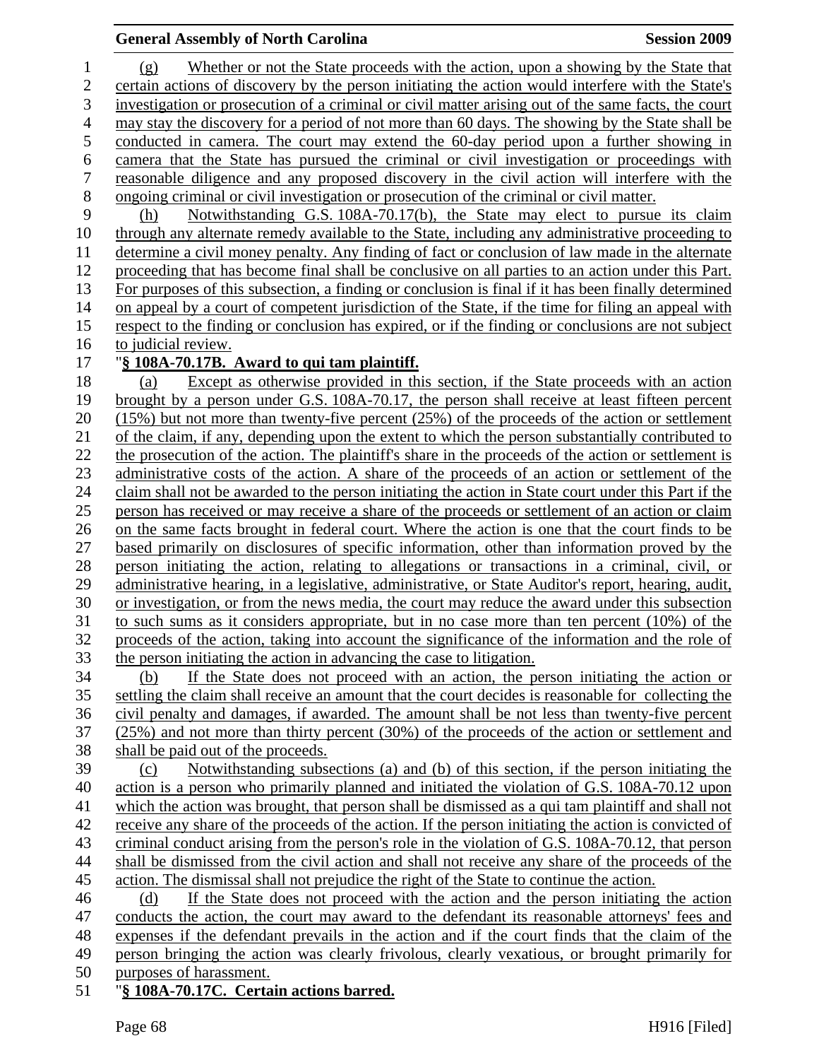(g) Whether or not the State proceeds with the action, upon a showing by the State that certain actions of discovery by the person initiating the action would interfere with the State's investigation or prosecution of a criminal or civil matter arising out of the same facts, the court may stay the discovery for a period of not more than 60 days. The showing by the State shall be conducted in camera. The court may extend the 60-day period upon a further showing in camera that the State has pursued the criminal or civil investigation or proceedings with reasonable diligence and any proposed discovery in the civil action will interfere with the ongoing criminal or civil investigation or prosecution of the criminal or civil matter.

(h) Notwithstanding G.S. 108A-70.17(b), the State may elect to pursue its claim through any alternate remedy available to the State, including any administrative proceeding to determine a civil money penalty. Any finding of fact or conclusion of law made in the alternate proceeding that has become final shall be conclusive on all parties to an action under this Part. For purposes of this subsection, a finding or conclusion is final if it has been finally determined on appeal by a court of competent jurisdiction of the State, if the time for filing an appeal with respect to the finding or conclusion has expired, or if the finding or conclusions are not subject to judicial review.

"**§ 108A-70.17B. Award to qui tam plaintiff.**

(a) Except as otherwise provided in this section, if the State proceeds with an action brought by a person under G.S. 108A-70.17, the person shall receive at least fifteen percent (15%) but not more than twenty-five percent (25%) of the proceeds of the action or settlement of the claim, if any, depending upon the extent to which the person substantially contributed to the prosecution of the action. The plaintiff's share in the proceeds of the action or settlement is administrative costs of the action. A share of the proceeds of an action or settlement of the claim shall not be awarded to the person initiating the action in State court under this Part if the person has received or may receive a share of the proceeds or settlement of an action or claim on the same facts brought in federal court. Where the action is one that the court finds to be based primarily on disclosures of specific information, other than information proved by the person initiating the action, relating to allegations or transactions in a criminal, civil, or administrative hearing, in a legislative, administrative, or State Auditor's report, hearing, audit, or investigation, or from the news media, the court may reduce the award under this subsection to such sums as it considers appropriate, but in no case more than ten percent (10%) of the proceeds of the action, taking into account the significance of the information and the role of the person initiating the action in advancing the case to litigation.

(b) If the State does not proceed with an action, the person initiating the action or settling the claim shall receive an amount that the court decides is reasonable for collecting the civil penalty and damages, if awarded. The amount shall be not less than twenty-five percent (25%) and not more than thirty percent (30%) of the proceeds of the action or settlement and shall be paid out of the proceeds.

(c) Notwithstanding subsections (a) and (b) of this section, if the person initiating the action is a person who primarily planned and initiated the violation of G.S. 108A-70.12 upon which the action was brought, that person shall be dismissed as a qui tam plaintiff and shall not receive any share of the proceeds of the action. If the person initiating the action is convicted of criminal conduct arising from the person's role in the violation of G.S. 108A-70.12, that person shall be dismissed from the civil action and shall not receive any share of the proceeds of the action. The dismissal shall not prejudice the right of the State to continue the action.

(d) If the State does not proceed with the action and the person initiating the action conducts the action, the court may award to the defendant its reasonable attorneys' fees and expenses if the defendant prevails in the action and if the court finds that the claim of the person bringing the action was clearly frivolous, clearly vexatious, or brought primarily for purposes of harassment.

"**§ 108A-70.17C. Certain actions barred.**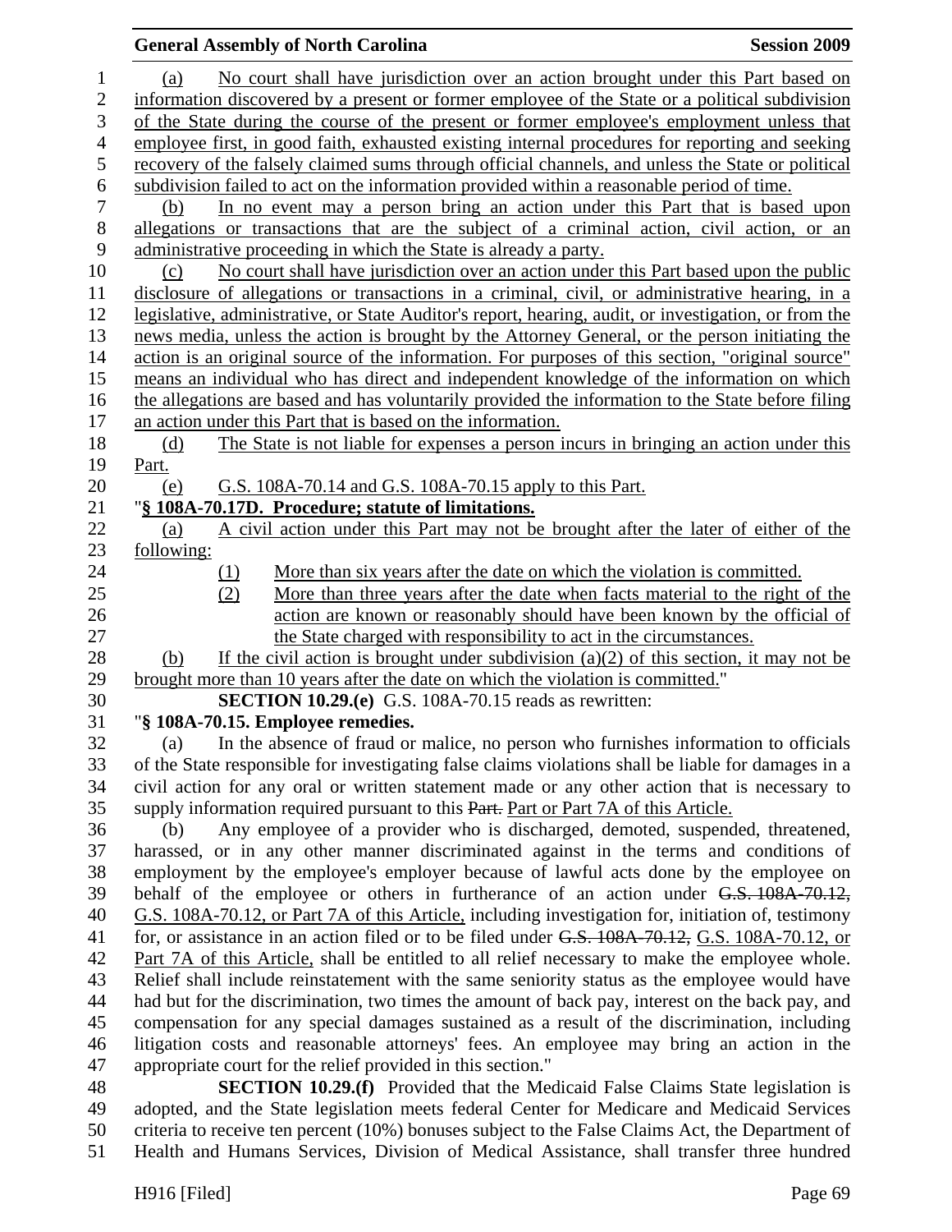(a) No court shall have jurisdiction over an action brought under this Part based on information discovered by a present or former employee of the State or a political subdivision of the State during the course of the present or former employee's employment unless that employee first, in good faith, exhausted existing internal procedures for reporting and seeking recovery of the falsely claimed sums through official channels, and unless the State or political subdivision failed to act on the information provided within a reasonable period of time.

(b) In no event may a person bring an action under this Part that is based upon allegations or transactions that are the subject of a criminal action, civil action, or an administrative proceeding in which the State is already a party.

(c) No court shall have jurisdiction over an action under this Part based upon the public disclosure of allegations or transactions in a criminal, civil, or administrative hearing, in a legislative, administrative, or State Auditor's report, hearing, audit, or investigation, or from the news media, unless the action is brought by the Attorney General, or the person initiating the action is an original source of the information. For purposes of this section, "original source" means an individual who has direct and independent knowledge of the information on which the allegations are based and has voluntarily provided the information to the State before filing an action under this Part that is based on the information.

(d) The State is not liable for expenses a person incurs in bringing an action under this Part.

(e) G.S. 108A-70.14 and G.S. 108A-70.15 apply to this Part.

"**§ 108A-70.17D. Procedure; statute of limitations.**

(a) A civil action under this Part may not be brought after the later of either of the following:

(1) More than six years after the date on which the violation is committed.

(2) More than three years after the date when facts material to the right of the action are known or reasonably should have been known by the official of the State charged with responsibility to act in the circumstances.

(b) If the civil action is brought under subdivision (a)(2) of this section, it may not be brought more than 10 years after the date on which the violation is committed."

**SECTION 10.29.(e)** G.S. 108A-70.15 reads as rewritten:

"**§ 108A-70.15. Employee remedies.**

(a) In the absence of fraud or malice, no person who furnishes information to officials of the State responsible for investigating false claims violations shall be liable for damages in a civil action for any oral or written statement made or any other action that is necessary to supply information required pursuant to this ~~Part.~~ Part or Part 7A of this Article.

(b) Any employee of a provider who is discharged, demoted, suspended, threatened, harassed, or in any other manner discriminated against in the terms and conditions of employment by the employee's employer because of lawful acts done by the employee on behalf of the employee or others in furtherance of an action under ~~G.S. 108A-70.12,~~ G.S. 108A-70.12, or Part 7A of this Article, including investigation for, initiation of, testimony for, or assistance in an action filed or to be filed under ~~G.S. 108A-70.12,~~ G.S. 108A-70.12, or Part 7A of this Article, shall be entitled to all relief necessary to make the employee whole. Relief shall include reinstatement with the same seniority status as the employee would have had but for the discrimination, two times the amount of back pay, interest on the back pay, and compensation for any special damages sustained as a result of the discrimination, including litigation costs and reasonable attorneys' fees. An employee may bring an action in the appropriate court for the relief provided in this section."

**SECTION 10.29.(f)** Provided that the Medicaid False Claims State legislation is adopted, and the State legislation meets federal Center for Medicare and Medicaid Services criteria to receive ten percent (10%) bonuses subject to the False Claims Act, the Department of Health and Humans Services, Division of Medical Assistance, shall transfer three hundred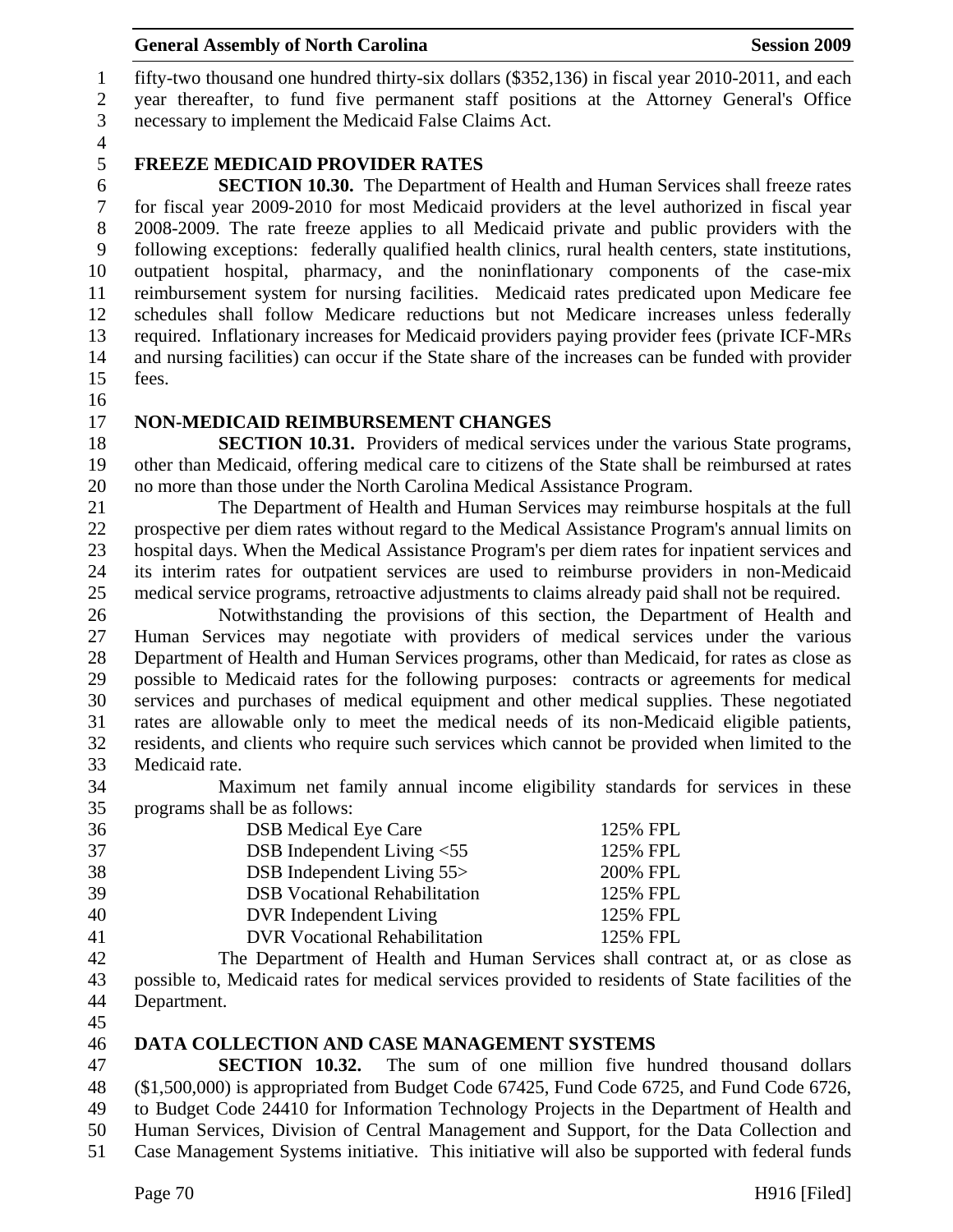fifty-two thousand one hundred thirty-six dollars ($352,136) in fiscal year 2010-2011, and each year thereafter, to fund five permanent staff positions at the Attorney General's Office necessary to implement the Medicaid False Claims Act.

## FREEZE MEDICAID PROVIDER RATES

**SECTION 10.30.** The Department of Health and Human Services shall freeze rates for fiscal year 2009-2010 for most Medicaid providers at the level authorized in fiscal year 2008-2009. The rate freeze applies to all Medicaid private and public providers with the following exceptions: federally qualified health clinics, rural health centers, state institutions, outpatient hospital, pharmacy, and the noninflationary components of the case-mix reimbursement system for nursing facilities. Medicaid rates predicated upon Medicare fee schedules shall follow Medicare reductions but not Medicare increases unless federally required. Inflationary increases for Medicaid providers paying provider fees (private ICF-MRs and nursing facilities) can occur if the State share of the increases can be funded with provider fees.

## NON-MEDICAID REIMBURSEMENT CHANGES

**SECTION 10.31.** Providers of medical services under the various State programs, other than Medicaid, offering medical care to citizens of the State shall be reimbursed at rates no more than those under the North Carolina Medical Assistance Program.

The Department of Health and Human Services may reimburse hospitals at the full prospective per diem rates without regard to the Medical Assistance Program's annual limits on hospital days. When the Medical Assistance Program's per diem rates for inpatient services and its interim rates for outpatient services are used to reimburse providers in non-Medicaid medical service programs, retroactive adjustments to claims already paid shall not be required.

Notwithstanding the provisions of this section, the Department of Health and Human Services may negotiate with providers of medical services under the various Department of Health and Human Services programs, other than Medicaid, for rates as close as possible to Medicaid rates for the following purposes: contracts or agreements for medical services and purchases of medical equipment and other medical supplies. These negotiated rates are allowable only to meet the medical needs of its non-Medicaid eligible patients, residents, and clients who require such services which cannot be provided when limited to the Medicaid rate.

Maximum net family annual income eligibility standards for services in these programs shall be as follows:

| Program | Standard |
|---|---|
| DSB Medical Eye Care | 125% FPL |
| DSB Independent Living <55 | 125% FPL |
| DSB Independent Living 55> | 200% FPL |
| DSB Vocational Rehabilitation | 125% FPL |
| DVR Independent Living | 125% FPL |
| DVR Vocational Rehabilitation | 125% FPL |

The Department of Health and Human Services shall contract at, or as close as possible to, Medicaid rates for medical services provided to residents of State facilities of the Department.

## DATA COLLECTION AND CASE MANAGEMENT SYSTEMS

**SECTION 10.32.** The sum of one million five hundred thousand dollars ($1,500,000) is appropriated from Budget Code 67425, Fund Code 6725, and Fund Code 6726, to Budget Code 24410 for Information Technology Projects in the Department of Health and Human Services, Division of Central Management and Support, for the Data Collection and Case Management Systems initiative. This initiative will also be supported with federal funds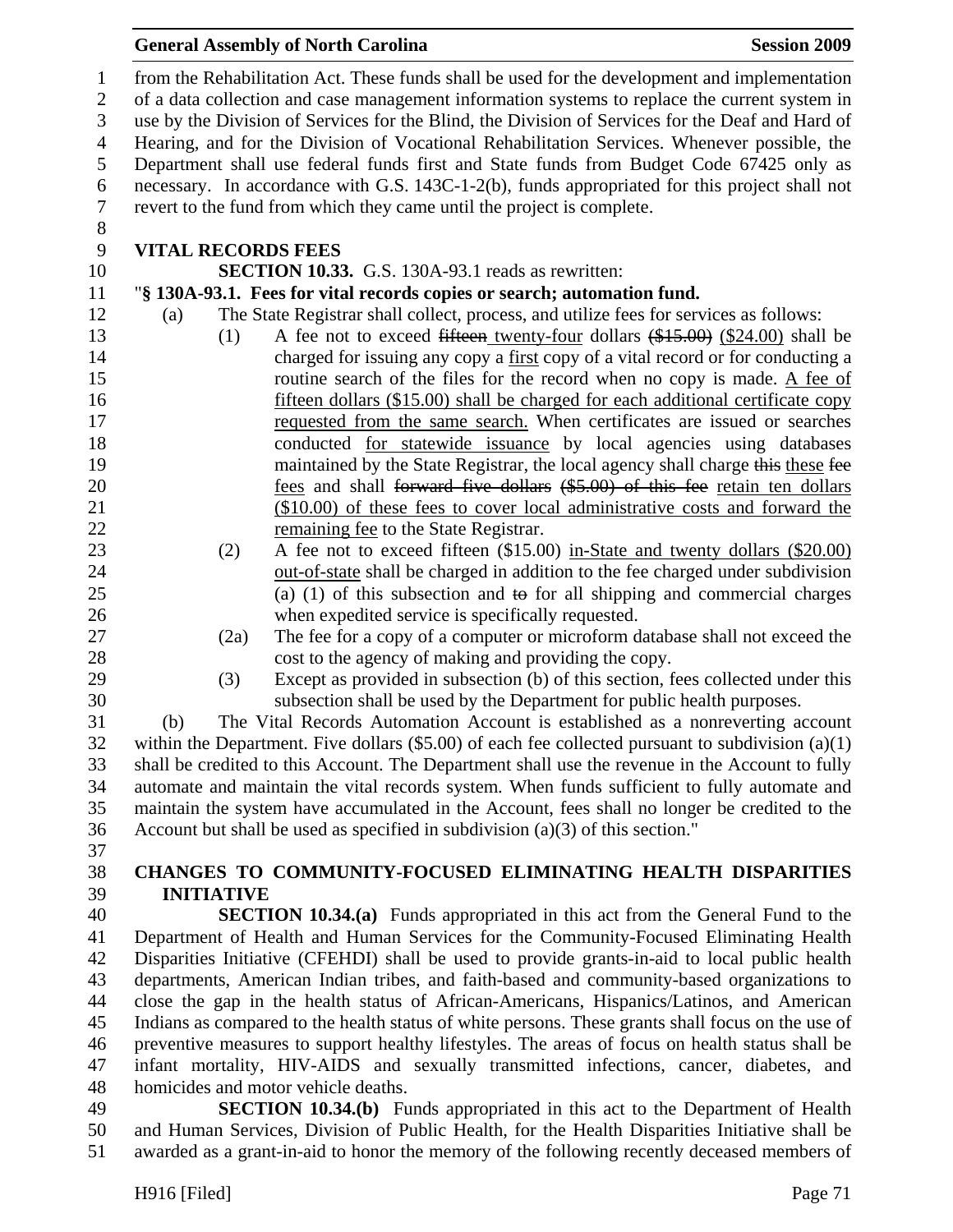from the Rehabilitation Act. These funds shall be used for the development and implementation of a data collection and case management information systems to replace the current system in use by the Division of Services for the Blind, the Division of Services for the Deaf and Hard of Hearing, and for the Division of Vocational Rehabilitation Services. Whenever possible, the Department shall use federal funds first and State funds from Budget Code 67425 only as necessary. In accordance with G.S. 143C-1-2(b), funds appropriated for this project shall not revert to the fund from which they came until the project is complete.

**VITAL RECORDS FEES**

**SECTION 10.33.** G.S. 130A-93.1 reads as rewritten:

"**§ 130A-93.1. Fees for vital records copies or search; automation fund.**

(a) The State Registrar shall collect, process, and utilize fees for services as follows:

(1) A fee not to exceed ~~fifteen~~ twenty-four dollars ~~($15.00)~~ ($24.00) shall be charged for issuing any copy a first copy of a vital record or for conducting a routine search of the files for the record when no copy is made. A fee of fifteen dollars ($15.00) shall be charged for each additional certificate copy requested from the same search. When certificates are issued or searches conducted for statewide issuance by local agencies using databases maintained by the State Registrar, the local agency shall charge ~~this~~ these ~~fee~~ fees and shall ~~forward five dollars ($5.00) of this fee~~ retain ten dollars ($10.00) of these fees to cover local administrative costs and forward the remaining fee to the State Registrar.

(2) A fee not to exceed fifteen ($15.00) in-State and twenty dollars ($20.00) out-of-state shall be charged in addition to the fee charged under subdivision (a) (1) of this subsection and ~~to~~ for all shipping and commercial charges when expedited service is specifically requested.

(2a) The fee for a copy of a computer or microform database shall not exceed the cost to the agency of making and providing the copy.

(3) Except as provided in subsection (b) of this section, fees collected under this subsection shall be used by the Department for public health purposes.

(b) The Vital Records Automation Account is established as a nonreverting account within the Department. Five dollars ($5.00) of each fee collected pursuant to subdivision (a)(1) shall be credited to this Account. The Department shall use the revenue in the Account to fully automate and maintain the vital records system. When funds sufficient to fully automate and maintain the system have accumulated in the Account, fees shall no longer be credited to the Account but shall be used as specified in subdivision (a)(3) of this section."

**CHANGES TO COMMUNITY-FOCUSED ELIMINATING HEALTH DISPARITIES INITIATIVE**

**SECTION 10.34.(a)** Funds appropriated in this act from the General Fund to the Department of Health and Human Services for the Community-Focused Eliminating Health Disparities Initiative (CFEHDI) shall be used to provide grants-in-aid to local public health departments, American Indian tribes, and faith-based and community-based organizations to close the gap in the health status of African-Americans, Hispanics/Latinos, and American Indians as compared to the health status of white persons. These grants shall focus on the use of preventive measures to support healthy lifestyles. The areas of focus on health status shall be infant mortality, HIV-AIDS and sexually transmitted infections, cancer, diabetes, and homicides and motor vehicle deaths.

**SECTION 10.34.(b)** Funds appropriated in this act to the Department of Health and Human Services, Division of Public Health, for the Health Disparities Initiative shall be awarded as a grant-in-aid to honor the memory of the following recently deceased members of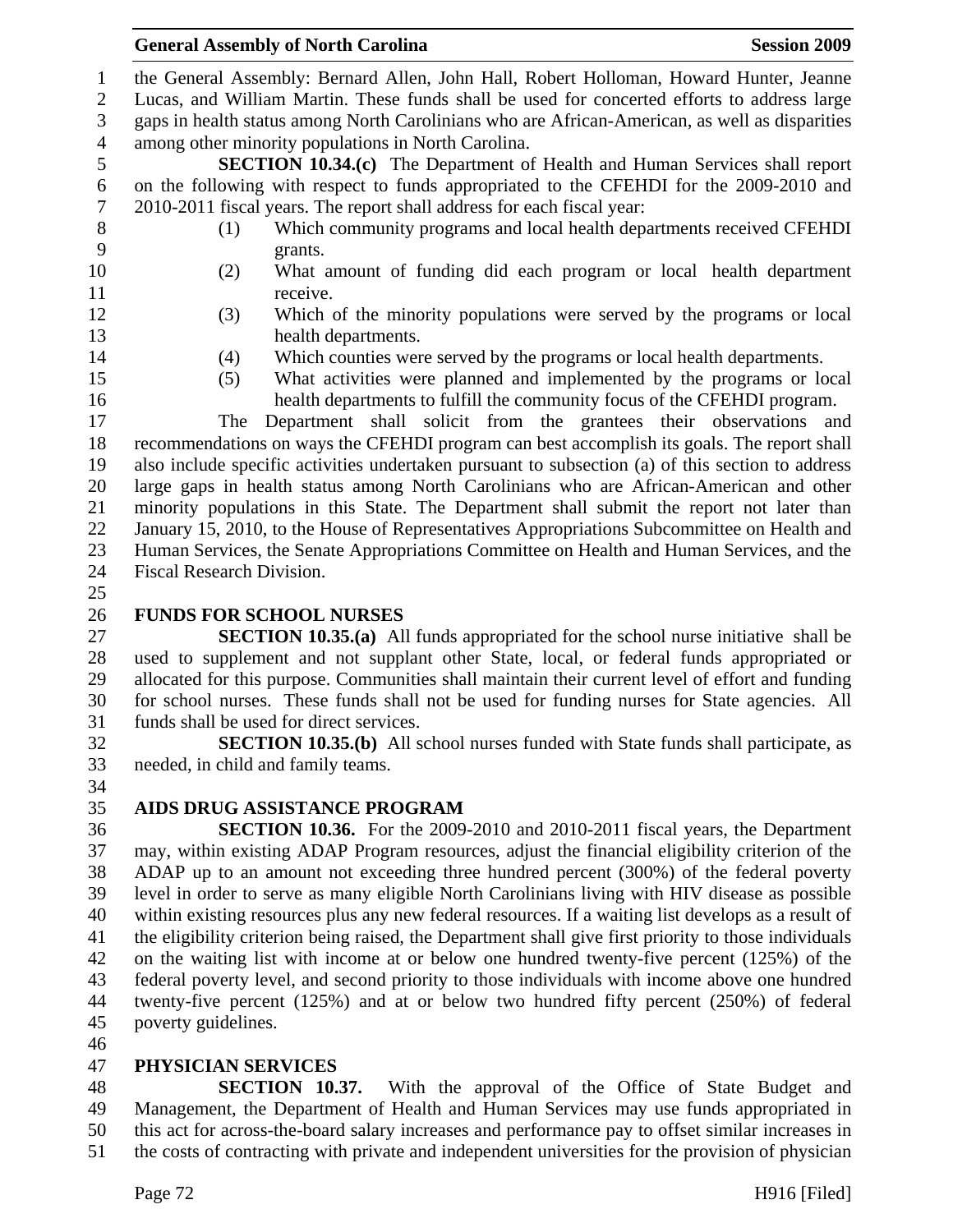the General Assembly: Bernard Allen, John Hall, Robert Holloman, Howard Hunter, Jeanne Lucas, and William Martin. These funds shall be used for concerted efforts to address large gaps in health status among North Carolinians who are African-American, as well as disparities among other minority populations in North Carolina.

**SECTION 10.34.(c)** The Department of Health and Human Services shall report on the following with respect to funds appropriated to the CFEHDI for the 2009-2010 and 2010-2011 fiscal years. The report shall address for each fiscal year:

(1) Which community programs and local health departments received CFEHDI grants.
(2) What amount of funding did each program or local health department receive.
(3) Which of the minority populations were served by the programs or local health departments.
(4) Which counties were served by the programs or local health departments.
(5) What activities were planned and implemented by the programs or local health departments to fulfill the community focus of the CFEHDI program.

The Department shall solicit from the grantees their observations and recommendations on ways the CFEHDI program can best accomplish its goals. The report shall also include specific activities undertaken pursuant to subsection (a) of this section to address large gaps in health status among North Carolinians who are African-American and other minority populations in this State. The Department shall submit the report not later than January 15, 2010, to the House of Representatives Appropriations Subcommittee on Health and Human Services, the Senate Appropriations Committee on Health and Human Services, and the Fiscal Research Division.

## FUNDS FOR SCHOOL NURSES

**SECTION 10.35.(a)** All funds appropriated for the school nurse initiative shall be used to supplement and not supplant other State, local, or federal funds appropriated or allocated for this purpose. Communities shall maintain their current level of effort and funding for school nurses. These funds shall not be used for funding nurses for State agencies. All funds shall be used for direct services.

**SECTION 10.35.(b)** All school nurses funded with State funds shall participate, as needed, in child and family teams.

## AIDS DRUG ASSISTANCE PROGRAM

**SECTION 10.36.** For the 2009-2010 and 2010-2011 fiscal years, the Department may, within existing ADAP Program resources, adjust the financial eligibility criterion of the ADAP up to an amount not exceeding three hundred percent (300%) of the federal poverty level in order to serve as many eligible North Carolinians living with HIV disease as possible within existing resources plus any new federal resources. If a waiting list develops as a result of the eligibility criterion being raised, the Department shall give first priority to those individuals on the waiting list with income at or below one hundred twenty-five percent (125%) of the federal poverty level, and second priority to those individuals with income above one hundred twenty-five percent (125%) and at or below two hundred fifty percent (250%) of federal poverty guidelines.

## PHYSICIAN SERVICES

**SECTION 10.37.** With the approval of the Office of State Budget and Management, the Department of Health and Human Services may use funds appropriated in this act for across-the-board salary increases and performance pay to offset similar increases in the costs of contracting with private and independent universities for the provision of physician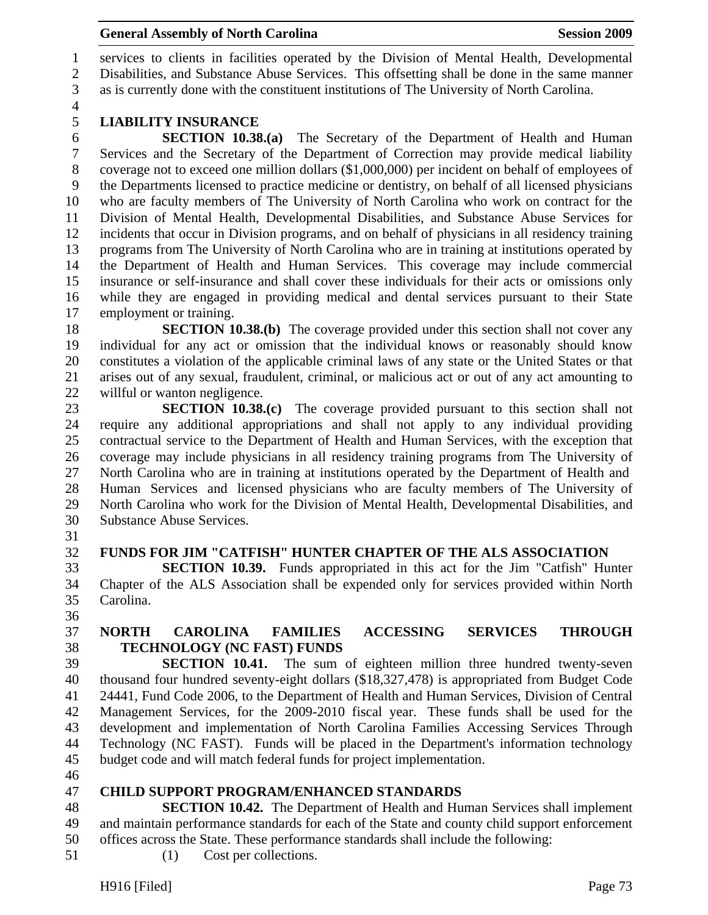services to clients in facilities operated by the Division of Mental Health, Developmental Disabilities, and Substance Abuse Services. This offsetting shall be done in the same manner as is currently done with the constituent institutions of The University of North Carolina.

## LIABILITY INSURANCE

**SECTION 10.38.(a)** The Secretary of the Department of Health and Human Services and the Secretary of the Department of Correction may provide medical liability coverage not to exceed one million dollars ($1,000,000) per incident on behalf of employees of the Departments licensed to practice medicine or dentistry, on behalf of all licensed physicians who are faculty members of The University of North Carolina who work on contract for the Division of Mental Health, Developmental Disabilities, and Substance Abuse Services for incidents that occur in Division programs, and on behalf of physicians in all residency training programs from The University of North Carolina who are in training at institutions operated by the Department of Health and Human Services. This coverage may include commercial insurance or self-insurance and shall cover these individuals for their acts or omissions only while they are engaged in providing medical and dental services pursuant to their State employment or training.

**SECTION 10.38.(b)** The coverage provided under this section shall not cover any individual for any act or omission that the individual knows or reasonably should know constitutes a violation of the applicable criminal laws of any state or the United States or that arises out of any sexual, fraudulent, criminal, or malicious act or out of any act amounting to willful or wanton negligence.

**SECTION 10.38.(c)** The coverage provided pursuant to this section shall not require any additional appropriations and shall not apply to any individual providing contractual service to the Department of Health and Human Services, with the exception that coverage may include physicians in all residency training programs from The University of North Carolina who are in training at institutions operated by the Department of Health and Human Services and licensed physicians who are faculty members of The University of North Carolina who work for the Division of Mental Health, Developmental Disabilities, and Substance Abuse Services.

## FUNDS FOR JIM "CATFISH" HUNTER CHAPTER OF THE ALS ASSOCIATION

**SECTION 10.39.** Funds appropriated in this act for the Jim "Catfish" Hunter Chapter of the ALS Association shall be expended only for services provided within North Carolina.

## NORTH CAROLINA FAMILIES ACCESSING SERVICES THROUGH TECHNOLOGY (NC FAST) FUNDS

**SECTION 10.41.** The sum of eighteen million three hundred twenty-seven thousand four hundred seventy-eight dollars ($18,327,478) is appropriated from Budget Code 24441, Fund Code 2006, to the Department of Health and Human Services, Division of Central Management Services, for the 2009-2010 fiscal year. These funds shall be used for the development and implementation of North Carolina Families Accessing Services Through Technology (NC FAST). Funds will be placed in the Department's information technology budget code and will match federal funds for project implementation.

## CHILD SUPPORT PROGRAM/ENHANCED STANDARDS

**SECTION 10.42.** The Department of Health and Human Services shall implement and maintain performance standards for each of the State and county child support enforcement offices across the State. These performance standards shall include the following:

(1) Cost per collections.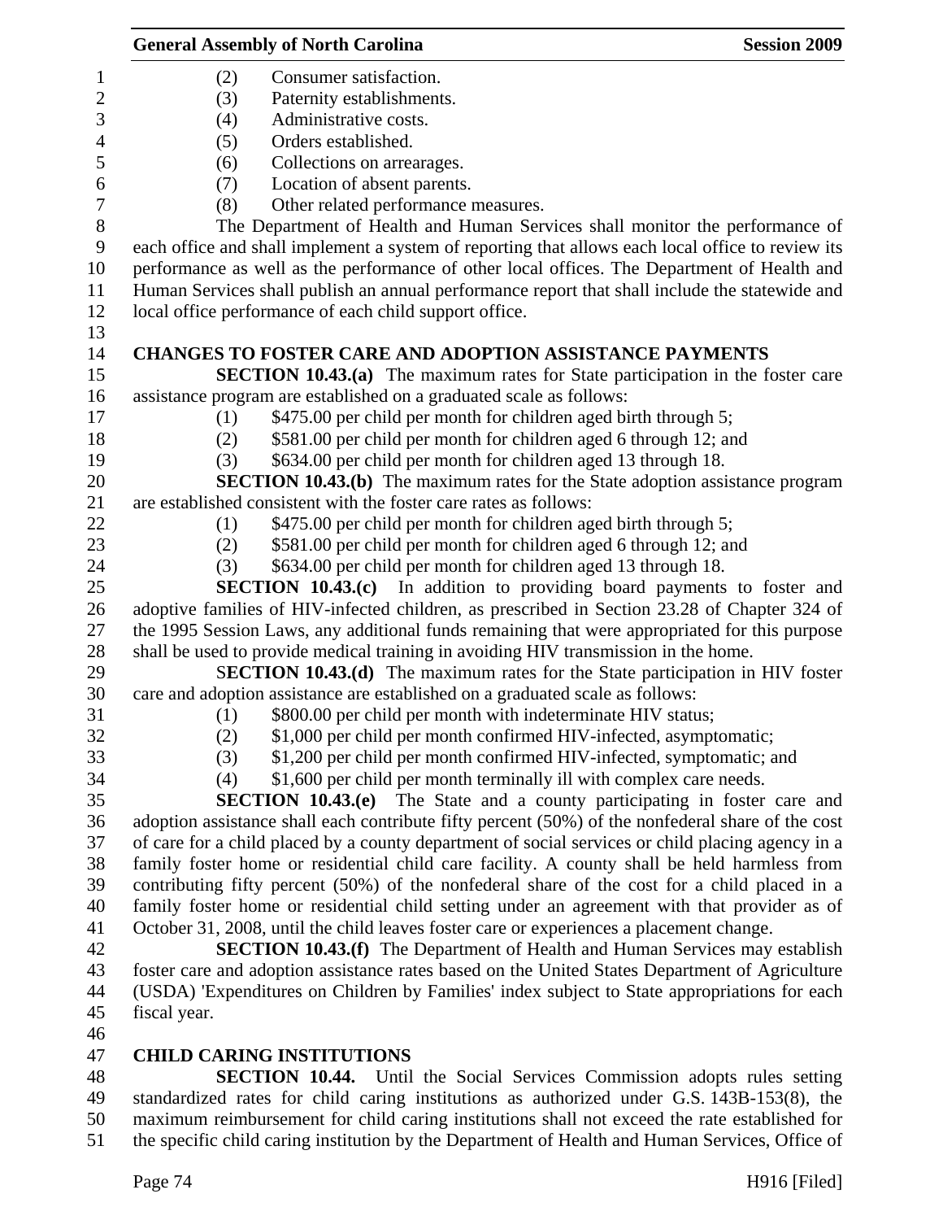(2) Consumer satisfaction.
(3) Paternity establishments.
(4) Administrative costs.
(5) Orders established.
(6) Collections on arrearages.
(7) Location of absent parents.
(8) Other related performance measures.

The Department of Health and Human Services shall monitor the performance of each office and shall implement a system of reporting that allows each local office to review its performance as well as the performance of other local offices. The Department of Health and Human Services shall publish an annual performance report that shall include the statewide and local office performance of each child support office.

## CHANGES TO FOSTER CARE AND ADOPTION ASSISTANCE PAYMENTS

**SECTION 10.43.(a)** The maximum rates for State participation in the foster care assistance program are established on a graduated scale as follows:

(1) $475.00 per child per month for children aged birth through 5;
(2) $581.00 per child per month for children aged 6 through 12; and
(3) $634.00 per child per month for children aged 13 through 18.

**SECTION 10.43.(b)** The maximum rates for the State adoption assistance program are established consistent with the foster care rates as follows:

(1) $475.00 per child per month for children aged birth through 5;
(2) $581.00 per child per month for children aged 6 through 12; and
(3) $634.00 per child per month for children aged 13 through 18.

**SECTION 10.43.(c)** In addition to providing board payments to foster and adoptive families of HIV-infected children, as prescribed in Section 23.28 of Chapter 324 of the 1995 Session Laws, any additional funds remaining that were appropriated for this purpose shall be used to provide medical training in avoiding HIV transmission in the home.

**SECTION 10.43.(d)** The maximum rates for the State participation in HIV foster care and adoption assistance are established on a graduated scale as follows:

(1) $800.00 per child per month with indeterminate HIV status;
(2) $1,000 per child per month confirmed HIV-infected, asymptomatic;
(3) $1,200 per child per month confirmed HIV-infected, symptomatic; and
(4) $1,600 per child per month terminally ill with complex care needs.

**SECTION 10.43.(e)** The State and a county participating in foster care and adoption assistance shall each contribute fifty percent (50%) of the nonfederal share of the cost of care for a child placed by a county department of social services or child placing agency in a family foster home or residential child care facility. A county shall be held harmless from contributing fifty percent (50%) of the nonfederal share of the cost for a child placed in a family foster home or residential child setting under an agreement with that provider as of October 31, 2008, until the child leaves foster care or experiences a placement change.

**SECTION 10.43.(f)** The Department of Health and Human Services may establish foster care and adoption assistance rates based on the United States Department of Agriculture (USDA) 'Expenditures on Children by Families' index subject to State appropriations for each fiscal year.

## CHILD CARING INSTITUTIONS

**SECTION 10.44.** Until the Social Services Commission adopts rules setting standardized rates for child caring institutions as authorized under G.S. 143B-153(8), the maximum reimbursement for child caring institutions shall not exceed the rate established for the specific child caring institution by the Department of Health and Human Services, Office of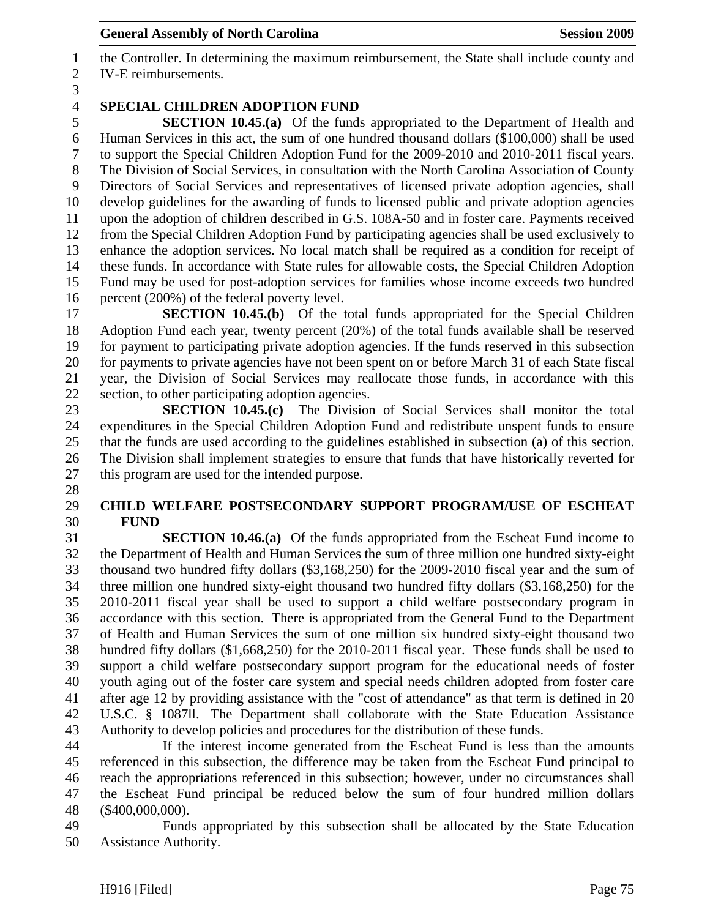the Controller. In determining the maximum reimbursement, the State shall include county and IV-E reimbursements.

**SPECIAL CHILDREN ADOPTION FUND**

**SECTION 10.45.(a)** Of the funds appropriated to the Department of Health and Human Services in this act, the sum of one hundred thousand dollars ($100,000) shall be used to support the Special Children Adoption Fund for the 2009-2010 and 2010-2011 fiscal years. The Division of Social Services, in consultation with the North Carolina Association of County Directors of Social Services and representatives of licensed private adoption agencies, shall develop guidelines for the awarding of funds to licensed public and private adoption agencies upon the adoption of children described in G.S. 108A-50 and in foster care. Payments received from the Special Children Adoption Fund by participating agencies shall be used exclusively to enhance the adoption services. No local match shall be required as a condition for receipt of these funds. In accordance with State rules for allowable costs, the Special Children Adoption Fund may be used for post-adoption services for families whose income exceeds two hundred percent (200%) of the federal poverty level.

**SECTION 10.45.(b)** Of the total funds appropriated for the Special Children Adoption Fund each year, twenty percent (20%) of the total funds available shall be reserved for payment to participating private adoption agencies. If the funds reserved in this subsection for payments to private agencies have not been spent on or before March 31 of each State fiscal year, the Division of Social Services may reallocate those funds, in accordance with this section, to other participating adoption agencies.

**SECTION 10.45.(c)** The Division of Social Services shall monitor the total expenditures in the Special Children Adoption Fund and redistribute unspent funds to ensure that the funds are used according to the guidelines established in subsection (a) of this section. The Division shall implement strategies to ensure that funds that have historically reverted for this program are used for the intended purpose.

**CHILD WELFARE POSTSECONDARY SUPPORT PROGRAM/USE OF ESCHEAT FUND**

**SECTION 10.46.(a)** Of the funds appropriated from the Escheat Fund income to the Department of Health and Human Services the sum of three million one hundred sixty-eight thousand two hundred fifty dollars ($3,168,250) for the 2009-2010 fiscal year and the sum of three million one hundred sixty-eight thousand two hundred fifty dollars ($3,168,250) for the 2010-2011 fiscal year shall be used to support a child welfare postsecondary program in accordance with this section. There is appropriated from the General Fund to the Department of Health and Human Services the sum of one million six hundred sixty-eight thousand two hundred fifty dollars ($1,668,250) for the 2010-2011 fiscal year. These funds shall be used to support a child welfare postsecondary support program for the educational needs of foster youth aging out of the foster care system and special needs children adopted from foster care after age 12 by providing assistance with the "cost of attendance" as that term is defined in 20 U.S.C. § 1087ll. The Department shall collaborate with the State Education Assistance Authority to develop policies and procedures for the distribution of these funds.

If the interest income generated from the Escheat Fund is less than the amounts referenced in this subsection, the difference may be taken from the Escheat Fund principal to reach the appropriations referenced in this subsection; however, under no circumstances shall the Escheat Fund principal be reduced below the sum of four hundred million dollars ($400,000,000).

Funds appropriated by this subsection shall be allocated by the State Education Assistance Authority.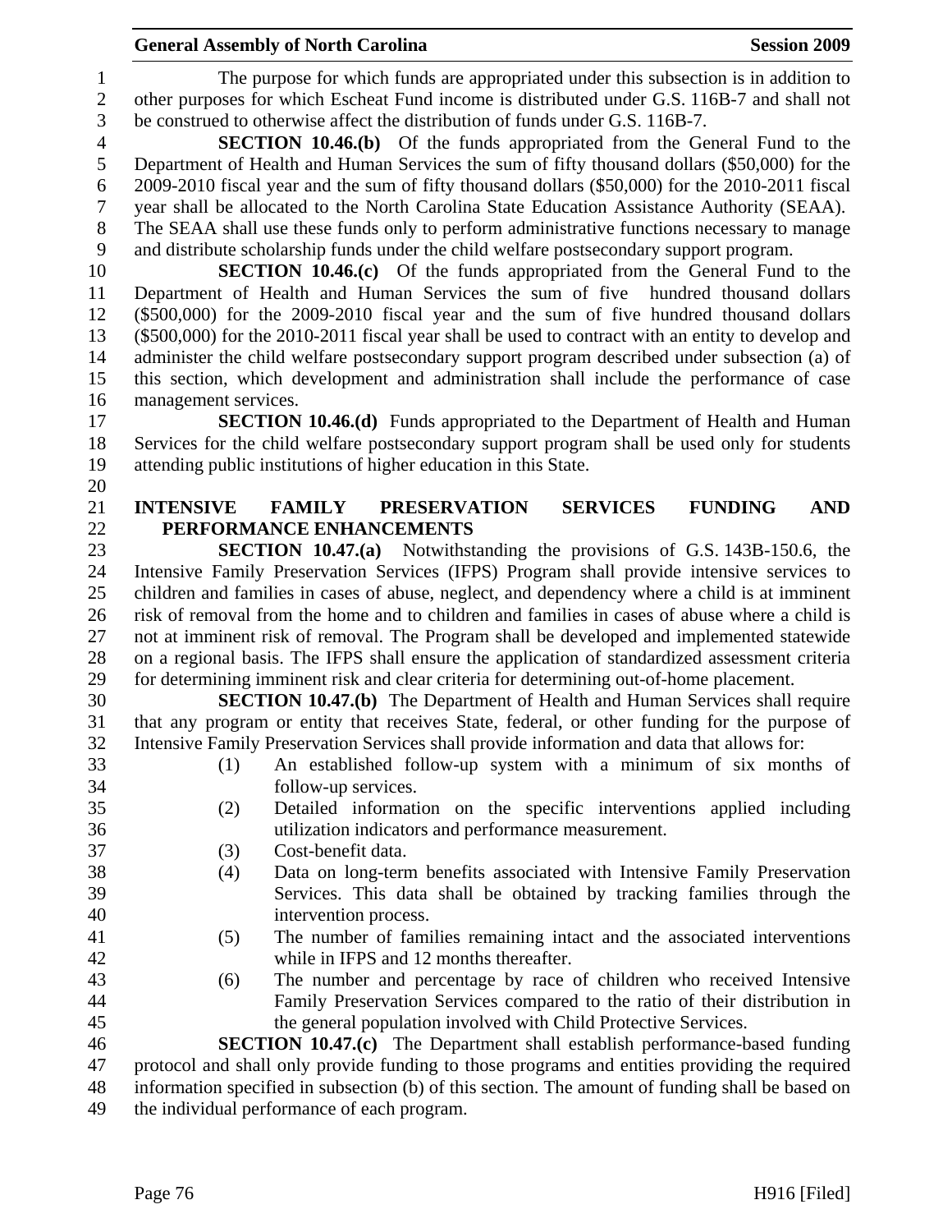The purpose for which funds are appropriated under this subsection is in addition to other purposes for which Escheat Fund income is distributed under G.S. 116B-7 and shall not be construed to otherwise affect the distribution of funds under G.S. 116B-7.

**SECTION 10.46.(b)** Of the funds appropriated from the General Fund to the Department of Health and Human Services the sum of fifty thousand dollars ($50,000) for the 2009-2010 fiscal year and the sum of fifty thousand dollars ($50,000) for the 2010-2011 fiscal year shall be allocated to the North Carolina State Education Assistance Authority (SEAA). The SEAA shall use these funds only to perform administrative functions necessary to manage and distribute scholarship funds under the child welfare postsecondary support program.

**SECTION 10.46.(c)** Of the funds appropriated from the General Fund to the Department of Health and Human Services the sum of five hundred thousand dollars ($500,000) for the 2009-2010 fiscal year and the sum of five hundred thousand dollars ($500,000) for the 2010-2011 fiscal year shall be used to contract with an entity to develop and administer the child welfare postsecondary support program described under subsection (a) of this section, which development and administration shall include the performance of case management services.

**SECTION 10.46.(d)** Funds appropriated to the Department of Health and Human Services for the child welfare postsecondary support program shall be used only for students attending public institutions of higher education in this State.

**INTENSIVE FAMILY PRESERVATION SERVICES FUNDING AND PERFORMANCE ENHANCEMENTS**

**SECTION 10.47.(a)** Notwithstanding the provisions of G.S. 143B-150.6, the Intensive Family Preservation Services (IFPS) Program shall provide intensive services to children and families in cases of abuse, neglect, and dependency where a child is at imminent risk of removal from the home and to children and families in cases of abuse where a child is not at imminent risk of removal. The Program shall be developed and implemented statewide on a regional basis. The IFPS shall ensure the application of standardized assessment criteria for determining imminent risk and clear criteria for determining out-of-home placement.

**SECTION 10.47.(b)** The Department of Health and Human Services shall require that any program or entity that receives State, federal, or other funding for the purpose of Intensive Family Preservation Services shall provide information and data that allows for:

(1) An established follow-up system with a minimum of six months of follow-up services.

(2) Detailed information on the specific interventions applied including utilization indicators and performance measurement.

(3) Cost-benefit data.

(4) Data on long-term benefits associated with Intensive Family Preservation Services. This data shall be obtained by tracking families through the intervention process.

(5) The number of families remaining intact and the associated interventions while in IFPS and 12 months thereafter.

(6) The number and percentage by race of children who received Intensive Family Preservation Services compared to the ratio of their distribution in the general population involved with Child Protective Services.

**SECTION 10.47.(c)** The Department shall establish performance-based funding protocol and shall only provide funding to those programs and entities providing the required information specified in subsection (b) of this section. The amount of funding shall be based on the individual performance of each program.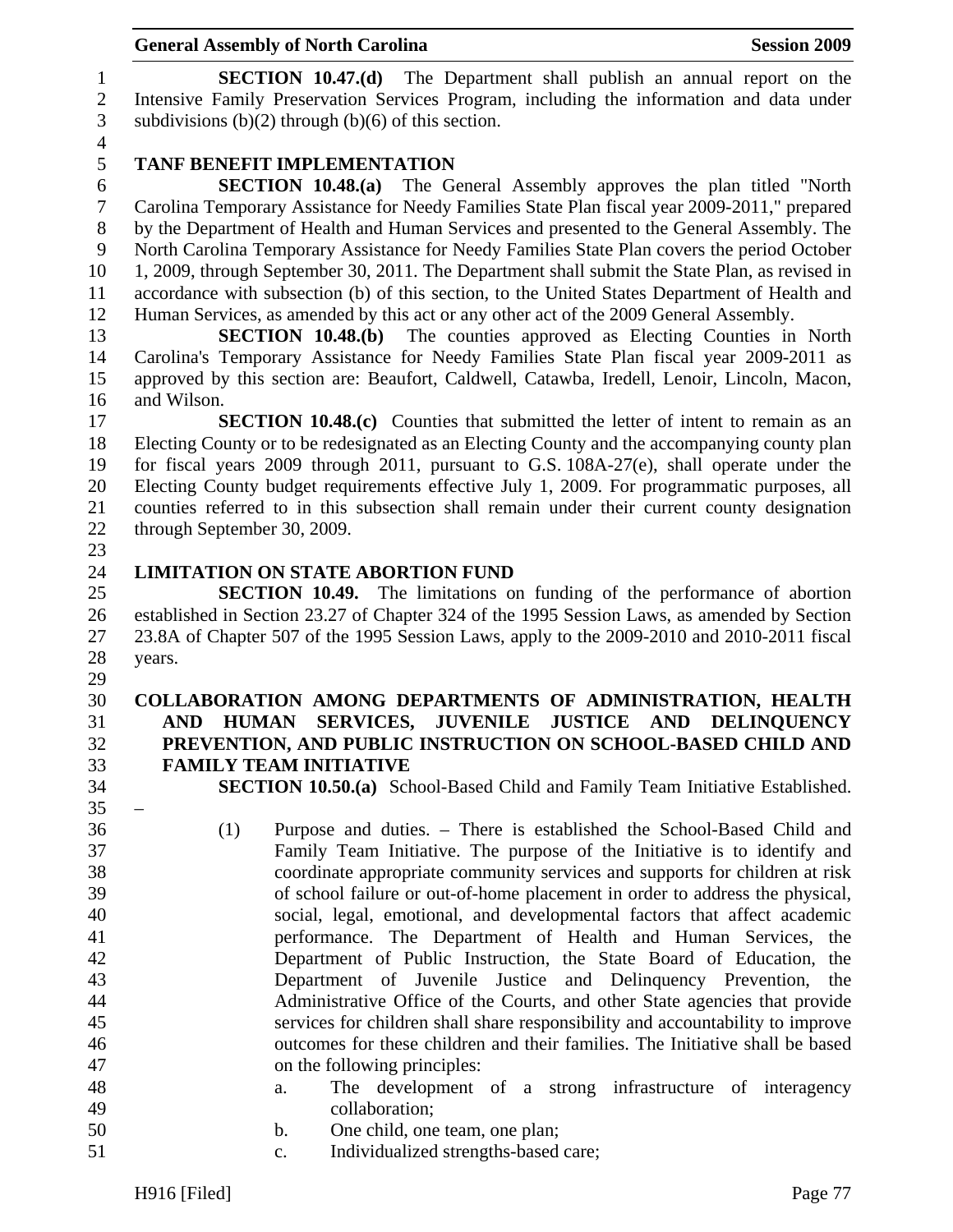**SECTION 10.47.(d)** The Department shall publish an annual report on the Intensive Family Preservation Services Program, including the information and data under subdivisions (b)(2) through (b)(6) of this section.

### TANF BENEFIT IMPLEMENTATION

**SECTION 10.48.(a)** The General Assembly approves the plan titled "North Carolina Temporary Assistance for Needy Families State Plan fiscal year 2009-2011," prepared by the Department of Health and Human Services and presented to the General Assembly. The North Carolina Temporary Assistance for Needy Families State Plan covers the period October 1, 2009, through September 30, 2011. The Department shall submit the State Plan, as revised in accordance with subsection (b) of this section, to the United States Department of Health and Human Services, as amended by this act or any other act of the 2009 General Assembly.

**SECTION 10.48.(b)** The counties approved as Electing Counties in North Carolina's Temporary Assistance for Needy Families State Plan fiscal year 2009-2011 as approved by this section are: Beaufort, Caldwell, Catawba, Iredell, Lenoir, Lincoln, Macon, and Wilson.

**SECTION 10.48.(c)** Counties that submitted the letter of intent to remain as an Electing County or to be redesignated as an Electing County and the accompanying county plan for fiscal years 2009 through 2011, pursuant to G.S. 108A-27(e), shall operate under the Electing County budget requirements effective July 1, 2009. For programmatic purposes, all counties referred to in this subsection shall remain under their current county designation through September 30, 2009.

### LIMITATION ON STATE ABORTION FUND

**SECTION 10.49.** The limitations on funding of the performance of abortion established in Section 23.27 of Chapter 324 of the 1995 Session Laws, as amended by Section 23.8A of Chapter 507 of the 1995 Session Laws, apply to the 2009-2010 and 2010-2011 fiscal years.

### COLLABORATION AMONG DEPARTMENTS OF ADMINISTRATION, HEALTH AND HUMAN SERVICES, JUVENILE JUSTICE AND DELINQUENCY PREVENTION, AND PUBLIC INSTRUCTION ON SCHOOL-BASED CHILD AND FAMILY TEAM INITIATIVE

**SECTION 10.50.(a)** School-Based Child and Family Team Initiative Established. –

(1) Purpose and duties. – There is established the School-Based Child and Family Team Initiative. The purpose of the Initiative is to identify and coordinate appropriate community services and supports for children at risk of school failure or out-of-home placement in order to address the physical, social, legal, emotional, and developmental factors that affect academic performance. The Department of Health and Human Services, the Department of Public Instruction, the State Board of Education, the Department of Juvenile Justice and Delinquency Prevention, the Administrative Office of the Courts, and other State agencies that provide services for children shall share responsibility and accountability to improve outcomes for these children and their families. The Initiative shall be based on the following principles:

   a. The development of a strong infrastructure of interagency collaboration;
   b. One child, one team, one plan;
   c. Individualized strengths-based care;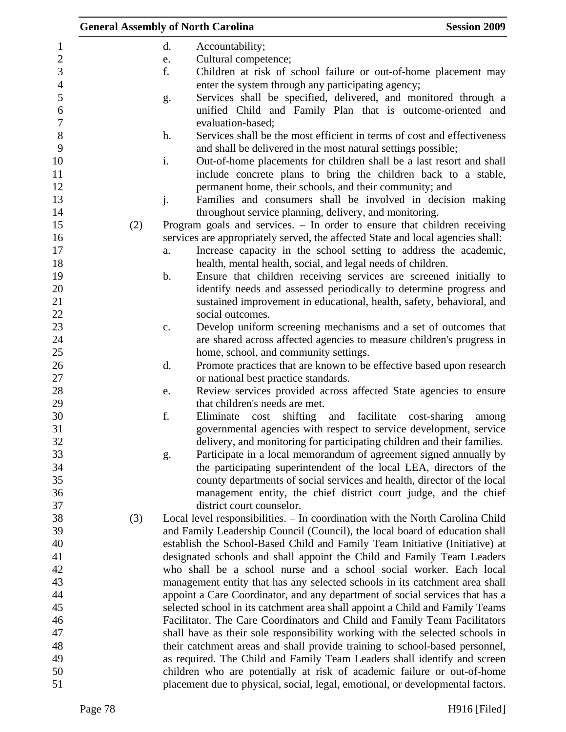d. Accountability;

e. Cultural competence;

f. Children at risk of school failure or out-of-home placement may enter the system through any participating agency;

g. Services shall be specified, delivered, and monitored through a unified Child and Family Plan that is outcome-oriented and evaluation-based;

h. Services shall be the most efficient in terms of cost and effectiveness and shall be delivered in the most natural settings possible;

i. Out-of-home placements for children shall be a last resort and shall include concrete plans to bring the children back to a stable, permanent home, their schools, and their community; and

j. Families and consumers shall be involved in decision making throughout service planning, delivery, and monitoring.

(2) Program goals and services. – In order to ensure that children receiving services are appropriately served, the affected State and local agencies shall:

a. Increase capacity in the school setting to address the academic, health, mental health, social, and legal needs of children.

b. Ensure that children receiving services are screened initially to identify needs and assessed periodically to determine progress and sustained improvement in educational, health, safety, behavioral, and social outcomes.

c. Develop uniform screening mechanisms and a set of outcomes that are shared across affected agencies to measure children's progress in home, school, and community settings.

d. Promote practices that are known to be effective based upon research or national best practice standards.

e. Review services provided across affected State agencies to ensure that children's needs are met.

f. Eliminate cost shifting and facilitate cost-sharing among governmental agencies with respect to service development, service delivery, and monitoring for participating children and their families.

g. Participate in a local memorandum of agreement signed annually by the participating superintendent of the local LEA, directors of the county departments of social services and health, director of the local management entity, the chief district court judge, and the chief district court counselor.

(3) Local level responsibilities. – In coordination with the North Carolina Child and Family Leadership Council (Council), the local board of education shall establish the School-Based Child and Family Team Initiative (Initiative) at designated schools and shall appoint the Child and Family Team Leaders who shall be a school nurse and a school social worker. Each local management entity that has any selected schools in its catchment area shall appoint a Care Coordinator, and any department of social services that has a selected school in its catchment area shall appoint a Child and Family Teams Facilitator. The Care Coordinators and Child and Family Team Facilitators shall have as their sole responsibility working with the selected schools in their catchment areas and shall provide training to school-based personnel, as required. The Child and Family Team Leaders shall identify and screen children who are potentially at risk of academic failure or out-of-home placement due to physical, social, legal, emotional, or developmental factors.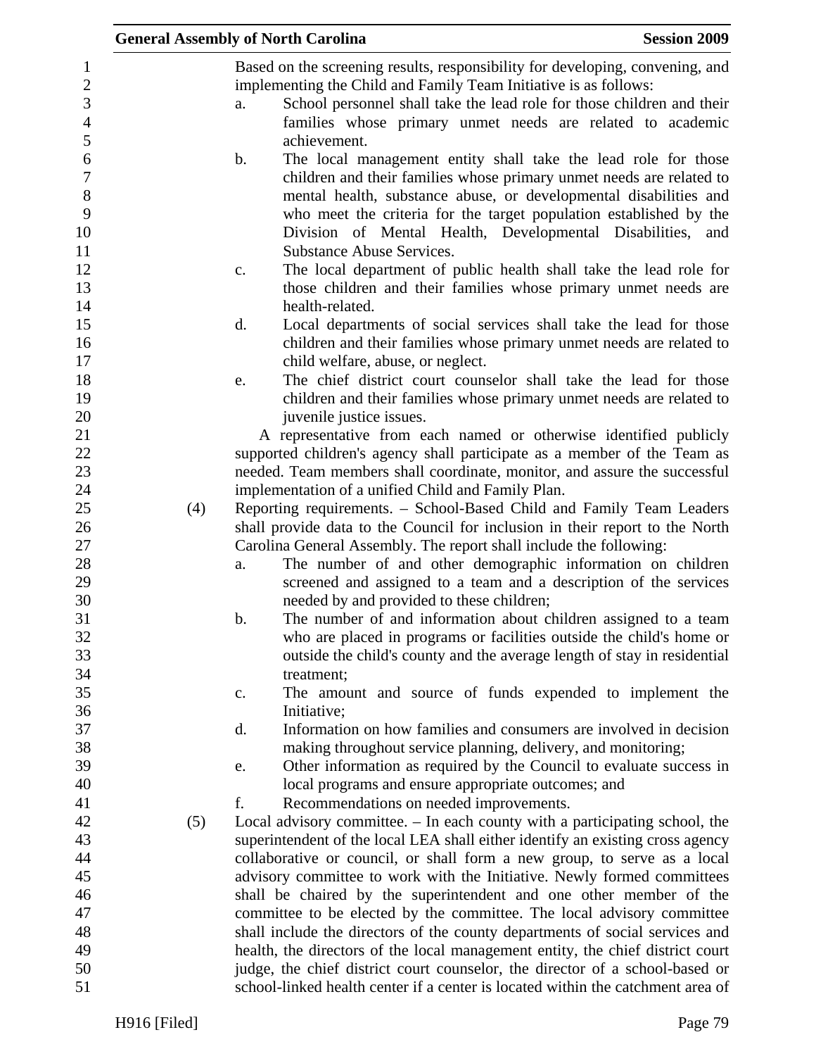Based on the screening results, responsibility for developing, convening, and implementing the Child and Family Team Initiative is as follows:

a. School personnel shall take the lead role for those children and their families whose primary unmet needs are related to academic achievement.

b. The local management entity shall take the lead role for those children and their families whose primary unmet needs are related to mental health, substance abuse, or developmental disabilities and who meet the criteria for the target population established by the Division of Mental Health, Developmental Disabilities, and Substance Abuse Services.

c. The local department of public health shall take the lead role for those children and their families whose primary unmet needs are health-related.

d. Local departments of social services shall take the lead for those children and their families whose primary unmet needs are related to child welfare, abuse, or neglect.

e. The chief district court counselor shall take the lead for those children and their families whose primary unmet needs are related to juvenile justice issues.

A representative from each named or otherwise identified publicly supported children's agency shall participate as a member of the Team as needed. Team members shall coordinate, monitor, and assure the successful implementation of a unified Child and Family Plan.

(4) Reporting requirements. – School-Based Child and Family Team Leaders shall provide data to the Council for inclusion in their report to the North Carolina General Assembly. The report shall include the following:

a. The number of and other demographic information on children screened and assigned to a team and a description of the services needed by and provided to these children;

b. The number of and information about children assigned to a team who are placed in programs or facilities outside the child's home or outside the child's county and the average length of stay in residential treatment;

c. The amount and source of funds expended to implement the Initiative;

d. Information on how families and consumers are involved in decision making throughout service planning, delivery, and monitoring;

e. Other information as required by the Council to evaluate success in local programs and ensure appropriate outcomes; and

f. Recommendations on needed improvements.

(5) Local advisory committee. – In each county with a participating school, the superintendent of the local LEA shall either identify an existing cross agency collaborative or council, or shall form a new group, to serve as a local advisory committee to work with the Initiative. Newly formed committees shall be chaired by the superintendent and one other member of the committee to be elected by the committee. The local advisory committee shall include the directors of the county departments of social services and health, the directors of the local management entity, the chief district court judge, the chief district court counselor, the director of a school-based or school-linked health center if a center is located within the catchment area of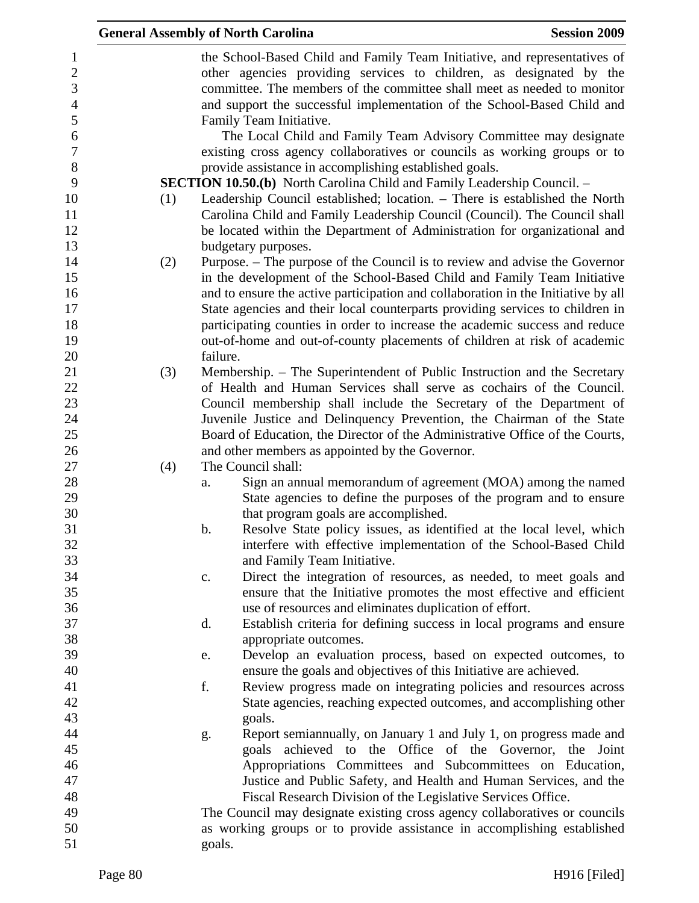the School-Based Child and Family Team Initiative, and representatives of other agencies providing services to children, as designated by the committee. The members of the committee shall meet as needed to monitor and support the successful implementation of the School-Based Child and Family Team Initiative.

The Local Child and Family Team Advisory Committee may designate existing cross agency collaboratives or councils as working groups or to provide assistance in accomplishing established goals.

**SECTION 10.50.(b)** North Carolina Child and Family Leadership Council. –

(1) Leadership Council established; location. – There is established the North Carolina Child and Family Leadership Council (Council). The Council shall be located within the Department of Administration for organizational and budgetary purposes.

(2) Purpose. – The purpose of the Council is to review and advise the Governor in the development of the School-Based Child and Family Team Initiative and to ensure the active participation and collaboration in the Initiative by all State agencies and their local counterparts providing services to children in participating counties in order to increase the academic success and reduce out-of-home and out-of-county placements of children at risk of academic failure.

(3) Membership. – The Superintendent of Public Instruction and the Secretary of Health and Human Services shall serve as cochairs of the Council. Council membership shall include the Secretary of the Department of Juvenile Justice and Delinquency Prevention, the Chairman of the State Board of Education, the Director of the Administrative Office of the Courts, and other members as appointed by the Governor.

(4) The Council shall:

a. Sign an annual memorandum of agreement (MOA) among the named State agencies to define the purposes of the program and to ensure that program goals are accomplished.

b. Resolve State policy issues, as identified at the local level, which interfere with effective implementation of the School-Based Child and Family Team Initiative.

c. Direct the integration of resources, as needed, to meet goals and ensure that the Initiative promotes the most effective and efficient use of resources and eliminates duplication of effort.

d. Establish criteria for defining success in local programs and ensure appropriate outcomes.

e. Develop an evaluation process, based on expected outcomes, to ensure the goals and objectives of this Initiative are achieved.

f. Review progress made on integrating policies and resources across State agencies, reaching expected outcomes, and accomplishing other goals.

g. Report semiannually, on January 1 and July 1, on progress made and goals achieved to the Office of the Governor, the Joint Appropriations Committees and Subcommittees on Education, Justice and Public Safety, and Health and Human Services, and the Fiscal Research Division of the Legislative Services Office.

The Council may designate existing cross agency collaboratives or councils as working groups or to provide assistance in accomplishing established goals.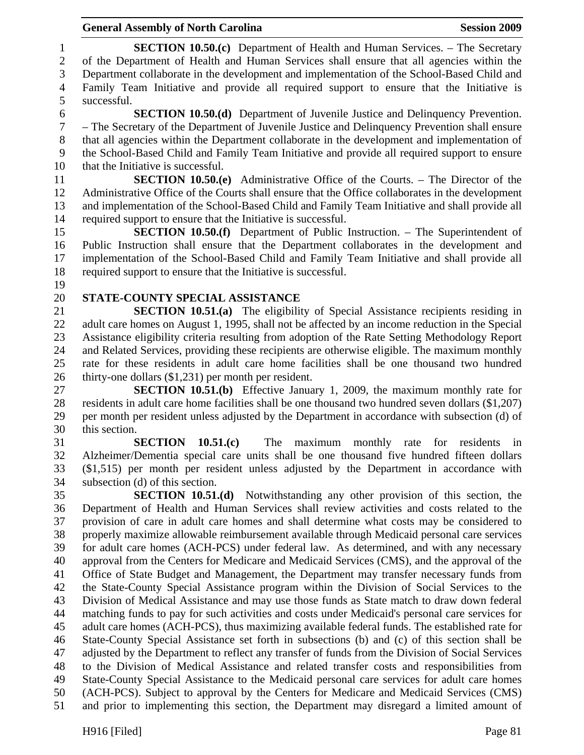**SECTION 10.50.(c)** Department of Health and Human Services. – The Secretary of the Department of Health and Human Services shall ensure that all agencies within the Department collaborate in the development and implementation of the School-Based Child and Family Team Initiative and provide all required support to ensure that the Initiative is successful.

**SECTION 10.50.(d)** Department of Juvenile Justice and Delinquency Prevention. – The Secretary of the Department of Juvenile Justice and Delinquency Prevention shall ensure that all agencies within the Department collaborate in the development and implementation of the School-Based Child and Family Team Initiative and provide all required support to ensure that the Initiative is successful.

**SECTION 10.50.(e)** Administrative Office of the Courts. – The Director of the Administrative Office of the Courts shall ensure that the Office collaborates in the development and implementation of the School-Based Child and Family Team Initiative and shall provide all required support to ensure that the Initiative is successful.

**SECTION 10.50.(f)** Department of Public Instruction. – The Superintendent of Public Instruction shall ensure that the Department collaborates in the development and implementation of the School-Based Child and Family Team Initiative and shall provide all required support to ensure that the Initiative is successful.

**STATE-COUNTY SPECIAL ASSISTANCE**

**SECTION 10.51.(a)** The eligibility of Special Assistance recipients residing in adult care homes on August 1, 1995, shall not be affected by an income reduction in the Special Assistance eligibility criteria resulting from adoption of the Rate Setting Methodology Report and Related Services, providing these recipients are otherwise eligible. The maximum monthly rate for these residents in adult care home facilities shall be one thousand two hundred thirty-one dollars ($1,231) per month per resident.

**SECTION 10.51.(b)** Effective January 1, 2009, the maximum monthly rate for residents in adult care home facilities shall be one thousand two hundred seven dollars ($1,207) per month per resident unless adjusted by the Department in accordance with subsection (d) of this section.

**SECTION 10.51.(c)** The maximum monthly rate for residents in Alzheimer/Dementia special care units shall be one thousand five hundred fifteen dollars ($1,515) per month per resident unless adjusted by the Department in accordance with subsection (d) of this section.

**SECTION 10.51.(d)** Notwithstanding any other provision of this section, the Department of Health and Human Services shall review activities and costs related to the provision of care in adult care homes and shall determine what costs may be considered to properly maximize allowable reimbursement available through Medicaid personal care services for adult care homes (ACH-PCS) under federal law. As determined, and with any necessary approval from the Centers for Medicare and Medicaid Services (CMS), and the approval of the Office of State Budget and Management, the Department may transfer necessary funds from the State-County Special Assistance program within the Division of Social Services to the Division of Medical Assistance and may use those funds as State match to draw down federal matching funds to pay for such activities and costs under Medicaid's personal care services for adult care homes (ACH-PCS), thus maximizing available federal funds. The established rate for State-County Special Assistance set forth in subsections (b) and (c) of this section shall be adjusted by the Department to reflect any transfer of funds from the Division of Social Services to the Division of Medical Assistance and related transfer costs and responsibilities from State-County Special Assistance to the Medicaid personal care services for adult care homes (ACH-PCS). Subject to approval by the Centers for Medicare and Medicaid Services (CMS) and prior to implementing this section, the Department may disregard a limited amount of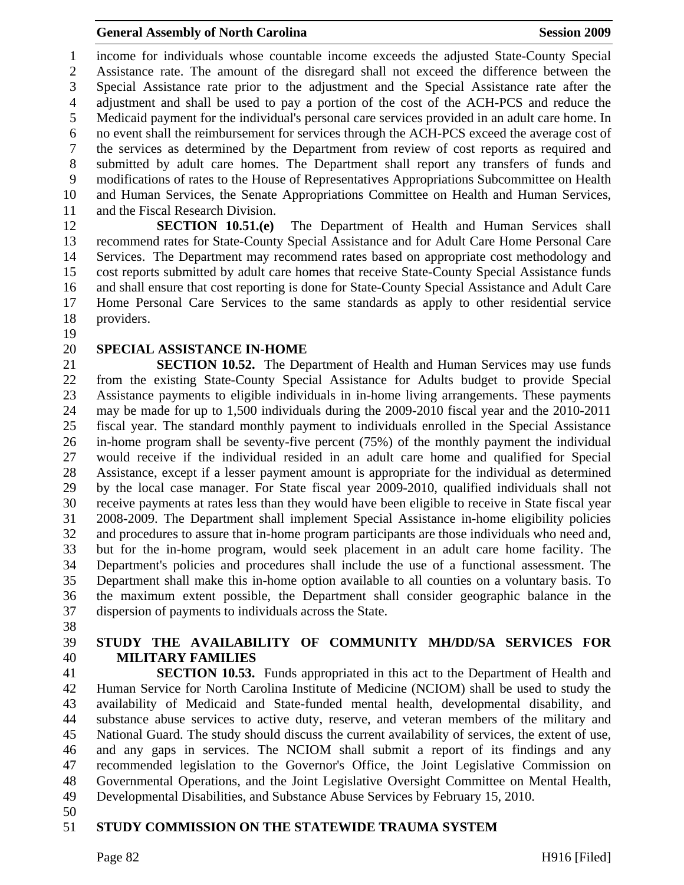income for individuals whose countable income exceeds the adjusted State-County Special Assistance rate. The amount of the disregard shall not exceed the difference between the Special Assistance rate prior to the adjustment and the Special Assistance rate after the adjustment and shall be used to pay a portion of the cost of the ACH-PCS and reduce the Medicaid payment for the individual's personal care services provided in an adult care home. In no event shall the reimbursement for services through the ACH-PCS exceed the average cost of the services as determined by the Department from review of cost reports as required and submitted by adult care homes. The Department shall report any transfers of funds and modifications of rates to the House of Representatives Appropriations Subcommittee on Health and Human Services, the Senate Appropriations Committee on Health and Human Services, and the Fiscal Research Division.

**SECTION 10.51.(e)** The Department of Health and Human Services shall recommend rates for State-County Special Assistance and for Adult Care Home Personal Care Services. The Department may recommend rates based on appropriate cost methodology and cost reports submitted by adult care homes that receive State-County Special Assistance funds and shall ensure that cost reporting is done for State-County Special Assistance and Adult Care Home Personal Care Services to the same standards as apply to other residential service providers.

## SPECIAL ASSISTANCE IN-HOME

**SECTION 10.52.** The Department of Health and Human Services may use funds from the existing State-County Special Assistance for Adults budget to provide Special Assistance payments to eligible individuals in in-home living arrangements. These payments may be made for up to 1,500 individuals during the 2009-2010 fiscal year and the 2010-2011 fiscal year. The standard monthly payment to individuals enrolled in the Special Assistance in-home program shall be seventy-five percent (75%) of the monthly payment the individual would receive if the individual resided in an adult care home and qualified for Special Assistance, except if a lesser payment amount is appropriate for the individual as determined by the local case manager. For State fiscal year 2009-2010, qualified individuals shall not receive payments at rates less than they would have been eligible to receive in State fiscal year 2008-2009. The Department shall implement Special Assistance in-home eligibility policies and procedures to assure that in-home program participants are those individuals who need and, but for the in-home program, would seek placement in an adult care home facility. The Department's policies and procedures shall include the use of a functional assessment. The Department shall make this in-home option available to all counties on a voluntary basis. To the maximum extent possible, the Department shall consider geographic balance in the dispersion of payments to individuals across the State.

## STUDY THE AVAILABILITY OF COMMUNITY MH/DD/SA SERVICES FOR MILITARY FAMILIES

**SECTION 10.53.** Funds appropriated in this act to the Department of Health and Human Service for North Carolina Institute of Medicine (NCIOM) shall be used to study the availability of Medicaid and State-funded mental health, developmental disability, and substance abuse services to active duty, reserve, and veteran members of the military and National Guard. The study should discuss the current availability of services, the extent of use, and any gaps in services. The NCIOM shall submit a report of its findings and any recommended legislation to the Governor's Office, the Joint Legislative Commission on Governmental Operations, and the Joint Legislative Oversight Committee on Mental Health, Developmental Disabilities, and Substance Abuse Services by February 15, 2010.

## STUDY COMMISSION ON THE STATEWIDE TRAUMA SYSTEM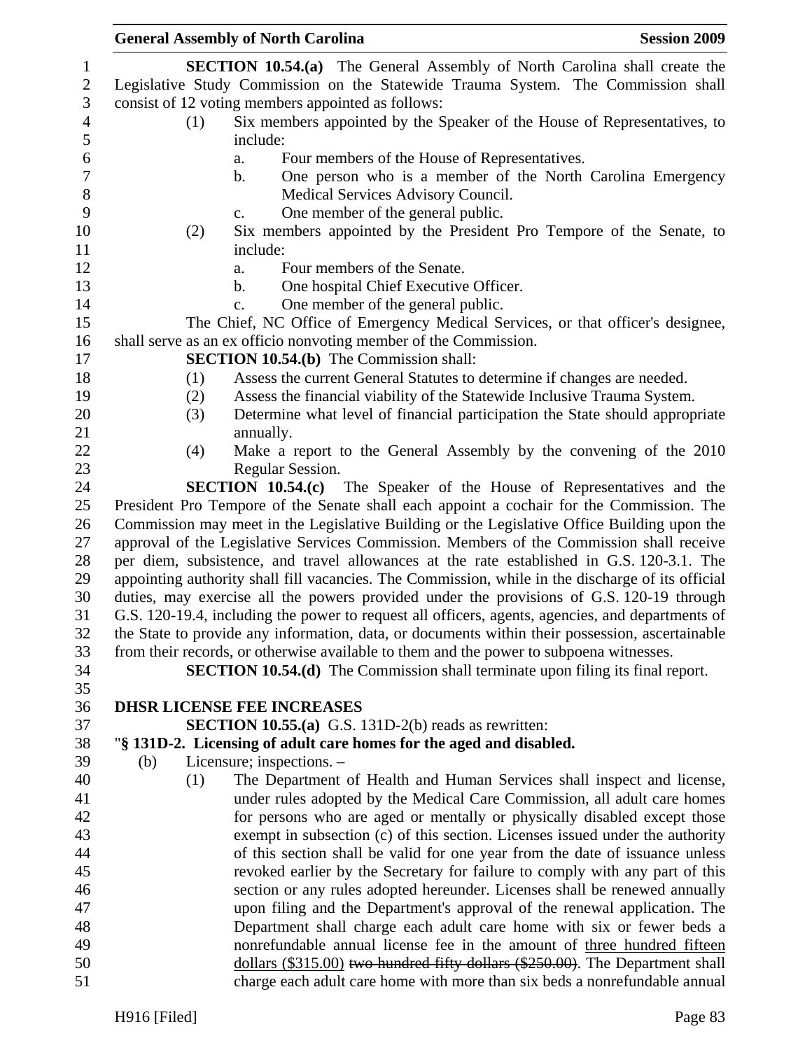**SECTION 10.54.(a)** The General Assembly of North Carolina shall create the Legislative Study Commission on the Statewide Trauma System. The Commission shall consist of 12 voting members appointed as follows:

(1) Six members appointed by the Speaker of the House of Representatives, to include:
  a. Four members of the House of Representatives.
  b. One person who is a member of the North Carolina Emergency Medical Services Advisory Council.
  c. One member of the general public.

(2) Six members appointed by the President Pro Tempore of the Senate, to include:
  a. Four members of the Senate.
  b. One hospital Chief Executive Officer.
  c. One member of the general public.

The Chief, NC Office of Emergency Medical Services, or that officer's designee, shall serve as an ex officio nonvoting member of the Commission.

**SECTION 10.54.(b)** The Commission shall:

(1) Assess the current General Statutes to determine if changes are needed.
(2) Assess the financial viability of the Statewide Inclusive Trauma System.
(3) Determine what level of financial participation the State should appropriate annually.
(4) Make a report to the General Assembly by the convening of the 2010 Regular Session.

**SECTION 10.54.(c)** The Speaker of the House of Representatives and the President Pro Tempore of the Senate shall each appoint a cochair for the Commission. The Commission may meet in the Legislative Building or the Legislative Office Building upon the approval of the Legislative Services Commission. Members of the Commission shall receive per diem, subsistence, and travel allowances at the rate established in G.S. 120-3.1. The appointing authority shall fill vacancies. The Commission, while in the discharge of its official duties, may exercise all the powers provided under the provisions of G.S. 120-19 through G.S. 120-19.4, including the power to request all officers, agents, agencies, and departments of the State to provide any information, data, or documents within their possession, ascertainable from their records, or otherwise available to them and the power to subpoena witnesses.

**SECTION 10.54.(d)** The Commission shall terminate upon filing its final report.

**DHSR LICENSE FEE INCREASES**

**SECTION 10.55.(a)** G.S. 131D-2(b) reads as rewritten:

"**§ 131D-2. Licensing of adult care homes for the aged and disabled.**

(b) Licensure; inspections. –

(1) The Department of Health and Human Services shall inspect and license, under rules adopted by the Medical Care Commission, all adult care homes for persons who are aged or mentally or physically disabled except those exempt in subsection (c) of this section. Licenses issued under the authority of this section shall be valid for one year from the date of issuance unless revoked earlier by the Secretary for failure to comply with any part of this section or any rules adopted hereunder. Licenses shall be renewed annually upon filing and the Department's approval of the renewal application. The Department shall charge each adult care home with six or fewer beds a nonrefundable annual license fee in the amount of <u>three hundred fifteen dollars ($315.00)</u> ~~two hundred fifty dollars ($250.00)~~. The Department shall charge each adult care home with more than six beds a nonrefundable annual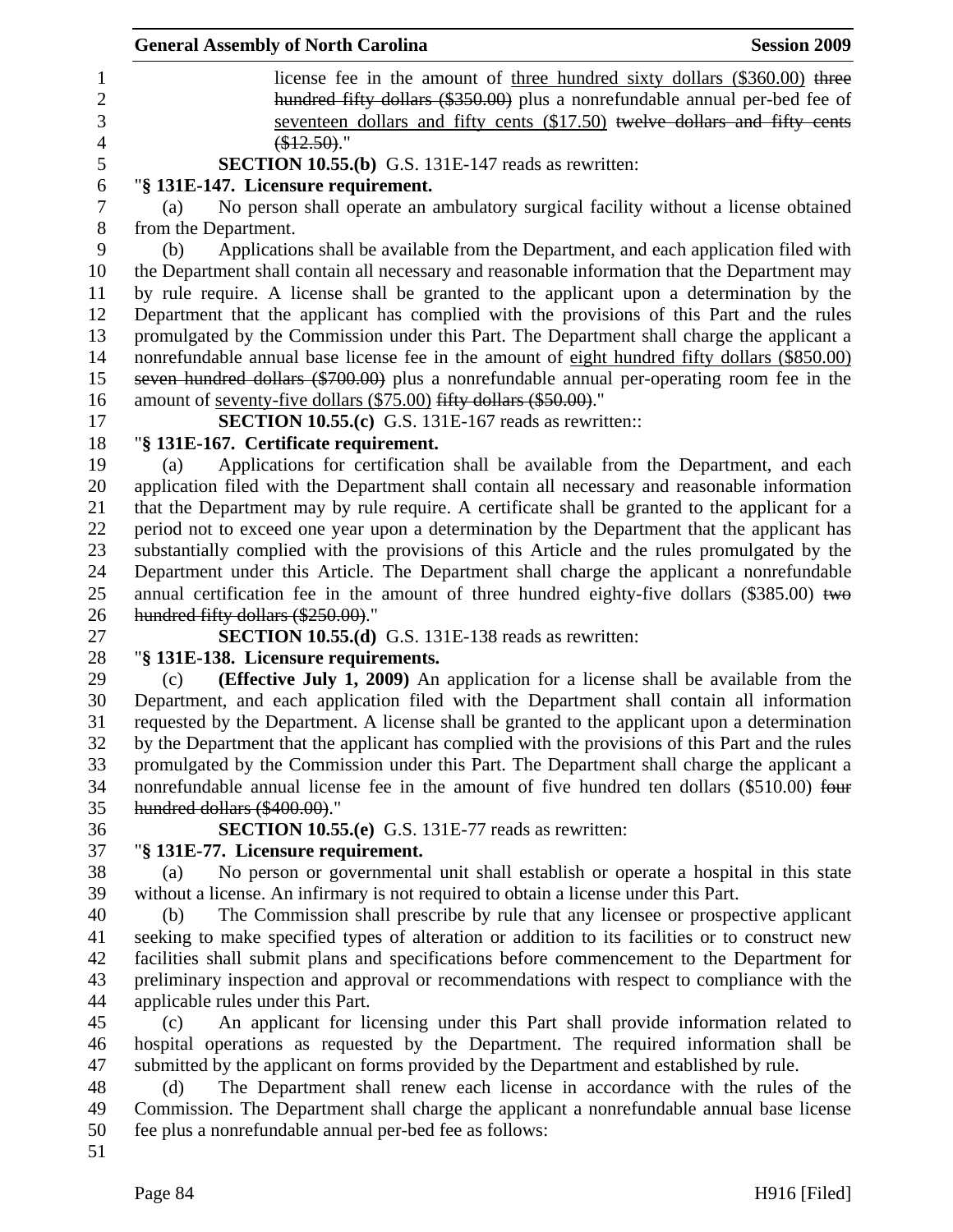license fee in the amount of <u>three hundred sixty dollars ($360.00)</u> ~~three hundred fifty dollars ($350.00)~~ plus a nonrefundable annual per-bed fee of <u>seventeen dollars and fifty cents ($17.50)</u> ~~twelve dollars and fifty cents ($12.50)~~."

**SECTION 10.55.(b)** G.S. 131E-147 reads as rewritten:

"**§ 131E-147. Licensure requirement.**

(a) No person shall operate an ambulatory surgical facility without a license obtained from the Department.

(b) Applications shall be available from the Department, and each application filed with the Department shall contain all necessary and reasonable information that the Department may by rule require. A license shall be granted to the applicant upon a determination by the Department that the applicant has complied with the provisions of this Part and the rules promulgated by the Commission under this Part. The Department shall charge the applicant a nonrefundable annual base license fee in the amount of <u>eight hundred fifty dollars ($850.00)</u> ~~seven hundred dollars ($700.00)~~ plus a nonrefundable annual per-operating room fee in the amount of <u>seventy-five dollars ($75.00)</u> ~~fifty dollars ($50.00)~~."

**SECTION 10.55.(c)** G.S. 131E-167 reads as rewritten::

"**§ 131E-167. Certificate requirement.**

(a) Applications for certification shall be available from the Department, and each application filed with the Department shall contain all necessary and reasonable information that the Department may by rule require. A certificate shall be granted to the applicant for a period not to exceed one year upon a determination by the Department that the applicant has substantially complied with the provisions of this Article and the rules promulgated by the Department under this Article. The Department shall charge the applicant a nonrefundable annual certification fee in the amount of three hundred eighty-five dollars ($385.00) ~~two hundred fifty dollars ($250.00)~~."

**SECTION 10.55.(d)** G.S. 131E-138 reads as rewritten:

"**§ 131E-138. Licensure requirements.**

(c) **(Effective July 1, 2009)** An application for a license shall be available from the Department, and each application filed with the Department shall contain all information requested by the Department. A license shall be granted to the applicant upon a determination by the Department that the applicant has complied with the provisions of this Part and the rules promulgated by the Commission under this Part. The Department shall charge the applicant a nonrefundable annual license fee in the amount of five hundred ten dollars ($510.00) ~~four hundred dollars ($400.00)~~."

**SECTION 10.55.(e)** G.S. 131E-77 reads as rewritten:

"**§ 131E-77. Licensure requirement.**

(a) No person or governmental unit shall establish or operate a hospital in this state without a license. An infirmary is not required to obtain a license under this Part.

(b) The Commission shall prescribe by rule that any licensee or prospective applicant seeking to make specified types of alteration or addition to its facilities or to construct new facilities shall submit plans and specifications before commencement to the Department for preliminary inspection and approval or recommendations with respect to compliance with the applicable rules under this Part.

(c) An applicant for licensing under this Part shall provide information related to hospital operations as requested by the Department. The required information shall be submitted by the applicant on forms provided by the Department and established by rule.

(d) The Department shall renew each license in accordance with the rules of the Commission. The Department shall charge the applicant a nonrefundable annual base license fee plus a nonrefundable annual per-bed fee as follows: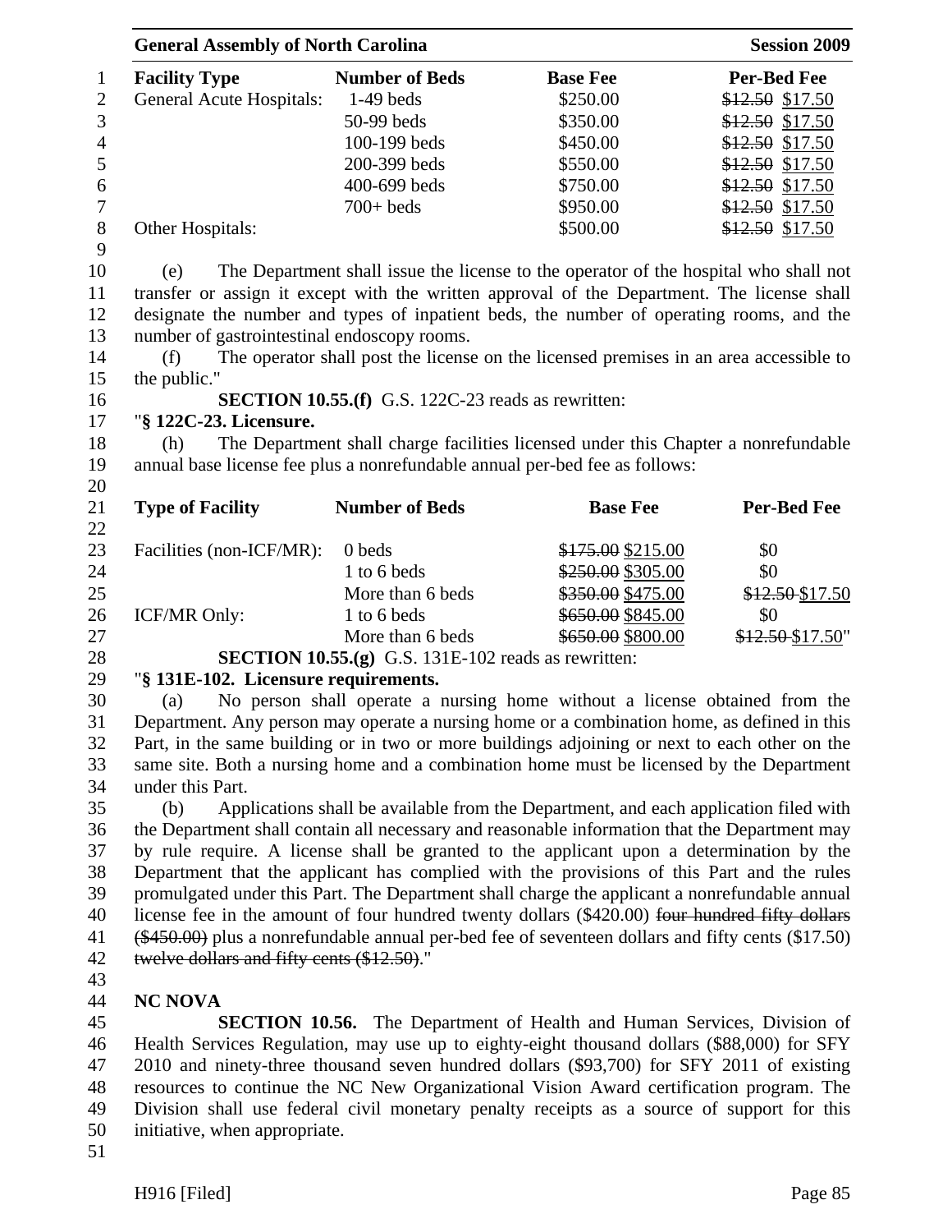| Facility Type | Number of Beds | Base Fee | Per-Bed Fee |
|---|---|---|---|
| General Acute Hospitals: | 1-49 beds | $250.00 | ~~$12.50~~ $17.50 |
| | 50-99 beds | $350.00 | ~~$12.50~~ $17.50 |
| | 100-199 beds | $450.00 | ~~$12.50~~ $17.50 |
| | 200-399 beds | $550.00 | ~~$12.50~~ $17.50 |
| | 400-699 beds | $750.00 | ~~$12.50~~ $17.50 |
| | 700+ beds | $950.00 | ~~$12.50~~ $17.50 |
| Other Hospitals: | | $500.00 | ~~$12.50~~ $17.50 |

(e) The Department shall issue the license to the operator of the hospital who shall not transfer or assign it except with the written approval of the Department. The license shall designate the number and types of inpatient beds, the number of operating rooms, and the number of gastrointestinal endoscopy rooms.

(f) The operator shall post the license on the licensed premises in an area accessible to the public."

**SECTION 10.55.(f)** G.S. 122C-23 reads as rewritten:

"**§ 122C-23. Licensure.**

(h) The Department shall charge facilities licensed under this Chapter a nonrefundable annual base license fee plus a nonrefundable annual per-bed fee as follows:

| Type of Facility | Number of Beds | Base Fee | Per-Bed Fee |
|---|---|---|---|
| Facilities (non-ICF/MR): | 0 beds | ~~$175.00~~ $215.00 | $0 |
| | 1 to 6 beds | ~~$250.00~~ $305.00 | $0 |
| | More than 6 beds | ~~$350.00~~ $475.00 | ~~$12.50~~ $17.50 |
| ICF/MR Only: | 1 to 6 beds | ~~$650.00~~ $845.00 | $0 |
| | More than 6 beds | ~~$650.00~~ $800.00 | ~~$12.50~~ $17.50" |

**SECTION 10.55.(g)** G.S. 131E-102 reads as rewritten:

"**§ 131E-102. Licensure requirements.**

(a) No person shall operate a nursing home without a license obtained from the Department. Any person may operate a nursing home or a combination home, as defined in this Part, in the same building or in two or more buildings adjoining or next to each other on the same site. Both a nursing home and a combination home must be licensed by the Department under this Part.

(b) Applications shall be available from the Department, and each application filed with the Department shall contain all necessary and reasonable information that the Department may by rule require. A license shall be granted to the applicant upon a determination by the Department that the applicant has complied with the provisions of this Part and the rules promulgated under this Part. The Department shall charge the applicant a nonrefundable annual license fee in the amount of four hundred twenty dollars ($420.00) ~~four hundred fifty dollars ($450.00)~~ plus a nonrefundable annual per-bed fee of seventeen dollars and fifty cents ($17.50) ~~twelve dollars and fifty cents ($12.50)~~."

**NC NOVA**

**SECTION 10.56.** The Department of Health and Human Services, Division of Health Services Regulation, may use up to eighty-eight thousand dollars ($88,000) for SFY 2010 and ninety-three thousand seven hundred dollars ($93,700) for SFY 2011 of existing resources to continue the NC New Organizational Vision Award certification program. The Division shall use federal civil monetary penalty receipts as a source of support for this initiative, when appropriate.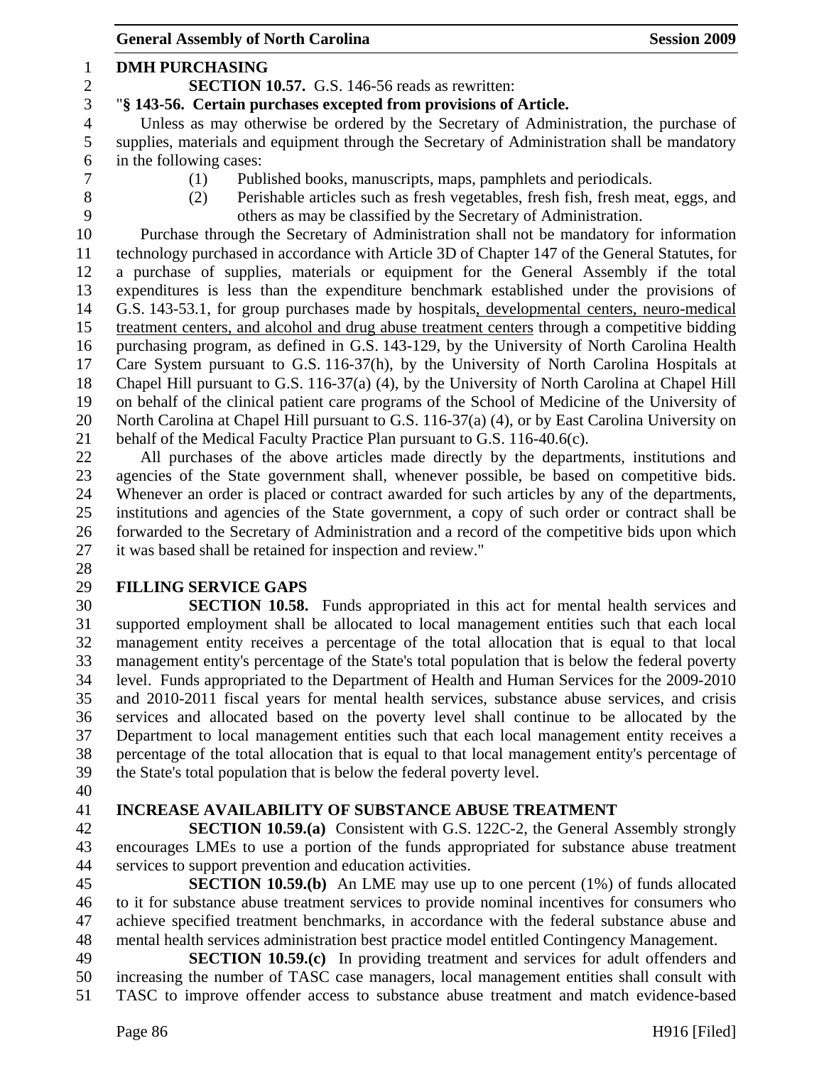**DMH PURCHASING**

**SECTION 10.57.** G.S. 146-56 reads as rewritten:

"**§ 143-56. Certain purchases excepted from provisions of Article.**

Unless as may otherwise be ordered by the Secretary of Administration, the purchase of supplies, materials and equipment through the Secretary of Administration shall be mandatory in the following cases:

(1) Published books, manuscripts, maps, pamphlets and periodicals.

(2) Perishable articles such as fresh vegetables, fresh fish, fresh meat, eggs, and others as may be classified by the Secretary of Administration.

Purchase through the Secretary of Administration shall not be mandatory for information technology purchased in accordance with Article 3D of Chapter 147 of the General Statutes, for a purchase of supplies, materials or equipment for the General Assembly if the total expenditures is less than the expenditure benchmark established under the provisions of G.S. 143-53.1, for group purchases made by hospitals<u>, developmental centers, neuro-medical treatment centers, and alcohol and drug abuse treatment centers</u> through a competitive bidding purchasing program, as defined in G.S. 143-129, by the University of North Carolina Health Care System pursuant to G.S. 116-37(h), by the University of North Carolina Hospitals at Chapel Hill pursuant to G.S. 116-37(a) (4), by the University of North Carolina at Chapel Hill on behalf of the clinical patient care programs of the School of Medicine of the University of North Carolina at Chapel Hill pursuant to G.S. 116-37(a) (4), or by East Carolina University on behalf of the Medical Faculty Practice Plan pursuant to G.S. 116-40.6(c).

All purchases of the above articles made directly by the departments, institutions and agencies of the State government shall, whenever possible, be based on competitive bids. Whenever an order is placed or contract awarded for such articles by any of the departments, institutions and agencies of the State government, a copy of such order or contract shall be forwarded to the Secretary of Administration and a record of the competitive bids upon which it was based shall be retained for inspection and review."

**FILLING SERVICE GAPS**

**SECTION 10.58.** Funds appropriated in this act for mental health services and supported employment shall be allocated to local management entities such that each local management entity receives a percentage of the total allocation that is equal to that local management entity's percentage of the State's total population that is below the federal poverty level. Funds appropriated to the Department of Health and Human Services for the 2009-2010 and 2010-2011 fiscal years for mental health services, substance abuse services, and crisis services and allocated based on the poverty level shall continue to be allocated by the Department to local management entities such that each local management entity receives a percentage of the total allocation that is equal to that local management entity's percentage of the State's total population that is below the federal poverty level.

**INCREASE AVAILABILITY OF SUBSTANCE ABUSE TREATMENT**

**SECTION 10.59.(a)** Consistent with G.S. 122C-2, the General Assembly strongly encourages LMEs to use a portion of the funds appropriated for substance abuse treatment services to support prevention and education activities.

**SECTION 10.59.(b)** An LME may use up to one percent (1%) of funds allocated to it for substance abuse treatment services to provide nominal incentives for consumers who achieve specified treatment benchmarks, in accordance with the federal substance abuse and mental health services administration best practice model entitled Contingency Management.

**SECTION 10.59.(c)** In providing treatment and services for adult offenders and increasing the number of TASC case managers, local management entities shall consult with TASC to improve offender access to substance abuse treatment and match evidence-based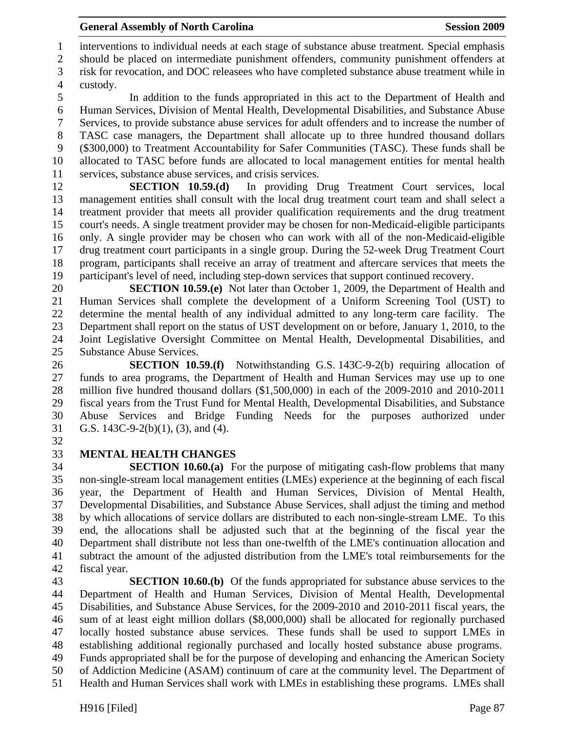interventions to individual needs at each stage of substance abuse treatment. Special emphasis should be placed on intermediate punishment offenders, community punishment offenders at risk for revocation, and DOC releasees who have completed substance abuse treatment while in custody.

In addition to the funds appropriated in this act to the Department of Health and Human Services, Division of Mental Health, Developmental Disabilities, and Substance Abuse Services, to provide substance abuse services for adult offenders and to increase the number of TASC case managers, the Department shall allocate up to three hundred thousand dollars ($300,000) to Treatment Accountability for Safer Communities (TASC). These funds shall be allocated to TASC before funds are allocated to local management entities for mental health services, substance abuse services, and crisis services.

**SECTION 10.59.(d)** In providing Drug Treatment Court services, local management entities shall consult with the local drug treatment court team and shall select a treatment provider that meets all provider qualification requirements and the drug treatment court's needs. A single treatment provider may be chosen for non-Medicaid-eligible participants only. A single provider may be chosen who can work with all of the non-Medicaid-eligible drug treatment court participants in a single group. During the 52-week Drug Treatment Court program, participants shall receive an array of treatment and aftercare services that meets the participant's level of need, including step-down services that support continued recovery.

**SECTION 10.59.(e)** Not later than October 1, 2009, the Department of Health and Human Services shall complete the development of a Uniform Screening Tool (UST) to determine the mental health of any individual admitted to any long-term care facility. The Department shall report on the status of UST development on or before, January 1, 2010, to the Joint Legislative Oversight Committee on Mental Health, Developmental Disabilities, and Substance Abuse Services.

**SECTION 10.59.(f)** Notwithstanding G.S. 143C-9-2(b) requiring allocation of funds to area programs, the Department of Health and Human Services may use up to one million five hundred thousand dollars ($1,500,000) in each of the 2009-2010 and 2010-2011 fiscal years from the Trust Fund for Mental Health, Developmental Disabilities, and Substance Abuse Services and Bridge Funding Needs for the purposes authorized under G.S. 143C-9-2(b)(1), (3), and (4).

**MENTAL HEALTH CHANGES**

**SECTION 10.60.(a)** For the purpose of mitigating cash-flow problems that many non-single-stream local management entities (LMEs) experience at the beginning of each fiscal year, the Department of Health and Human Services, Division of Mental Health, Developmental Disabilities, and Substance Abuse Services, shall adjust the timing and method by which allocations of service dollars are distributed to each non-single-stream LME. To this end, the allocations shall be adjusted such that at the beginning of the fiscal year the Department shall distribute not less than one-twelfth of the LME's continuation allocation and subtract the amount of the adjusted distribution from the LME's total reimbursements for the fiscal year.

**SECTION 10.60.(b)** Of the funds appropriated for substance abuse services to the Department of Health and Human Services, Division of Mental Health, Developmental Disabilities, and Substance Abuse Services, for the 2009-2010 and 2010-2011 fiscal years, the sum of at least eight million dollars ($8,000,000) shall be allocated for regionally purchased locally hosted substance abuse services. These funds shall be used to support LMEs in establishing additional regionally purchased and locally hosted substance abuse programs. Funds appropriated shall be for the purpose of developing and enhancing the American Society of Addiction Medicine (ASAM) continuum of care at the community level. The Department of Health and Human Services shall work with LMEs in establishing these programs. LMEs shall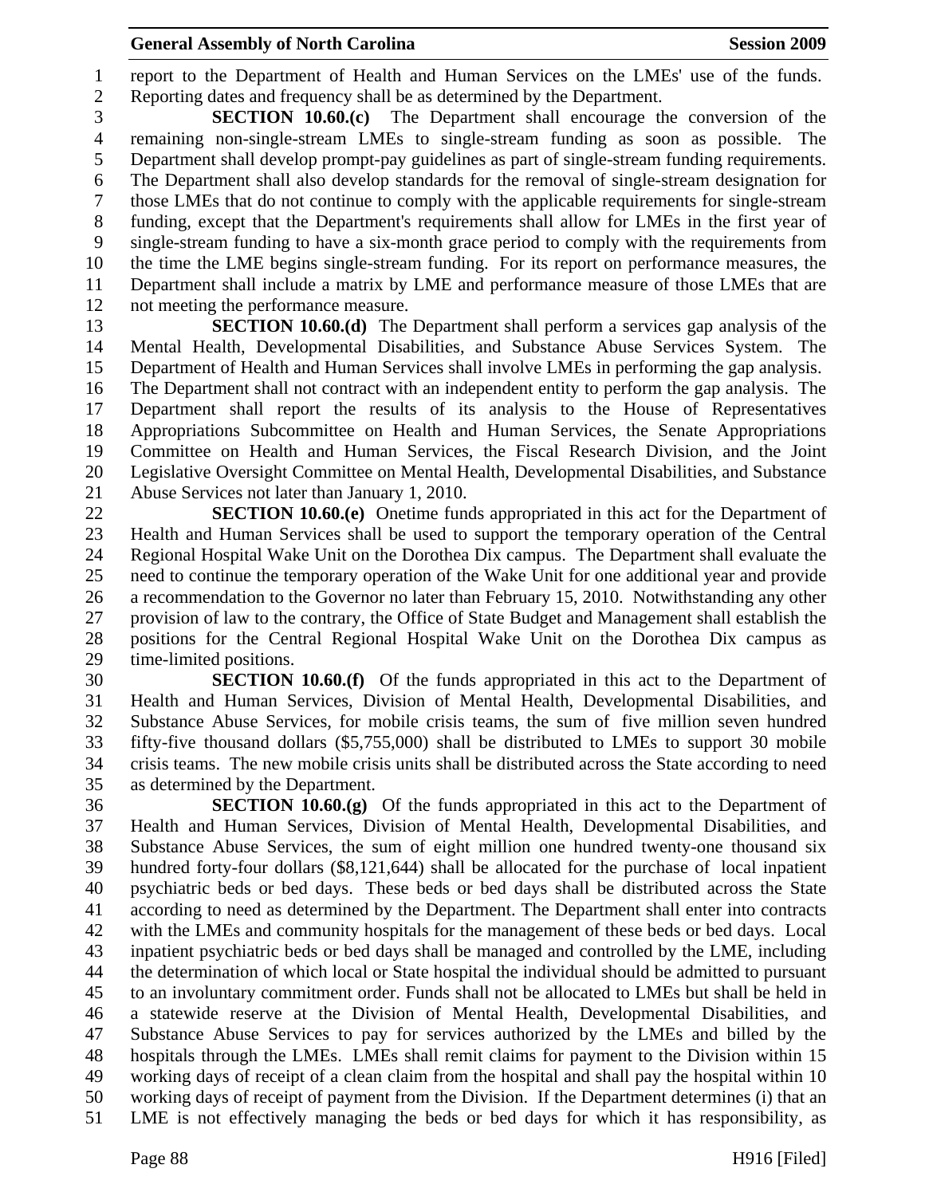report to the Department of Health and Human Services on the LMEs' use of the funds. Reporting dates and frequency shall be as determined by the Department.

**SECTION 10.60.(c)** The Department shall encourage the conversion of the remaining non-single-stream LMEs to single-stream funding as soon as possible. The Department shall develop prompt-pay guidelines as part of single-stream funding requirements. The Department shall also develop standards for the removal of single-stream designation for those LMEs that do not continue to comply with the applicable requirements for single-stream funding, except that the Department's requirements shall allow for LMEs in the first year of single-stream funding to have a six-month grace period to comply with the requirements from the time the LME begins single-stream funding. For its report on performance measures, the Department shall include a matrix by LME and performance measure of those LMEs that are not meeting the performance measure.

**SECTION 10.60.(d)** The Department shall perform a services gap analysis of the Mental Health, Developmental Disabilities, and Substance Abuse Services System. The Department of Health and Human Services shall involve LMEs in performing the gap analysis. The Department shall not contract with an independent entity to perform the gap analysis. The Department shall report the results of its analysis to the House of Representatives Appropriations Subcommittee on Health and Human Services, the Senate Appropriations Committee on Health and Human Services, the Fiscal Research Division, and the Joint Legislative Oversight Committee on Mental Health, Developmental Disabilities, and Substance Abuse Services not later than January 1, 2010.

**SECTION 10.60.(e)** Onetime funds appropriated in this act for the Department of Health and Human Services shall be used to support the temporary operation of the Central Regional Hospital Wake Unit on the Dorothea Dix campus. The Department shall evaluate the need to continue the temporary operation of the Wake Unit for one additional year and provide a recommendation to the Governor no later than February 15, 2010. Notwithstanding any other provision of law to the contrary, the Office of State Budget and Management shall establish the positions for the Central Regional Hospital Wake Unit on the Dorothea Dix campus as time-limited positions.

**SECTION 10.60.(f)** Of the funds appropriated in this act to the Department of Health and Human Services, Division of Mental Health, Developmental Disabilities, and Substance Abuse Services, for mobile crisis teams, the sum of five million seven hundred fifty-five thousand dollars ($5,755,000) shall be distributed to LMEs to support 30 mobile crisis teams. The new mobile crisis units shall be distributed across the State according to need as determined by the Department.

**SECTION 10.60.(g)** Of the funds appropriated in this act to the Department of Health and Human Services, Division of Mental Health, Developmental Disabilities, and Substance Abuse Services, the sum of eight million one hundred twenty-one thousand six hundred forty-four dollars ($8,121,644) shall be allocated for the purchase of local inpatient psychiatric beds or bed days. These beds or bed days shall be distributed across the State according to need as determined by the Department. The Department shall enter into contracts with the LMEs and community hospitals for the management of these beds or bed days. Local inpatient psychiatric beds or bed days shall be managed and controlled by the LME, including the determination of which local or State hospital the individual should be admitted to pursuant to an involuntary commitment order. Funds shall not be allocated to LMEs but shall be held in a statewide reserve at the Division of Mental Health, Developmental Disabilities, and Substance Abuse Services to pay for services authorized by the LMEs and billed by the hospitals through the LMEs. LMEs shall remit claims for payment to the Division within 15 working days of receipt of a clean claim from the hospital and shall pay the hospital within 10 working days of receipt of payment from the Division. If the Department determines (i) that an LME is not effectively managing the beds or bed days for which it has responsibility, as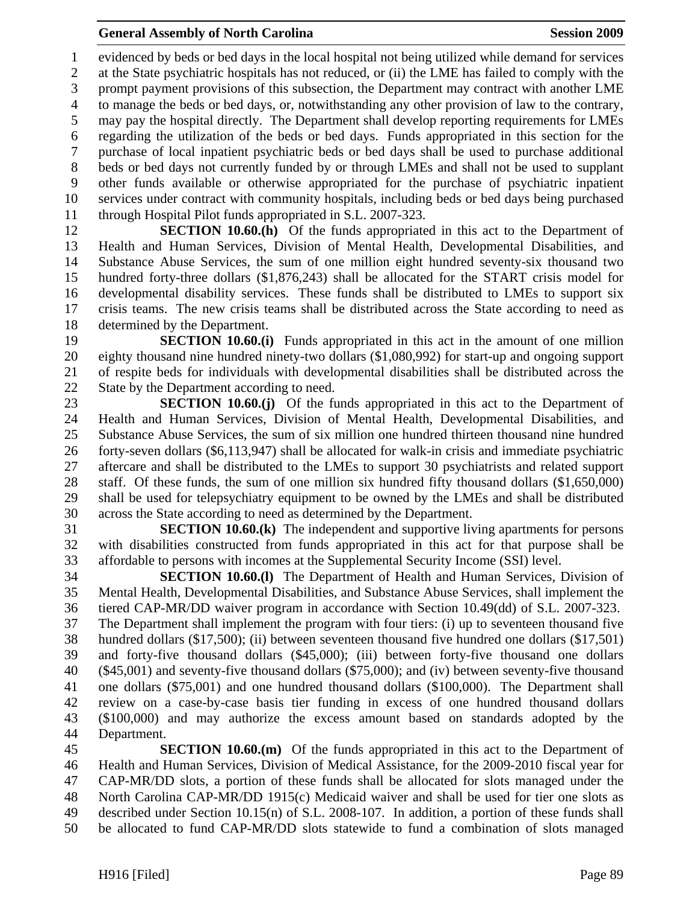evidenced by beds or bed days in the local hospital not being utilized while demand for services at the State psychiatric hospitals has not reduced, or (ii) the LME has failed to comply with the prompt payment provisions of this subsection, the Department may contract with another LME to manage the beds or bed days, or, notwithstanding any other provision of law to the contrary, may pay the hospital directly. The Department shall develop reporting requirements for LMEs regarding the utilization of the beds or bed days. Funds appropriated in this section for the purchase of local inpatient psychiatric beds or bed days shall be used to purchase additional beds or bed days not currently funded by or through LMEs and shall not be used to supplant other funds available or otherwise appropriated for the purchase of psychiatric inpatient services under contract with community hospitals, including beds or bed days being purchased through Hospital Pilot funds appropriated in S.L. 2007-323.

**SECTION 10.60.(h)** Of the funds appropriated in this act to the Department of Health and Human Services, Division of Mental Health, Developmental Disabilities, and Substance Abuse Services, the sum of one million eight hundred seventy-six thousand two hundred forty-three dollars ($1,876,243) shall be allocated for the START crisis model for developmental disability services. These funds shall be distributed to LMEs to support six crisis teams. The new crisis teams shall be distributed across the State according to need as determined by the Department.

**SECTION 10.60.(i)** Funds appropriated in this act in the amount of one million eighty thousand nine hundred ninety-two dollars ($1,080,992) for start-up and ongoing support of respite beds for individuals with developmental disabilities shall be distributed across the State by the Department according to need.

**SECTION 10.60.(j)** Of the funds appropriated in this act to the Department of Health and Human Services, Division of Mental Health, Developmental Disabilities, and Substance Abuse Services, the sum of six million one hundred thirteen thousand nine hundred forty-seven dollars ($6,113,947) shall be allocated for walk-in crisis and immediate psychiatric aftercare and shall be distributed to the LMEs to support 30 psychiatrists and related support staff. Of these funds, the sum of one million six hundred fifty thousand dollars ($1,650,000) shall be used for telepsychiatry equipment to be owned by the LMEs and shall be distributed across the State according to need as determined by the Department.

**SECTION 10.60.(k)** The independent and supportive living apartments for persons with disabilities constructed from funds appropriated in this act for that purpose shall be affordable to persons with incomes at the Supplemental Security Income (SSI) level.

**SECTION 10.60.(l)** The Department of Health and Human Services, Division of Mental Health, Developmental Disabilities, and Substance Abuse Services, shall implement the tiered CAP-MR/DD waiver program in accordance with Section 10.49(dd) of S.L. 2007-323. The Department shall implement the program with four tiers: (i) up to seventeen thousand five hundred dollars ($17,500); (ii) between seventeen thousand five hundred one dollars ($17,501) and forty-five thousand dollars ($45,000); (iii) between forty-five thousand one dollars ($45,001) and seventy-five thousand dollars ($75,000); and (iv) between seventy-five thousand one dollars ($75,001) and one hundred thousand dollars ($100,000). The Department shall review on a case-by-case basis tier funding in excess of one hundred thousand dollars ($100,000) and may authorize the excess amount based on standards adopted by the Department.

**SECTION 10.60.(m)** Of the funds appropriated in this act to the Department of Health and Human Services, Division of Medical Assistance, for the 2009-2010 fiscal year for CAP-MR/DD slots, a portion of these funds shall be allocated for slots managed under the North Carolina CAP-MR/DD 1915(c) Medicaid waiver and shall be used for tier one slots as described under Section 10.15(n) of S.L. 2008-107. In addition, a portion of these funds shall be allocated to fund CAP-MR/DD slots statewide to fund a combination of slots managed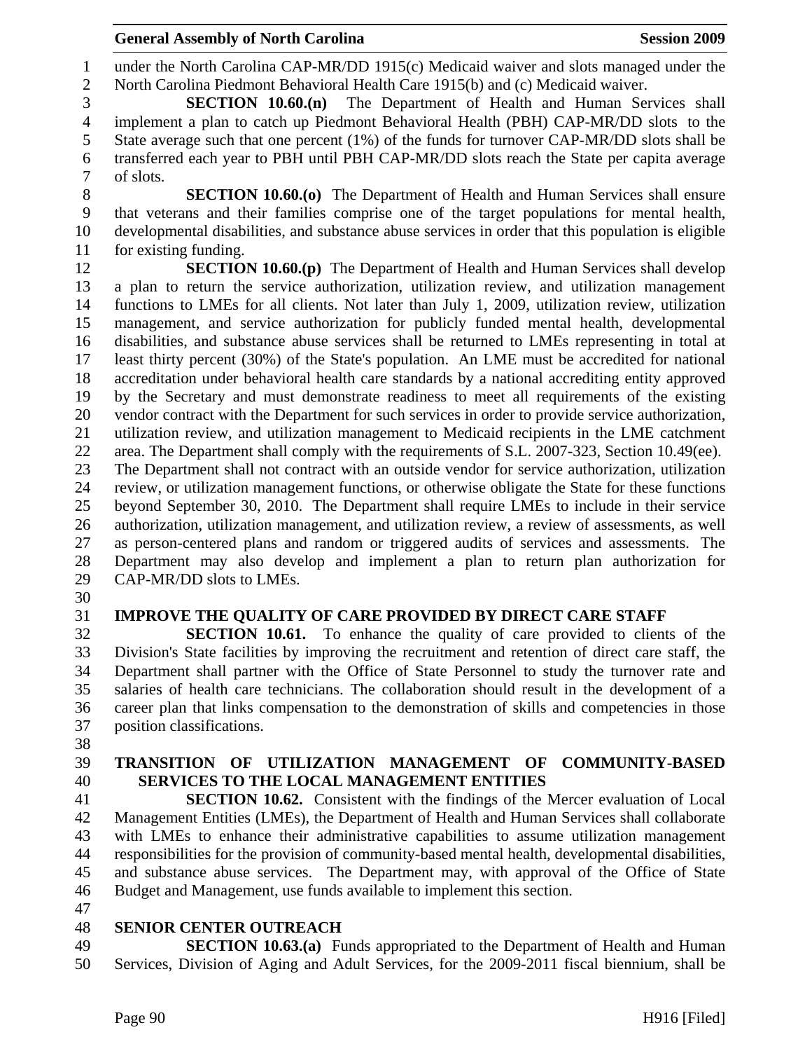under the North Carolina CAP-MR/DD 1915(c) Medicaid waiver and slots managed under the North Carolina Piedmont Behavioral Health Care 1915(b) and (c) Medicaid waiver.

**SECTION 10.60.(n)** The Department of Health and Human Services shall implement a plan to catch up Piedmont Behavioral Health (PBH) CAP-MR/DD slots to the State average such that one percent (1%) of the funds for turnover CAP-MR/DD slots shall be transferred each year to PBH until PBH CAP-MR/DD slots reach the State per capita average of slots.

**SECTION 10.60.(o)** The Department of Health and Human Services shall ensure that veterans and their families comprise one of the target populations for mental health, developmental disabilities, and substance abuse services in order that this population is eligible for existing funding.

**SECTION 10.60.(p)** The Department of Health and Human Services shall develop a plan to return the service authorization, utilization review, and utilization management functions to LMEs for all clients. Not later than July 1, 2009, utilization review, utilization management, and service authorization for publicly funded mental health, developmental disabilities, and substance abuse services shall be returned to LMEs representing in total at least thirty percent (30%) of the State's population. An LME must be accredited for national accreditation under behavioral health care standards by a national accrediting entity approved by the Secretary and must demonstrate readiness to meet all requirements of the existing vendor contract with the Department for such services in order to provide service authorization, utilization review, and utilization management to Medicaid recipients in the LME catchment area. The Department shall comply with the requirements of S.L. 2007-323, Section 10.49(ee). The Department shall not contract with an outside vendor for service authorization, utilization review, or utilization management functions, or otherwise obligate the State for these functions beyond September 30, 2010. The Department shall require LMEs to include in their service authorization, utilization management, and utilization review, a review of assessments, as well as person-centered plans and random or triggered audits of services and assessments. The Department may also develop and implement a plan to return plan authorization for CAP-MR/DD slots to LMEs.

## IMPROVE THE QUALITY OF CARE PROVIDED BY DIRECT CARE STAFF

**SECTION 10.61.** To enhance the quality of care provided to clients of the Division's State facilities by improving the recruitment and retention of direct care staff, the Department shall partner with the Office of State Personnel to study the turnover rate and salaries of health care technicians. The collaboration should result in the development of a career plan that links compensation to the demonstration of skills and competencies in those position classifications.

## TRANSITION OF UTILIZATION MANAGEMENT OF COMMUNITY-BASED SERVICES TO THE LOCAL MANAGEMENT ENTITIES

**SECTION 10.62.** Consistent with the findings of the Mercer evaluation of Local Management Entities (LMEs), the Department of Health and Human Services shall collaborate with LMEs to enhance their administrative capabilities to assume utilization management responsibilities for the provision of community-based mental health, developmental disabilities, and substance abuse services. The Department may, with approval of the Office of State Budget and Management, use funds available to implement this section.

## SENIOR CENTER OUTREACH

**SECTION 10.63.(a)** Funds appropriated to the Department of Health and Human Services, Division of Aging and Adult Services, for the 2009-2011 fiscal biennium, shall be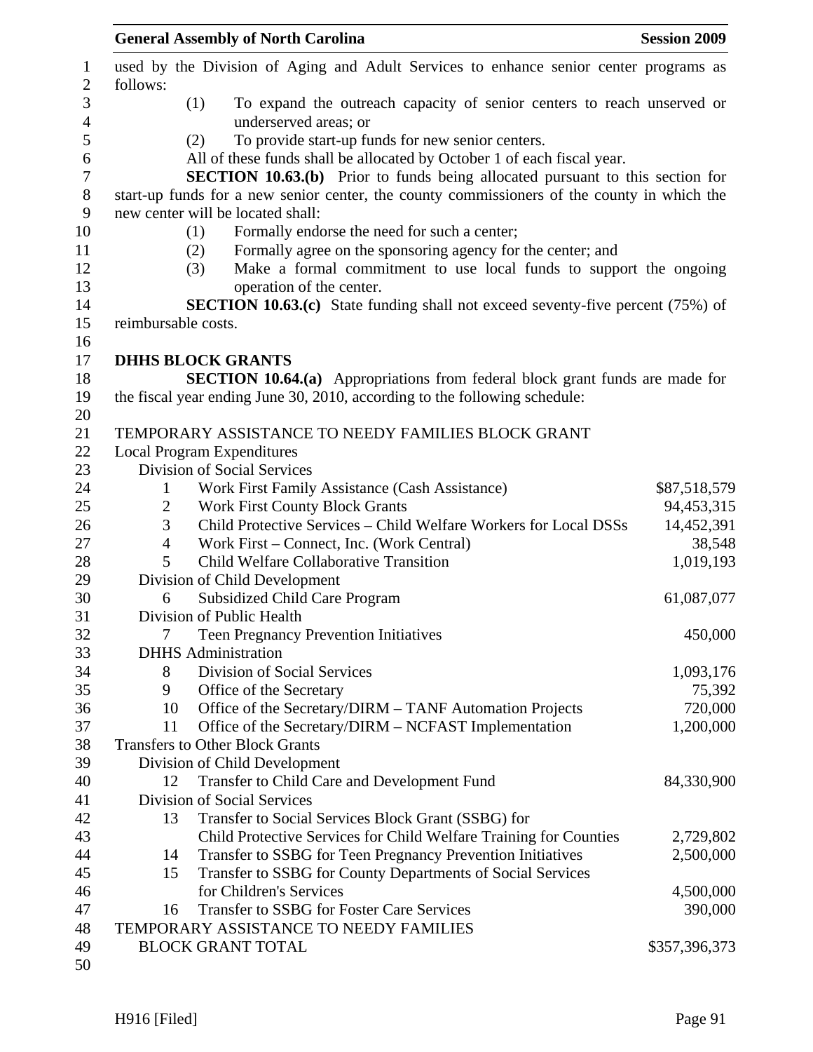used by the Division of Aging and Adult Services to enhance senior center programs as follows:

(1) To expand the outreach capacity of senior centers to reach unserved or underserved areas; or

(2) To provide start-up funds for new senior centers.

All of these funds shall be allocated by October 1 of each fiscal year.

**SECTION 10.63.(b)** Prior to funds being allocated pursuant to this section for start-up funds for a new senior center, the county commissioners of the county in which the new center will be located shall:

(1) Formally endorse the need for such a center;

(2) Formally agree on the sponsoring agency for the center; and

(3) Make a formal commitment to use local funds to support the ongoing operation of the center.

**SECTION 10.63.(c)** State funding shall not exceed seventy-five percent (75%) of reimbursable costs.

**DHHS BLOCK GRANTS**

**SECTION 10.64.(a)** Appropriations from federal block grant funds are made for the fiscal year ending June 30, 2010, according to the following schedule:

TEMPORARY ASSISTANCE TO NEEDY FAMILIES BLOCK GRANT

| | | |
|---|---|---|
| Local Program Expenditures | | |
| Division of Social Services | | |
| 1 | Work First Family Assistance (Cash Assistance) | $87,518,579 |
| 2 | Work First County Block Grants | 94,453,315 |
| 3 | Child Protective Services – Child Welfare Workers for Local DSSs | 14,452,391 |
| 4 | Work First – Connect, Inc. (Work Central) | 38,548 |
| 5 | Child Welfare Collaborative Transition | 1,019,193 |
| Division of Child Development | | |
| 6 | Subsidized Child Care Program | 61,087,077 |
| Division of Public Health | | |
| 7 | Teen Pregnancy Prevention Initiatives | 450,000 |
| DHHS Administration | | |
| 8 | Division of Social Services | 1,093,176 |
| 9 | Office of the Secretary | 75,392 |
| 10 | Office of the Secretary/DIRM – TANF Automation Projects | 720,000 |
| 11 | Office of the Secretary/DIRM – NCFAST Implementation | 1,200,000 |
| Transfers to Other Block Grants | | |
| Division of Child Development | | |
| 12 | Transfer to Child Care and Development Fund | 84,330,900 |
| Division of Social Services | | |
| 13 | Transfer to Social Services Block Grant (SSBG) for Child Protective Services for Child Welfare Training for Counties | 2,729,802 |
| 14 | Transfer to SSBG for Teen Pregnancy Prevention Initiatives | 2,500,000 |
| 15 | Transfer to SSBG for County Departments of Social Services for Children's Services | 4,500,000 |
| 16 | Transfer to SSBG for Foster Care Services | 390,000 |
| TEMPORARY ASSISTANCE TO NEEDY FAMILIES BLOCK GRANT TOTAL | | $357,396,373 |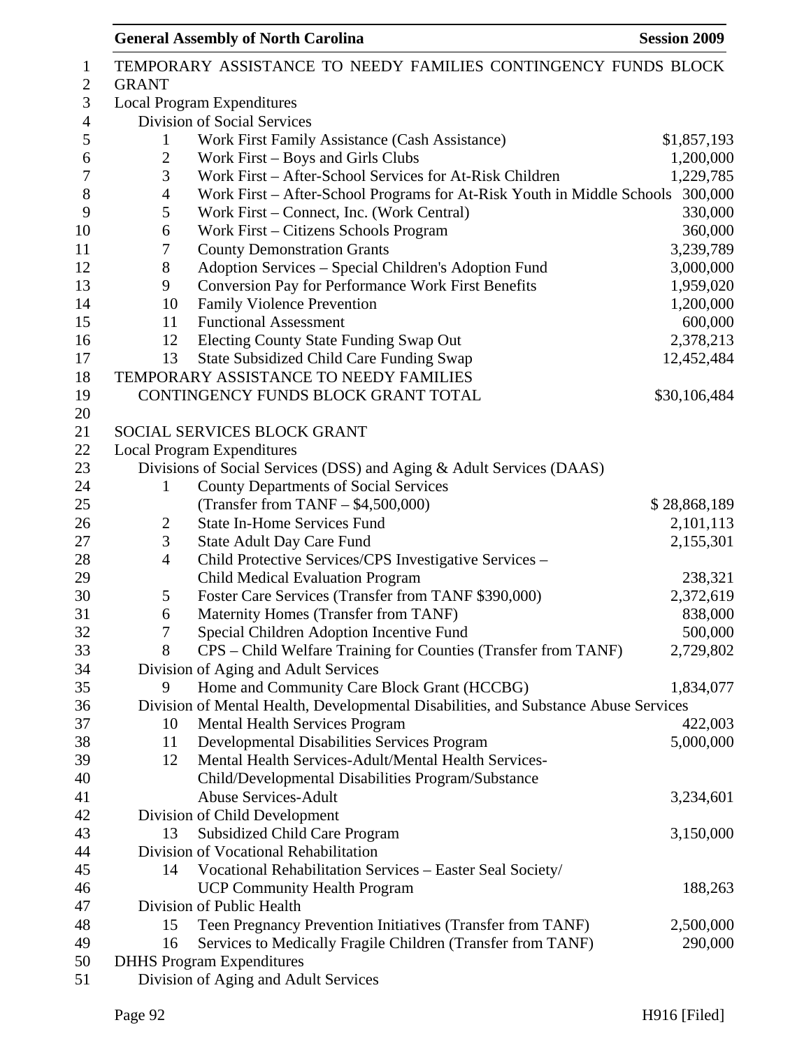TEMPORARY ASSISTANCE TO NEEDY FAMILIES CONTINGENCY FUNDS BLOCK GRANT

Local Program Expenditures

Division of Social Services

| | | |
|---|---|---|
| 1 | Work First Family Assistance (Cash Assistance) | $1,857,193 |
| 2 | Work First – Boys and Girls Clubs | 1,200,000 |
| 3 | Work First – After-School Services for At-Risk Children | 1,229,785 |
| 4 | Work First – After-School Programs for At-Risk Youth in Middle Schools | 300,000 |
| 5 | Work First – Connect, Inc. (Work Central) | 330,000 |
| 6 | Work First – Citizens Schools Program | 360,000 |
| 7 | County Demonstration Grants | 3,239,789 |
| 8 | Adoption Services – Special Children's Adoption Fund | 3,000,000 |
| 9 | Conversion Pay for Performance Work First Benefits | 1,959,020 |
| 10 | Family Violence Prevention | 1,200,000 |
| 11 | Functional Assessment | 600,000 |
| 12 | Electing County State Funding Swap Out | 2,378,213 |
| 13 | State Subsidized Child Care Funding Swap | 12,452,484 |

TEMPORARY ASSISTANCE TO NEEDY FAMILIES CONTINGENCY FUNDS BLOCK GRANT TOTAL — $30,106,484

SOCIAL SERVICES BLOCK GRANT

Local Program Expenditures

Divisions of Social Services (DSS) and Aging & Adult Services (DAAS)

| | | |
|---|---|---|
| 1 | County Departments of Social Services (Transfer from TANF – $4,500,000) | $ 28,868,189 |
| 2 | State In-Home Services Fund | 2,101,113 |
| 3 | State Adult Day Care Fund | 2,155,301 |
| 4 | Child Protective Services/CPS Investigative Services – Child Medical Evaluation Program | 238,321 |
| 5 | Foster Care Services (Transfer from TANF $390,000) | 2,372,619 |
| 6 | Maternity Homes (Transfer from TANF) | 838,000 |
| 7 | Special Children Adoption Incentive Fund | 500,000 |
| 8 | CPS – Child Welfare Training for Counties (Transfer from TANF) | 2,729,802 |

Division of Aging and Adult Services

| | | |
|---|---|---|
| 9 | Home and Community Care Block Grant (HCCBG) | 1,834,077 |

Division of Mental Health, Developmental Disabilities, and Substance Abuse Services

| | | |
|---|---|---|
| 10 | Mental Health Services Program | 422,003 |
| 11 | Developmental Disabilities Services Program | 5,000,000 |
| 12 | Mental Health Services-Adult/Mental Health Services-Child/Developmental Disabilities Program/Substance Abuse Services-Adult | 3,234,601 |

Division of Child Development

| | | |
|---|---|---|
| 13 | Subsidized Child Care Program | 3,150,000 |

Division of Vocational Rehabilitation

| | | |
|---|---|---|
| 14 | Vocational Rehabilitation Services – Easter Seal Society/ UCP Community Health Program | 188,263 |

Division of Public Health

| | | |
|---|---|---|
| 15 | Teen Pregnancy Prevention Initiatives (Transfer from TANF) | 2,500,000 |
| 16 | Services to Medically Fragile Children (Transfer from TANF) | 290,000 |

DHHS Program Expenditures

Division of Aging and Adult Services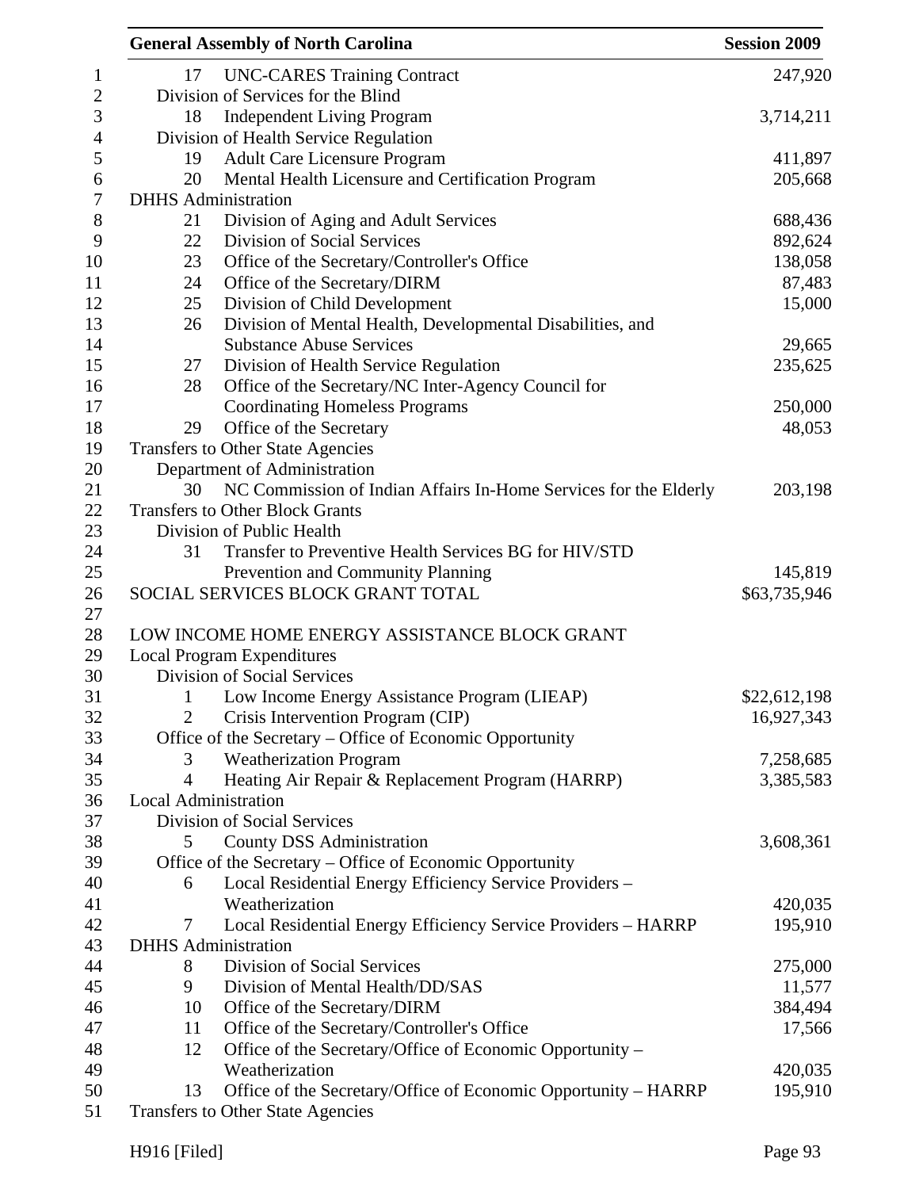| | | |
|---|---|---|
| 17 | UNC-CARES Training Contract | 247,920 |
| Division of Services for the Blind | | |
| 18 | Independent Living Program | 3,714,211 |
| Division of Health Service Regulation | | |
| 19 | Adult Care Licensure Program | 411,897 |
| 20 | Mental Health Licensure and Certification Program | 205,668 |
| DHHS Administration | | |
| 21 | Division of Aging and Adult Services | 688,436 |
| 22 | Division of Social Services | 892,624 |
| 23 | Office of the Secretary/Controller's Office | 138,058 |
| 24 | Office of the Secretary/DIRM | 87,483 |
| 25 | Division of Child Development | 15,000 |
| 26 | Division of Mental Health, Developmental Disabilities, and Substance Abuse Services | 29,665 |
| 27 | Division of Health Service Regulation | 235,625 |
| 28 | Office of the Secretary/NC Inter-Agency Council for Coordinating Homeless Programs | 250,000 |
| 29 | Office of the Secretary | 48,053 |
| Transfers to Other State Agencies | | |
| Department of Administration | | |
| 30 | NC Commission of Indian Affairs In-Home Services for the Elderly | 203,198 |
| Transfers to Other Block Grants | | |
| Division of Public Health | | |
| 31 | Transfer to Preventive Health Services BG for HIV/STD Prevention and Community Planning | 145,819 |
| SOCIAL SERVICES BLOCK GRANT TOTAL | | $63,735,946 |

LOW INCOME HOME ENERGY ASSISTANCE BLOCK GRANT

| | | |
|---|---|---|
| Local Program Expenditures | | |
| Division of Social Services | | |
| 1 | Low Income Energy Assistance Program (LIEAP) | $22,612,198 |
| 2 | Crisis Intervention Program (CIP) | 16,927,343 |
| Office of the Secretary – Office of Economic Opportunity | | |
| 3 | Weatherization Program | 7,258,685 |
| 4 | Heating Air Repair & Replacement Program (HARRP) | 3,385,583 |
| Local Administration | | |
| Division of Social Services | | |
| 5 | County DSS Administration | 3,608,361 |
| Office of the Secretary – Office of Economic Opportunity | | |
| 6 | Local Residential Energy Efficiency Service Providers – Weatherization | 420,035 |
| 7 | Local Residential Energy Efficiency Service Providers – HARRP | 195,910 |
| DHHS Administration | | |
| 8 | Division of Social Services | 275,000 |
| 9 | Division of Mental Health/DD/SAS | 11,577 |
| 10 | Office of the Secretary/DIRM | 384,494 |
| 11 | Office of the Secretary/Controller's Office | 17,566 |
| 12 | Office of the Secretary/Office of Economic Opportunity – Weatherization | 420,035 |
| 13 | Office of the Secretary/Office of Economic Opportunity – HARRP | 195,910 |
| Transfers to Other State Agencies | | |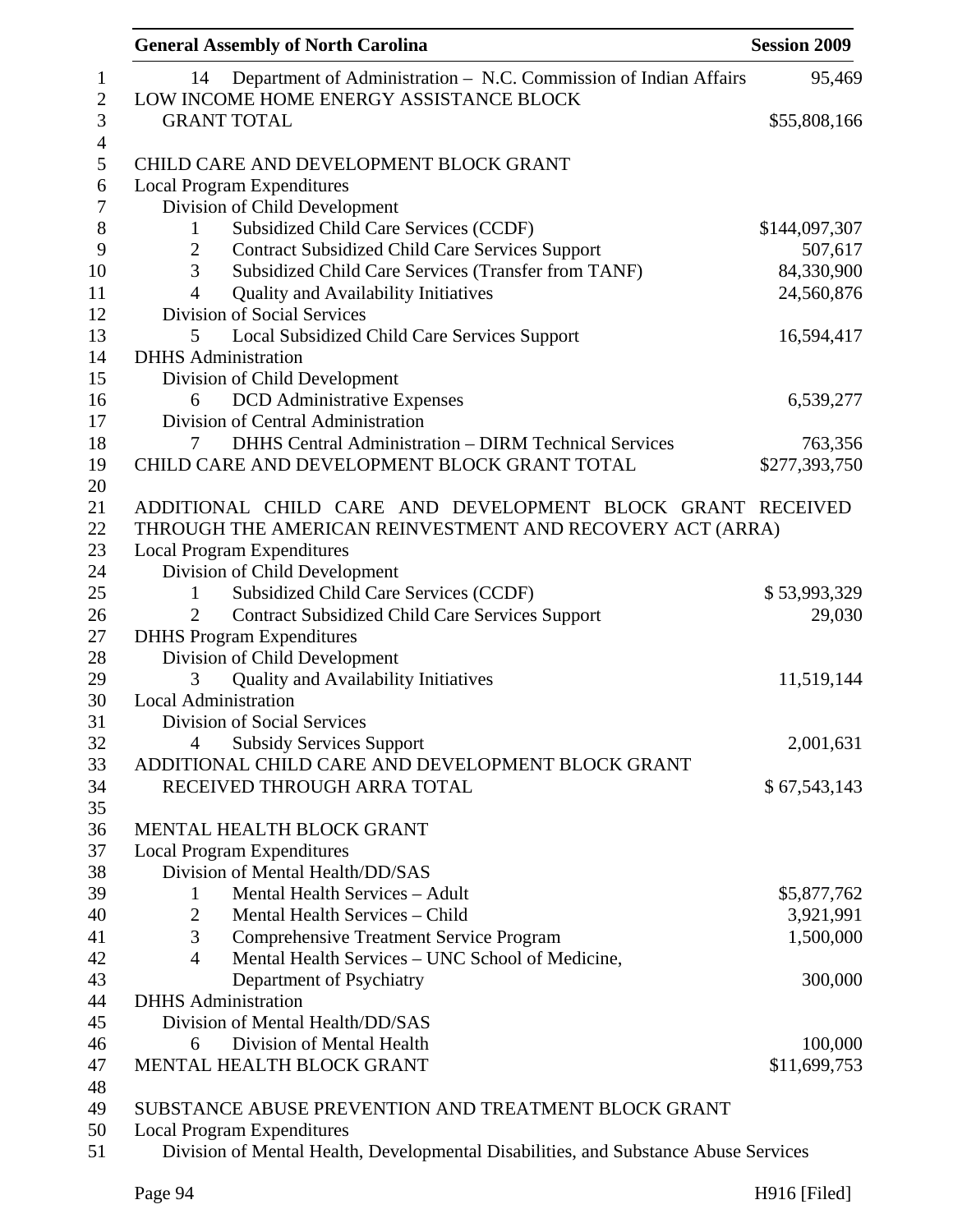| | | |
|---|---|---|
| 14 | Department of Administration – N.C. Commission of Indian Affairs | 95,469 |
| LOW INCOME HOME ENERGY ASSISTANCE BLOCK GRANT TOTAL | | $55,808,166 |

CHILD CARE AND DEVELOPMENT BLOCK GRANT

| | | |
|---|---|---|
| **Local Program Expenditures** | | |
| Division of Child Development | | |
| 1 | Subsidized Child Care Services (CCDF) | $144,097,307 |
| 2 | Contract Subsidized Child Care Services Support | 507,617 |
| 3 | Subsidized Child Care Services (Transfer from TANF) | 84,330,900 |
| 4 | Quality and Availability Initiatives | 24,560,876 |
| Division of Social Services | | |
| 5 | Local Subsidized Child Care Services Support | 16,594,417 |
| **DHHS Administration** | | |
| Division of Child Development | | |
| 6 | DCD Administrative Expenses | 6,539,277 |
| Division of Central Administration | | |
| 7 | DHHS Central Administration – DIRM Technical Services | 763,356 |
| CHILD CARE AND DEVELOPMENT BLOCK GRANT TOTAL | | $277,393,750 |

ADDITIONAL CHILD CARE AND DEVELOPMENT BLOCK GRANT RECEIVED THROUGH THE AMERICAN REINVESTMENT AND RECOVERY ACT (ARRA)

| | | |
|---|---|---|
| **Local Program Expenditures** | | |
| Division of Child Development | | |
| 1 | Subsidized Child Care Services (CCDF) | $ 53,993,329 |
| 2 | Contract Subsidized Child Care Services Support | 29,030 |
| **DHHS Program Expenditures** | | |
| Division of Child Development | | |
| 3 | Quality and Availability Initiatives | 11,519,144 |
| **Local Administration** | | |
| Division of Social Services | | |
| 4 | Subsidy Services Support | 2,001,631 |
| ADDITIONAL CHILD CARE AND DEVELOPMENT BLOCK GRANT RECEIVED THROUGH ARRA TOTAL | | $ 67,543,143 |

MENTAL HEALTH BLOCK GRANT

| | | |
|---|---|---|
| **Local Program Expenditures** | | |
| Division of Mental Health/DD/SAS | | |
| 1 | Mental Health Services – Adult | $5,877,762 |
| 2 | Mental Health Services – Child | 3,921,991 |
| 3 | Comprehensive Treatment Service Program | 1,500,000 |
| 4 | Mental Health Services – UNC School of Medicine, Department of Psychiatry | 300,000 |
| **DHHS Administration** | | |
| Division of Mental Health/DD/SAS | | |
| 6 | Division of Mental Health | 100,000 |
| MENTAL HEALTH BLOCK GRANT | | $11,699,753 |

SUBSTANCE ABUSE PREVENTION AND TREATMENT BLOCK GRANT

Local Program Expenditures

Division of Mental Health, Developmental Disabilities, and Substance Abuse Services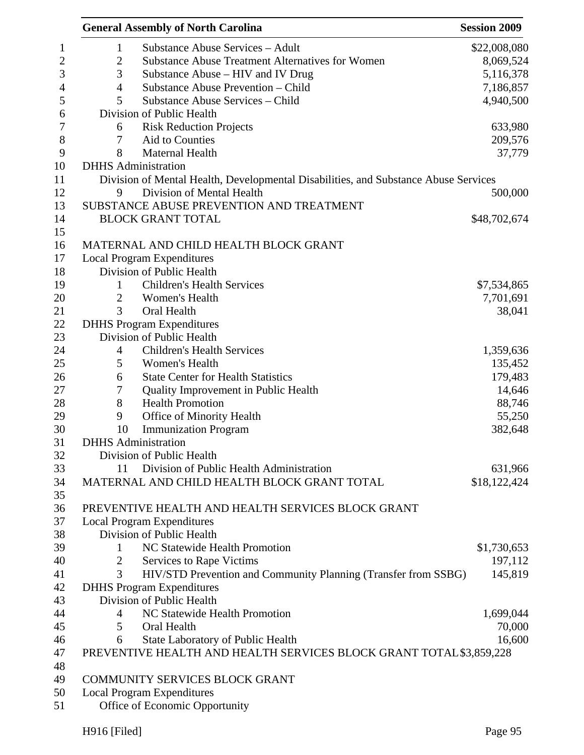| | | |
|---|---|---|
| 1 | Substance Abuse Services – Adult | $22,008,080 |
| 2 | Substance Abuse Treatment Alternatives for Women | 8,069,524 |
| 3 | Substance Abuse – HIV and IV Drug | 5,116,378 |
| 4 | Substance Abuse Prevention – Child | 7,186,857 |
| 5 | Substance Abuse Services – Child | 4,940,500 |
| Division of Public Health | | |
| 6 | Risk Reduction Projects | 633,980 |
| 7 | Aid to Counties | 209,576 |
| 8 | Maternal Health | 37,779 |
| **DHHS Administration** | | |
| Division of Mental Health, Developmental Disabilities, and Substance Abuse Services | | |
| 9 | Division of Mental Health | 500,000 |
| SUBSTANCE ABUSE PREVENTION AND TREATMENT BLOCK GRANT TOTAL | | $48,702,674 |

MATERNAL AND CHILD HEALTH BLOCK GRANT

| | | |
|---|---|---|
| **Local Program Expenditures** | | |
| Division of Public Health | | |
| 1 | Children's Health Services | $7,534,865 |
| 2 | Women's Health | 7,701,691 |
| 3 | Oral Health | 38,041 |
| **DHHS Program Expenditures** | | |
| Division of Public Health | | |
| 4 | Children's Health Services | 1,359,636 |
| 5 | Women's Health | 135,452 |
| 6 | State Center for Health Statistics | 179,483 |
| 7 | Quality Improvement in Public Health | 14,646 |
| 8 | Health Promotion | 88,746 |
| 9 | Office of Minority Health | 55,250 |
| 10 | Immunization Program | 382,648 |
| **DHHS Administration** | | |
| Division of Public Health | | |
| 11 | Division of Public Health Administration | 631,966 |
| MATERNAL AND CHILD HEALTH BLOCK GRANT TOTAL | | $18,122,424 |

PREVENTIVE HEALTH AND HEALTH SERVICES BLOCK GRANT

| | | |
|---|---|---|
| **Local Program Expenditures** | | |
| Division of Public Health | | |
| 1 | NC Statewide Health Promotion | $1,730,653 |
| 2 | Services to Rape Victims | 197,112 |
| 3 | HIV/STD Prevention and Community Planning (Transfer from SSBG) | 145,819 |
| **DHHS Program Expenditures** | | |
| Division of Public Health | | |
| 4 | NC Statewide Health Promotion | 1,699,044 |
| 5 | Oral Health | 70,000 |
| 6 | State Laboratory of Public Health | 16,600 |
| PREVENTIVE HEALTH AND HEALTH SERVICES BLOCK GRANT TOTAL | | $3,859,228 |

COMMUNITY SERVICES BLOCK GRANT

Local Program Expenditures

Office of Economic Opportunity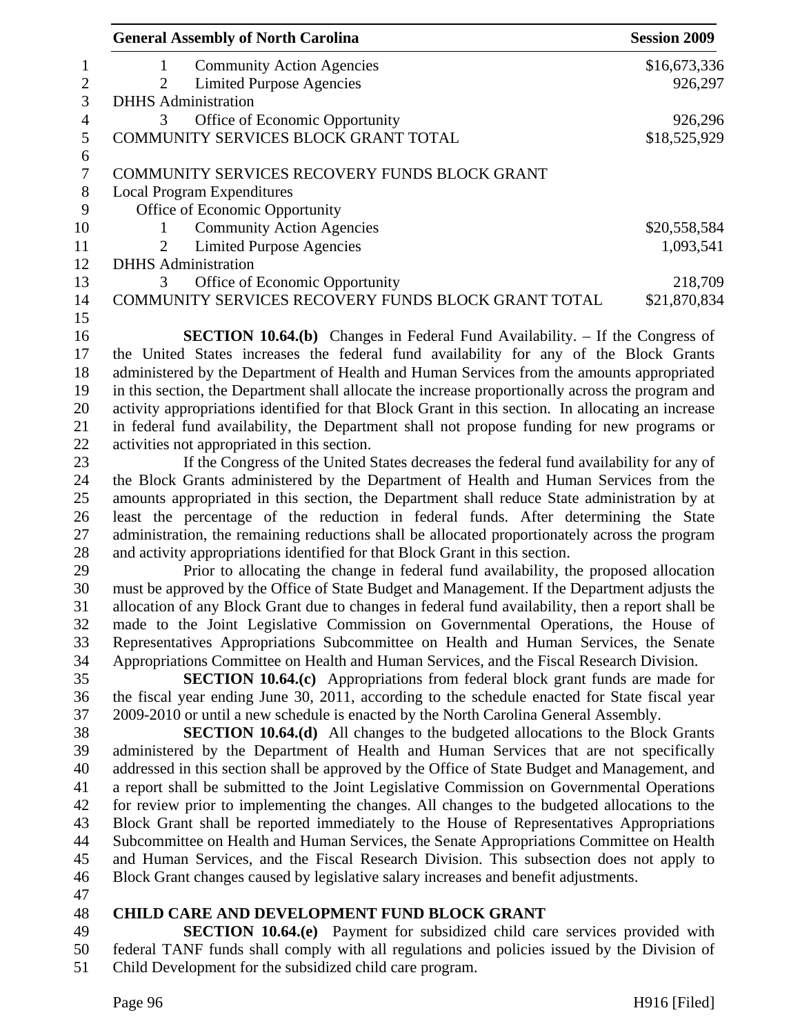| | |
|---|---|
| 1 Community Action Agencies | \$16,673,336 |
| 2 Limited Purpose Agencies | 926,297 |
| DHHS Administration | |
| 3 Office of Economic Opportunity | 926,296 |
| COMMUNITY SERVICES BLOCK GRANT TOTAL | \$18,525,929 |

| | |
|---|---|
| COMMUNITY SERVICES RECOVERY FUNDS BLOCK GRANT | |
| Local Program Expenditures | |
| Office of Economic Opportunity | |
| 1 Community Action Agencies | \$20,558,584 |
| 2 Limited Purpose Agencies | 1,093,541 |
| DHHS Administration | |
| 3 Office of Economic Opportunity | 218,709 |
| COMMUNITY SERVICES RECOVERY FUNDS BLOCK GRANT TOTAL | \$21,870,834 |

**SECTION 10.64.(b)** Changes in Federal Fund Availability. – If the Congress of the United States increases the federal fund availability for any of the Block Grants administered by the Department of Health and Human Services from the amounts appropriated in this section, the Department shall allocate the increase proportionally across the program and activity appropriations identified for that Block Grant in this section. In allocating an increase in federal fund availability, the Department shall not propose funding for new programs or activities not appropriated in this section.

If the Congress of the United States decreases the federal fund availability for any of the Block Grants administered by the Department of Health and Human Services from the amounts appropriated in this section, the Department shall reduce State administration by at least the percentage of the reduction in federal funds. After determining the State administration, the remaining reductions shall be allocated proportionately across the program and activity appropriations identified for that Block Grant in this section.

Prior to allocating the change in federal fund availability, the proposed allocation must be approved by the Office of State Budget and Management. If the Department adjusts the allocation of any Block Grant due to changes in federal fund availability, then a report shall be made to the Joint Legislative Commission on Governmental Operations, the House of Representatives Appropriations Subcommittee on Health and Human Services, the Senate Appropriations Committee on Health and Human Services, and the Fiscal Research Division.

**SECTION 10.64.(c)** Appropriations from federal block grant funds are made for the fiscal year ending June 30, 2011, according to the schedule enacted for State fiscal year 2009-2010 or until a new schedule is enacted by the North Carolina General Assembly.

**SECTION 10.64.(d)** All changes to the budgeted allocations to the Block Grants administered by the Department of Health and Human Services that are not specifically addressed in this section shall be approved by the Office of State Budget and Management, and a report shall be submitted to the Joint Legislative Commission on Governmental Operations for review prior to implementing the changes. All changes to the budgeted allocations to the Block Grant shall be reported immediately to the House of Representatives Appropriations Subcommittee on Health and Human Services, the Senate Appropriations Committee on Health and Human Services, and the Fiscal Research Division. This subsection does not apply to Block Grant changes caused by legislative salary increases and benefit adjustments.

**CHILD CARE AND DEVELOPMENT FUND BLOCK GRANT**

**SECTION 10.64.(e)** Payment for subsidized child care services provided with federal TANF funds shall comply with all regulations and policies issued by the Division of Child Development for the subsidized child care program.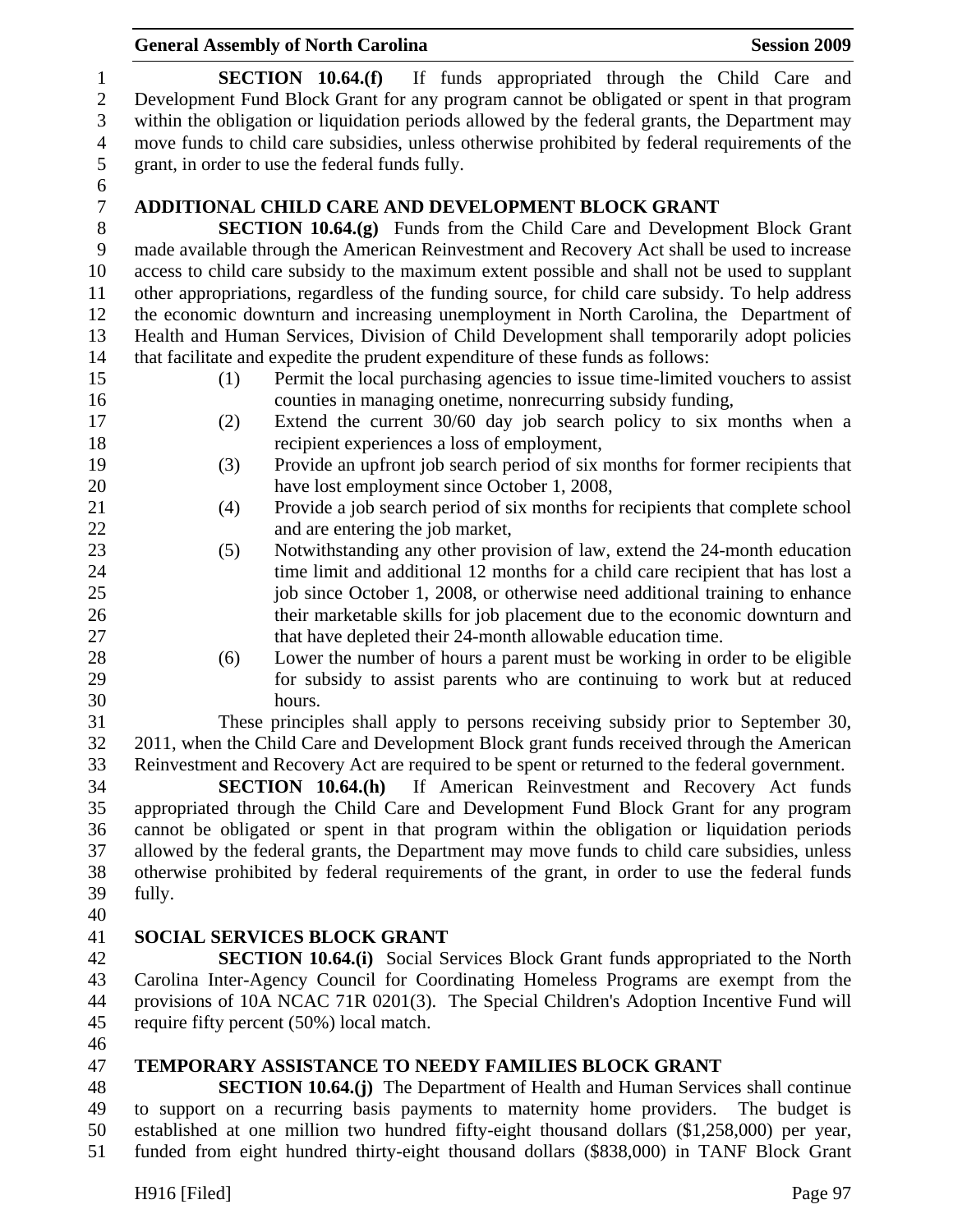**SECTION 10.64.(f)** If funds appropriated through the Child Care and Development Fund Block Grant for any program cannot be obligated or spent in that program within the obligation or liquidation periods allowed by the federal grants, the Department may move funds to child care subsidies, unless otherwise prohibited by federal requirements of the grant, in order to use the federal funds fully.

### ADDITIONAL CHILD CARE AND DEVELOPMENT BLOCK GRANT

**SECTION 10.64.(g)** Funds from the Child Care and Development Block Grant made available through the American Reinvestment and Recovery Act shall be used to increase access to child care subsidy to the maximum extent possible and shall not be used to supplant other appropriations, regardless of the funding source, for child care subsidy. To help address the economic downturn and increasing unemployment in North Carolina, the Department of Health and Human Services, Division of Child Development shall temporarily adopt policies that facilitate and expedite the prudent expenditure of these funds as follows:

(1) Permit the local purchasing agencies to issue time-limited vouchers to assist counties in managing onetime, nonrecurring subsidy funding,

(2) Extend the current 30/60 day job search policy to six months when a recipient experiences a loss of employment,

(3) Provide an upfront job search period of six months for former recipients that have lost employment since October 1, 2008,

(4) Provide a job search period of six months for recipients that complete school and are entering the job market,

(5) Notwithstanding any other provision of law, extend the 24-month education time limit and additional 12 months for a child care recipient that has lost a job since October 1, 2008, or otherwise need additional training to enhance their marketable skills for job placement due to the economic downturn and that have depleted their 24-month allowable education time.

(6) Lower the number of hours a parent must be working in order to be eligible for subsidy to assist parents who are continuing to work but at reduced hours.

These principles shall apply to persons receiving subsidy prior to September 30, 2011, when the Child Care and Development Block grant funds received through the American Reinvestment and Recovery Act are required to be spent or returned to the federal government.

**SECTION 10.64.(h)** If American Reinvestment and Recovery Act funds appropriated through the Child Care and Development Fund Block Grant for any program cannot be obligated or spent in that program within the obligation or liquidation periods allowed by the federal grants, the Department may move funds to child care subsidies, unless otherwise prohibited by federal requirements of the grant, in order to use the federal funds fully.

### SOCIAL SERVICES BLOCK GRANT

**SECTION 10.64.(i)** Social Services Block Grant funds appropriated to the North Carolina Inter-Agency Council for Coordinating Homeless Programs are exempt from the provisions of 10A NCAC 71R 0201(3). The Special Children's Adoption Incentive Fund will require fifty percent (50%) local match.

### TEMPORARY ASSISTANCE TO NEEDY FAMILIES BLOCK GRANT

**SECTION 10.64.(j)** The Department of Health and Human Services shall continue to support on a recurring basis payments to maternity home providers. The budget is established at one million two hundred fifty-eight thousand dollars ($1,258,000) per year, funded from eight hundred thirty-eight thousand dollars ($838,000) in TANF Block Grant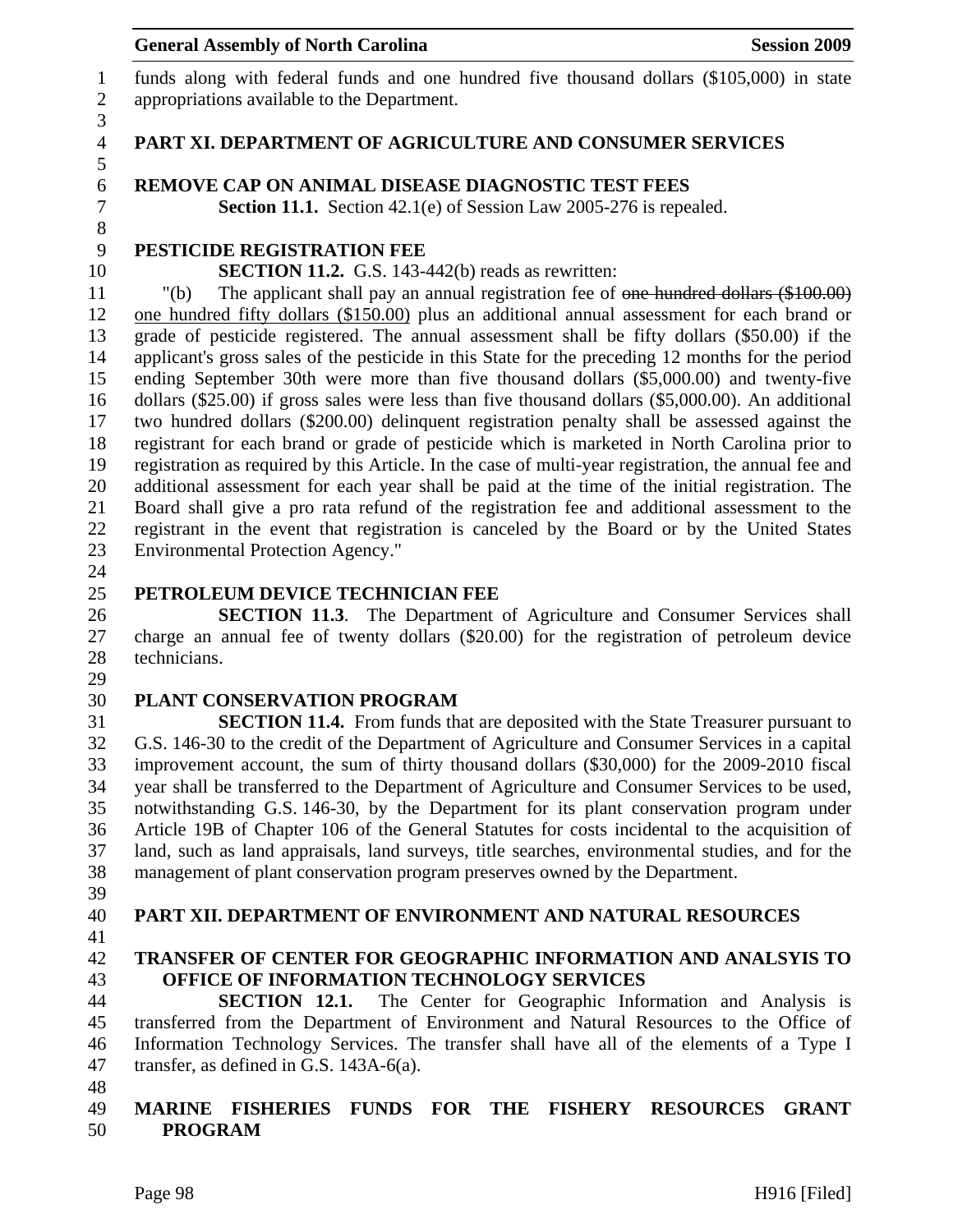funds along with federal funds and one hundred five thousand dollars ($105,000) in state appropriations available to the Department.

## PART XI. DEPARTMENT OF AGRICULTURE AND CONSUMER SERVICES

### REMOVE CAP ON ANIMAL DISEASE DIAGNOSTIC TEST FEES

**Section 11.1.** Section 42.1(e) of Session Law 2005-276 is repealed.

### PESTICIDE REGISTRATION FEE

**SECTION 11.2.** G.S. 143-442(b) reads as rewritten:

"(b) The applicant shall pay an annual registration fee of ~~one hundred dollars ($100.00)~~ <u>one hundred fifty dollars ($150.00)</u> plus an additional annual assessment for each brand or grade of pesticide registered. The annual assessment shall be fifty dollars ($50.00) if the applicant's gross sales of the pesticide in this State for the preceding 12 months for the period ending September 30th were more than five thousand dollars ($5,000.00) and twenty-five dollars ($25.00) if gross sales were less than five thousand dollars ($5,000.00). An additional two hundred dollars ($200.00) delinquent registration penalty shall be assessed against the registrant for each brand or grade of pesticide which is marketed in North Carolina prior to registration as required by this Article. In the case of multi-year registration, the annual fee and additional assessment for each year shall be paid at the time of the initial registration. The Board shall give a pro rata refund of the registration fee and additional assessment to the registrant in the event that registration is canceled by the Board or by the United States Environmental Protection Agency."

### PETROLEUM DEVICE TECHNICIAN FEE

**SECTION 11.3**. The Department of Agriculture and Consumer Services shall charge an annual fee of twenty dollars ($20.00) for the registration of petroleum device technicians.

### PLANT CONSERVATION PROGRAM

**SECTION 11.4.** From funds that are deposited with the State Treasurer pursuant to G.S. 146-30 to the credit of the Department of Agriculture and Consumer Services in a capital improvement account, the sum of thirty thousand dollars ($30,000) for the 2009-2010 fiscal year shall be transferred to the Department of Agriculture and Consumer Services to be used, notwithstanding G.S. 146-30, by the Department for its plant conservation program under Article 19B of Chapter 106 of the General Statutes for costs incidental to the acquisition of land, such as land appraisals, land surveys, title searches, environmental studies, and for the management of plant conservation program preserves owned by the Department.

## PART XII. DEPARTMENT OF ENVIRONMENT AND NATURAL RESOURCES

### TRANSFER OF CENTER FOR GEOGRAPHIC INFORMATION AND ANALSYIS TO OFFICE OF INFORMATION TECHNOLOGY SERVICES

**SECTION 12.1.** The Center for Geographic Information and Analysis is transferred from the Department of Environment and Natural Resources to the Office of Information Technology Services. The transfer shall have all of the elements of a Type I transfer, as defined in G.S. 143A-6(a).

### MARINE FISHERIES FUNDS FOR THE FISHERY RESOURCES GRANT PROGRAM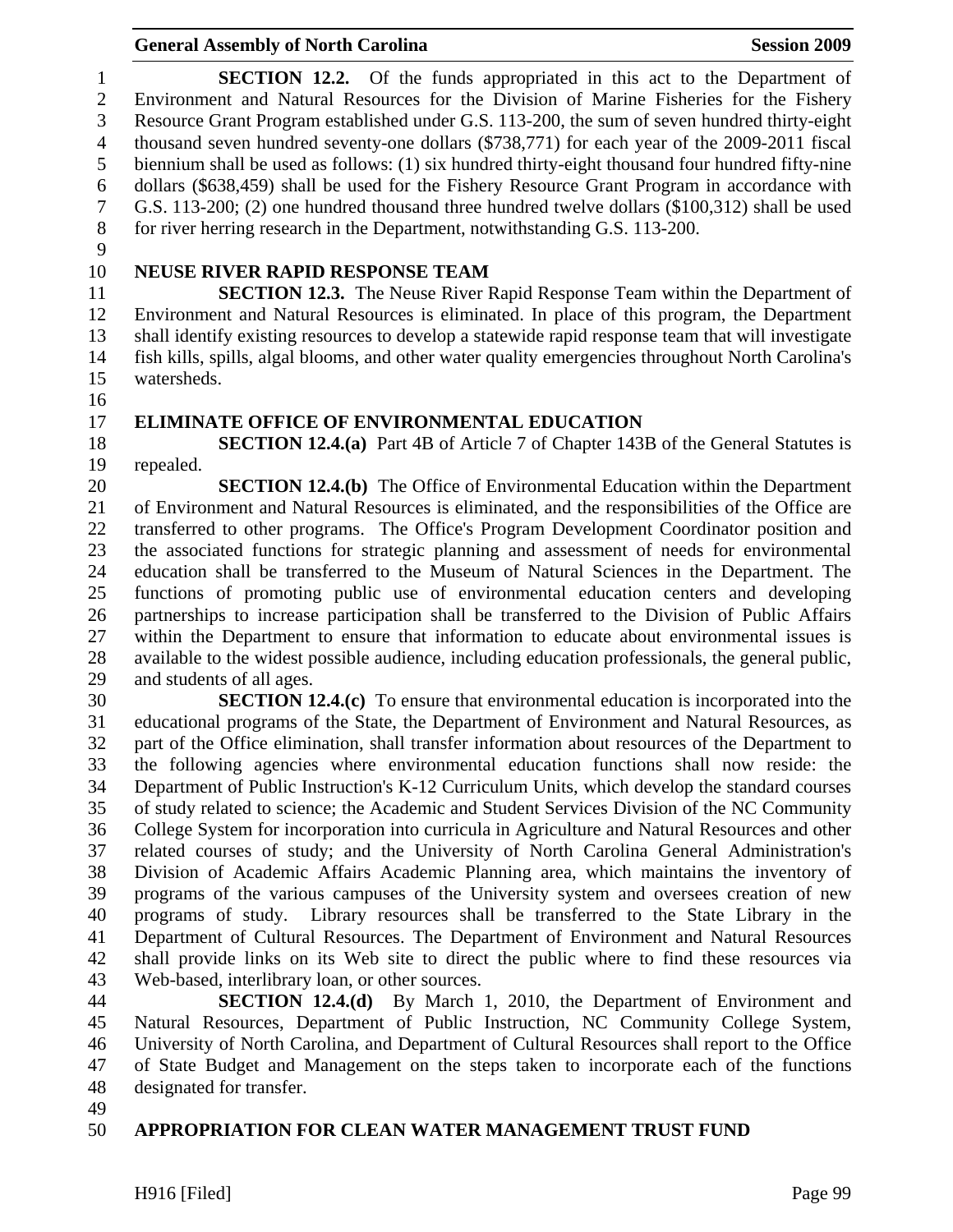**SECTION 12.2.** Of the funds appropriated in this act to the Department of Environment and Natural Resources for the Division of Marine Fisheries for the Fishery Resource Grant Program established under G.S. 113-200, the sum of seven hundred thirty-eight thousand seven hundred seventy-one dollars ($738,771) for each year of the 2009-2011 fiscal biennium shall be used as follows: (1) six hundred thirty-eight thousand four hundred fifty-nine dollars ($638,459) shall be used for the Fishery Resource Grant Program in accordance with G.S. 113-200; (2) one hundred thousand three hundred twelve dollars ($100,312) shall be used for river herring research in the Department, notwithstanding G.S. 113-200.

## NEUSE RIVER RAPID RESPONSE TEAM

**SECTION 12.3.** The Neuse River Rapid Response Team within the Department of Environment and Natural Resources is eliminated. In place of this program, the Department shall identify existing resources to develop a statewide rapid response team that will investigate fish kills, spills, algal blooms, and other water quality emergencies throughout North Carolina's watersheds.

## ELIMINATE OFFICE OF ENVIRONMENTAL EDUCATION

**SECTION 12.4.(a)** Part 4B of Article 7 of Chapter 143B of the General Statutes is repealed.

**SECTION 12.4.(b)** The Office of Environmental Education within the Department of Environment and Natural Resources is eliminated, and the responsibilities of the Office are transferred to other programs. The Office's Program Development Coordinator position and the associated functions for strategic planning and assessment of needs for environmental education shall be transferred to the Museum of Natural Sciences in the Department. The functions of promoting public use of environmental education centers and developing partnerships to increase participation shall be transferred to the Division of Public Affairs within the Department to ensure that information to educate about environmental issues is available to the widest possible audience, including education professionals, the general public, and students of all ages.

**SECTION 12.4.(c)** To ensure that environmental education is incorporated into the educational programs of the State, the Department of Environment and Natural Resources, as part of the Office elimination, shall transfer information about resources of the Department to the following agencies where environmental education functions shall now reside: the Department of Public Instruction's K-12 Curriculum Units, which develop the standard courses of study related to science; the Academic and Student Services Division of the NC Community College System for incorporation into curricula in Agriculture and Natural Resources and other related courses of study; and the University of North Carolina General Administration's Division of Academic Affairs Academic Planning area, which maintains the inventory of programs of the various campuses of the University system and oversees creation of new programs of study. Library resources shall be transferred to the State Library in the Department of Cultural Resources. The Department of Environment and Natural Resources shall provide links on its Web site to direct the public where to find these resources via Web-based, interlibrary loan, or other sources.

**SECTION 12.4.(d)** By March 1, 2010, the Department of Environment and Natural Resources, Department of Public Instruction, NC Community College System, University of North Carolina, and Department of Cultural Resources shall report to the Office of State Budget and Management on the steps taken to incorporate each of the functions designated for transfer.

## APPROPRIATION FOR CLEAN WATER MANAGEMENT TRUST FUND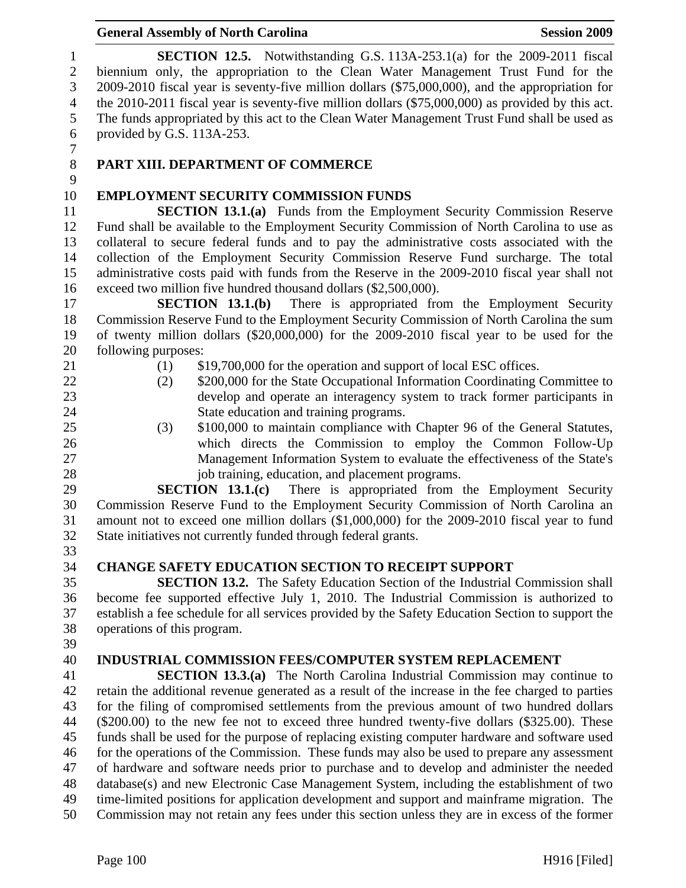**SECTION 12.5.** Notwithstanding G.S. 113A-253.1(a) for the 2009-2011 fiscal biennium only, the appropriation to the Clean Water Management Trust Fund for the 2009-2010 fiscal year is seventy-five million dollars ($75,000,000), and the appropriation for the 2010-2011 fiscal year is seventy-five million dollars ($75,000,000) as provided by this act. The funds appropriated by this act to the Clean Water Management Trust Fund shall be used as provided by G.S. 113A-253.

## PART XIII. DEPARTMENT OF COMMERCE

### EMPLOYMENT SECURITY COMMISSION FUNDS

**SECTION 13.1.(a)** Funds from the Employment Security Commission Reserve Fund shall be available to the Employment Security Commission of North Carolina to use as collateral to secure federal funds and to pay the administrative costs associated with the collection of the Employment Security Commission Reserve Fund surcharge. The total administrative costs paid with funds from the Reserve in the 2009-2010 fiscal year shall not exceed two million five hundred thousand dollars ($2,500,000).

**SECTION 13.1.(b)** There is appropriated from the Employment Security Commission Reserve Fund to the Employment Security Commission of North Carolina the sum of twenty million dollars ($20,000,000) for the 2009-2010 fiscal year to be used for the following purposes:

(1) $19,700,000 for the operation and support of local ESC offices.

(2) $200,000 for the State Occupational Information Coordinating Committee to develop and operate an interagency system to track former participants in State education and training programs.

(3) $100,000 to maintain compliance with Chapter 96 of the General Statutes, which directs the Commission to employ the Common Follow-Up Management Information System to evaluate the effectiveness of the State's job training, education, and placement programs.

**SECTION 13.1.(c)** There is appropriated from the Employment Security Commission Reserve Fund to the Employment Security Commission of North Carolina an amount not to exceed one million dollars ($1,000,000) for the 2009-2010 fiscal year to fund State initiatives not currently funded through federal grants.

### CHANGE SAFETY EDUCATION SECTION TO RECEIPT SUPPORT

**SECTION 13.2.** The Safety Education Section of the Industrial Commission shall become fee supported effective July 1, 2010. The Industrial Commission is authorized to establish a fee schedule for all services provided by the Safety Education Section to support the operations of this program.

### INDUSTRIAL COMMISSION FEES/COMPUTER SYSTEM REPLACEMENT

**SECTION 13.3.(a)** The North Carolina Industrial Commission may continue to retain the additional revenue generated as a result of the increase in the fee charged to parties for the filing of compromised settlements from the previous amount of two hundred dollars ($200.00) to the new fee not to exceed three hundred twenty-five dollars ($325.00). These funds shall be used for the purpose of replacing existing computer hardware and software used for the operations of the Commission. These funds may also be used to prepare any assessment of hardware and software needs prior to purchase and to develop and administer the needed database(s) and new Electronic Case Management System, including the establishment of two time-limited positions for application development and support and mainframe migration. The Commission may not retain any fees under this section unless they are in excess of the former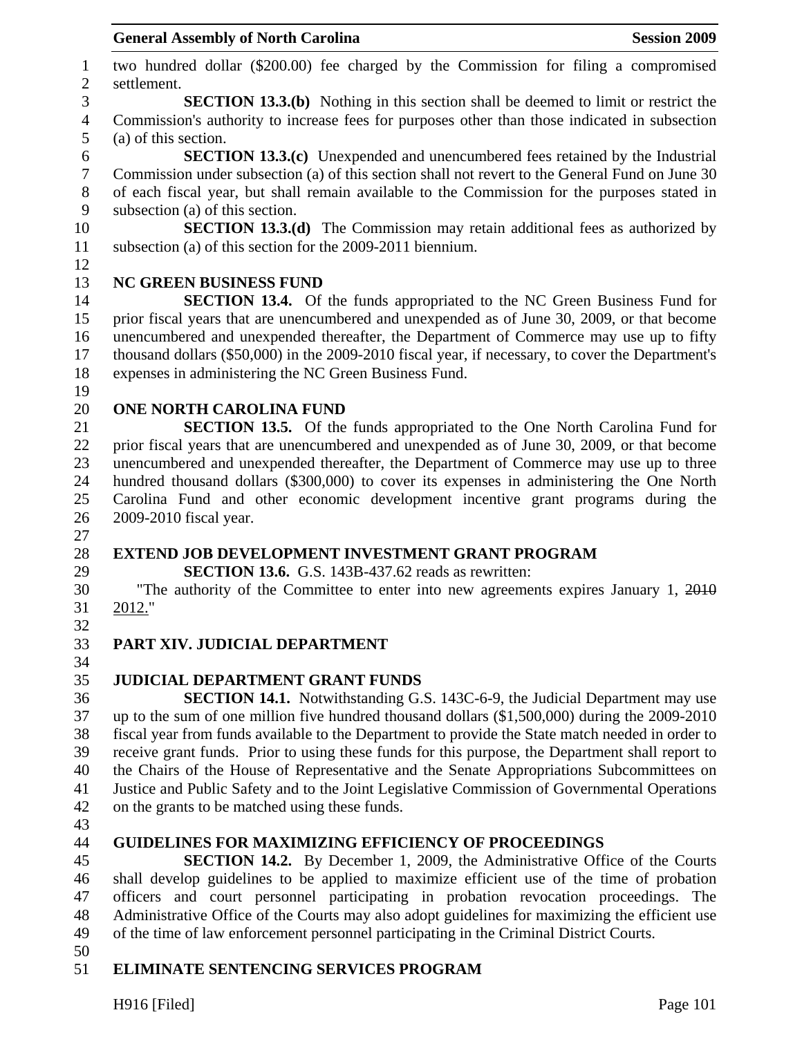two hundred dollar ($200.00) fee charged by the Commission for filing a compromised settlement.

**SECTION 13.3.(b)** Nothing in this section shall be deemed to limit or restrict the Commission's authority to increase fees for purposes other than those indicated in subsection (a) of this section.

**SECTION 13.3.(c)** Unexpended and unencumbered fees retained by the Industrial Commission under subsection (a) of this section shall not revert to the General Fund on June 30 of each fiscal year, but shall remain available to the Commission for the purposes stated in subsection (a) of this section.

**SECTION 13.3.(d)** The Commission may retain additional fees as authorized by subsection (a) of this section for the 2009-2011 biennium.

**NC GREEN BUSINESS FUND**

**SECTION 13.4.** Of the funds appropriated to the NC Green Business Fund for prior fiscal years that are unencumbered and unexpended as of June 30, 2009, or that become unencumbered and unexpended thereafter, the Department of Commerce may use up to fifty thousand dollars ($50,000) in the 2009-2010 fiscal year, if necessary, to cover the Department's expenses in administering the NC Green Business Fund.

**ONE NORTH CAROLINA FUND**

**SECTION 13.5.** Of the funds appropriated to the One North Carolina Fund for prior fiscal years that are unencumbered and unexpended as of June 30, 2009, or that become unencumbered and unexpended thereafter, the Department of Commerce may use up to three hundred thousand dollars ($300,000) to cover its expenses in administering the One North Carolina Fund and other economic development incentive grant programs during the 2009-2010 fiscal year.

**EXTEND JOB DEVELOPMENT INVESTMENT GRANT PROGRAM**

**SECTION 13.6.** G.S. 143B-437.62 reads as rewritten:

"The authority of the Committee to enter into new agreements expires January 1, ~~2010~~ 2012."

**PART XIV. JUDICIAL DEPARTMENT**

**JUDICIAL DEPARTMENT GRANT FUNDS**

**SECTION 14.1.** Notwithstanding G.S. 143C-6-9, the Judicial Department may use up to the sum of one million five hundred thousand dollars ($1,500,000) during the 2009-2010 fiscal year from funds available to the Department to provide the State match needed in order to receive grant funds. Prior to using these funds for this purpose, the Department shall report to the Chairs of the House of Representative and the Senate Appropriations Subcommittees on Justice and Public Safety and to the Joint Legislative Commission of Governmental Operations on the grants to be matched using these funds.

**GUIDELINES FOR MAXIMIZING EFFICIENCY OF PROCEEDINGS**

**SECTION 14.2.** By December 1, 2009, the Administrative Office of the Courts shall develop guidelines to be applied to maximize efficient use of the time of probation officers and court personnel participating in probation revocation proceedings. The Administrative Office of the Courts may also adopt guidelines for maximizing the efficient use of the time of law enforcement personnel participating in the Criminal District Courts.

**ELIMINATE SENTENCING SERVICES PROGRAM**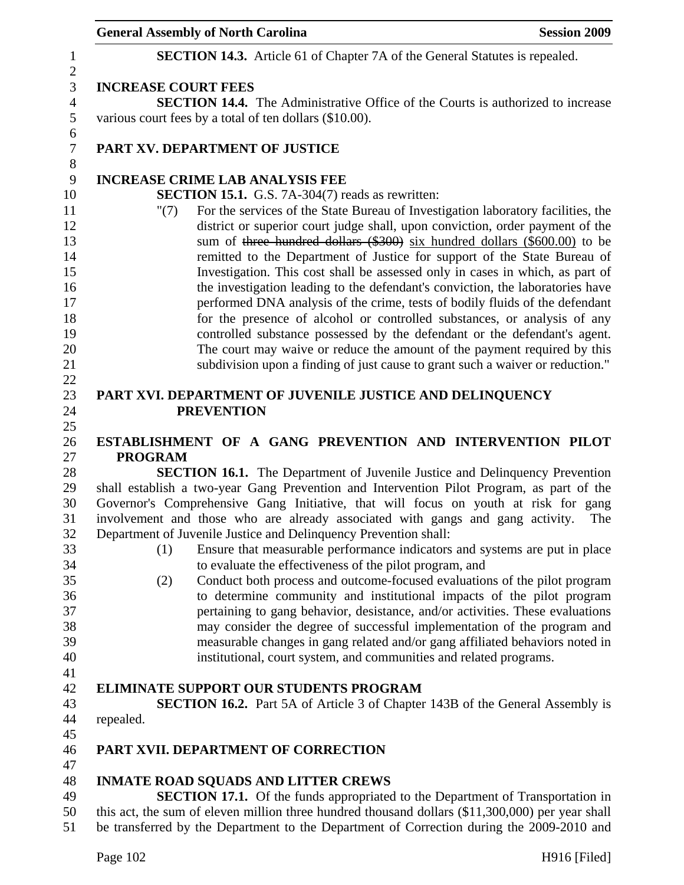**SECTION 14.3.** Article 61 of Chapter 7A of the General Statutes is repealed.

**INCREASE COURT FEES**

**SECTION 14.4.** The Administrative Office of the Courts is authorized to increase various court fees by a total of ten dollars ($10.00).

## PART XV. DEPARTMENT OF JUSTICE

**INCREASE CRIME LAB ANALYSIS FEE**

**SECTION 15.1.** G.S. 7A-304(7) reads as rewritten:

"(7) For the services of the State Bureau of Investigation laboratory facilities, the district or superior court judge shall, upon conviction, order payment of the sum of ~~three hundred dollars ($300)~~ six hundred dollars ($600.00) to be remitted to the Department of Justice for support of the State Bureau of Investigation. This cost shall be assessed only in cases in which, as part of the investigation leading to the defendant's conviction, the laboratories have performed DNA analysis of the crime, tests of bodily fluids of the defendant for the presence of alcohol or controlled substances, or analysis of any controlled substance possessed by the defendant or the defendant's agent. The court may waive or reduce the amount of the payment required by this subdivision upon a finding of just cause to grant such a waiver or reduction."

## PART XVI. DEPARTMENT OF JUVENILE JUSTICE AND DELINQUENCY PREVENTION

**ESTABLISHMENT OF A GANG PREVENTION AND INTERVENTION PILOT PROGRAM**

**SECTION 16.1.** The Department of Juvenile Justice and Delinquency Prevention shall establish a two-year Gang Prevention and Intervention Pilot Program, as part of the Governor's Comprehensive Gang Initiative, that will focus on youth at risk for gang involvement and those who are already associated with gangs and gang activity. The Department of Juvenile Justice and Delinquency Prevention shall:

(1) Ensure that measurable performance indicators and systems are put in place to evaluate the effectiveness of the pilot program, and

(2) Conduct both process and outcome-focused evaluations of the pilot program to determine community and institutional impacts of the pilot program pertaining to gang behavior, desistance, and/or activities. These evaluations may consider the degree of successful implementation of the program and measurable changes in gang related and/or gang affiliated behaviors noted in institutional, court system, and communities and related programs.

**ELIMINATE SUPPORT OUR STUDENTS PROGRAM**

**SECTION 16.2.** Part 5A of Article 3 of Chapter 143B of the General Assembly is repealed.

## PART XVII. DEPARTMENT OF CORRECTION

**INMATE ROAD SQUADS AND LITTER CREWS**

**SECTION 17.1.** Of the funds appropriated to the Department of Transportation in this act, the sum of eleven million three hundred thousand dollars ($11,300,000) per year shall be transferred by the Department to the Department of Correction during the 2009-2010 and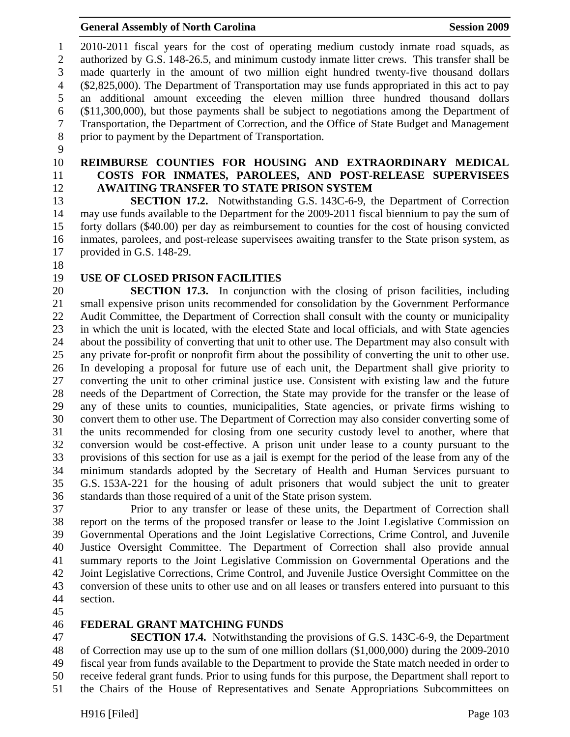2010-2011 fiscal years for the cost of operating medium custody inmate road squads, as authorized by G.S. 148-26.5, and minimum custody inmate litter crews. This transfer shall be made quarterly in the amount of two million eight hundred twenty-five thousand dollars ($2,825,000). The Department of Transportation may use funds appropriated in this act to pay an additional amount exceeding the eleven million three hundred thousand dollars ($11,300,000), but those payments shall be subject to negotiations among the Department of Transportation, the Department of Correction, and the Office of State Budget and Management prior to payment by the Department of Transportation.

## REIMBURSE COUNTIES FOR HOUSING AND EXTRAORDINARY MEDICAL COSTS FOR INMATES, PAROLEES, AND POST-RELEASE SUPERVISEES AWAITING TRANSFER TO STATE PRISON SYSTEM

**SECTION 17.2.** Notwithstanding G.S. 143C-6-9, the Department of Correction may use funds available to the Department for the 2009-2011 fiscal biennium to pay the sum of forty dollars ($40.00) per day as reimbursement to counties for the cost of housing convicted inmates, parolees, and post-release supervisees awaiting transfer to the State prison system, as provided in G.S. 148-29.

## USE OF CLOSED PRISON FACILITIES

**SECTION 17.3.** In conjunction with the closing of prison facilities, including small expensive prison units recommended for consolidation by the Government Performance Audit Committee, the Department of Correction shall consult with the county or municipality in which the unit is located, with the elected State and local officials, and with State agencies about the possibility of converting that unit to other use. The Department may also consult with any private for-profit or nonprofit firm about the possibility of converting the unit to other use. In developing a proposal for future use of each unit, the Department shall give priority to converting the unit to other criminal justice use. Consistent with existing law and the future needs of the Department of Correction, the State may provide for the transfer or the lease of any of these units to counties, municipalities, State agencies, or private firms wishing to convert them to other use. The Department of Correction may also consider converting some of the units recommended for closing from one security custody level to another, where that conversion would be cost-effective. A prison unit under lease to a county pursuant to the provisions of this section for use as a jail is exempt for the period of the lease from any of the minimum standards adopted by the Secretary of Health and Human Services pursuant to G.S. 153A-221 for the housing of adult prisoners that would subject the unit to greater standards than those required of a unit of the State prison system.

Prior to any transfer or lease of these units, the Department of Correction shall report on the terms of the proposed transfer or lease to the Joint Legislative Commission on Governmental Operations and the Joint Legislative Corrections, Crime Control, and Juvenile Justice Oversight Committee. The Department of Correction shall also provide annual summary reports to the Joint Legislative Commission on Governmental Operations and the Joint Legislative Corrections, Crime Control, and Juvenile Justice Oversight Committee on the conversion of these units to other use and on all leases or transfers entered into pursuant to this section.

## FEDERAL GRANT MATCHING FUNDS

**SECTION 17.4.** Notwithstanding the provisions of G.S. 143C-6-9, the Department of Correction may use up to the sum of one million dollars ($1,000,000) during the 2009-2010 fiscal year from funds available to the Department to provide the State match needed in order to receive federal grant funds. Prior to using funds for this purpose, the Department shall report to the Chairs of the House of Representatives and Senate Appropriations Subcommittees on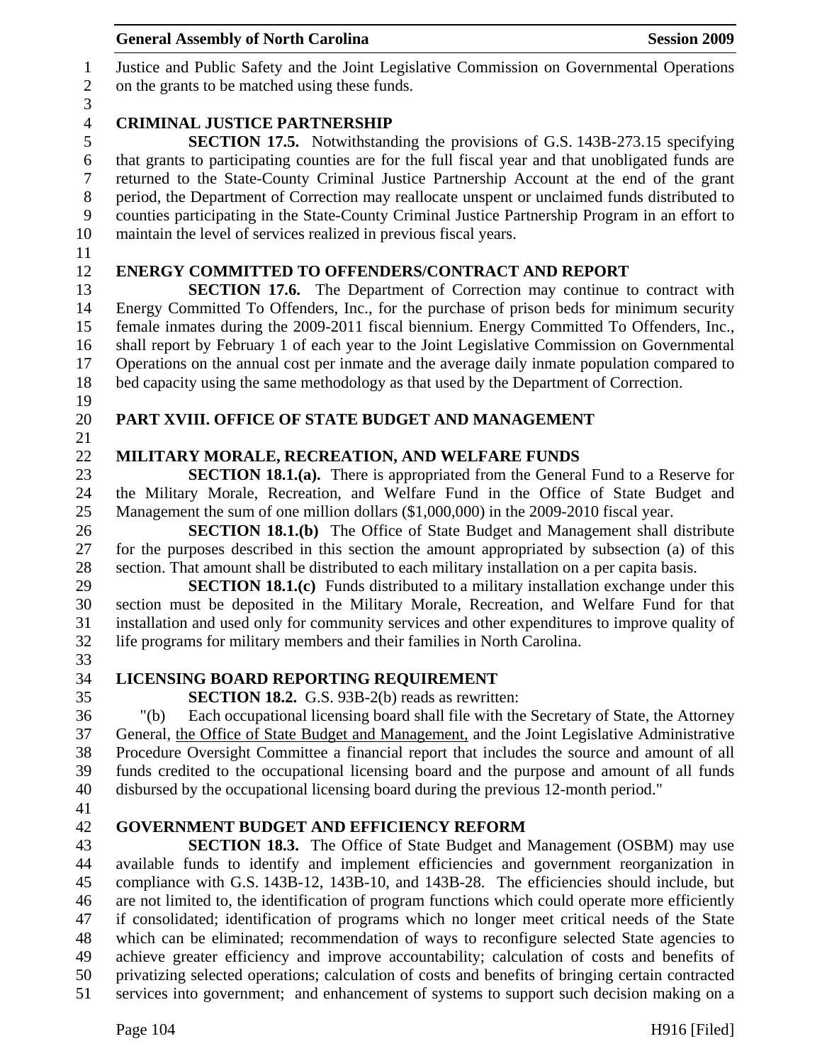Justice and Public Safety and the Joint Legislative Commission on Governmental Operations on the grants to be matched using these funds.

**CRIMINAL JUSTICE PARTNERSHIP**

**SECTION 17.5.** Notwithstanding the provisions of G.S. 143B-273.15 specifying that grants to participating counties are for the full fiscal year and that unobligated funds are returned to the State-County Criminal Justice Partnership Account at the end of the grant period, the Department of Correction may reallocate unspent or unclaimed funds distributed to counties participating in the State-County Criminal Justice Partnership Program in an effort to maintain the level of services realized in previous fiscal years.

**ENERGY COMMITTED TO OFFENDERS/CONTRACT AND REPORT**

**SECTION 17.6.** The Department of Correction may continue to contract with Energy Committed To Offenders, Inc., for the purchase of prison beds for minimum security female inmates during the 2009-2011 fiscal biennium. Energy Committed To Offenders, Inc., shall report by February 1 of each year to the Joint Legislative Commission on Governmental Operations on the annual cost per inmate and the average daily inmate population compared to bed capacity using the same methodology as that used by the Department of Correction.

**PART XVIII. OFFICE OF STATE BUDGET AND MANAGEMENT**

**MILITARY MORALE, RECREATION, AND WELFARE FUNDS**

**SECTION 18.1.(a).** There is appropriated from the General Fund to a Reserve for the Military Morale, Recreation, and Welfare Fund in the Office of State Budget and Management the sum of one million dollars ($1,000,000) in the 2009-2010 fiscal year.

**SECTION 18.1.(b)** The Office of State Budget and Management shall distribute for the purposes described in this section the amount appropriated by subsection (a) of this section. That amount shall be distributed to each military installation on a per capita basis.

**SECTION 18.1.(c)** Funds distributed to a military installation exchange under this section must be deposited in the Military Morale, Recreation, and Welfare Fund for that installation and used only for community services and other expenditures to improve quality of life programs for military members and their families in North Carolina.

**LICENSING BOARD REPORTING REQUIREMENT**

**SECTION 18.2.** G.S. 93B-2(b) reads as rewritten:

"(b) Each occupational licensing board shall file with the Secretary of State, the Attorney General, <u>the Office of State Budget and Management,</u> and the Joint Legislative Administrative Procedure Oversight Committee a financial report that includes the source and amount of all funds credited to the occupational licensing board and the purpose and amount of all funds disbursed by the occupational licensing board during the previous 12-month period."

**GOVERNMENT BUDGET AND EFFICIENCY REFORM**

**SECTION 18.3.** The Office of State Budget and Management (OSBM) may use available funds to identify and implement efficiencies and government reorganization in compliance with G.S. 143B-12, 143B-10, and 143B-28. The efficiencies should include, but are not limited to, the identification of program functions which could operate more efficiently if consolidated; identification of programs which no longer meet critical needs of the State which can be eliminated; recommendation of ways to reconfigure selected State agencies to achieve greater efficiency and improve accountability; calculation of costs and benefits of privatizing selected operations; calculation of costs and benefits of bringing certain contracted services into government; and enhancement of systems to support such decision making on a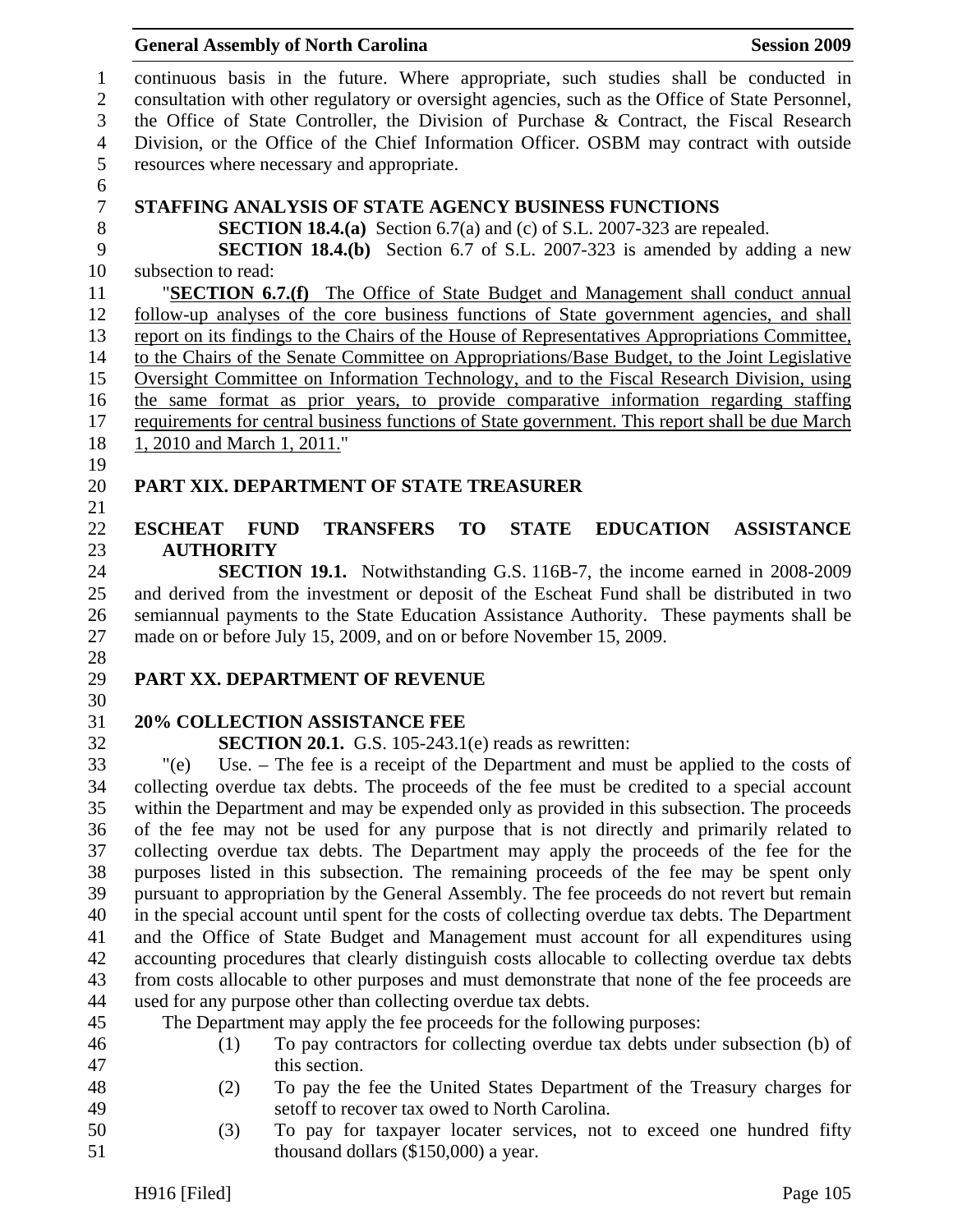continuous basis in the future. Where appropriate, such studies shall be conducted in consultation with other regulatory or oversight agencies, such as the Office of State Personnel, the Office of State Controller, the Division of Purchase & Contract, the Fiscal Research Division, or the Office of the Chief Information Officer. OSBM may contract with outside resources where necessary and appropriate.

**STAFFING ANALYSIS OF STATE AGENCY BUSINESS FUNCTIONS**

**SECTION 18.4.(a)** Section 6.7(a) and (c) of S.L. 2007-323 are repealed.

**SECTION 18.4.(b)** Section 6.7 of S.L. 2007-323 is amended by adding a new subsection to read:

"**SECTION 6.7.(f)** The Office of State Budget and Management shall conduct annual follow-up analyses of the core business functions of State government agencies, and shall report on its findings to the Chairs of the House of Representatives Appropriations Committee, to the Chairs of the Senate Committee on Appropriations/Base Budget, to the Joint Legislative Oversight Committee on Information Technology, and to the Fiscal Research Division, using the same format as prior years, to provide comparative information regarding staffing requirements for central business functions of State government. This report shall be due March 1, 2010 and March 1, 2011."

## PART XIX. DEPARTMENT OF STATE TREASURER

**ESCHEAT FUND TRANSFERS TO STATE EDUCATION ASSISTANCE AUTHORITY**

**SECTION 19.1.** Notwithstanding G.S. 116B-7, the income earned in 2008-2009 and derived from the investment or deposit of the Escheat Fund shall be distributed in two semiannual payments to the State Education Assistance Authority. These payments shall be made on or before July 15, 2009, and on or before November 15, 2009.

## PART XX. DEPARTMENT OF REVENUE

**20% COLLECTION ASSISTANCE FEE**

**SECTION 20.1.** G.S. 105-243.1(e) reads as rewritten:

"(e) Use. – The fee is a receipt of the Department and must be applied to the costs of collecting overdue tax debts. The proceeds of the fee must be credited to a special account within the Department and may be expended only as provided in this subsection. The proceeds of the fee may not be used for any purpose that is not directly and primarily related to collecting overdue tax debts. The Department may apply the proceeds of the fee for the purposes listed in this subsection. The remaining proceeds of the fee may be spent only pursuant to appropriation by the General Assembly. The fee proceeds do not revert but remain in the special account until spent for the costs of collecting overdue tax debts. The Department and the Office of State Budget and Management must account for all expenditures using accounting procedures that clearly distinguish costs allocable to collecting overdue tax debts from costs allocable to other purposes and must demonstrate that none of the fee proceeds are used for any purpose other than collecting overdue tax debts.

The Department may apply the fee proceeds for the following purposes:

(1) To pay contractors for collecting overdue tax debts under subsection (b) of this section.

(2) To pay the fee the United States Department of the Treasury charges for setoff to recover tax owed to North Carolina.

(3) To pay for taxpayer locater services, not to exceed one hundred fifty thousand dollars ($150,000) a year.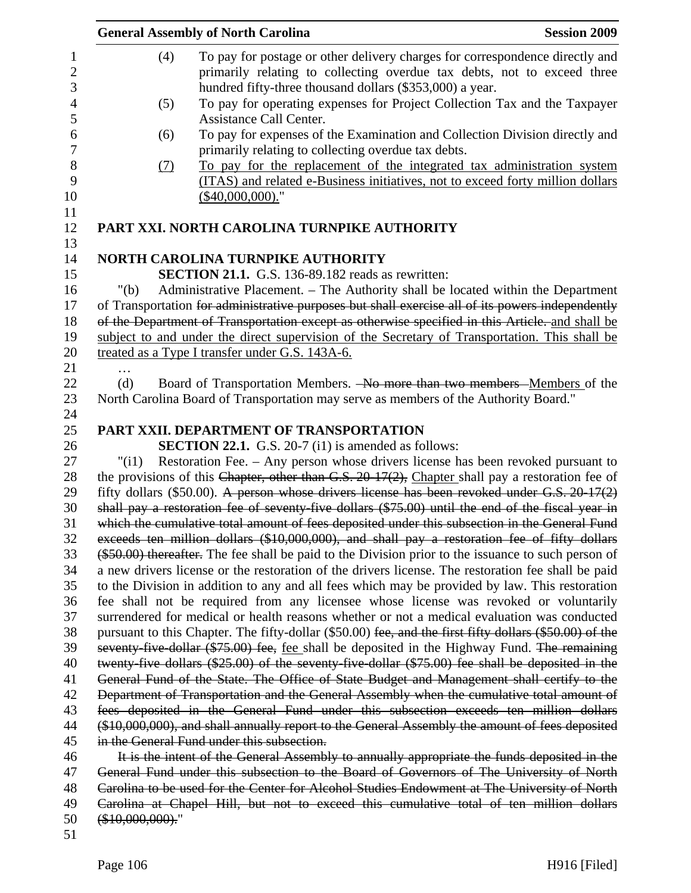(4) To pay for postage or other delivery charges for correspondence directly and primarily relating to collecting overdue tax debts, not to exceed three hundred fifty-three thousand dollars ($353,000) a year.

(5) To pay for operating expenses for Project Collection Tax and the Taxpayer Assistance Call Center.

(6) To pay for expenses of the Examination and Collection Division directly and primarily relating to collecting overdue tax debts.

(7) To pay for the replacement of the integrated tax administration system (ITAS) and related e-Business initiatives, not to exceed forty million dollars ($40,000,000)."

## PART XXI. NORTH CAROLINA TURNPIKE AUTHORITY

### NORTH CAROLINA TURNPIKE AUTHORITY

**SECTION 21.1.** G.S. 136-89.182 reads as rewritten:

"(b) Administrative Placement. – The Authority shall be located within the Department of Transportation ~~for administrative purposes but shall exercise all of its powers independently of the Department of Transportation except as otherwise specified in this Article.~~ and shall be subject to and under the direct supervision of the Secretary of Transportation. This shall be treated as a Type I transfer under G.S. 143A-6.

…

(d) Board of Transportation Members. ~~–No more than two members~~ Members of the North Carolina Board of Transportation may serve as members of the Authority Board."

## PART XXII. DEPARTMENT OF TRANSPORTATION

**SECTION 22.1.** G.S. 20-7 (i1) is amended as follows:

"(i1) Restoration Fee. – Any person whose drivers license has been revoked pursuant to the provisions of this ~~Chapter, other than G.S. 20-17(2),~~ Chapter shall pay a restoration fee of fifty dollars ($50.00). ~~A person whose drivers license has been revoked under G.S. 20-17(2) shall pay a restoration fee of seventy-five dollars ($75.00) until the end of the fiscal year in which the cumulative total amount of fees deposited under this subsection in the General Fund exceeds ten million dollars ($10,000,000), and shall pay a restoration fee of fifty dollars ($50.00) thereafter.~~ The fee shall be paid to the Division prior to the issuance to such person of a new drivers license or the restoration of the drivers license. The restoration fee shall be paid to the Division in addition to any and all fees which may be provided by law. This restoration fee shall not be required from any licensee whose license was revoked or voluntarily surrendered for medical or health reasons whether or not a medical evaluation was conducted pursuant to this Chapter. The fifty-dollar ($50.00) ~~fee, and the first fifty dollars ($50.00) of the seventy-five-dollar ($75.00) fee,~~ fee shall be deposited in the Highway Fund. ~~The remaining twenty-five dollars ($25.00) of the seventy-five-dollar ($75.00) fee shall be deposited in the General Fund of the State. The Office of State Budget and Management shall certify to the Department of Transportation and the General Assembly when the cumulative total amount of fees deposited in the General Fund under this subsection exceeds ten million dollars ($10,000,000), and shall annually report to the General Assembly the amount of fees deposited in the General Fund under this subsection.~~

~~It is the intent of the General Assembly to annually appropriate the funds deposited in the General Fund under this subsection to the Board of Governors of The University of North Carolina to be used for the Center for Alcohol Studies Endowment at The University of North Carolina at Chapel Hill, but not to exceed this cumulative total of ten million dollars ($10,000,000).~~"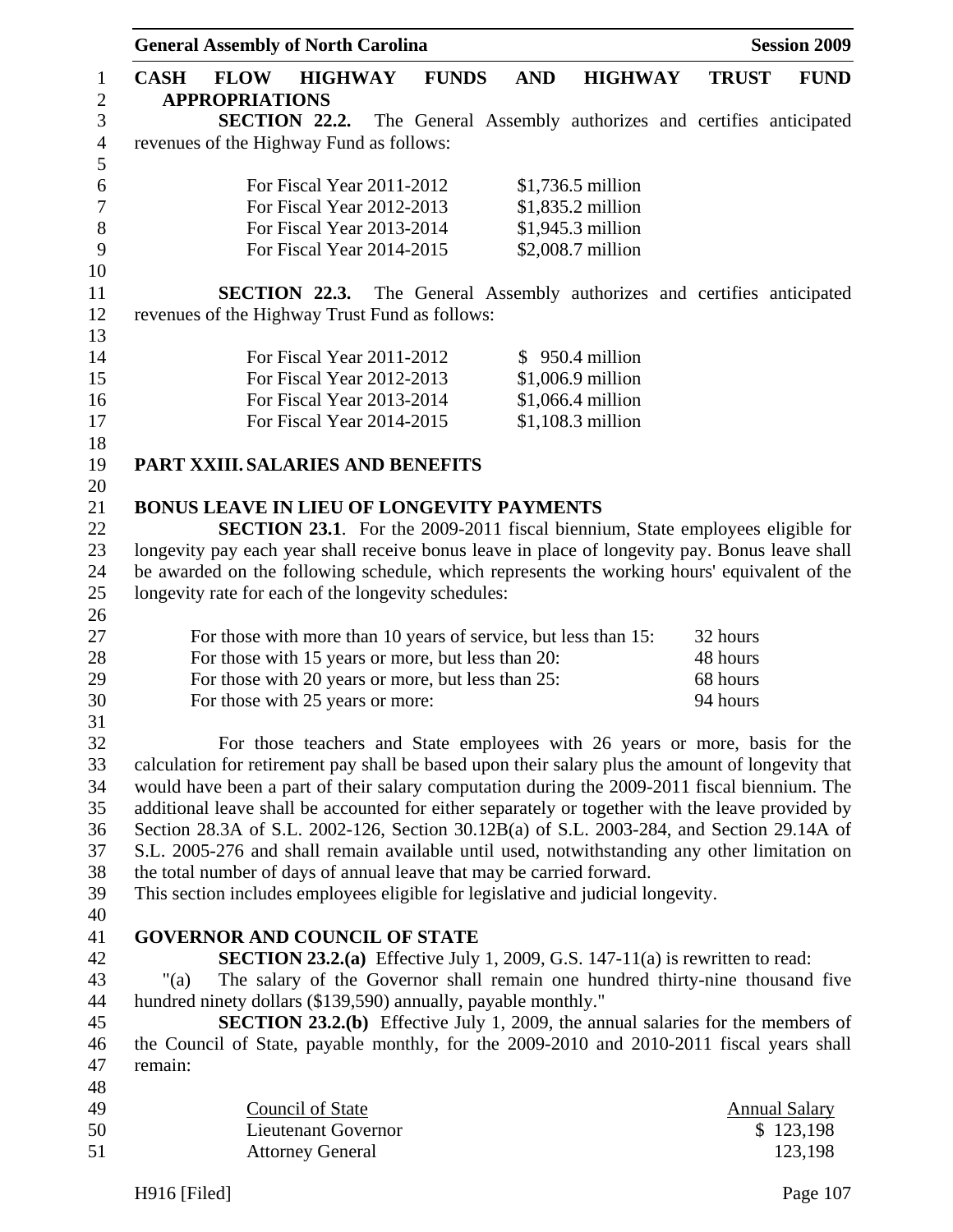**CASH FLOW HIGHWAY FUNDS AND HIGHWAY TRUST FUND APPROPRIATIONS**

**SECTION 22.2.** The General Assembly authorizes and certifies anticipated revenues of the Highway Fund as follows:

| | |
|---|---|
| For Fiscal Year 2011-2012 | $1,736.5 million |
| For Fiscal Year 2012-2013 | $1,835.2 million |
| For Fiscal Year 2013-2014 | $1,945.3 million |
| For Fiscal Year 2014-2015 | $2,008.7 million |

**SECTION 22.3.** The General Assembly authorizes and certifies anticipated revenues of the Highway Trust Fund as follows:

| | |
|---|---|
| For Fiscal Year 2011-2012 | $ 950.4 million |
| For Fiscal Year 2012-2013 | $1,006.9 million |
| For Fiscal Year 2013-2014 | $1,066.4 million |
| For Fiscal Year 2014-2015 | $1,108.3 million |

## PART XXIII. SALARIES AND BENEFITS

**BONUS LEAVE IN LIEU OF LONGEVITY PAYMENTS**

**SECTION 23.1**. For the 2009-2011 fiscal biennium, State employees eligible for longevity pay each year shall receive bonus leave in place of longevity pay. Bonus leave shall be awarded on the following schedule, which represents the working hours' equivalent of the longevity rate for each of the longevity schedules:

| | |
|---|---|
| For those with more than 10 years of service, but less than 15: | 32 hours |
| For those with 15 years or more, but less than 20: | 48 hours |
| For those with 20 years or more, but less than 25: | 68 hours |
| For those with 25 years or more: | 94 hours |

For those teachers and State employees with 26 years or more, basis for the calculation for retirement pay shall be based upon their salary plus the amount of longevity that would have been a part of their salary computation during the 2009-2011 fiscal biennium. The additional leave shall be accounted for either separately or together with the leave provided by Section 28.3A of S.L. 2002-126, Section 30.12B(a) of S.L. 2003-284, and Section 29.14A of S.L. 2005-276 and shall remain available until used, notwithstanding any other limitation on the total number of days of annual leave that may be carried forward.
This section includes employees eligible for legislative and judicial longevity.

**GOVERNOR AND COUNCIL OF STATE**

**SECTION 23.2.(a)** Effective July 1, 2009, G.S. 147-11(a) is rewritten to read:

"(a) The salary of the Governor shall remain one hundred thirty-nine thousand five hundred ninety dollars ($139,590) annually, payable monthly."

**SECTION 23.2.(b)** Effective July 1, 2009, the annual salaries for the members of the Council of State, payable monthly, for the 2009-2010 and 2010-2011 fiscal years shall remain:

| Council of State | Annual Salary |
|---|---|
| Lieutenant Governor | $ 123,198 |
| Attorney General | 123,198 |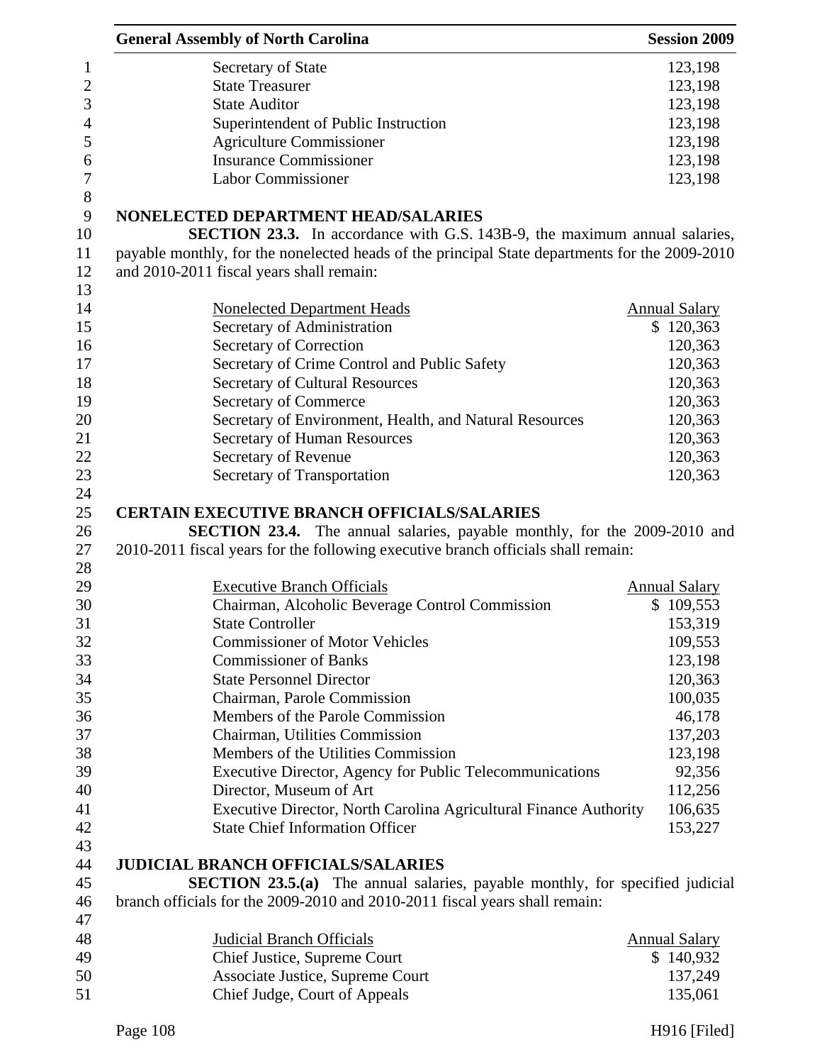| | |
|---|---|
| Secretary of State | 123,198 |
| State Treasurer | 123,198 |
| State Auditor | 123,198 |
| Superintendent of Public Instruction | 123,198 |
| Agriculture Commissioner | 123,198 |
| Insurance Commissioner | 123,198 |
| Labor Commissioner | 123,198 |

**NONELECTED DEPARTMENT HEAD/SALARIES**

**SECTION 23.3.** In accordance with G.S. 143B-9, the maximum annual salaries, payable monthly, for the nonelected heads of the principal State departments for the 2009-2010 and 2010-2011 fiscal years shall remain:

| Nonelected Department Heads | Annual Salary |
|---|---|
| Secretary of Administration | \$ 120,363 |
| Secretary of Correction | 120,363 |
| Secretary of Crime Control and Public Safety | 120,363 |
| Secretary of Cultural Resources | 120,363 |
| Secretary of Commerce | 120,363 |
| Secretary of Environment, Health, and Natural Resources | 120,363 |
| Secretary of Human Resources | 120,363 |
| Secretary of Revenue | 120,363 |
| Secretary of Transportation | 120,363 |

**CERTAIN EXECUTIVE BRANCH OFFICIALS/SALARIES**

**SECTION 23.4.** The annual salaries, payable monthly, for the 2009-2010 and 2010-2011 fiscal years for the following executive branch officials shall remain:

| Executive Branch Officials | Annual Salary |
|---|---|
| Chairman, Alcoholic Beverage Control Commission | \$ 109,553 |
| State Controller | 153,319 |
| Commissioner of Motor Vehicles | 109,553 |
| Commissioner of Banks | 123,198 |
| State Personnel Director | 120,363 |
| Chairman, Parole Commission | 100,035 |
| Members of the Parole Commission | 46,178 |
| Chairman, Utilities Commission | 137,203 |
| Members of the Utilities Commission | 123,198 |
| Executive Director, Agency for Public Telecommunications | 92,356 |
| Director, Museum of Art | 112,256 |
| Executive Director, North Carolina Agricultural Finance Authority | 106,635 |
| State Chief Information Officer | 153,227 |

**JUDICIAL BRANCH OFFICIALS/SALARIES**

**SECTION 23.5.(a)** The annual salaries, payable monthly, for specified judicial branch officials for the 2009-2010 and 2010-2011 fiscal years shall remain:

| Judicial Branch Officials | Annual Salary |
|---|---|
| Chief Justice, Supreme Court | \$ 140,932 |
| Associate Justice, Supreme Court | 137,249 |
| Chief Judge, Court of Appeals | 135,061 |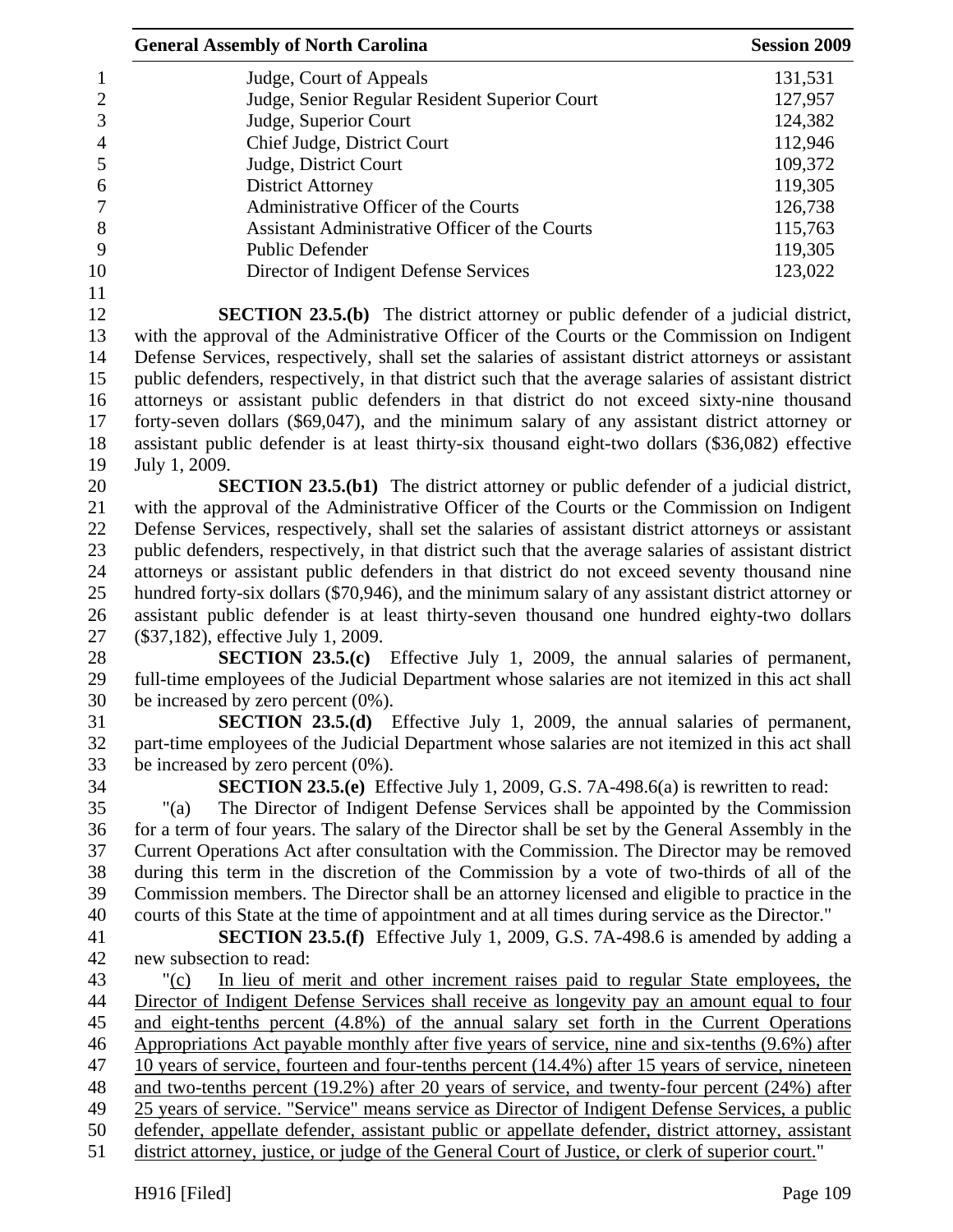| | |
|---|---|
| Judge, Court of Appeals | 131,531 |
| Judge, Senior Regular Resident Superior Court | 127,957 |
| Judge, Superior Court | 124,382 |
| Chief Judge, District Court | 112,946 |
| Judge, District Court | 109,372 |
| District Attorney | 119,305 |
| Administrative Officer of the Courts | 126,738 |
| Assistant Administrative Officer of the Courts | 115,763 |
| Public Defender | 119,305 |
| Director of Indigent Defense Services | 123,022 |

**SECTION 23.5.(b)** The district attorney or public defender of a judicial district, with the approval of the Administrative Officer of the Courts or the Commission on Indigent Defense Services, respectively, shall set the salaries of assistant district attorneys or assistant public defenders, respectively, in that district such that the average salaries of assistant district attorneys or assistant public defenders in that district do not exceed sixty-nine thousand forty-seven dollars ($69,047), and the minimum salary of any assistant district attorney or assistant public defender is at least thirty-six thousand eight-two dollars ($36,082) effective July 1, 2009.

**SECTION 23.5.(b1)** The district attorney or public defender of a judicial district, with the approval of the Administrative Officer of the Courts or the Commission on Indigent Defense Services, respectively, shall set the salaries of assistant district attorneys or assistant public defenders, respectively, in that district such that the average salaries of assistant district attorneys or assistant public defenders in that district do not exceed seventy thousand nine hundred forty-six dollars ($70,946), and the minimum salary of any assistant district attorney or assistant public defender is at least thirty-seven thousand one hundred eighty-two dollars ($37,182), effective July 1, 2009.

**SECTION 23.5.(c)** Effective July 1, 2009, the annual salaries of permanent, full-time employees of the Judicial Department whose salaries are not itemized in this act shall be increased by zero percent (0%).

**SECTION 23.5.(d)** Effective July 1, 2009, the annual salaries of permanent, part-time employees of the Judicial Department whose salaries are not itemized in this act shall be increased by zero percent (0%).

**SECTION 23.5.(e)** Effective July 1, 2009, G.S. 7A-498.6(a) is rewritten to read:

"(a) The Director of Indigent Defense Services shall be appointed by the Commission for a term of four years. The salary of the Director shall be set by the General Assembly in the Current Operations Act after consultation with the Commission. The Director may be removed during this term in the discretion of the Commission by a vote of two-thirds of all of the Commission members. The Director shall be an attorney licensed and eligible to practice in the courts of this State at the time of appointment and at all times during service as the Director."

**SECTION 23.5.(f)** Effective July 1, 2009, G.S. 7A-498.6 is amended by adding a new subsection to read:

"<u>(c) In lieu of merit and other increment raises paid to regular State employees, the Director of Indigent Defense Services shall receive as longevity pay an amount equal to four and eight-tenths percent (4.8%) of the annual salary set forth in the Current Operations Appropriations Act payable monthly after five years of service, nine and six-tenths (9.6%) after 10 years of service, fourteen and four-tenths percent (14.4%) after 15 years of service, nineteen and two-tenths percent (19.2%) after 20 years of service, and twenty-four percent (24%) after 25 years of service. "Service" means service as Director of Indigent Defense Services, a public defender, appellate defender, assistant public or appellate defender, district attorney, assistant district attorney, justice, or judge of the General Court of Justice, or clerk of superior court.</u>"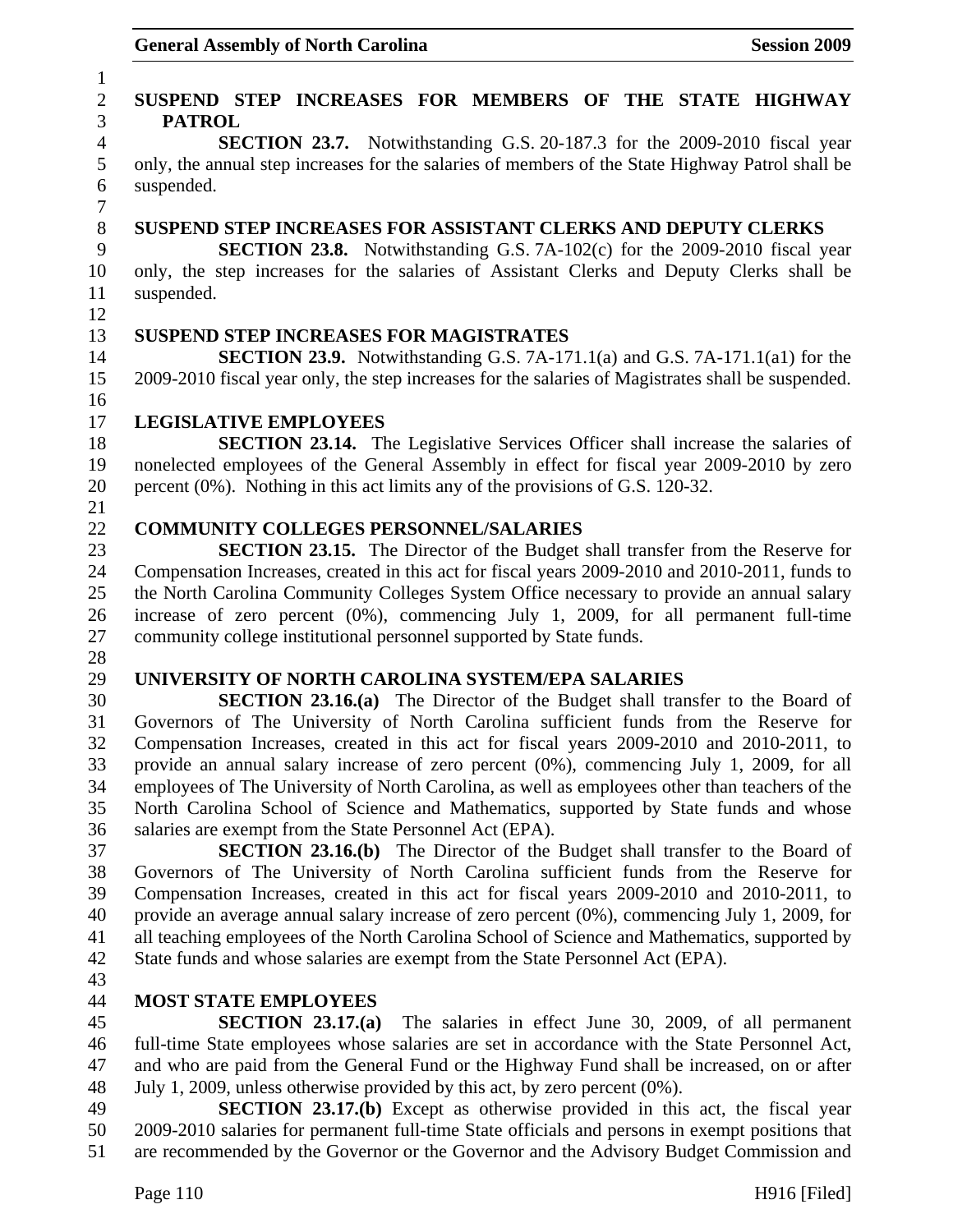**SUSPEND STEP INCREASES FOR MEMBERS OF THE STATE HIGHWAY PATROL**

**SECTION 23.7.** Notwithstanding G.S. 20-187.3 for the 2009-2010 fiscal year only, the annual step increases for the salaries of members of the State Highway Patrol shall be suspended.

**SUSPEND STEP INCREASES FOR ASSISTANT CLERKS AND DEPUTY CLERKS**

**SECTION 23.8.** Notwithstanding G.S. 7A-102(c) for the 2009-2010 fiscal year only, the step increases for the salaries of Assistant Clerks and Deputy Clerks shall be suspended.

**SUSPEND STEP INCREASES FOR MAGISTRATES**

**SECTION 23.9.** Notwithstanding G.S. 7A-171.1(a) and G.S. 7A-171.1(a1) for the 2009-2010 fiscal year only, the step increases for the salaries of Magistrates shall be suspended.

**LEGISLATIVE EMPLOYEES**

**SECTION 23.14.** The Legislative Services Officer shall increase the salaries of nonelected employees of the General Assembly in effect for fiscal year 2009-2010 by zero percent (0%). Nothing in this act limits any of the provisions of G.S. 120-32.

**COMMUNITY COLLEGES PERSONNEL/SALARIES**

**SECTION 23.15.** The Director of the Budget shall transfer from the Reserve for Compensation Increases, created in this act for fiscal years 2009-2010 and 2010-2011, funds to the North Carolina Community Colleges System Office necessary to provide an annual salary increase of zero percent (0%), commencing July 1, 2009, for all permanent full-time community college institutional personnel supported by State funds.

**UNIVERSITY OF NORTH CAROLINA SYSTEM/EPA SALARIES**

**SECTION 23.16.(a)** The Director of the Budget shall transfer to the Board of Governors of The University of North Carolina sufficient funds from the Reserve for Compensation Increases, created in this act for fiscal years 2009-2010 and 2010-2011, to provide an annual salary increase of zero percent (0%), commencing July 1, 2009, for all employees of The University of North Carolina, as well as employees other than teachers of the North Carolina School of Science and Mathematics, supported by State funds and whose salaries are exempt from the State Personnel Act (EPA).

**SECTION 23.16.(b)** The Director of the Budget shall transfer to the Board of Governors of The University of North Carolina sufficient funds from the Reserve for Compensation Increases, created in this act for fiscal years 2009-2010 and 2010-2011, to provide an average annual salary increase of zero percent (0%), commencing July 1, 2009, for all teaching employees of the North Carolina School of Science and Mathematics, supported by State funds and whose salaries are exempt from the State Personnel Act (EPA).

**MOST STATE EMPLOYEES**

**SECTION 23.17.(a)** The salaries in effect June 30, 2009, of all permanent full-time State employees whose salaries are set in accordance with the State Personnel Act, and who are paid from the General Fund or the Highway Fund shall be increased, on or after July 1, 2009, unless otherwise provided by this act, by zero percent (0%).

**SECTION 23.17.(b)** Except as otherwise provided in this act, the fiscal year 2009-2010 salaries for permanent full-time State officials and persons in exempt positions that are recommended by the Governor or the Governor and the Advisory Budget Commission and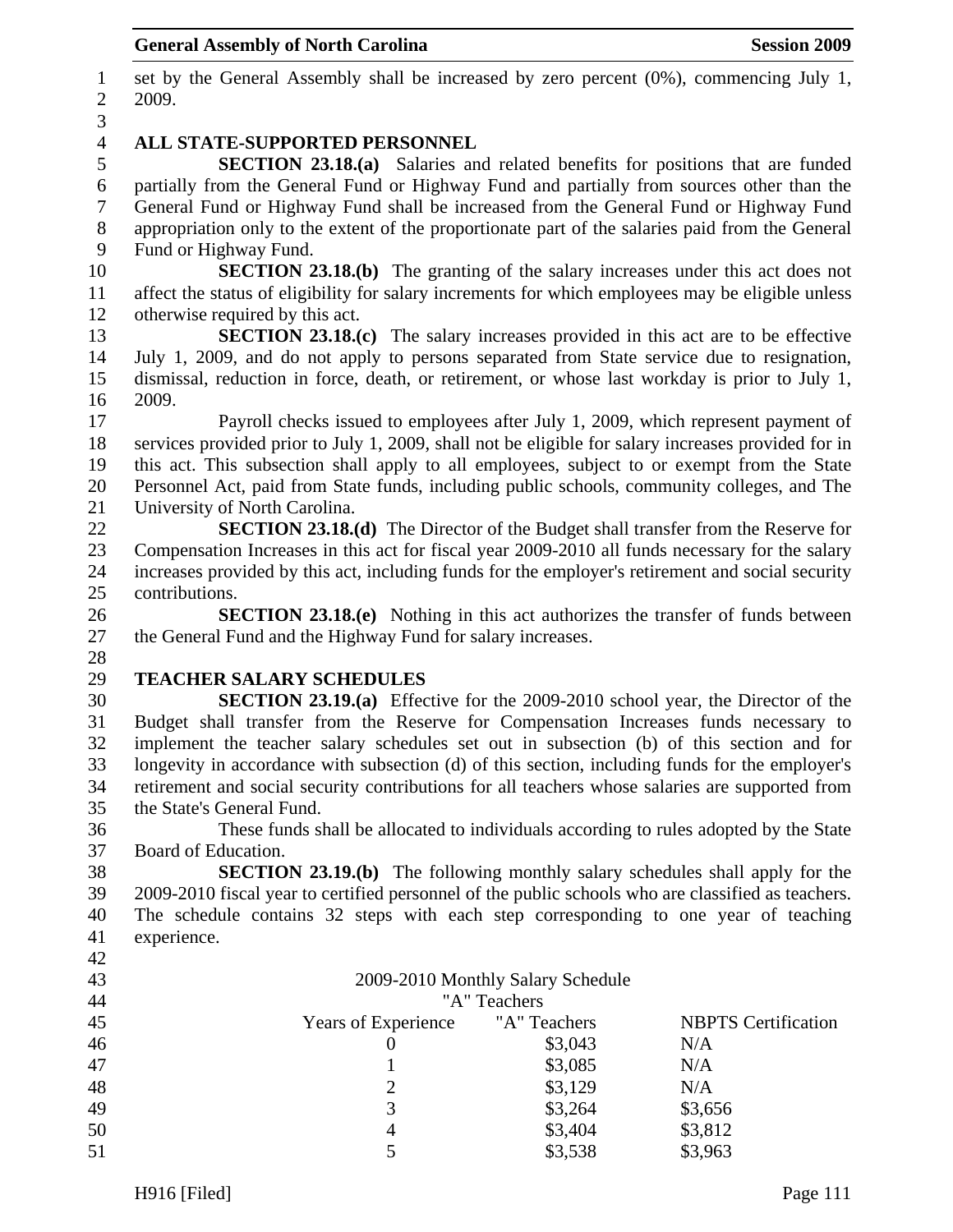set by the General Assembly shall be increased by zero percent (0%), commencing July 1, 2009.

## ALL STATE-SUPPORTED PERSONNEL

**SECTION 23.18.(a)** Salaries and related benefits for positions that are funded partially from the General Fund or Highway Fund and partially from sources other than the General Fund or Highway Fund shall be increased from the General Fund or Highway Fund appropriation only to the extent of the proportionate part of the salaries paid from the General Fund or Highway Fund.

**SECTION 23.18.(b)** The granting of the salary increases under this act does not affect the status of eligibility for salary increments for which employees may be eligible unless otherwise required by this act.

**SECTION 23.18.(c)** The salary increases provided in this act are to be effective July 1, 2009, and do not apply to persons separated from State service due to resignation, dismissal, reduction in force, death, or retirement, or whose last workday is prior to July 1, 2009.

Payroll checks issued to employees after July 1, 2009, which represent payment of services provided prior to July 1, 2009, shall not be eligible for salary increases provided for in this act. This subsection shall apply to all employees, subject to or exempt from the State Personnel Act, paid from State funds, including public schools, community colleges, and The University of North Carolina.

**SECTION 23.18.(d)** The Director of the Budget shall transfer from the Reserve for Compensation Increases in this act for fiscal year 2009-2010 all funds necessary for the salary increases provided by this act, including funds for the employer's retirement and social security contributions.

**SECTION 23.18.(e)** Nothing in this act authorizes the transfer of funds between the General Fund and the Highway Fund for salary increases.

## TEACHER SALARY SCHEDULES

**SECTION 23.19.(a)** Effective for the 2009-2010 school year, the Director of the Budget shall transfer from the Reserve for Compensation Increases funds necessary to implement the teacher salary schedules set out in subsection (b) of this section and for longevity in accordance with subsection (d) of this section, including funds for the employer's retirement and social security contributions for all teachers whose salaries are supported from the State's General Fund.

These funds shall be allocated to individuals according to rules adopted by the State Board of Education.

**SECTION 23.19.(b)** The following monthly salary schedules shall apply for the 2009-2010 fiscal year to certified personnel of the public schools who are classified as teachers. The schedule contains 32 steps with each step corresponding to one year of teaching experience.

2009-2010 Monthly Salary Schedule
"A" Teachers

| Years of Experience | "A" Teachers | NBPTS Certification |
|---|---|---|
| 0 | $3,043 | N/A |
| 1 | $3,085 | N/A |
| 2 | $3,129 | N/A |
| 3 | $3,264 | $3,656 |
| 4 | $3,404 | $3,812 |
| 5 | $3,538 | $3,963 |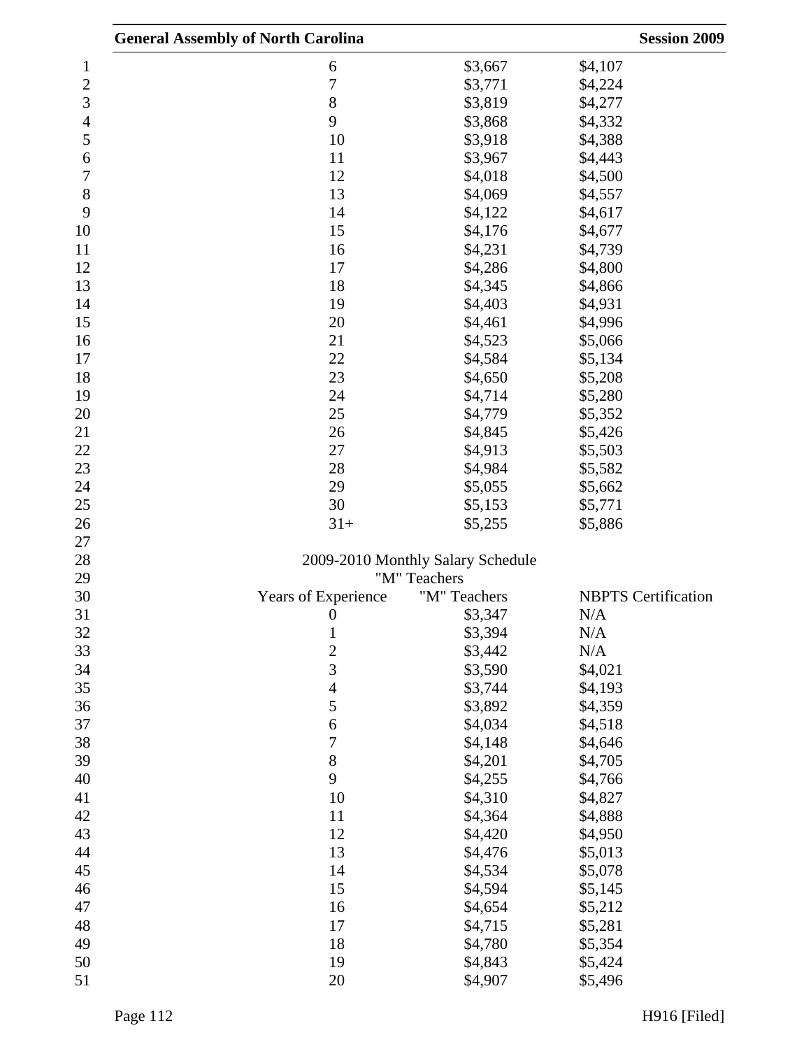| | | |
|---|---|---|
| 6 | $3,667 | $4,107 |
| 7 | $3,771 | $4,224 |
| 8 | $3,819 | $4,277 |
| 9 | $3,868 | $4,332 |
| 10 | $3,918 | $4,388 |
| 11 | $3,967 | $4,443 |
| 12 | $4,018 | $4,500 |
| 13 | $4,069 | $4,557 |
| 14 | $4,122 | $4,617 |
| 15 | $4,176 | $4,677 |
| 16 | $4,231 | $4,739 |
| 17 | $4,286 | $4,800 |
| 18 | $4,345 | $4,866 |
| 19 | $4,403 | $4,931 |
| 20 | $4,461 | $4,996 |
| 21 | $4,523 | $5,066 |
| 22 | $4,584 | $5,134 |
| 23 | $4,650 | $5,208 |
| 24 | $4,714 | $5,280 |
| 25 | $4,779 | $5,352 |
| 26 | $4,845 | $5,426 |
| 27 | $4,913 | $5,503 |
| 28 | $4,984 | $5,582 |
| 29 | $5,055 | $5,662 |
| 30 | $5,153 | $5,771 |
| 31+ | $5,255 | $5,886 |

2009-2010 Monthly Salary Schedule
"M" Teachers

| Years of Experience | "M" Teachers | NBPTS Certification |
|---|---|---|
| 0 | $3,347 | N/A |
| 1 | $3,394 | N/A |
| 2 | $3,442 | N/A |
| 3 | $3,590 | $4,021 |
| 4 | $3,744 | $4,193 |
| 5 | $3,892 | $4,359 |
| 6 | $4,034 | $4,518 |
| 7 | $4,148 | $4,646 |
| 8 | $4,201 | $4,705 |
| 9 | $4,255 | $4,766 |
| 10 | $4,310 | $4,827 |
| 11 | $4,364 | $4,888 |
| 12 | $4,420 | $4,950 |
| 13 | $4,476 | $5,013 |
| 14 | $4,534 | $5,078 |
| 15 | $4,594 | $5,145 |
| 16 | $4,654 | $5,212 |
| 17 | $4,715 | $5,281 |
| 18 | $4,780 | $5,354 |
| 19 | $4,843 | $5,424 |
| 20 | $4,907 | $5,496 |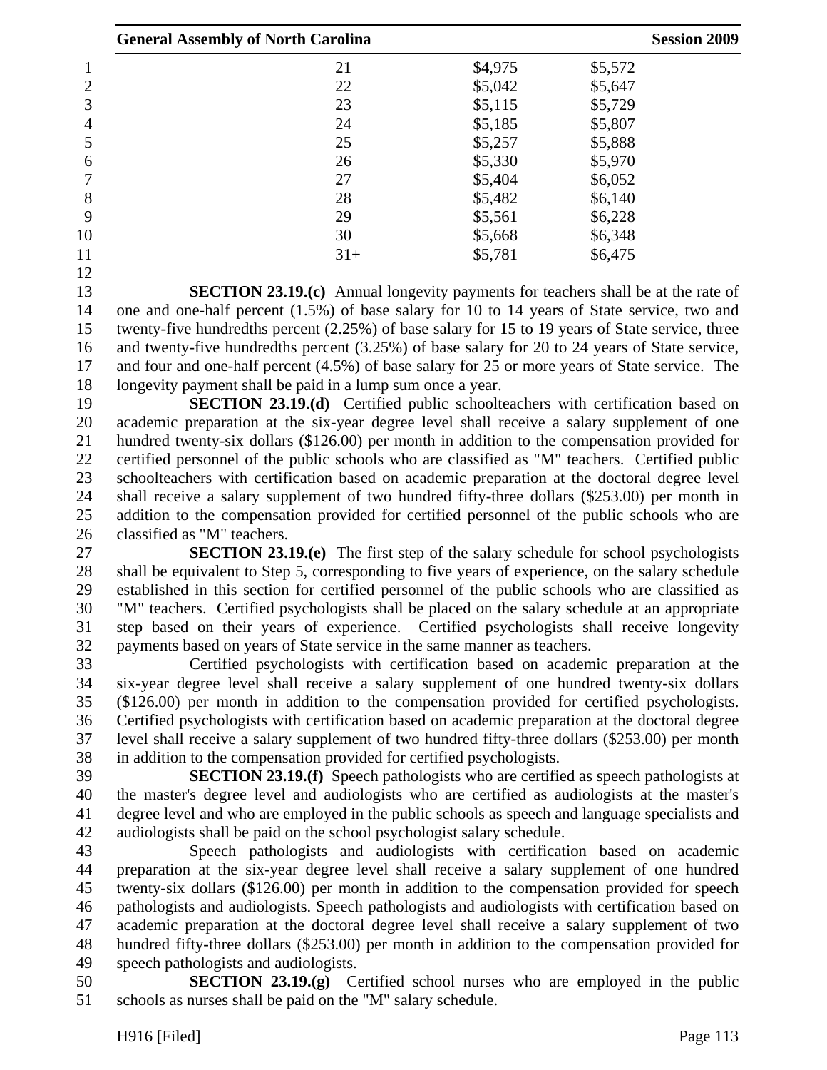| | | |
|---|---|---|
| 21 | \$4,975 | \$5,572 |
| 22 | \$5,042 | \$5,647 |
| 23 | \$5,115 | \$5,729 |
| 24 | \$5,185 | \$5,807 |
| 25 | \$5,257 | \$5,888 |
| 26 | \$5,330 | \$5,970 |
| 27 | \$5,404 | \$6,052 |
| 28 | \$5,482 | \$6,140 |
| 29 | \$5,561 | \$6,228 |
| 30 | \$5,668 | \$6,348 |
| 31+ | \$5,781 | \$6,475 |

**SECTION 23.19.(c)** Annual longevity payments for teachers shall be at the rate of one and one-half percent (1.5%) of base salary for 10 to 14 years of State service, two and twenty-five hundredths percent (2.25%) of base salary for 15 to 19 years of State service, three and twenty-five hundredths percent (3.25%) of base salary for 20 to 24 years of State service, and four and one-half percent (4.5%) of base salary for 25 or more years of State service. The longevity payment shall be paid in a lump sum once a year.

**SECTION 23.19.(d)** Certified public schoolteachers with certification based on academic preparation at the six-year degree level shall receive a salary supplement of one hundred twenty-six dollars (\$126.00) per month in addition to the compensation provided for certified personnel of the public schools who are classified as "M" teachers. Certified public schoolteachers with certification based on academic preparation at the doctoral degree level shall receive a salary supplement of two hundred fifty-three dollars (\$253.00) per month in addition to the compensation provided for certified personnel of the public schools who are classified as "M" teachers.

**SECTION 23.19.(e)** The first step of the salary schedule for school psychologists shall be equivalent to Step 5, corresponding to five years of experience, on the salary schedule established in this section for certified personnel of the public schools who are classified as "M" teachers. Certified psychologists shall be placed on the salary schedule at an appropriate step based on their years of experience. Certified psychologists shall receive longevity payments based on years of State service in the same manner as teachers.

Certified psychologists with certification based on academic preparation at the six-year degree level shall receive a salary supplement of one hundred twenty-six dollars (\$126.00) per month in addition to the compensation provided for certified psychologists. Certified psychologists with certification based on academic preparation at the doctoral degree level shall receive a salary supplement of two hundred fifty-three dollars (\$253.00) per month in addition to the compensation provided for certified psychologists.

**SECTION 23.19.(f)** Speech pathologists who are certified as speech pathologists at the master's degree level and audiologists who are certified as audiologists at the master's degree level and who are employed in the public schools as speech and language specialists and audiologists shall be paid on the school psychologist salary schedule.

Speech pathologists and audiologists with certification based on academic preparation at the six-year degree level shall receive a salary supplement of one hundred twenty-six dollars (\$126.00) per month in addition to the compensation provided for speech pathologists and audiologists. Speech pathologists and audiologists with certification based on academic preparation at the doctoral degree level shall receive a salary supplement of two hundred fifty-three dollars (\$253.00) per month in addition to the compensation provided for speech pathologists and audiologists.

**SECTION 23.19.(g)** Certified school nurses who are employed in the public schools as nurses shall be paid on the "M" salary schedule.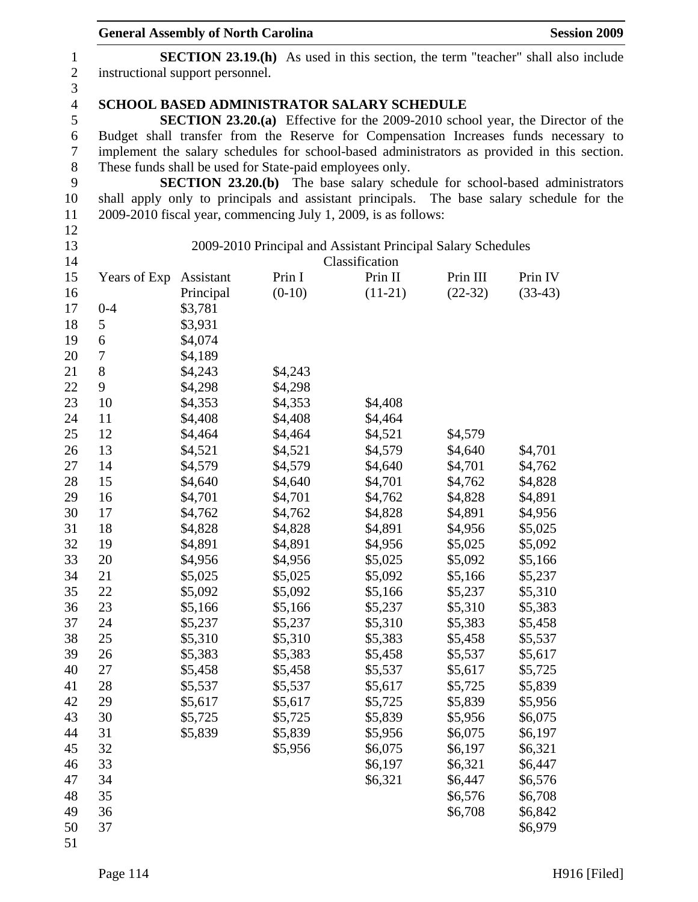**SECTION 23.19.(h)** As used in this section, the term "teacher" shall also include instructional support personnel.

## SCHOOL BASED ADMINISTRATOR SALARY SCHEDULE

**SECTION 23.20.(a)** Effective for the 2009-2010 school year, the Director of the Budget shall transfer from the Reserve for Compensation Increases funds necessary to implement the salary schedules for school-based administrators as provided in this section. These funds shall be used for State-paid employees only.

**SECTION 23.20.(b)** The base salary schedule for school-based administrators shall apply only to principals and assistant principals. The base salary schedule for the 2009-2010 fiscal year, commencing July 1, 2009, is as follows:

2009-2010 Principal and Assistant Principal Salary Schedules

| | Classification | | | | |
|---|---|---|---|---|---|
| Years of Exp | Assistant Principal | Prin I (0-10) | Prin II (11-21) | Prin III (22-32) | Prin IV (33-43) |
| 0-4 | $3,781 | | | | |
| 5 | $3,931 | | | | |
| 6 | $4,074 | | | | |
| 7 | $4,189 | | | | |
| 8 | $4,243 | $4,243 | | | |
| 9 | $4,298 | $4,298 | | | |
| 10 | $4,353 | $4,353 | $4,408 | | |
| 11 | $4,408 | $4,408 | $4,464 | | |
| 12 | $4,464 | $4,464 | $4,521 | $4,579 | |
| 13 | $4,521 | $4,521 | $4,579 | $4,640 | $4,701 |
| 14 | $4,579 | $4,579 | $4,640 | $4,701 | $4,762 |
| 15 | $4,640 | $4,640 | $4,701 | $4,762 | $4,828 |
| 16 | $4,701 | $4,701 | $4,762 | $4,828 | $4,891 |
| 17 | $4,762 | $4,762 | $4,828 | $4,891 | $4,956 |
| 18 | $4,828 | $4,828 | $4,891 | $4,956 | $5,025 |
| 19 | $4,891 | $4,891 | $4,956 | $5,025 | $5,092 |
| 20 | $4,956 | $4,956 | $5,025 | $5,092 | $5,166 |
| 21 | $5,025 | $5,025 | $5,092 | $5,166 | $5,237 |
| 22 | $5,092 | $5,092 | $5,166 | $5,237 | $5,310 |
| 23 | $5,166 | $5,166 | $5,237 | $5,310 | $5,383 |
| 24 | $5,237 | $5,237 | $5,310 | $5,383 | $5,458 |
| 25 | $5,310 | $5,310 | $5,383 | $5,458 | $5,537 |
| 26 | $5,383 | $5,383 | $5,458 | $5,537 | $5,617 |
| 27 | $5,458 | $5,458 | $5,537 | $5,617 | $5,725 |
| 28 | $5,537 | $5,537 | $5,617 | $5,725 | $5,839 |
| 29 | $5,617 | $5,617 | $5,725 | $5,839 | $5,956 |
| 30 | $5,725 | $5,725 | $5,839 | $5,956 | $6,075 |
| 31 | $5,839 | $5,839 | $5,956 | $6,075 | $6,197 |
| 32 | | $5,956 | $6,075 | $6,197 | $6,321 |
| 33 | | | $6,197 | $6,321 | $6,447 |
| 34 | | | $6,321 | $6,447 | $6,576 |
| 35 | | | | $6,576 | $6,708 |
| 36 | | | | $6,708 | $6,842 |
| 37 | | | | | $6,979 |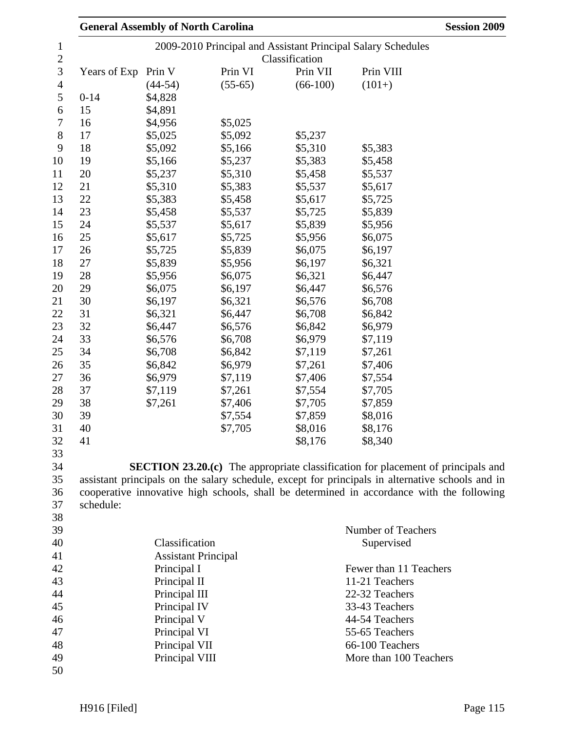2009-2010 Principal and Assistant Principal Salary Schedules

| Years of Exp | Prin V (44-54) | Prin VI (55-65) | Prin VII (66-100) | Prin VIII (101+) |
|---|---|---|---|---|
| 0-14 | $4,828 | | | |
| 15 | $4,891 | | | |
| 16 | $4,956 | $5,025 | | |
| 17 | $5,025 | $5,092 | $5,237 | |
| 18 | $5,092 | $5,166 | $5,310 | $5,383 |
| 19 | $5,166 | $5,237 | $5,383 | $5,458 |
| 20 | $5,237 | $5,310 | $5,458 | $5,537 |
| 21 | $5,310 | $5,383 | $5,537 | $5,617 |
| 22 | $5,383 | $5,458 | $5,617 | $5,725 |
| 23 | $5,458 | $5,537 | $5,725 | $5,839 |
| 24 | $5,537 | $5,617 | $5,839 | $5,956 |
| 25 | $5,617 | $5,725 | $5,956 | $6,075 |
| 26 | $5,725 | $5,839 | $6,075 | $6,197 |
| 27 | $5,839 | $5,956 | $6,197 | $6,321 |
| 28 | $5,956 | $6,075 | $6,321 | $6,447 |
| 29 | $6,075 | $6,197 | $6,447 | $6,576 |
| 30 | $6,197 | $6,321 | $6,576 | $6,708 |
| 31 | $6,321 | $6,447 | $6,708 | $6,842 |
| 32 | $6,447 | $6,576 | $6,842 | $6,979 |
| 33 | $6,576 | $6,708 | $6,979 | $7,119 |
| 34 | $6,708 | $6,842 | $7,119 | $7,261 |
| 35 | $6,842 | $6,979 | $7,261 | $7,406 |
| 36 | $6,979 | $7,119 | $7,406 | $7,554 |
| 37 | $7,119 | $7,261 | $7,554 | $7,705 |
| 38 | $7,261 | $7,406 | $7,705 | $7,859 |
| 39 | | $7,554 | $7,859 | $8,016 |
| 40 | | $7,705 | $8,016 | $8,176 |
| 41 | | | $8,176 | $8,340 |

**SECTION 23.20.(c)** The appropriate classification for placement of principals and assistant principals on the salary schedule, except for principals in alternative schools and in cooperative innovative high schools, shall be determined in accordance with the following schedule:

| Classification | Number of Teachers Supervised |
|---|---|
| Assistant Principal | |
| Principal I | Fewer than 11 Teachers |
| Principal II | 11-21 Teachers |
| Principal III | 22-32 Teachers |
| Principal IV | 33-43 Teachers |
| Principal V | 44-54 Teachers |
| Principal VI | 55-65 Teachers |
| Principal VII | 66-100 Teachers |
| Principal VIII | More than 100 Teachers |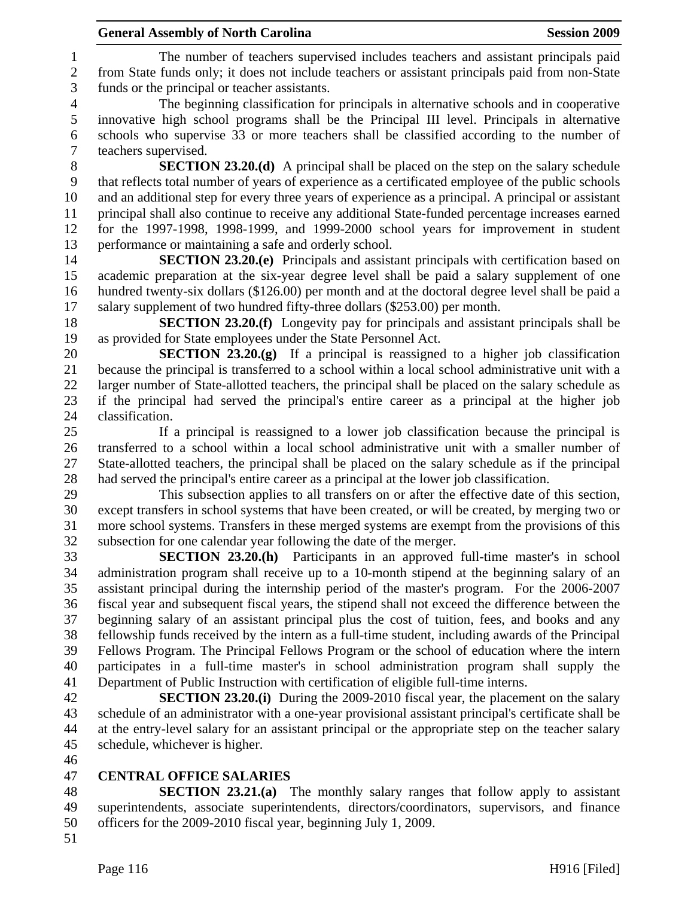The number of teachers supervised includes teachers and assistant principals paid from State funds only; it does not include teachers or assistant principals paid from non-State funds or the principal or teacher assistants.

The beginning classification for principals in alternative schools and in cooperative innovative high school programs shall be the Principal III level. Principals in alternative schools who supervise 33 or more teachers shall be classified according to the number of teachers supervised.

**SECTION 23.20.(d)** A principal shall be placed on the step on the salary schedule that reflects total number of years of experience as a certificated employee of the public schools and an additional step for every three years of experience as a principal. A principal or assistant principal shall also continue to receive any additional State-funded percentage increases earned for the 1997-1998, 1998-1999, and 1999-2000 school years for improvement in student performance or maintaining a safe and orderly school.

**SECTION 23.20.(e)** Principals and assistant principals with certification based on academic preparation at the six-year degree level shall be paid a salary supplement of one hundred twenty-six dollars ($126.00) per month and at the doctoral degree level shall be paid a salary supplement of two hundred fifty-three dollars ($253.00) per month.

**SECTION 23.20.(f)** Longevity pay for principals and assistant principals shall be as provided for State employees under the State Personnel Act.

**SECTION 23.20.(g)** If a principal is reassigned to a higher job classification because the principal is transferred to a school within a local school administrative unit with a larger number of State-allotted teachers, the principal shall be placed on the salary schedule as if the principal had served the principal's entire career as a principal at the higher job classification.

If a principal is reassigned to a lower job classification because the principal is transferred to a school within a local school administrative unit with a smaller number of State-allotted teachers, the principal shall be placed on the salary schedule as if the principal had served the principal's entire career as a principal at the lower job classification.

This subsection applies to all transfers on or after the effective date of this section, except transfers in school systems that have been created, or will be created, by merging two or more school systems. Transfers in these merged systems are exempt from the provisions of this subsection for one calendar year following the date of the merger.

**SECTION 23.20.(h)** Participants in an approved full-time master's in school administration program shall receive up to a 10-month stipend at the beginning salary of an assistant principal during the internship period of the master's program. For the 2006-2007 fiscal year and subsequent fiscal years, the stipend shall not exceed the difference between the beginning salary of an assistant principal plus the cost of tuition, fees, and books and any fellowship funds received by the intern as a full-time student, including awards of the Principal Fellows Program. The Principal Fellows Program or the school of education where the intern participates in a full-time master's in school administration program shall supply the Department of Public Instruction with certification of eligible full-time interns.

**SECTION 23.20.(i)** During the 2009-2010 fiscal year, the placement on the salary schedule of an administrator with a one-year provisional assistant principal's certificate shall be at the entry-level salary for an assistant principal or the appropriate step on the teacher salary schedule, whichever is higher.

**CENTRAL OFFICE SALARIES**

**SECTION 23.21.(a)** The monthly salary ranges that follow apply to assistant superintendents, associate superintendents, directors/coordinators, supervisors, and finance officers for the 2009-2010 fiscal year, beginning July 1, 2009.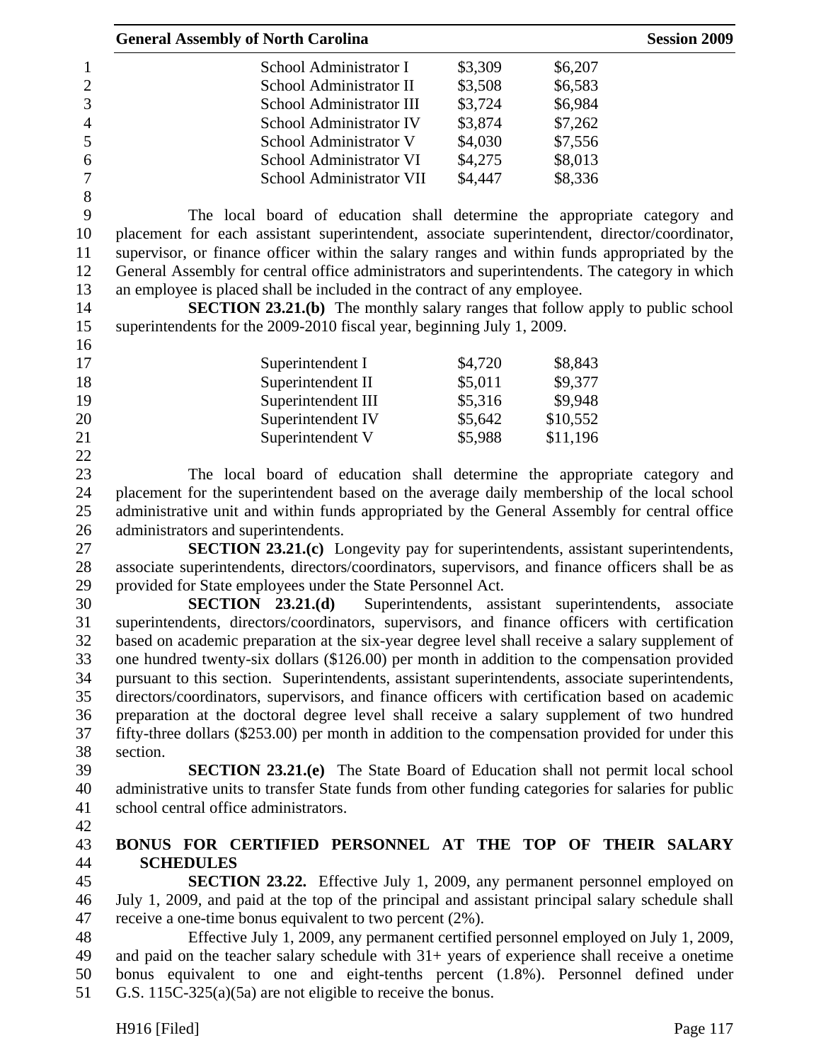| | | |
|---|---|---|
| School Administrator I | $3,309 | $6,207 |
| School Administrator II | $3,508 | $6,583 |
| School Administrator III | $3,724 | $6,984 |
| School Administrator IV | $3,874 | $7,262 |
| School Administrator V | $4,030 | $7,556 |
| School Administrator VI | $4,275 | $8,013 |
| School Administrator VII | $4,447 | $8,336 |

The local board of education shall determine the appropriate category and placement for each assistant superintendent, associate superintendent, director/coordinator, supervisor, or finance officer within the salary ranges and within funds appropriated by the General Assembly for central office administrators and superintendents. The category in which an employee is placed shall be included in the contract of any employee.

**SECTION 23.21.(b)** The monthly salary ranges that follow apply to public school superintendents for the 2009-2010 fiscal year, beginning July 1, 2009.

| | | |
|---|---|---|
| Superintendent I | $4,720 | $8,843 |
| Superintendent II | $5,011 | $9,377 |
| Superintendent III | $5,316 | $9,948 |
| Superintendent IV | $5,642 | $10,552 |
| Superintendent V | $5,988 | $11,196 |

The local board of education shall determine the appropriate category and placement for the superintendent based on the average daily membership of the local school administrative unit and within funds appropriated by the General Assembly for central office administrators and superintendents.

**SECTION 23.21.(c)** Longevity pay for superintendents, assistant superintendents, associate superintendents, directors/coordinators, supervisors, and finance officers shall be as provided for State employees under the State Personnel Act.

**SECTION 23.21.(d)** Superintendents, assistant superintendents, associate superintendents, directors/coordinators, supervisors, and finance officers with certification based on academic preparation at the six-year degree level shall receive a salary supplement of one hundred twenty-six dollars ($126.00) per month in addition to the compensation provided pursuant to this section. Superintendents, assistant superintendents, associate superintendents, directors/coordinators, supervisors, and finance officers with certification based on academic preparation at the doctoral degree level shall receive a salary supplement of two hundred fifty-three dollars ($253.00) per month in addition to the compensation provided for under this section.

**SECTION 23.21.(e)** The State Board of Education shall not permit local school administrative units to transfer State funds from other funding categories for salaries for public school central office administrators.

**BONUS FOR CERTIFIED PERSONNEL AT THE TOP OF THEIR SALARY SCHEDULES**

**SECTION 23.22.** Effective July 1, 2009, any permanent personnel employed on July 1, 2009, and paid at the top of the principal and assistant principal salary schedule shall receive a one-time bonus equivalent to two percent (2%).

Effective July 1, 2009, any permanent certified personnel employed on July 1, 2009, and paid on the teacher salary schedule with 31+ years of experience shall receive a onetime bonus equivalent to one and eight-tenths percent (1.8%). Personnel defined under G.S. 115C-325(a)(5a) are not eligible to receive the bonus.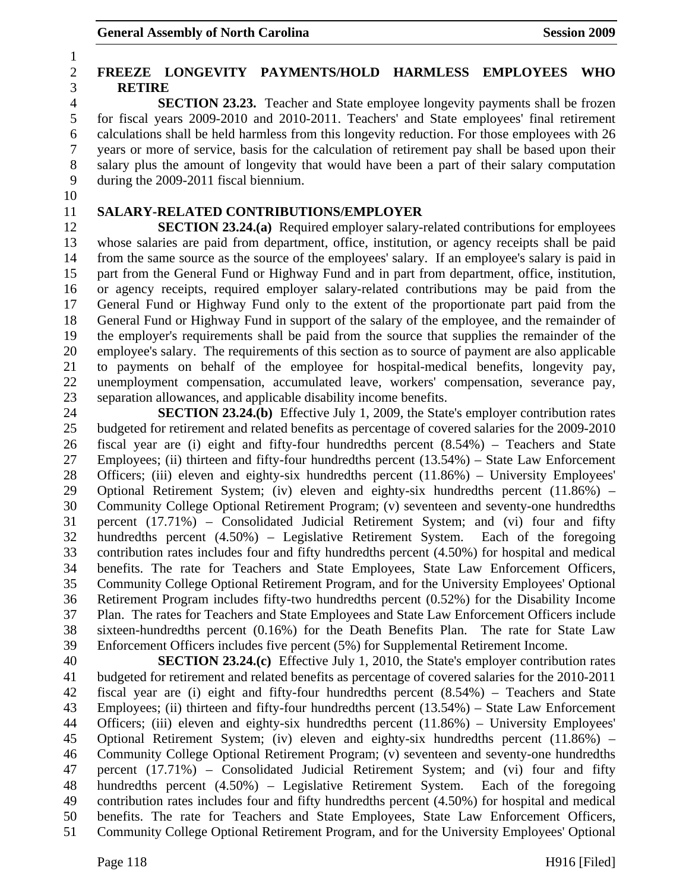### FREEZE LONGEVITY PAYMENTS/HOLD HARMLESS EMPLOYEES WHO RETIRE

**SECTION 23.23.** Teacher and State employee longevity payments shall be frozen for fiscal years 2009-2010 and 2010-2011. Teachers' and State employees' final retirement calculations shall be held harmless from this longevity reduction. For those employees with 26 years or more of service, basis for the calculation of retirement pay shall be based upon their salary plus the amount of longevity that would have been a part of their salary computation during the 2009-2011 fiscal biennium.

### SALARY-RELATED CONTRIBUTIONS/EMPLOYER

**SECTION 23.24.(a)** Required employer salary-related contributions for employees whose salaries are paid from department, office, institution, or agency receipts shall be paid from the same source as the source of the employees' salary. If an employee's salary is paid in part from the General Fund or Highway Fund and in part from department, office, institution, or agency receipts, required employer salary-related contributions may be paid from the General Fund or Highway Fund only to the extent of the proportionate part paid from the General Fund or Highway Fund in support of the salary of the employee, and the remainder of the employer's requirements shall be paid from the source that supplies the remainder of the employee's salary. The requirements of this section as to source of payment are also applicable to payments on behalf of the employee for hospital-medical benefits, longevity pay, unemployment compensation, accumulated leave, workers' compensation, severance pay, separation allowances, and applicable disability income benefits.

**SECTION 23.24.(b)** Effective July 1, 2009, the State's employer contribution rates budgeted for retirement and related benefits as percentage of covered salaries for the 2009-2010 fiscal year are (i) eight and fifty-four hundredths percent (8.54%) – Teachers and State Employees; (ii) thirteen and fifty-four hundredths percent (13.54%) – State Law Enforcement Officers; (iii) eleven and eighty-six hundredths percent (11.86%) – University Employees' Optional Retirement System; (iv) eleven and eighty-six hundredths percent (11.86%) – Community College Optional Retirement Program; (v) seventeen and seventy-one hundredths percent (17.71%) – Consolidated Judicial Retirement System; and (vi) four and fifty hundredths percent (4.50%) – Legislative Retirement System. Each of the foregoing contribution rates includes four and fifty hundredths percent (4.50%) for hospital and medical benefits. The rate for Teachers and State Employees, State Law Enforcement Officers, Community College Optional Retirement Program, and for the University Employees' Optional Retirement Program includes fifty-two hundredths percent (0.52%) for the Disability Income Plan. The rates for Teachers and State Employees and State Law Enforcement Officers include sixteen-hundredths percent (0.16%) for the Death Benefits Plan. The rate for State Law Enforcement Officers includes five percent (5%) for Supplemental Retirement Income.

**SECTION 23.24.(c)** Effective July 1, 2010, the State's employer contribution rates budgeted for retirement and related benefits as percentage of covered salaries for the 2010-2011 fiscal year are (i) eight and fifty-four hundredths percent (8.54%) – Teachers and State Employees; (ii) thirteen and fifty-four hundredths percent (13.54%) – State Law Enforcement Officers; (iii) eleven and eighty-six hundredths percent (11.86%) – University Employees' Optional Retirement System; (iv) eleven and eighty-six hundredths percent (11.86%) – Community College Optional Retirement Program; (v) seventeen and seventy-one hundredths percent (17.71%) – Consolidated Judicial Retirement System; and (vi) four and fifty hundredths percent (4.50%) – Legislative Retirement System. Each of the foregoing contribution rates includes four and fifty hundredths percent (4.50%) for hospital and medical benefits. The rate for Teachers and State Employees, State Law Enforcement Officers, Community College Optional Retirement Program, and for the University Employees' Optional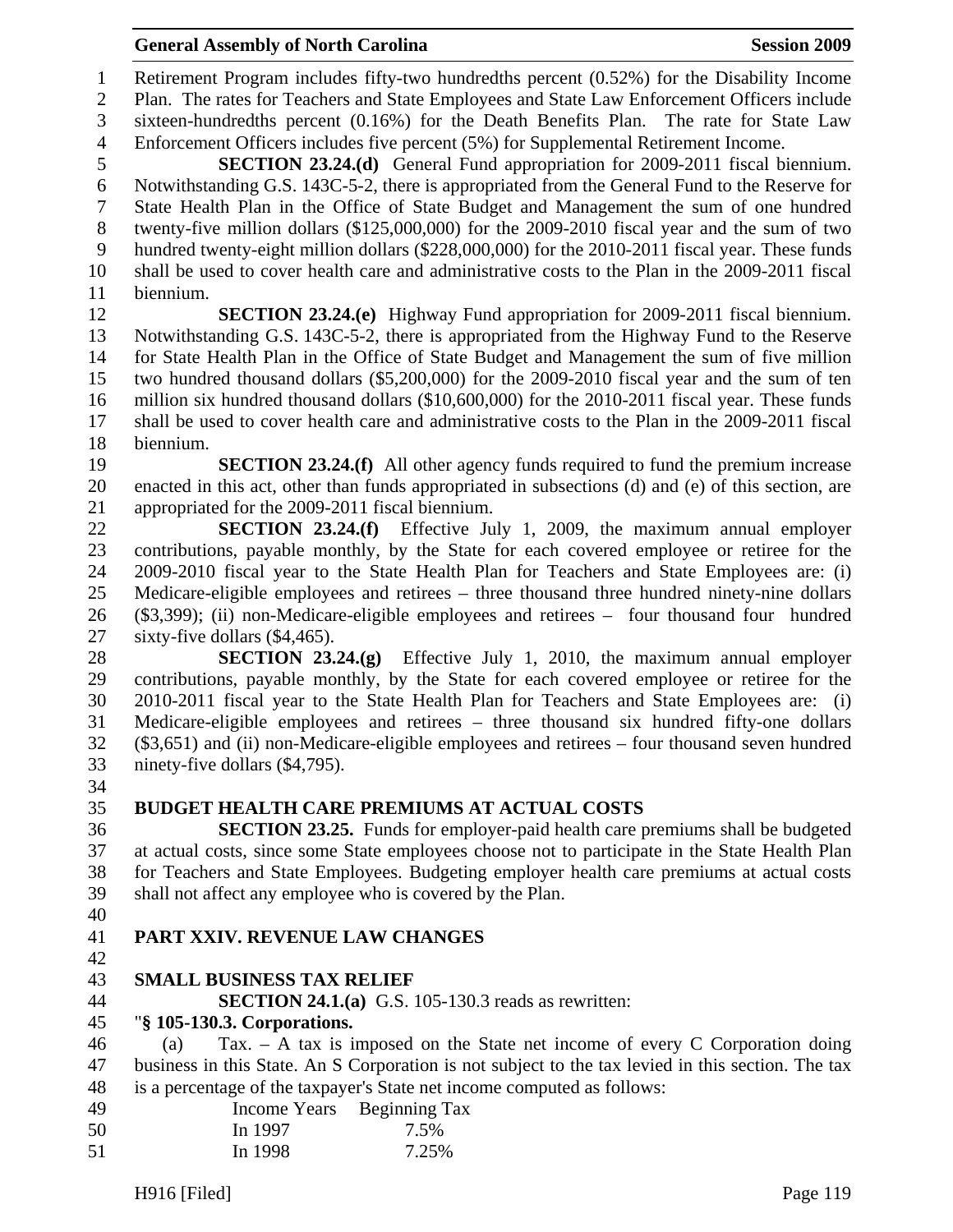Retirement Program includes fifty-two hundredths percent (0.52%) for the Disability Income Plan. The rates for Teachers and State Employees and State Law Enforcement Officers include sixteen-hundredths percent (0.16%) for the Death Benefits Plan. The rate for State Law Enforcement Officers includes five percent (5%) for Supplemental Retirement Income.

**SECTION 23.24.(d)** General Fund appropriation for 2009-2011 fiscal biennium. Notwithstanding G.S. 143C-5-2, there is appropriated from the General Fund to the Reserve for State Health Plan in the Office of State Budget and Management the sum of one hundred twenty-five million dollars ($125,000,000) for the 2009-2010 fiscal year and the sum of two hundred twenty-eight million dollars ($228,000,000) for the 2010-2011 fiscal year. These funds shall be used to cover health care and administrative costs to the Plan in the 2009-2011 fiscal biennium.

**SECTION 23.24.(e)** Highway Fund appropriation for 2009-2011 fiscal biennium. Notwithstanding G.S. 143C-5-2, there is appropriated from the Highway Fund to the Reserve for State Health Plan in the Office of State Budget and Management the sum of five million two hundred thousand dollars ($5,200,000) for the 2009-2010 fiscal year and the sum of ten million six hundred thousand dollars ($10,600,000) for the 2010-2011 fiscal year. These funds shall be used to cover health care and administrative costs to the Plan in the 2009-2011 fiscal biennium.

**SECTION 23.24.(f)** All other agency funds required to fund the premium increase enacted in this act, other than funds appropriated in subsections (d) and (e) of this section, are appropriated for the 2009-2011 fiscal biennium.

**SECTION 23.24.(f)** Effective July 1, 2009, the maximum annual employer contributions, payable monthly, by the State for each covered employee or retiree for the 2009-2010 fiscal year to the State Health Plan for Teachers and State Employees are: (i) Medicare-eligible employees and retirees – three thousand three hundred ninety-nine dollars ($3,399); (ii) non-Medicare-eligible employees and retirees – four thousand four hundred sixty-five dollars ($4,465).

**SECTION 23.24.(g)** Effective July 1, 2010, the maximum annual employer contributions, payable monthly, by the State for each covered employee or retiree for the 2010-2011 fiscal year to the State Health Plan for Teachers and State Employees are: (i) Medicare-eligible employees and retirees – three thousand six hundred fifty-one dollars ($3,651) and (ii) non-Medicare-eligible employees and retirees – four thousand seven hundred ninety-five dollars ($4,795).

**BUDGET HEALTH CARE PREMIUMS AT ACTUAL COSTS**

**SECTION 23.25.** Funds for employer-paid health care premiums shall be budgeted at actual costs, since some State employees choose not to participate in the State Health Plan for Teachers and State Employees. Budgeting employer health care premiums at actual costs shall not affect any employee who is covered by the Plan.

## PART XXIV. REVENUE LAW CHANGES

**SMALL BUSINESS TAX RELIEF**

**SECTION 24.1.(a)** G.S. 105-130.3 reads as rewritten:

"**§ 105-130.3. Corporations.**

(a) Tax. – A tax is imposed on the State net income of every C Corporation doing business in this State. An S Corporation is not subject to the tax levied in this section. The tax is a percentage of the taxpayer's State net income computed as follows:

| Income Years Beginning | Tax |
|---|---|
| In 1997 | 7.5% |
| In 1998 | 7.25% |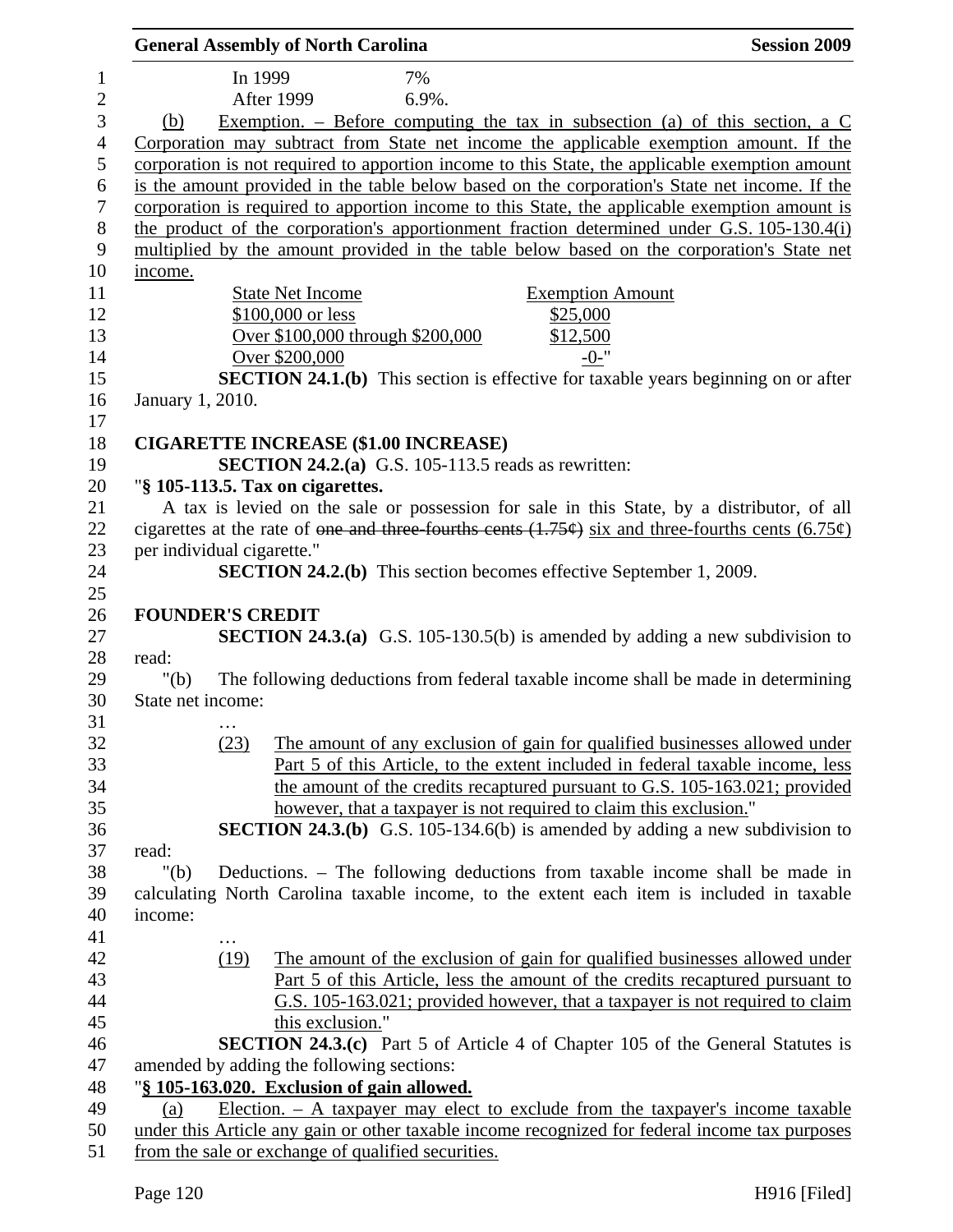In 1999 7%

After 1999 6.9%.

(b) Exemption. – Before computing the tax in subsection (a) of this section, a C Corporation may subtract from State net income the applicable exemption amount. If the corporation is not required to apportion income to this State, the applicable exemption amount is the amount provided in the table below based on the corporation's State net income. If the corporation is required to apportion income to this State, the applicable exemption amount is the product of the corporation's apportionment fraction determined under G.S. 105-130.4(i) multiplied by the amount provided in the table below based on the corporation's State net income.

| State Net Income | Exemption Amount |
|---|---|
| $100,000 or less | $25,000 |
| Over $100,000 through $200,000 | $12,500 |
| Over $200,000 | -0-" |

**SECTION 24.1.(b)** This section is effective for taxable years beginning on or after January 1, 2010.

**CIGARETTE INCREASE ($1.00 INCREASE)**

**SECTION 24.2.(a)** G.S. 105-113.5 reads as rewritten:

"**§ 105-113.5. Tax on cigarettes.**

A tax is levied on the sale or possession for sale in this State, by a distributor, of all cigarettes at the rate of ~~one and three-fourths cents (1.75¢)~~ six and three-fourths cents (6.75¢) per individual cigarette."

**SECTION 24.2.(b)** This section becomes effective September 1, 2009.

**FOUNDER'S CREDIT**

**SECTION 24.3.(a)** G.S. 105-130.5(b) is amended by adding a new subdivision to read:

"(b) The following deductions from federal taxable income shall be made in determining State net income:

…

(23) The amount of any exclusion of gain for qualified businesses allowed under Part 5 of this Article, to the extent included in federal taxable income, less the amount of the credits recaptured pursuant to G.S. 105-163.021; provided however, that a taxpayer is not required to claim this exclusion."

**SECTION 24.3.(b)** G.S. 105-134.6(b) is amended by adding a new subdivision to read:

"(b) Deductions. – The following deductions from taxable income shall be made in calculating North Carolina taxable income, to the extent each item is included in taxable income:

…

(19) The amount of the exclusion of gain for qualified businesses allowed under Part 5 of this Article, less the amount of the credits recaptured pursuant to G.S. 105-163.021; provided however, that a taxpayer is not required to claim this exclusion."

**SECTION 24.3.(c)** Part 5 of Article 4 of Chapter 105 of the General Statutes is amended by adding the following sections:

"**§ 105-163.020. Exclusion of gain allowed.**

(a) Election. – A taxpayer may elect to exclude from the taxpayer's income taxable under this Article any gain or other taxable income recognized for federal income tax purposes from the sale or exchange of qualified securities.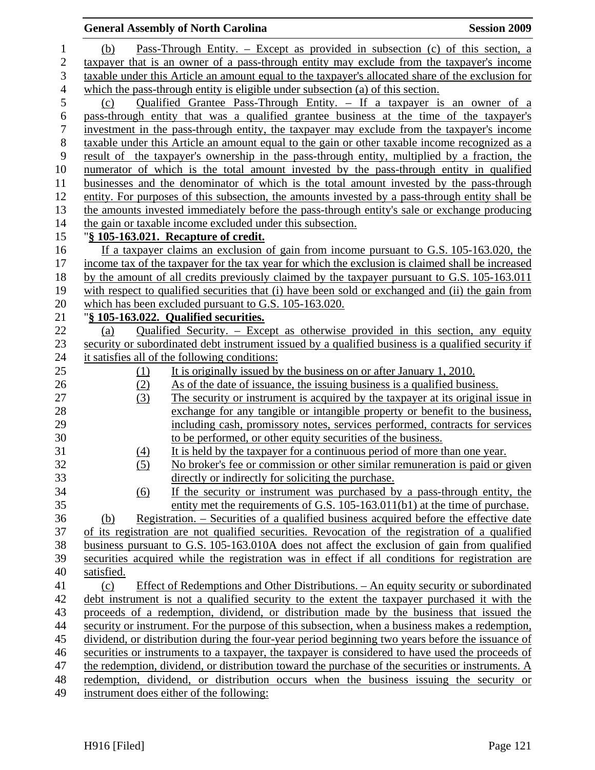(b) Pass-Through Entity. – Except as provided in subsection (c) of this section, a taxpayer that is an owner of a pass-through entity may exclude from the taxpayer's income taxable under this Article an amount equal to the taxpayer's allocated share of the exclusion for which the pass-through entity is eligible under subsection (a) of this section.

(c) Qualified Grantee Pass-Through Entity. – If a taxpayer is an owner of a pass-through entity that was a qualified grantee business at the time of the taxpayer's investment in the pass-through entity, the taxpayer may exclude from the taxpayer's income taxable under this Article an amount equal to the gain or other taxable income recognized as a result of the taxpayer's ownership in the pass-through entity, multiplied by a fraction, the numerator of which is the total amount invested by the pass-through entity in qualified businesses and the denominator of which is the total amount invested by the pass-through entity. For purposes of this subsection, the amounts invested by a pass-through entity shall be the amounts invested immediately before the pass-through entity's sale or exchange producing the gain or taxable income excluded under this subsection.

"**§ 105-163.021. Recapture of credit.**

If a taxpayer claims an exclusion of gain from income pursuant to G.S. 105-163.020, the income tax of the taxpayer for the tax year for which the exclusion is claimed shall be increased by the amount of all credits previously claimed by the taxpayer pursuant to G.S. 105-163.011 with respect to qualified securities that (i) have been sold or exchanged and (ii) the gain from which has been excluded pursuant to G.S. 105-163.020.

"**§ 105-163.022. Qualified securities.**

(a) Qualified Security. – Except as otherwise provided in this section, any equity security or subordinated debt instrument issued by a qualified business is a qualified security if it satisfies all of the following conditions:

(1) It is originally issued by the business on or after January 1, 2010.
(2) As of the date of issuance, the issuing business is a qualified business.
(3) The security or instrument is acquired by the taxpayer at its original issue in exchange for any tangible or intangible property or benefit to the business, including cash, promissory notes, services performed, contracts for services to be performed, or other equity securities of the business.
(4) It is held by the taxpayer for a continuous period of more than one year.
(5) No broker's fee or commission or other similar remuneration is paid or given directly or indirectly for soliciting the purchase.
(6) If the security or instrument was purchased by a pass-through entity, the entity met the requirements of G.S. 105-163.011(b1) at the time of purchase.

(b) Registration. – Securities of a qualified business acquired before the effective date of its registration are not qualified securities. Revocation of the registration of a qualified business pursuant to G.S. 105-163.010A does not affect the exclusion of gain from qualified securities acquired while the registration was in effect if all conditions for registration are satisfied.

(c) Effect of Redemptions and Other Distributions. – An equity security or subordinated debt instrument is not a qualified security to the extent the taxpayer purchased it with the proceeds of a redemption, dividend, or distribution made by the business that issued the security or instrument. For the purpose of this subsection, when a business makes a redemption, dividend, or distribution during the four-year period beginning two years before the issuance of securities or instruments to a taxpayer, the taxpayer is considered to have used the proceeds of the redemption, dividend, or distribution toward the purchase of the securities or instruments. A redemption, dividend, or distribution occurs when the business issuing the security or instrument does either of the following: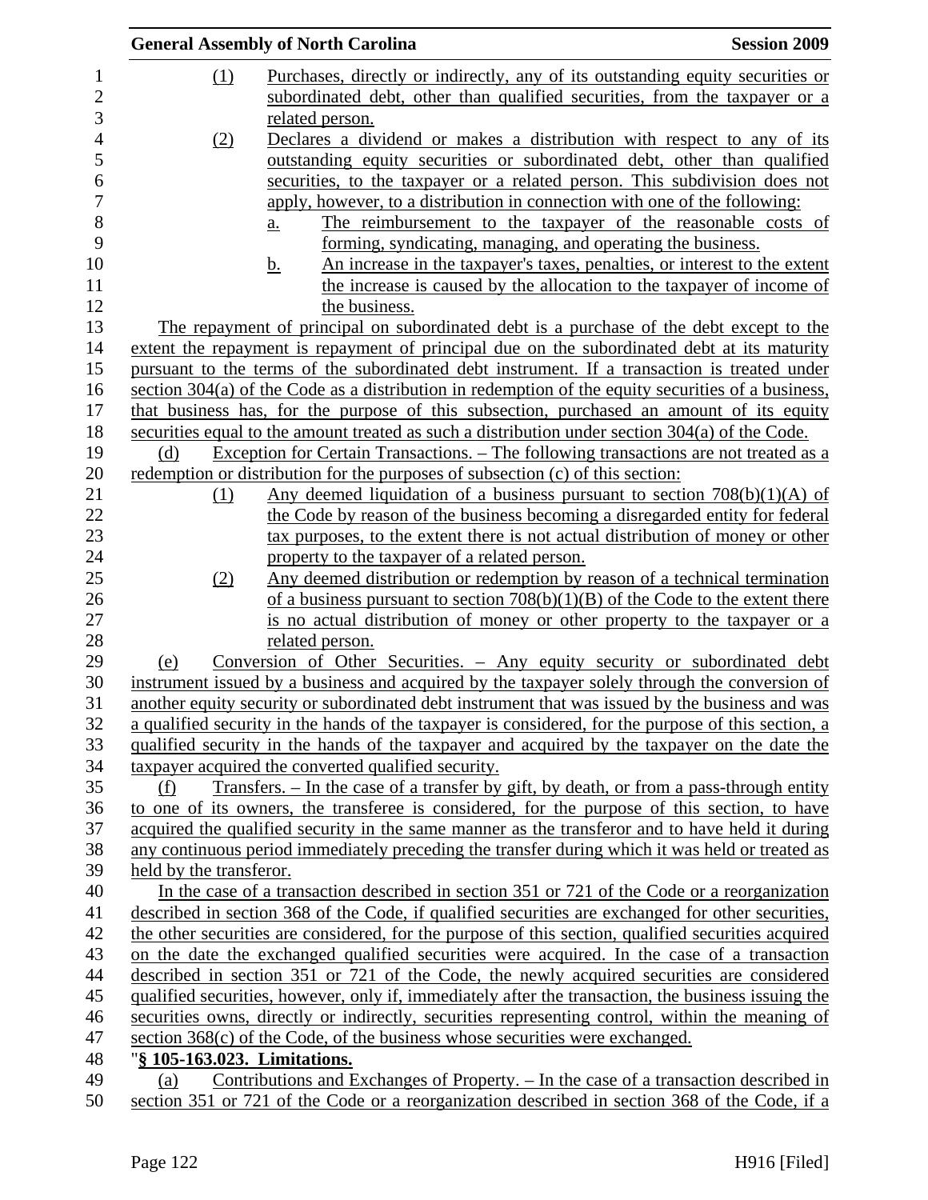(1) Purchases, directly or indirectly, any of its outstanding equity securities or subordinated debt, other than qualified securities, from the taxpayer or a related person.

(2) Declares a dividend or makes a distribution with respect to any of its outstanding equity securities or subordinated debt, other than qualified securities, to the taxpayer or a related person. This subdivision does not apply, however, to a distribution in connection with one of the following:

a. The reimbursement to the taxpayer of the reasonable costs of forming, syndicating, managing, and operating the business.

b. An increase in the taxpayer's taxes, penalties, or interest to the extent the increase is caused by the allocation to the taxpayer of income of the business.

The repayment of principal on subordinated debt is a purchase of the debt except to the extent the repayment is repayment of principal due on the subordinated debt at its maturity pursuant to the terms of the subordinated debt instrument. If a transaction is treated under section 304(a) of the Code as a distribution in redemption of the equity securities of a business, that business has, for the purpose of this subsection, purchased an amount of its equity securities equal to the amount treated as such a distribution under section 304(a) of the Code.

(d) Exception for Certain Transactions. – The following transactions are not treated as a redemption or distribution for the purposes of subsection (c) of this section:

(1) Any deemed liquidation of a business pursuant to section 708(b)(1)(A) of the Code by reason of the business becoming a disregarded entity for federal tax purposes, to the extent there is not actual distribution of money or other property to the taxpayer of a related person.

(2) Any deemed distribution or redemption by reason of a technical termination of a business pursuant to section 708(b)(1)(B) of the Code to the extent there is no actual distribution of money or other property to the taxpayer or a related person.

(e) Conversion of Other Securities. – Any equity security or subordinated debt instrument issued by a business and acquired by the taxpayer solely through the conversion of another equity security or subordinated debt instrument that was issued by the business and was a qualified security in the hands of the taxpayer is considered, for the purpose of this section, a qualified security in the hands of the taxpayer and acquired by the taxpayer on the date the taxpayer acquired the converted qualified security.

(f) Transfers. – In the case of a transfer by gift, by death, or from a pass-through entity to one of its owners, the transferee is considered, for the purpose of this section, to have acquired the qualified security in the same manner as the transferor and to have held it during any continuous period immediately preceding the transfer during which it was held or treated as held by the transferor.

In the case of a transaction described in section 351 or 721 of the Code or a reorganization described in section 368 of the Code, if qualified securities are exchanged for other securities, the other securities are considered, for the purpose of this section, qualified securities acquired on the date the exchanged qualified securities were acquired. In the case of a transaction described in section 351 or 721 of the Code, the newly acquired securities are considered qualified securities, however, only if, immediately after the transaction, the business issuing the securities owns, directly or indirectly, securities representing control, within the meaning of section 368(c) of the Code, of the business whose securities were exchanged.

"**§ 105-163.023. Limitations.**

(a) Contributions and Exchanges of Property. – In the case of a transaction described in section 351 or 721 of the Code or a reorganization described in section 368 of the Code, if a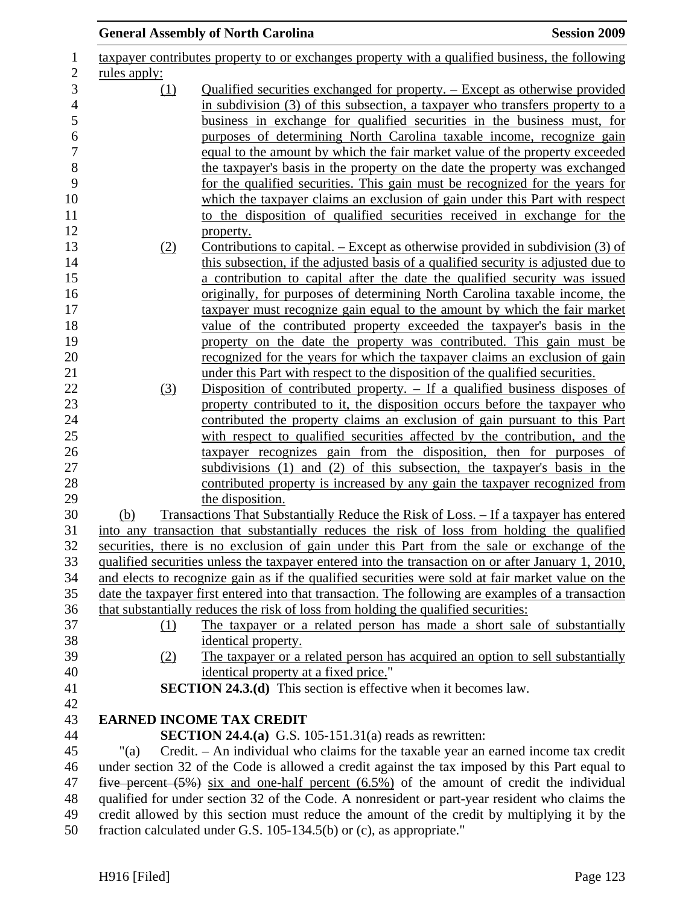taxpayer contributes property to or exchanges property with a qualified business, the following rules apply:

(1) Qualified securities exchanged for property. – Except as otherwise provided in subdivision (3) of this subsection, a taxpayer who transfers property to a business in exchange for qualified securities in the business must, for purposes of determining North Carolina taxable income, recognize gain equal to the amount by which the fair market value of the property exceeded the taxpayer's basis in the property on the date the property was exchanged for the qualified securities. This gain must be recognized for the years for which the taxpayer claims an exclusion of gain under this Part with respect to the disposition of qualified securities received in exchange for the property.

(2) Contributions to capital. – Except as otherwise provided in subdivision (3) of this subsection, if the adjusted basis of a qualified security is adjusted due to a contribution to capital after the date the qualified security was issued originally, for purposes of determining North Carolina taxable income, the taxpayer must recognize gain equal to the amount by which the fair market value of the contributed property exceeded the taxpayer's basis in the property on the date the property was contributed. This gain must be recognized for the years for which the taxpayer claims an exclusion of gain under this Part with respect to the disposition of the qualified securities.

(3) Disposition of contributed property. – If a qualified business disposes of property contributed to it, the disposition occurs before the taxpayer who contributed the property claims an exclusion of gain pursuant to this Part with respect to qualified securities affected by the contribution, and the taxpayer recognizes gain from the disposition, then for purposes of subdivisions (1) and (2) of this subsection, the taxpayer's basis in the contributed property is increased by any gain the taxpayer recognized from the disposition.

(b) Transactions That Substantially Reduce the Risk of Loss. – If a taxpayer has entered into any transaction that substantially reduces the risk of loss from holding the qualified securities, there is no exclusion of gain under this Part from the sale or exchange of the qualified securities unless the taxpayer entered into the transaction on or after January 1, 2010, and elects to recognize gain as if the qualified securities were sold at fair market value on the date the taxpayer first entered into that transaction. The following are examples of a transaction that substantially reduces the risk of loss from holding the qualified securities:

(1) The taxpayer or a related person has made a short sale of substantially identical property.

(2) The taxpayer or a related person has acquired an option to sell substantially identical property at a fixed price."

**SECTION 24.3.(d)** This section is effective when it becomes law.

**EARNED INCOME TAX CREDIT**

**SECTION 24.4.(a)** G.S. 105-151.31(a) reads as rewritten:

"(a) Credit. – An individual who claims for the taxable year an earned income tax credit under section 32 of the Code is allowed a credit against the tax imposed by this Part equal to ~~five percent (5%)~~ six and one-half percent (6.5%) of the amount of credit the individual qualified for under section 32 of the Code. A nonresident or part-year resident who claims the credit allowed by this section must reduce the amount of the credit by multiplying it by the fraction calculated under G.S. 105-134.5(b) or (c), as appropriate."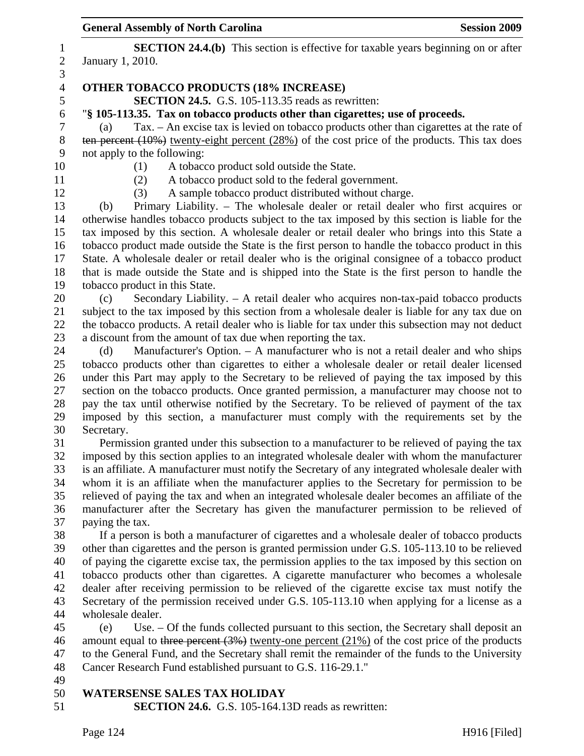**SECTION 24.4.(b)** This section is effective for taxable years beginning on or after January 1, 2010.

**OTHER TOBACCO PRODUCTS (18% INCREASE)**

**SECTION 24.5.** G.S. 105-113.35 reads as rewritten:

"**§ 105-113.35. Tax on tobacco products other than cigarettes; use of proceeds.**

(a) Tax. – An excise tax is levied on tobacco products other than cigarettes at the rate of ~~ten percent (10%)~~ twenty-eight percent (28%) of the cost price of the products. This tax does not apply to the following:

(1) A tobacco product sold outside the State.

(2) A tobacco product sold to the federal government.

(3) A sample tobacco product distributed without charge.

(b) Primary Liability. – The wholesale dealer or retail dealer who first acquires or otherwise handles tobacco products subject to the tax imposed by this section is liable for the tax imposed by this section. A wholesale dealer or retail dealer who brings into this State a tobacco product made outside the State is the first person to handle the tobacco product in this State. A wholesale dealer or retail dealer who is the original consignee of a tobacco product that is made outside the State and is shipped into the State is the first person to handle the tobacco product in this State.

(c) Secondary Liability. – A retail dealer who acquires non-tax-paid tobacco products subject to the tax imposed by this section from a wholesale dealer is liable for any tax due on the tobacco products. A retail dealer who is liable for tax under this subsection may not deduct a discount from the amount of tax due when reporting the tax.

(d) Manufacturer's Option. – A manufacturer who is not a retail dealer and who ships tobacco products other than cigarettes to either a wholesale dealer or retail dealer licensed under this Part may apply to the Secretary to be relieved of paying the tax imposed by this section on the tobacco products. Once granted permission, a manufacturer may choose not to pay the tax until otherwise notified by the Secretary. To be relieved of payment of the tax imposed by this section, a manufacturer must comply with the requirements set by the Secretary.

Permission granted under this subsection to a manufacturer to be relieved of paying the tax imposed by this section applies to an integrated wholesale dealer with whom the manufacturer is an affiliate. A manufacturer must notify the Secretary of any integrated wholesale dealer with whom it is an affiliate when the manufacturer applies to the Secretary for permission to be relieved of paying the tax and when an integrated wholesale dealer becomes an affiliate of the manufacturer after the Secretary has given the manufacturer permission to be relieved of paying the tax.

If a person is both a manufacturer of cigarettes and a wholesale dealer of tobacco products other than cigarettes and the person is granted permission under G.S. 105-113.10 to be relieved of paying the cigarette excise tax, the permission applies to the tax imposed by this section on tobacco products other than cigarettes. A cigarette manufacturer who becomes a wholesale dealer after receiving permission to be relieved of the cigarette excise tax must notify the Secretary of the permission received under G.S. 105-113.10 when applying for a license as a wholesale dealer.

(e) Use. – Of the funds collected pursuant to this section, the Secretary shall deposit an amount equal to ~~three percent (3%)~~ twenty-one percent (21%) of the cost price of the products to the General Fund, and the Secretary shall remit the remainder of the funds to the University Cancer Research Fund established pursuant to G.S. 116-29.1."

**WATERSENSE SALES TAX HOLIDAY**

**SECTION 24.6.** G.S. 105-164.13D reads as rewritten: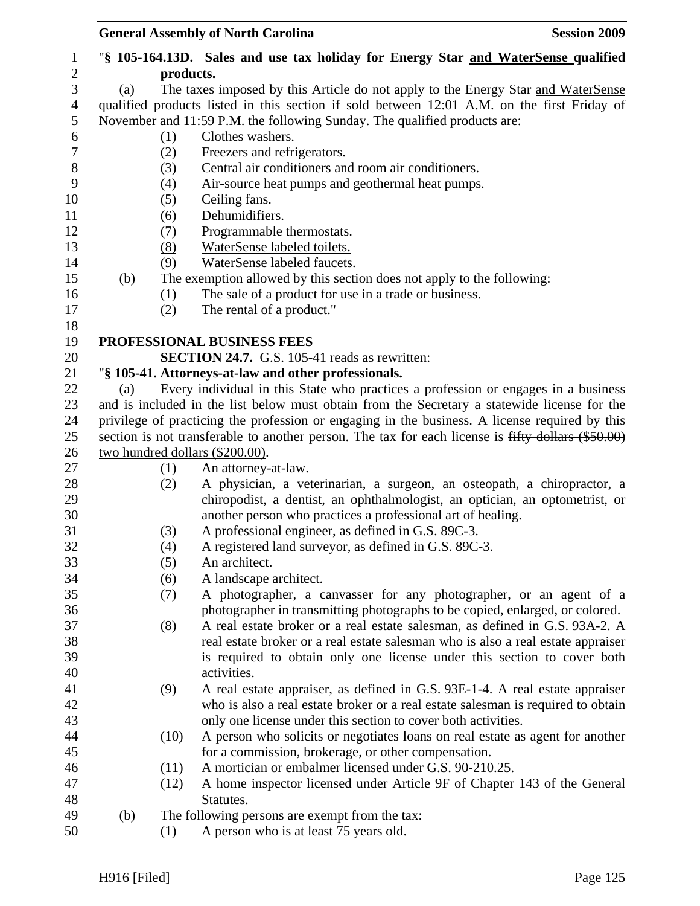"**§ 105-164.13D. Sales and use tax holiday for Energy Star <u>and WaterSense</u> qualified products.**

(a) The taxes imposed by this Article do not apply to the Energy Star <u>and WaterSense</u> qualified products listed in this section if sold between 12:01 A.M. on the first Friday of November and 11:59 P.M. the following Sunday. The qualified products are:

(1) Clothes washers.
(2) Freezers and refrigerators.
(3) Central air conditioners and room air conditioners.
(4) Air-source heat pumps and geothermal heat pumps.
(5) Ceiling fans.
(6) Dehumidifiers.
(7) Programmable thermostats.
<u>(8) WaterSense labeled toilets.</u>
<u>(9) WaterSense labeled faucets.</u>

(b) The exemption allowed by this section does not apply to the following:

(1) The sale of a product for use in a trade or business.
(2) The rental of a product."

**PROFESSIONAL BUSINESS FEES**

**SECTION 24.7.** G.S. 105-41 reads as rewritten:

"**§ 105-41. Attorneys-at-law and other professionals.**

(a) Every individual in this State who practices a profession or engages in a business and is included in the list below must obtain from the Secretary a statewide license for the privilege of practicing the profession or engaging in the business. A license required by this section is not transferable to another person. The tax for each license is ~~fifty dollars ($50.00)~~ <u>two hundred dollars ($200.00)</u>.

(1) An attorney-at-law.
(2) A physician, a veterinarian, a surgeon, an osteopath, a chiropractor, a chiropodist, a dentist, an ophthalmologist, an optician, an optometrist, or another person who practices a professional art of healing.
(3) A professional engineer, as defined in G.S. 89C-3.
(4) A registered land surveyor, as defined in G.S. 89C-3.
(5) An architect.
(6) A landscape architect.
(7) A photographer, a canvasser for any photographer, or an agent of a photographer in transmitting photographs to be copied, enlarged, or colored.
(8) A real estate broker or a real estate salesman, as defined in G.S. 93A-2. A real estate broker or a real estate salesman who is also a real estate appraiser is required to obtain only one license under this section to cover both activities.
(9) A real estate appraiser, as defined in G.S. 93E-1-4. A real estate appraiser who is also a real estate broker or a real estate salesman is required to obtain only one license under this section to cover both activities.
(10) A person who solicits or negotiates loans on real estate as agent for another for a commission, brokerage, or other compensation.
(11) A mortician or embalmer licensed under G.S. 90-210.25.
(12) A home inspector licensed under Article 9F of Chapter 143 of the General Statutes.

(b) The following persons are exempt from the tax:

(1) A person who is at least 75 years old.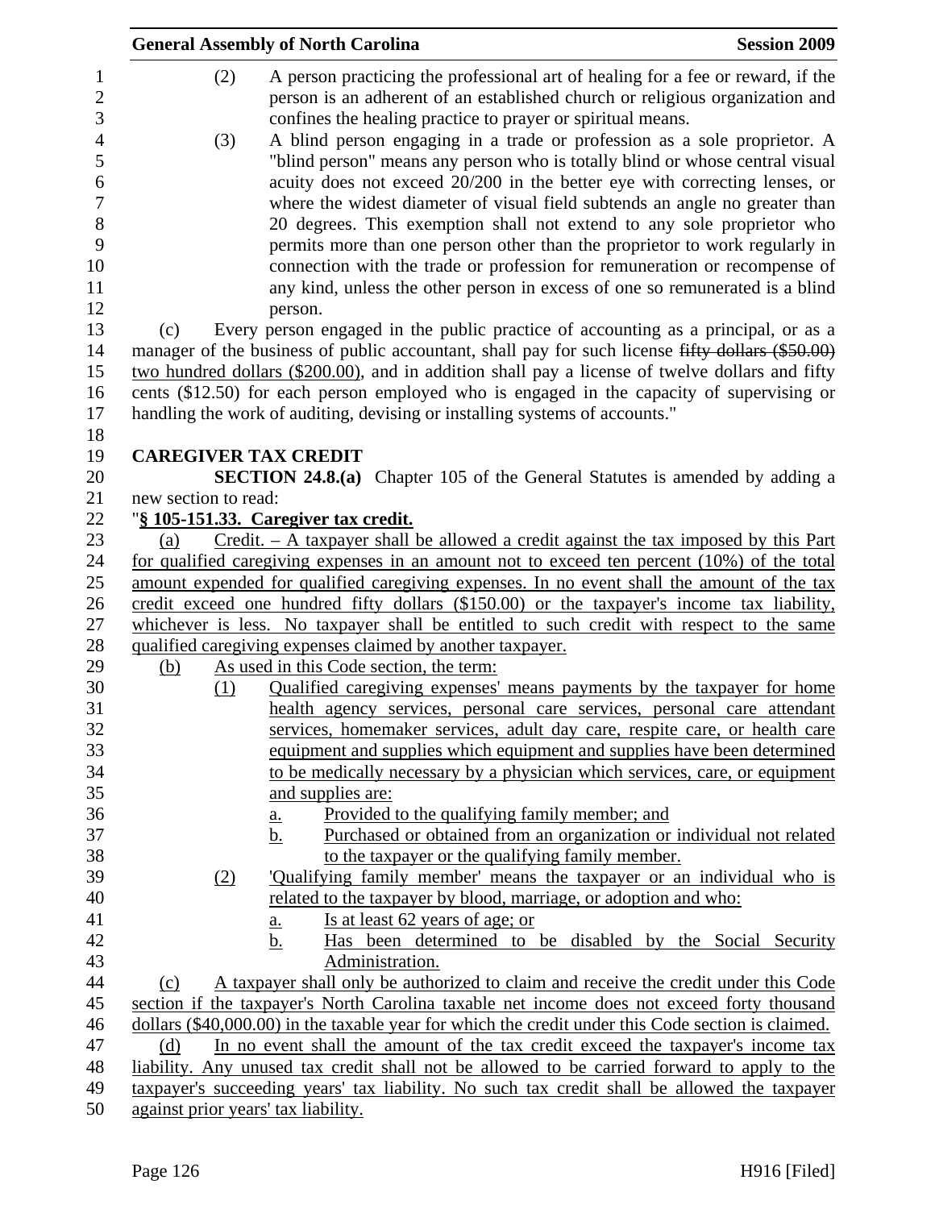(2) A person practicing the professional art of healing for a fee or reward, if the person is an adherent of an established church or religious organization and confines the healing practice to prayer or spiritual means.

(3) A blind person engaging in a trade or profession as a sole proprietor. A "blind person" means any person who is totally blind or whose central visual acuity does not exceed 20/200 in the better eye with correcting lenses, or where the widest diameter of visual field subtends an angle no greater than 20 degrees. This exemption shall not extend to any sole proprietor who permits more than one person other than the proprietor to work regularly in connection with the trade or profession for remuneration or recompense of any kind, unless the other person in excess of one so remunerated is a blind person.

(c) Every person engaged in the public practice of accounting as a principal, or as a manager of the business of public accountant, shall pay for such license ~~fifty dollars ($50.00)~~ two hundred dollars ($200.00), and in addition shall pay a license of twelve dollars and fifty cents ($12.50) for each person employed who is engaged in the capacity of supervising or handling the work of auditing, devising or installing systems of accounts."

**CAREGIVER TAX CREDIT**

**SECTION 24.8.(a)** Chapter 105 of the General Statutes is amended by adding a new section to read:

"**§ 105-151.33. Caregiver tax credit.**

(a) Credit. – A taxpayer shall be allowed a credit against the tax imposed by this Part for qualified caregiving expenses in an amount not to exceed ten percent (10%) of the total amount expended for qualified caregiving expenses. In no event shall the amount of the tax credit exceed one hundred fifty dollars ($150.00) or the taxpayer's income tax liability, whichever is less. No taxpayer shall be entitled to such credit with respect to the same qualified caregiving expenses claimed by another taxpayer.

(b) As used in this Code section, the term:

(1) Qualified caregiving expenses' means payments by the taxpayer for home health agency services, personal care services, personal care attendant services, homemaker services, adult day care, respite care, or health care equipment and supplies which equipment and supplies have been determined to be medically necessary by a physician which services, care, or equipment and supplies are:

a. Provided to the qualifying family member; and

b. Purchased or obtained from an organization or individual not related to the taxpayer or the qualifying family member.

(2) 'Qualifying family member' means the taxpayer or an individual who is related to the taxpayer by blood, marriage, or adoption and who:

a. Is at least 62 years of age; or

b. Has been determined to be disabled by the Social Security Administration.

(c) A taxpayer shall only be authorized to claim and receive the credit under this Code section if the taxpayer's North Carolina taxable net income does not exceed forty thousand dollars ($40,000.00) in the taxable year for which the credit under this Code section is claimed.

(d) In no event shall the amount of the tax credit exceed the taxpayer's income tax liability. Any unused tax credit shall not be allowed to be carried forward to apply to the taxpayer's succeeding years' tax liability. No such tax credit shall be allowed the taxpayer against prior years' tax liability.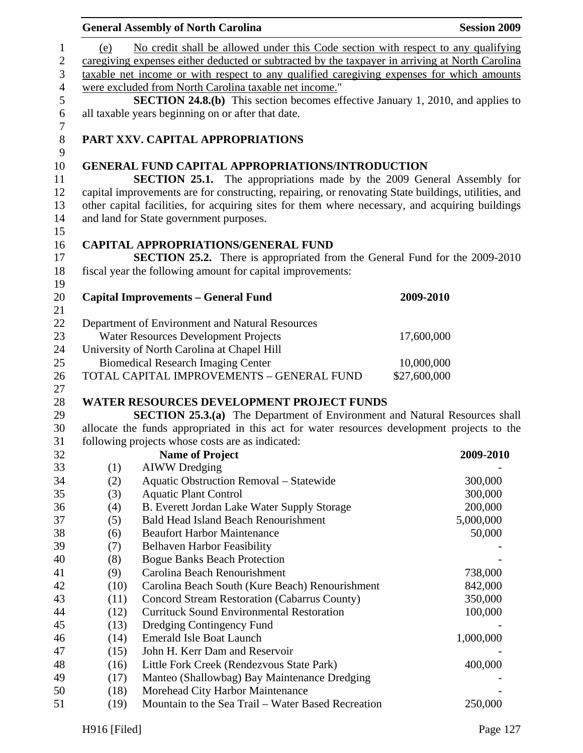(e) No credit shall be allowed under this Code section with respect to any qualifying caregiving expenses either deducted or subtracted by the taxpayer in arriving at North Carolina taxable net income or with respect to any qualified caregiving expenses for which amounts were excluded from North Carolina taxable net income."

**SECTION 24.8.(b)** This section becomes effective January 1, 2010, and applies to all taxable years beginning on or after that date.

## PART XXV. CAPITAL APPROPRIATIONS

### GENERAL FUND CAPITAL APPROPRIATIONS/INTRODUCTION

**SECTION 25.1.** The appropriations made by the 2009 General Assembly for capital improvements are for constructing, repairing, or renovating State buildings, utilities, and other capital facilities, for acquiring sites for them where necessary, and acquiring buildings and land for State government purposes.

### CAPITAL APPROPRIATIONS/GENERAL FUND

**SECTION 25.2.** There is appropriated from the General Fund for the 2009-2010 fiscal year the following amount for capital improvements:

| **Capital Improvements – General Fund** | **2009-2010** |
|---|---|
| Department of Environment and Natural Resources | |
| Water Resources Development Projects | 17,600,000 |
| University of North Carolina at Chapel Hill | |
| Biomedical Research Imaging Center | 10,000,000 |
| TOTAL CAPITAL IMPROVEMENTS – GENERAL FUND | $27,600,000 |

### WATER RESOURCES DEVELOPMENT PROJECT FUNDS

**SECTION 25.3.(a)** The Department of Environment and Natural Resources shall allocate the funds appropriated in this act for water resources development projects to the following projects whose costs are as indicated:

| | **Name of Project** | **2009-2010** |
|---|---|---|
| (1) | AIWW Dredging | - |
| (2) | Aquatic Obstruction Removal – Statewide | 300,000 |
| (3) | Aquatic Plant Control | 300,000 |
| (4) | B. Everett Jordan Lake Water Supply Storage | 200,000 |
| (5) | Bald Head Island Beach Renourishment | 5,000,000 |
| (6) | Beaufort Harbor Maintenance | 50,000 |
| (7) | Belhaven Harbor Feasibility | - |
| (8) | Bogue Banks Beach Protection | - |
| (9) | Carolina Beach Renourishment | 738,000 |
| (10) | Carolina Beach South (Kure Beach) Renourishment | 842,000 |
| (11) | Concord Stream Restoration (Cabarrus County) | 350,000 |
| (12) | Currituck Sound Environmental Restoration | 100,000 |
| (13) | Dredging Contingency Fund | - |
| (14) | Emerald Isle Boat Launch | 1,000,000 |
| (15) | John H. Kerr Dam and Reservoir | - |
| (16) | Little Fork Creek (Rendezvous State Park) | 400,000 |
| (17) | Manteo (Shallowbag) Bay Maintenance Dredging | - |
| (18) | Morehead City Harbor Maintenance | - |
| (19) | Mountain to the Sea Trail – Water Based Recreation | 250,000 |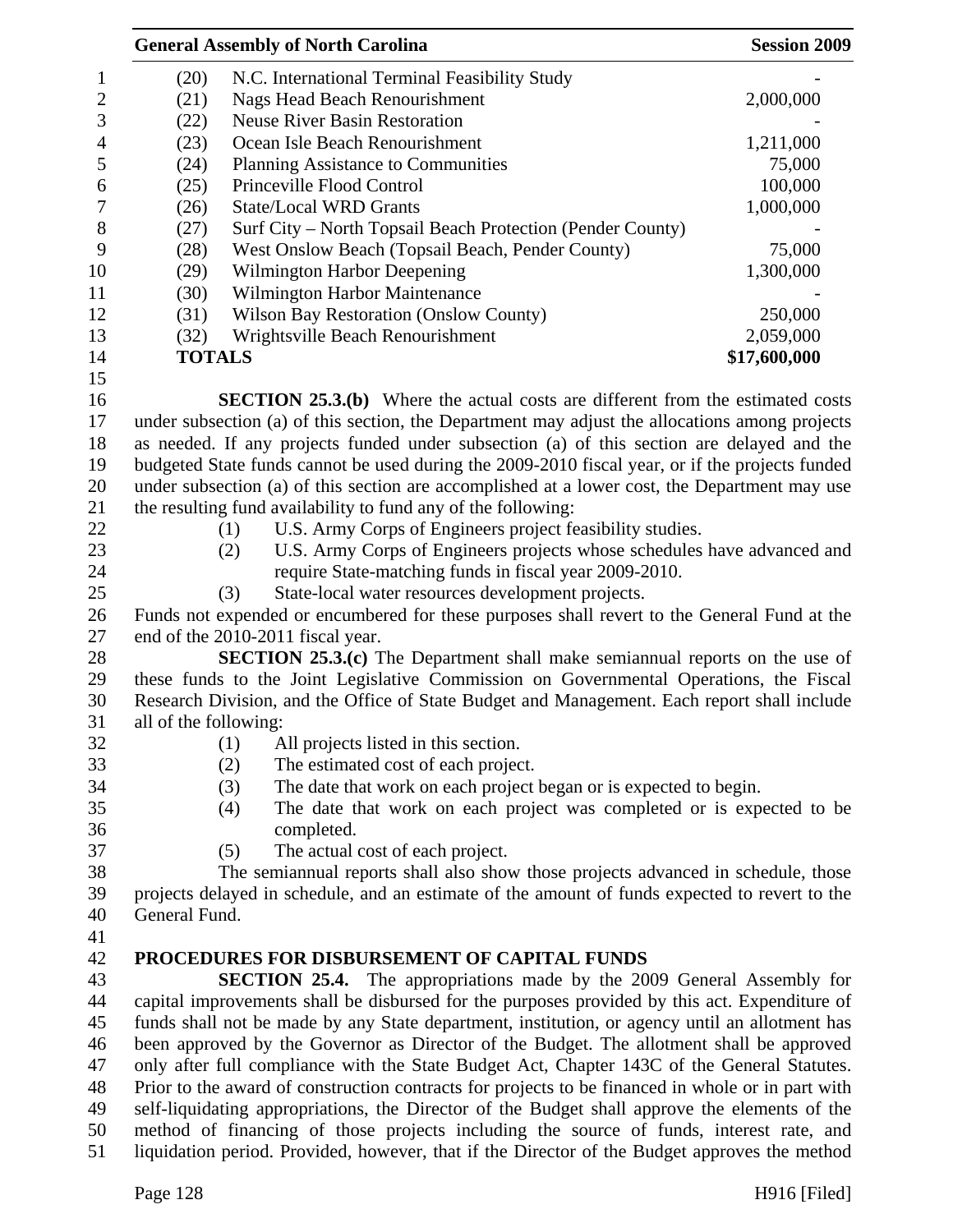| | | |
|---|---|---|
| (20) | N.C. International Terminal Feasibility Study | - |
| (21) | Nags Head Beach Renourishment | 2,000,000 |
| (22) | Neuse River Basin Restoration | - |
| (23) | Ocean Isle Beach Renourishment | 1,211,000 |
| (24) | Planning Assistance to Communities | 75,000 |
| (25) | Princeville Flood Control | 100,000 |
| (26) | State/Local WRD Grants | 1,000,000 |
| (27) | Surf City – North Topsail Beach Protection (Pender County) | - |
| (28) | West Onslow Beach (Topsail Beach, Pender County) | 75,000 |
| (29) | Wilmington Harbor Deepening | 1,300,000 |
| (30) | Wilmington Harbor Maintenance | - |
| (31) | Wilson Bay Restoration (Onslow County) | 250,000 |
| (32) | Wrightsville Beach Renourishment | 2,059,000 |
| **TOTALS** | | **\$17,600,000** |

**SECTION 25.3.(b)** Where the actual costs are different from the estimated costs under subsection (a) of this section, the Department may adjust the allocations among projects as needed. If any projects funded under subsection (a) of this section are delayed and the budgeted State funds cannot be used during the 2009-2010 fiscal year, or if the projects funded under subsection (a) of this section are accomplished at a lower cost, the Department may use the resulting fund availability to fund any of the following:

(1) U.S. Army Corps of Engineers project feasibility studies.
(2) U.S. Army Corps of Engineers projects whose schedules have advanced and require State-matching funds in fiscal year 2009-2010.
(3) State-local water resources development projects.

Funds not expended or encumbered for these purposes shall revert to the General Fund at the end of the 2010-2011 fiscal year.

**SECTION 25.3.(c)** The Department shall make semiannual reports on the use of these funds to the Joint Legislative Commission on Governmental Operations, the Fiscal Research Division, and the Office of State Budget and Management. Each report shall include all of the following:

(1) All projects listed in this section.
(2) The estimated cost of each project.
(3) The date that work on each project began or is expected to begin.
(4) The date that work on each project was completed or is expected to be completed.
(5) The actual cost of each project.

The semiannual reports shall also show those projects advanced in schedule, those projects delayed in schedule, and an estimate of the amount of funds expected to revert to the General Fund.

## PROCEDURES FOR DISBURSEMENT OF CAPITAL FUNDS

**SECTION 25.4.** The appropriations made by the 2009 General Assembly for capital improvements shall be disbursed for the purposes provided by this act. Expenditure of funds shall not be made by any State department, institution, or agency until an allotment has been approved by the Governor as Director of the Budget. The allotment shall be approved only after full compliance with the State Budget Act, Chapter 143C of the General Statutes. Prior to the award of construction contracts for projects to be financed in whole or in part with self-liquidating appropriations, the Director of the Budget shall approve the elements of the method of financing of those projects including the source of funds, interest rate, and liquidation period. Provided, however, that if the Director of the Budget approves the method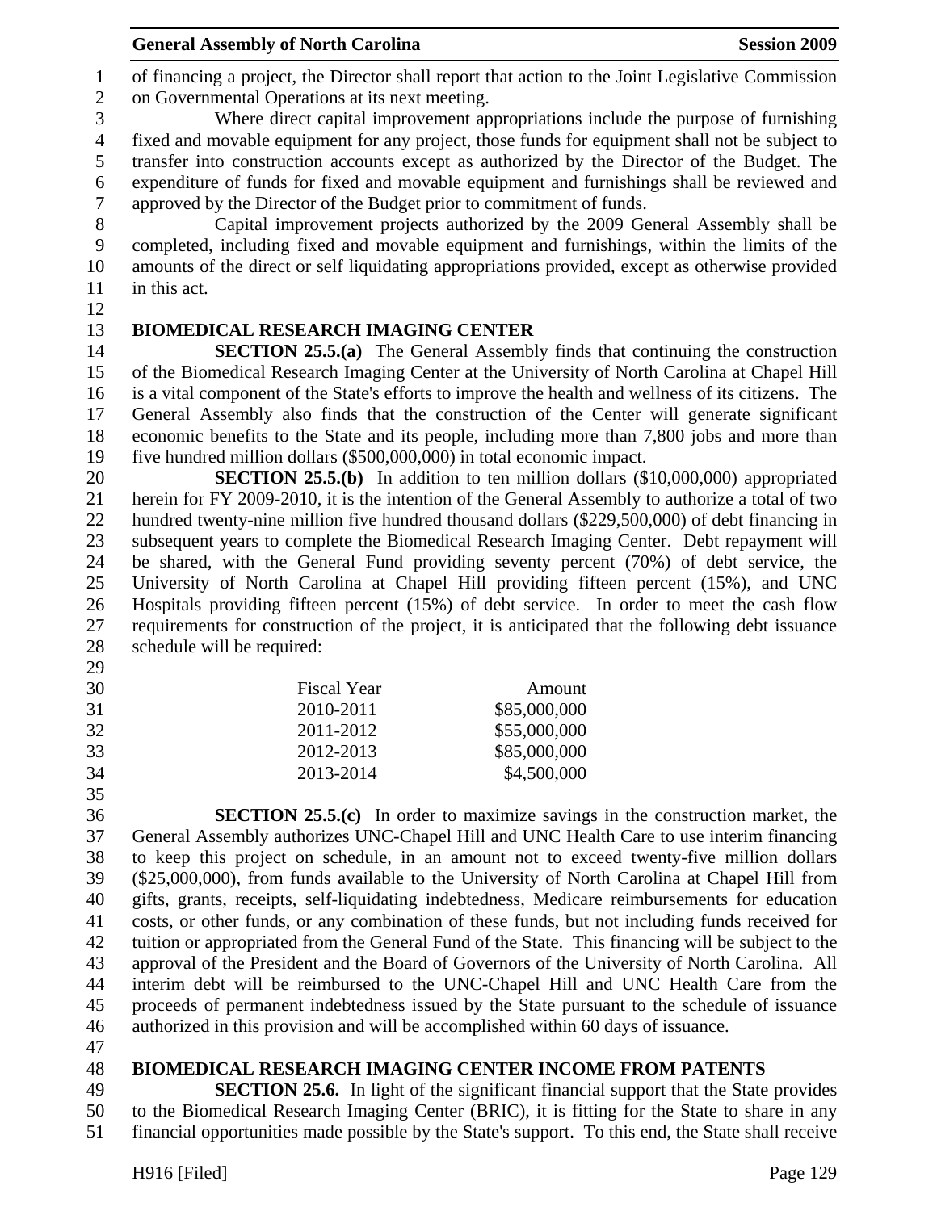of financing a project, the Director shall report that action to the Joint Legislative Commission on Governmental Operations at its next meeting.

Where direct capital improvement appropriations include the purpose of furnishing fixed and movable equipment for any project, those funds for equipment shall not be subject to transfer into construction accounts except as authorized by the Director of the Budget. The expenditure of funds for fixed and movable equipment and furnishings shall be reviewed and approved by the Director of the Budget prior to commitment of funds.

Capital improvement projects authorized by the 2009 General Assembly shall be completed, including fixed and movable equipment and furnishings, within the limits of the amounts of the direct or self liquidating appropriations provided, except as otherwise provided in this act.

**BIOMEDICAL RESEARCH IMAGING CENTER**

**SECTION 25.5.(a)** The General Assembly finds that continuing the construction of the Biomedical Research Imaging Center at the University of North Carolina at Chapel Hill is a vital component of the State's efforts to improve the health and wellness of its citizens. The General Assembly also finds that the construction of the Center will generate significant economic benefits to the State and its people, including more than 7,800 jobs and more than five hundred million dollars ($500,000,000) in total economic impact.

**SECTION 25.5.(b)** In addition to ten million dollars ($10,000,000) appropriated herein for FY 2009-2010, it is the intention of the General Assembly to authorize a total of two hundred twenty-nine million five hundred thousand dollars ($229,500,000) of debt financing in subsequent years to complete the Biomedical Research Imaging Center. Debt repayment will be shared, with the General Fund providing seventy percent (70%) of debt service, the University of North Carolina at Chapel Hill providing fifteen percent (15%), and UNC Hospitals providing fifteen percent (15%) of debt service. In order to meet the cash flow requirements for construction of the project, it is anticipated that the following debt issuance schedule will be required:

| Fiscal Year | Amount |
|---|---|
| 2010-2011 | $85,000,000 |
| 2011-2012 | $55,000,000 |
| 2012-2013 | $85,000,000 |
| 2013-2014 | $4,500,000 |

**SECTION 25.5.(c)** In order to maximize savings in the construction market, the General Assembly authorizes UNC-Chapel Hill and UNC Health Care to use interim financing to keep this project on schedule, in an amount not to exceed twenty-five million dollars ($25,000,000), from funds available to the University of North Carolina at Chapel Hill from gifts, grants, receipts, self-liquidating indebtedness, Medicare reimbursements for education costs, or other funds, or any combination of these funds, but not including funds received for tuition or appropriated from the General Fund of the State. This financing will be subject to the approval of the President and the Board of Governors of the University of North Carolina. All interim debt will be reimbursed to the UNC-Chapel Hill and UNC Health Care from the proceeds of permanent indebtedness issued by the State pursuant to the schedule of issuance authorized in this provision and will be accomplished within 60 days of issuance.

**BIOMEDICAL RESEARCH IMAGING CENTER INCOME FROM PATENTS**

**SECTION 25.6.** In light of the significant financial support that the State provides to the Biomedical Research Imaging Center (BRIC), it is fitting for the State to share in any financial opportunities made possible by the State's support. To this end, the State shall receive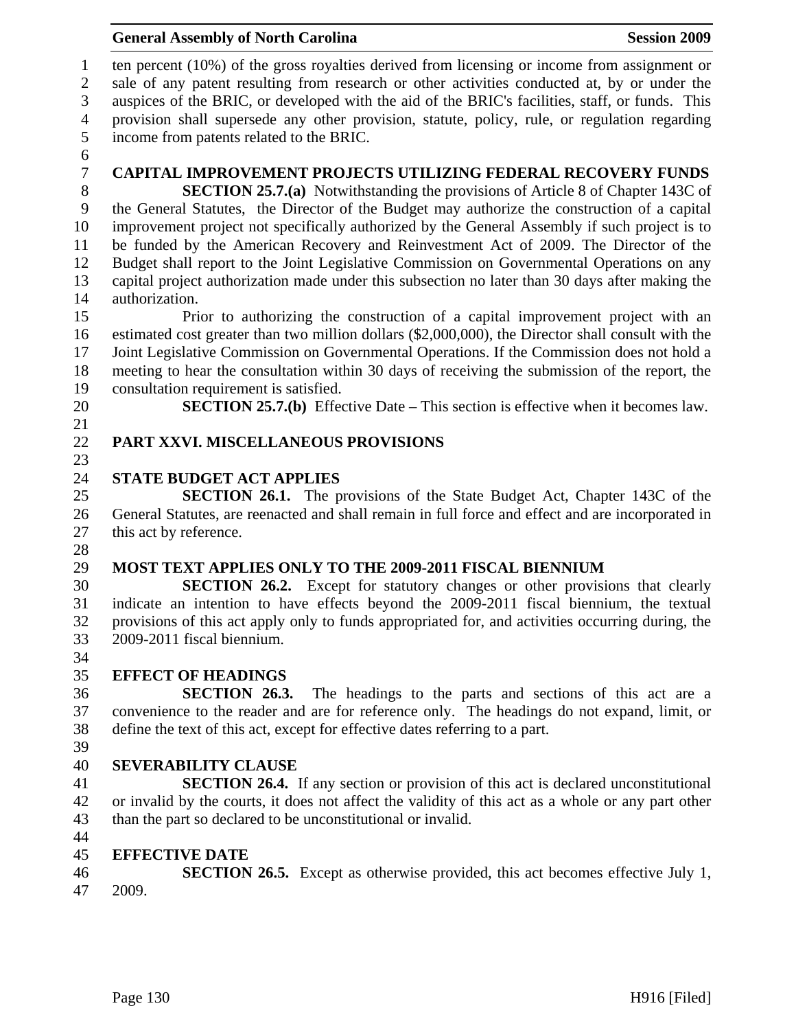ten percent (10%) of the gross royalties derived from licensing or income from assignment or sale of any patent resulting from research or other activities conducted at, by or under the auspices of the BRIC, or developed with the aid of the BRIC's facilities, staff, or funds. This provision shall supersede any other provision, statute, policy, rule, or regulation regarding income from patents related to the BRIC.

**CAPITAL IMPROVEMENT PROJECTS UTILIZING FEDERAL RECOVERY FUNDS**

**SECTION 25.7.(a)** Notwithstanding the provisions of Article 8 of Chapter 143C of the General Statutes, the Director of the Budget may authorize the construction of a capital improvement project not specifically authorized by the General Assembly if such project is to be funded by the American Recovery and Reinvestment Act of 2009. The Director of the Budget shall report to the Joint Legislative Commission on Governmental Operations on any capital project authorization made under this subsection no later than 30 days after making the authorization.

Prior to authorizing the construction of a capital improvement project with an estimated cost greater than two million dollars ($2,000,000), the Director shall consult with the Joint Legislative Commission on Governmental Operations. If the Commission does not hold a meeting to hear the consultation within 30 days of receiving the submission of the report, the consultation requirement is satisfied.

**SECTION 25.7.(b)** Effective Date – This section is effective when it becomes law.

**PART XXVI. MISCELLANEOUS PROVISIONS**

**STATE BUDGET ACT APPLIES**

**SECTION 26.1.** The provisions of the State Budget Act, Chapter 143C of the General Statutes, are reenacted and shall remain in full force and effect and are incorporated in this act by reference.

**MOST TEXT APPLIES ONLY TO THE 2009-2011 FISCAL BIENNIUM**

**SECTION 26.2.** Except for statutory changes or other provisions that clearly indicate an intention to have effects beyond the 2009-2011 fiscal biennium, the textual provisions of this act apply only to funds appropriated for, and activities occurring during, the 2009-2011 fiscal biennium.

**EFFECT OF HEADINGS**

**SECTION 26.3.** The headings to the parts and sections of this act are a convenience to the reader and are for reference only. The headings do not expand, limit, or define the text of this act, except for effective dates referring to a part.

**SEVERABILITY CLAUSE**

**SECTION 26.4.** If any section or provision of this act is declared unconstitutional or invalid by the courts, it does not affect the validity of this act as a whole or any part other than the part so declared to be unconstitutional or invalid.

**EFFECTIVE DATE**

**SECTION 26.5.** Except as otherwise provided, this act becomes effective July 1, 2009.